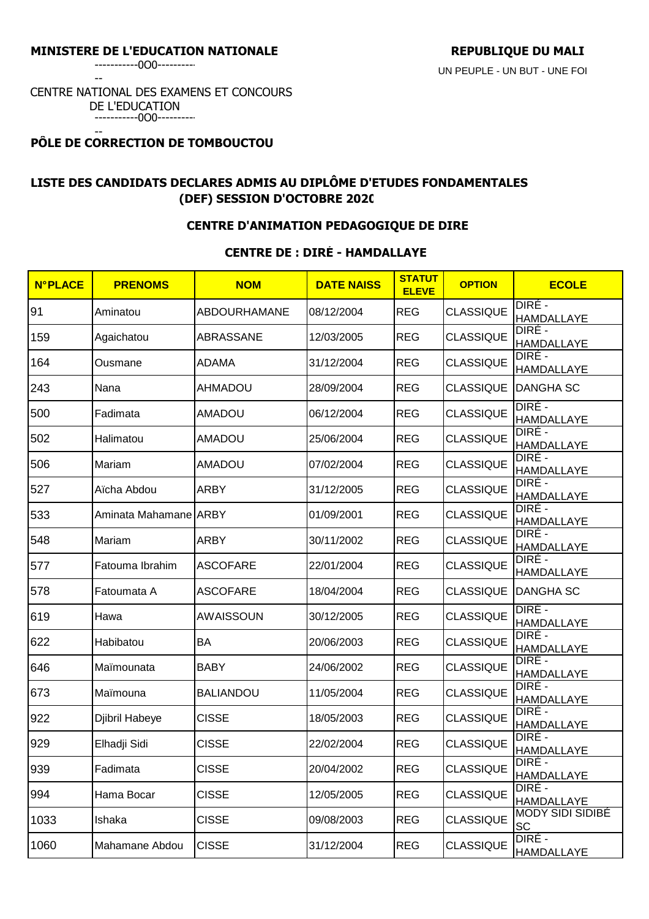**MINISTERE DE L'EDUCATION NATIONALE**

-----------0O0-----------

CENTRE NATIONAL DES EXAMENS ET CONCOURS DE L'EDUCATION

-----------0O0-----------

**PÔLE DE CORRECTION DE TOMBOUCTOU**

**REPUBLIQUE DU MALI**

UN PEUPLE - UN BUT - UNE FOI

## LISTE DES CANDIDATS DECLARES ADMIS AU DIPLÔME D'ETUDES FONDAMENTALES (DEF) SESSION D'OCTOBRE 2020

### CENTRE D'ANIMATION PEDAGOGIQUE DE DIRE

### CENTRE DE : DIRÉ - HAMDALLAYE

| N°PLACE | PRENOMS | NOM | DATE NAISS | STATUT ELEVE | OPTION | ECOLE |
|---|---|---|---|---|---|---|
| 91 | Aminatou | ABDOURHAMANE | 08/12/2004 | REG | CLASSIQUE | DIRÉ - HAMDALLAYE |
| 159 | Agaichatou | ABRASSANE | 12/03/2005 | REG | CLASSIQUE | DIRÉ - HAMDALLAYE |
| 164 | Ousmane | ADAMA | 31/12/2004 | REG | CLASSIQUE | DIRÉ - HAMDALLAYE |
| 243 | Nana | AHMADOU | 28/09/2004 | REG | CLASSIQUE | DANGHA SC |
| 500 | Fadimata | AMADOU | 06/12/2004 | REG | CLASSIQUE | DIRÉ - HAMDALLAYE |
| 502 | Halimatou | AMADOU | 25/06/2004 | REG | CLASSIQUE | DIRÉ - HAMDALLAYE |
| 506 | Mariam | AMADOU | 07/02/2004 | REG | CLASSIQUE | DIRÉ - HAMDALLAYE |
| 527 | Aïcha Abdou | ARBY | 31/12/2005 | REG | CLASSIQUE | DIRÉ - HAMDALLAYE |
| 533 | Aminata Mahamane | ARBY | 01/09/2001 | REG | CLASSIQUE | DIRÉ - HAMDALLAYE |
| 548 | Mariam | ARBY | 30/11/2002 | REG | CLASSIQUE | DIRÉ - HAMDALLAYE |
| 577 | Fatouma Ibrahim | ASCOFARE | 22/01/2004 | REG | CLASSIQUE | DIRÉ - HAMDALLAYE |
| 578 | Fatoumata A | ASCOFARE | 18/04/2004 | REG | CLASSIQUE | DANGHA SC |
| 619 | Hawa | AWAISSOUN | 30/12/2005 | REG | CLASSIQUE | DIRÉ - HAMDALLAYE |
| 622 | Habibatou | BA | 20/06/2003 | REG | CLASSIQUE | DIRÉ - HAMDALLAYE |
| 646 | Maïmounata | BABY | 24/06/2002 | REG | CLASSIQUE | DIRÉ - HAMDALLAYE |
| 673 | Maïmouna | BALIANDOU | 11/05/2004 | REG | CLASSIQUE | DIRÉ - HAMDALLAYE |
| 922 | Djibril Habeye | CISSE | 18/05/2003 | REG | CLASSIQUE | DIRÉ - HAMDALLAYE |
| 929 | Elhadji Sidi | CISSE | 22/02/2004 | REG | CLASSIQUE | DIRÉ - HAMDALLAYE |
| 939 | Fadimata | CISSE | 20/04/2002 | REG | CLASSIQUE | DIRÉ - HAMDALLAYE |
| 994 | Hama Bocar | CISSE | 12/05/2005 | REG | CLASSIQUE | DIRÉ - HAMDALLAYE |
| 1033 | Ishaka | CISSE | 09/08/2003 | REG | CLASSIQUE | MODY SIDI SIDIBÉ SC |
| 1060 | Mahamane Abdou | CISSE | 31/12/2004 | REG | CLASSIQUE | DIRÉ - HAMDALLAYE |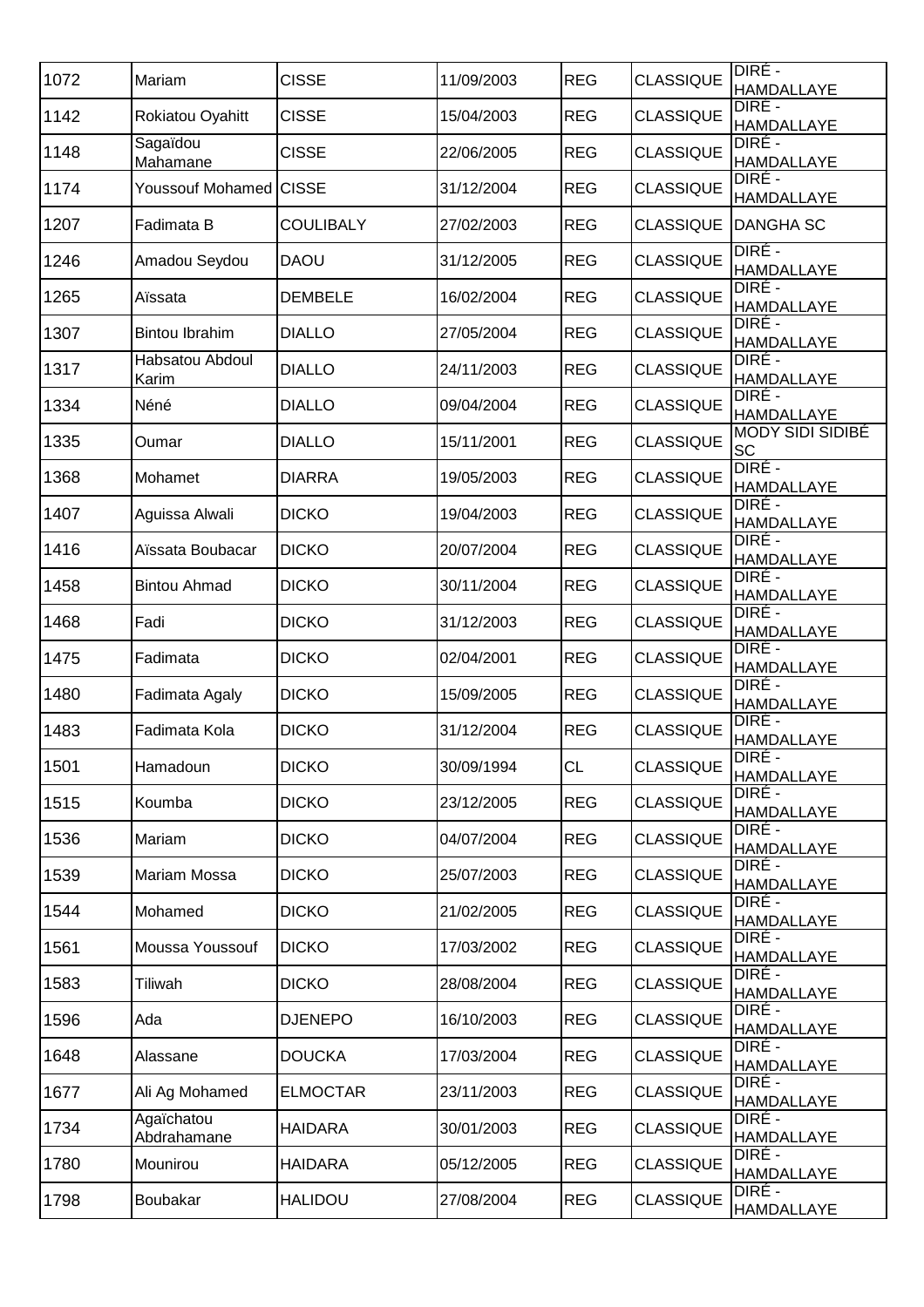| | | | | | | |
|---|---|---|---|---|---|---|
| 1072 | Mariam | CISSE | 11/09/2003 | REG | CLASSIQUE | DIRÉ - HAMDALLAYE |
| 1142 | Rokiatou Oyahitt | CISSE | 15/04/2003 | REG | CLASSIQUE | DIRÉ - HAMDALLAYE |
| 1148 | Sagaïdou Mahamane | CISSE | 22/06/2005 | REG | CLASSIQUE | DIRÉ - HAMDALLAYE |
| 1174 | Youssouf Mohamed | CISSE | 31/12/2004 | REG | CLASSIQUE | DIRÉ - HAMDALLAYE |
| 1207 | Fadimata B | COULIBALY | 27/02/2003 | REG | CLASSIQUE | DANGHA SC |
| 1246 | Amadou Seydou | DAOU | 31/12/2005 | REG | CLASSIQUE | DIRÉ - HAMDALLAYE |
| 1265 | Aïssata | DEMBELE | 16/02/2004 | REG | CLASSIQUE | DIRÉ - HAMDALLAYE |
| 1307 | Bintou Ibrahim | DIALLO | 27/05/2004 | REG | CLASSIQUE | DIRÉ - HAMDALLAYE |
| 1317 | Habsatou Abdoul Karim | DIALLO | 24/11/2003 | REG | CLASSIQUE | DIRÉ - HAMDALLAYE |
| 1334 | Néné | DIALLO | 09/04/2004 | REG | CLASSIQUE | DIRÉ - HAMDALLAYE |
| 1335 | Oumar | DIALLO | 15/11/2001 | REG | CLASSIQUE | MODY SIDI SIDIBÉ SC |
| 1368 | Mohamet | DIARRA | 19/05/2003 | REG | CLASSIQUE | DIRÉ - HAMDALLAYE |
| 1407 | Aguissa Alwali | DICKO | 19/04/2003 | REG | CLASSIQUE | DIRÉ - HAMDALLAYE |
| 1416 | Aïssata Boubacar | DICKO | 20/07/2004 | REG | CLASSIQUE | DIRÉ - HAMDALLAYE |
| 1458 | Bintou Ahmad | DICKO | 30/11/2004 | REG | CLASSIQUE | DIRÉ - HAMDALLAYE |
| 1468 | Fadi | DICKO | 31/12/2003 | REG | CLASSIQUE | DIRÉ - HAMDALLAYE |
| 1475 | Fadimata | DICKO | 02/04/2001 | REG | CLASSIQUE | DIRÉ - HAMDALLAYE |
| 1480 | Fadimata Agaly | DICKO | 15/09/2005 | REG | CLASSIQUE | DIRÉ - HAMDALLAYE |
| 1483 | Fadimata Kola | DICKO | 31/12/2004 | REG | CLASSIQUE | DIRÉ - HAMDALLAYE |
| 1501 | Hamadoun | DICKO | 30/09/1994 | CL | CLASSIQUE | DIRÉ - HAMDALLAYE |
| 1515 | Koumba | DICKO | 23/12/2005 | REG | CLASSIQUE | DIRÉ - HAMDALLAYE |
| 1536 | Mariam | DICKO | 04/07/2004 | REG | CLASSIQUE | DIRÉ - HAMDALLAYE |
| 1539 | Mariam Mossa | DICKO | 25/07/2003 | REG | CLASSIQUE | DIRÉ - HAMDALLAYE |
| 1544 | Mohamed | DICKO | 21/02/2005 | REG | CLASSIQUE | DIRÉ - HAMDALLAYE |
| 1561 | Moussa Youssouf | DICKO | 17/03/2002 | REG | CLASSIQUE | DIRÉ - HAMDALLAYE |
| 1583 | Tiliwah | DICKO | 28/08/2004 | REG | CLASSIQUE | DIRÉ - HAMDALLAYE |
| 1596 | Ada | DJENEPO | 16/10/2003 | REG | CLASSIQUE | DIRÉ - HAMDALLAYE |
| 1648 | Alassane | DOUCKA | 17/03/2004 | REG | CLASSIQUE | DIRÉ - HAMDALLAYE |
| 1677 | Ali Ag Mohamed | ELMOCTAR | 23/11/2003 | REG | CLASSIQUE | DIRÉ - HAMDALLAYE |
| 1734 | Agaïchatou Abdrahamane | HAIDARA | 30/01/2003 | REG | CLASSIQUE | DIRÉ - HAMDALLAYE |
| 1780 | Mounirou | HAIDARA | 05/12/2005 | REG | CLASSIQUE | DIRÉ - HAMDALLAYE |
| 1798 | Boubakar | HALIDOU | 27/08/2004 | REG | CLASSIQUE | DIRÉ - HAMDALLAYE |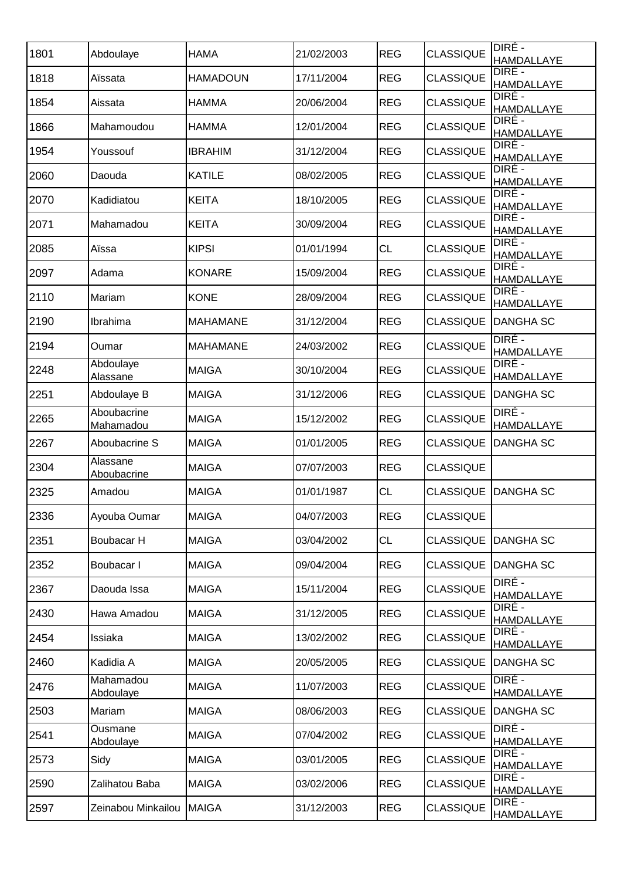| | | | | | | |
|---|---|---|---|---|---|---|
| 1801 | Abdoulaye | HAMA | 21/02/2003 | REG | CLASSIQUE | DIRÉ - HAMDALLAYE |
| 1818 | Aïssata | HAMADOUN | 17/11/2004 | REG | CLASSIQUE | DIRÉ - HAMDALLAYE |
| 1854 | Aissata | HAMMA | 20/06/2004 | REG | CLASSIQUE | DIRÉ - HAMDALLAYE |
| 1866 | Mahamoudou | HAMMA | 12/01/2004 | REG | CLASSIQUE | DIRÉ - HAMDALLAYE |
| 1954 | Youssouf | IBRAHIM | 31/12/2004 | REG | CLASSIQUE | DIRÉ - HAMDALLAYE |
| 2060 | Daouda | KATILE | 08/02/2005 | REG | CLASSIQUE | DIRÉ - HAMDALLAYE |
| 2070 | Kadidiatou | KEITA | 18/10/2005 | REG | CLASSIQUE | DIRÉ - HAMDALLAYE |
| 2071 | Mahamadou | KEITA | 30/09/2004 | REG | CLASSIQUE | DIRÉ - HAMDALLAYE |
| 2085 | Aïssa | KIPSI | 01/01/1994 | CL | CLASSIQUE | DIRÉ - HAMDALLAYE |
| 2097 | Adama | KONARE | 15/09/2004 | REG | CLASSIQUE | DIRÉ - HAMDALLAYE |
| 2110 | Mariam | KONE | 28/09/2004 | REG | CLASSIQUE | DIRÉ - HAMDALLAYE |
| 2190 | Ibrahima | MAHAMANE | 31/12/2004 | REG | CLASSIQUE | DANGHA SC |
| 2194 | Oumar | MAHAMANE | 24/03/2002 | REG | CLASSIQUE | DIRÉ - HAMDALLAYE |
| 2248 | Abdoulaye Alassane | MAIGA | 30/10/2004 | REG | CLASSIQUE | DIRÉ - HAMDALLAYE |
| 2251 | Abdoulaye B | MAIGA | 31/12/2006 | REG | CLASSIQUE | DANGHA SC |
| 2265 | Aboubacrine Mahamadou | MAIGA | 15/12/2002 | REG | CLASSIQUE | DIRÉ - HAMDALLAYE |
| 2267 | Aboubacrine S | MAIGA | 01/01/2005 | REG | CLASSIQUE | DANGHA SC |
| 2304 | Alassane Aboubacrine | MAIGA | 07/07/2003 | REG | CLASSIQUE | |
| 2325 | Amadou | MAIGA | 01/01/1987 | CL | CLASSIQUE | DANGHA SC |
| 2336 | Ayouba Oumar | MAIGA | 04/07/2003 | REG | CLASSIQUE | |
| 2351 | Boubacar H | MAIGA | 03/04/2002 | CL | CLASSIQUE | DANGHA SC |
| 2352 | Boubacar I | MAIGA | 09/04/2004 | REG | CLASSIQUE | DANGHA SC |
| 2367 | Daouda Issa | MAIGA | 15/11/2004 | REG | CLASSIQUE | DIRÉ - HAMDALLAYE |
| 2430 | Hawa Amadou | MAIGA | 31/12/2005 | REG | CLASSIQUE | DIRÉ - HAMDALLAYE |
| 2454 | Issiaka | MAIGA | 13/02/2002 | REG | CLASSIQUE | DIRÉ - HAMDALLAYE |
| 2460 | Kadidia A | MAIGA | 20/05/2005 | REG | CLASSIQUE | DANGHA SC |
| 2476 | Mahamadou Abdoulaye | MAIGA | 11/07/2003 | REG | CLASSIQUE | DIRÉ - HAMDALLAYE |
| 2503 | Mariam | MAIGA | 08/06/2003 | REG | CLASSIQUE | DANGHA SC |
| 2541 | Ousmane Abdoulaye | MAIGA | 07/04/2002 | REG | CLASSIQUE | DIRÉ - HAMDALLAYE |
| 2573 | Sidy | MAIGA | 03/01/2005 | REG | CLASSIQUE | DIRÉ - HAMDALLAYE |
| 2590 | Zalihatou Baba | MAIGA | 03/02/2006 | REG | CLASSIQUE | DIRÉ - HAMDALLAYE |
| 2597 | Zeinabou Minkailou | MAIGA | 31/12/2003 | REG | CLASSIQUE | DIRÉ - HAMDALLAYE |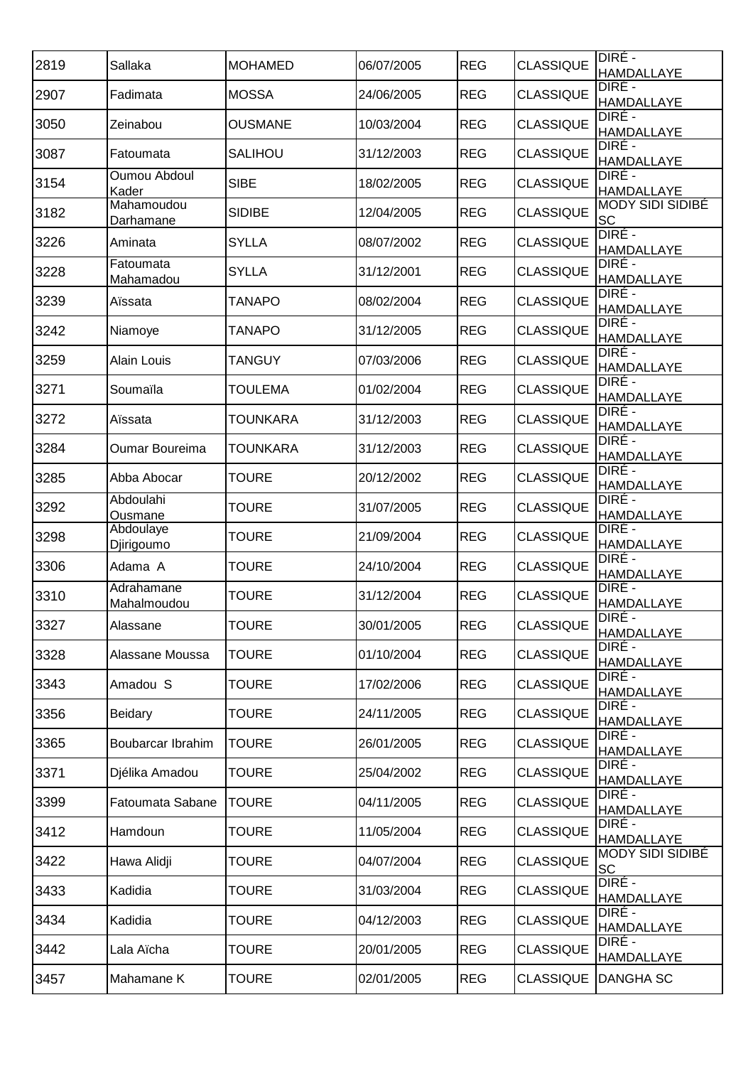| | | | | | | |
|---|---|---|---|---|---|---|
| 2819 | Sallaka | MOHAMED | 06/07/2005 | REG | CLASSIQUE | DIRÉ - HAMDALLAYE |
| 2907 | Fadimata | MOSSA | 24/06/2005 | REG | CLASSIQUE | DIRÉ - HAMDALLAYE |
| 3050 | Zeinabou | OUSMANE | 10/03/2004 | REG | CLASSIQUE | DIRÉ - HAMDALLAYE |
| 3087 | Fatoumata | SALIHOU | 31/12/2003 | REG | CLASSIQUE | DIRÉ - HAMDALLAYE |
| 3154 | Oumou Abdoul Kader | SIBE | 18/02/2005 | REG | CLASSIQUE | DIRÉ - HAMDALLAYE |
| 3182 | Mahamoudou Darhamane | SIDIBE | 12/04/2005 | REG | CLASSIQUE | MODY SIDI SIDIBÉ SC |
| 3226 | Aminata | SYLLA | 08/07/2002 | REG | CLASSIQUE | DIRÉ - HAMDALLAYE |
| 3228 | Fatoumata Mahamadou | SYLLA | 31/12/2001 | REG | CLASSIQUE | DIRÉ - HAMDALLAYE |
| 3239 | Aïssata | TANAPO | 08/02/2004 | REG | CLASSIQUE | DIRÉ - HAMDALLAYE |
| 3242 | Niamoye | TANAPO | 31/12/2005 | REG | CLASSIQUE | DIRÉ - HAMDALLAYE |
| 3259 | Alain Louis | TANGUY | 07/03/2006 | REG | CLASSIQUE | DIRÉ - HAMDALLAYE |
| 3271 | Soumaïla | TOULEMA | 01/02/2004 | REG | CLASSIQUE | DIRÉ - HAMDALLAYE |
| 3272 | Aïssata | TOUNKARA | 31/12/2003 | REG | CLASSIQUE | DIRÉ - HAMDALLAYE |
| 3284 | Oumar Boureima | TOUNKARA | 31/12/2003 | REG | CLASSIQUE | DIRÉ - HAMDALLAYE |
| 3285 | Abba Abocar | TOURE | 20/12/2002 | REG | CLASSIQUE | DIRÉ - HAMDALLAYE |
| 3292 | Abdoulahi Ousmane | TOURE | 31/07/2005 | REG | CLASSIQUE | DIRÉ - HAMDALLAYE |
| 3298 | Abdoulaye Djirigoumo | TOURE | 21/09/2004 | REG | CLASSIQUE | DIRÉ - HAMDALLAYE |
| 3306 | Adama A | TOURE | 24/10/2004 | REG | CLASSIQUE | DIRÉ - HAMDALLAYE |
| 3310 | Adrahamane Mahalmoudou | TOURE | 31/12/2004 | REG | CLASSIQUE | DIRÉ - HAMDALLAYE |
| 3327 | Alassane | TOURE | 30/01/2005 | REG | CLASSIQUE | DIRÉ - HAMDALLAYE |
| 3328 | Alassane Moussa | TOURE | 01/10/2004 | REG | CLASSIQUE | DIRÉ - HAMDALLAYE |
| 3343 | Amadou S | TOURE | 17/02/2006 | REG | CLASSIQUE | DIRÉ - HAMDALLAYE |
| 3356 | Beidary | TOURE | 24/11/2005 | REG | CLASSIQUE | DIRÉ - HAMDALLAYE |
| 3365 | Boubarcar Ibrahim | TOURE | 26/01/2005 | REG | CLASSIQUE | DIRÉ - HAMDALLAYE |
| 3371 | Djélika Amadou | TOURE | 25/04/2002 | REG | CLASSIQUE | DIRÉ - HAMDALLAYE |
| 3399 | Fatoumata Sabane | TOURE | 04/11/2005 | REG | CLASSIQUE | DIRÉ - HAMDALLAYE |
| 3412 | Hamdoun | TOURE | 11/05/2004 | REG | CLASSIQUE | DIRÉ - HAMDALLAYE |
| 3422 | Hawa Alidji | TOURE | 04/07/2004 | REG | CLASSIQUE | MODY SIDI SIDIBÉ SC |
| 3433 | Kadidia | TOURE | 31/03/2004 | REG | CLASSIQUE | DIRÉ - HAMDALLAYE |
| 3434 | Kadidia | TOURE | 04/12/2003 | REG | CLASSIQUE | DIRÉ - HAMDALLAYE |
| 3442 | Lala Aïcha | TOURE | 20/01/2005 | REG | CLASSIQUE | DIRÉ - HAMDALLAYE |
| 3457 | Mahamane K | TOURE | 02/01/2005 | REG | CLASSIQUE | DANGHA SC |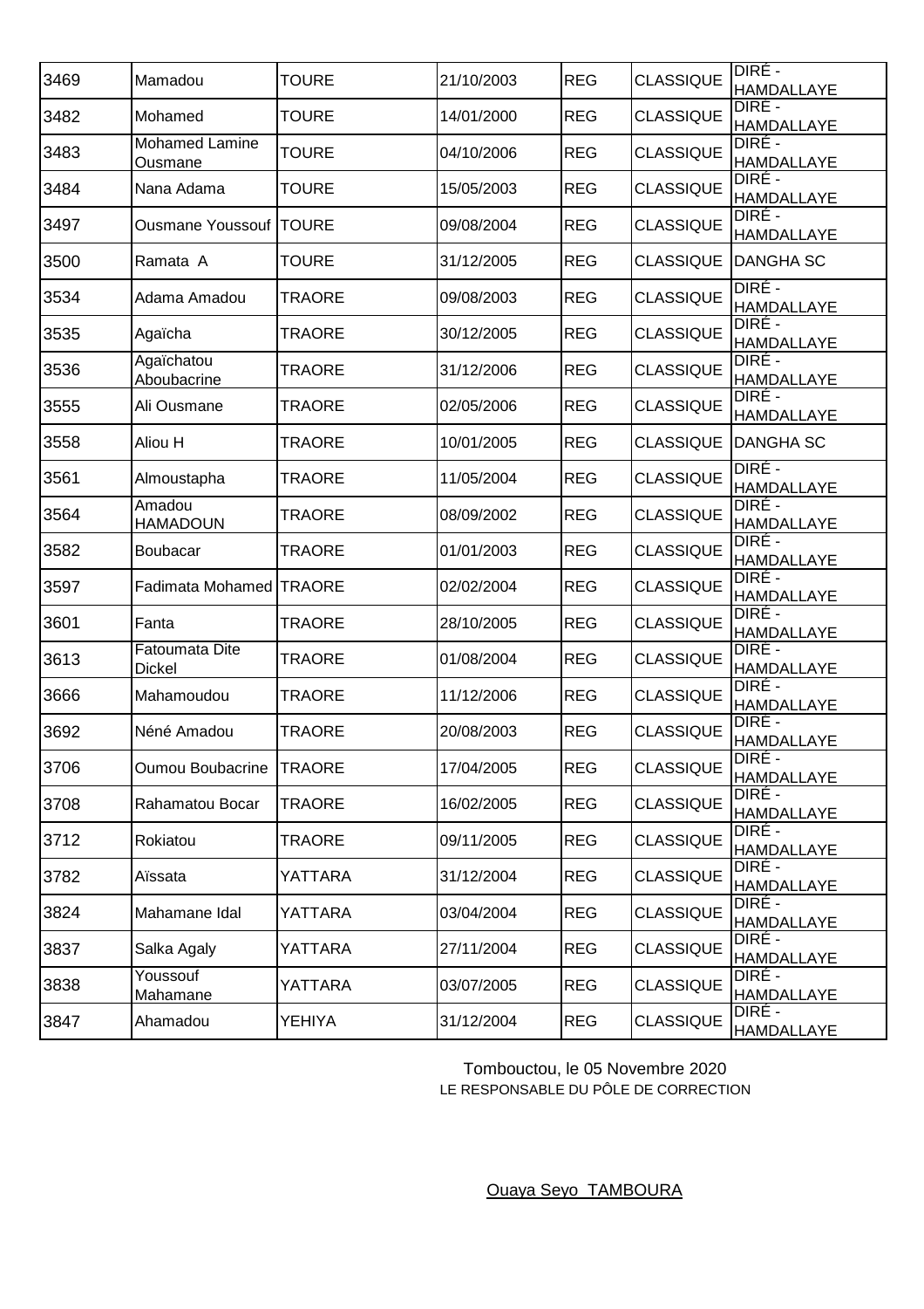| 3469 | Mamadou | TOURE | 21/10/2003 | REG | CLASSIQUE | DIRÉ - HAMDALLAYE |
|---|---|---|---|---|---|---|
| 3482 | Mohamed | TOURE | 14/01/2000 | REG | CLASSIQUE | DIRÉ - HAMDALLAYE |
| 3483 | Mohamed Lamine Ousmane | TOURE | 04/10/2006 | REG | CLASSIQUE | DIRÉ - HAMDALLAYE |
| 3484 | Nana Adama | TOURE | 15/05/2003 | REG | CLASSIQUE | DIRÉ - HAMDALLAYE |
| 3497 | Ousmane Youssouf | TOURE | 09/08/2004 | REG | CLASSIQUE | DIRÉ - HAMDALLAYE |
| 3500 | Ramata A | TOURE | 31/12/2005 | REG | CLASSIQUE | DANGHA SC |
| 3534 | Adama Amadou | TRAORE | 09/08/2003 | REG | CLASSIQUE | DIRÉ - HAMDALLAYE |
| 3535 | Agaïcha | TRAORE | 30/12/2005 | REG | CLASSIQUE | DIRÉ - HAMDALLAYE |
| 3536 | Agaïchatou Aboubacrine | TRAORE | 31/12/2006 | REG | CLASSIQUE | DIRÉ - HAMDALLAYE |
| 3555 | Ali Ousmane | TRAORE | 02/05/2006 | REG | CLASSIQUE | DIRÉ - HAMDALLAYE |
| 3558 | Aliou H | TRAORE | 10/01/2005 | REG | CLASSIQUE | DANGHA SC |
| 3561 | Almoustapha | TRAORE | 11/05/2004 | REG | CLASSIQUE | DIRÉ - HAMDALLAYE |
| 3564 | Amadou HAMADOUN | TRAORE | 08/09/2002 | REG | CLASSIQUE | DIRÉ - HAMDALLAYE |
| 3582 | Boubacar | TRAORE | 01/01/2003 | REG | CLASSIQUE | DIRÉ - HAMDALLAYE |
| 3597 | Fadimata Mohamed | TRAORE | 02/02/2004 | REG | CLASSIQUE | DIRÉ - HAMDALLAYE |
| 3601 | Fanta | TRAORE | 28/10/2005 | REG | CLASSIQUE | DIRÉ - HAMDALLAYE |
| 3613 | Fatoumata Dite Dickel | TRAORE | 01/08/2004 | REG | CLASSIQUE | DIRÉ - HAMDALLAYE |
| 3666 | Mahamoudou | TRAORE | 11/12/2006 | REG | CLASSIQUE | DIRÉ - HAMDALLAYE |
| 3692 | Néné Amadou | TRAORE | 20/08/2003 | REG | CLASSIQUE | DIRÉ - HAMDALLAYE |
| 3706 | Oumou Boubacrine | TRAORE | 17/04/2005 | REG | CLASSIQUE | DIRÉ - HAMDALLAYE |
| 3708 | Rahamatou Bocar | TRAORE | 16/02/2005 | REG | CLASSIQUE | DIRÉ - HAMDALLAYE |
| 3712 | Rokiatou | TRAORE | 09/11/2005 | REG | CLASSIQUE | DIRÉ - HAMDALLAYE |
| 3782 | Aïssata | YATTARA | 31/12/2004 | REG | CLASSIQUE | DIRÉ - HAMDALLAYE |
| 3824 | Mahamane Idal | YATTARA | 03/04/2004 | REG | CLASSIQUE | DIRÉ - HAMDALLAYE |
| 3837 | Salka Agaly | YATTARA | 27/11/2004 | REG | CLASSIQUE | DIRÉ - HAMDALLAYE |
| 3838 | Youssouf Mahamane | YATTARA | 03/07/2005 | REG | CLASSIQUE | DIRÉ - HAMDALLAYE |
| 3847 | Ahamadou | YEHIYA | 31/12/2004 | REG | CLASSIQUE | DIRÉ - HAMDALLAYE |

Tombouctou, le 05 Novembre 2020

LE RESPONSABLE DU PÔLE DE CORRECTION

Ouaya Seyo TAMBOURA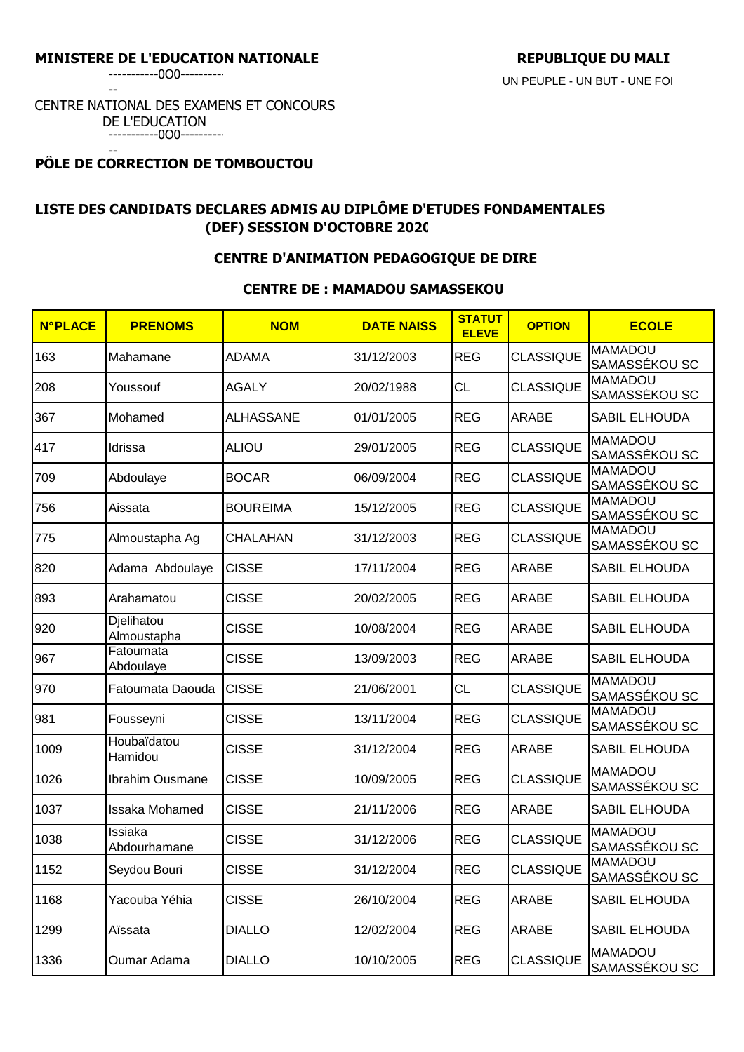**MINISTERE DE L'EDUCATION NATIONALE**

-----------0O0-----------

CENTRE NATIONAL DES EXAMENS ET CONCOURS DE L'EDUCATION

-----------0O0-----------

**PÔLE DE CORRECTION DE TOMBOUCTOU**

**REPUBLIQUE DU MALI**

UN PEUPLE - UN BUT - UNE FOI

## LISTE DES CANDIDATS DECLARES ADMIS AU DIPLÔME D'ETUDES FONDAMENTALES (DEF) SESSION D'OCTOBRE 2020

### CENTRE D'ANIMATION PEDAGOGIQUE DE DIRE

### CENTRE DE : MAMADOU SAMASSEKOU

| N°PLACE | PRENOMS | NOM | DATE NAISS | STATUT ELEVE | OPTION | ECOLE |
|---|---|---|---|---|---|---|
| 163 | Mahamane | ADAMA | 31/12/2003 | REG | CLASSIQUE | MAMADOU SAMASSÉKOU SC |
| 208 | Youssouf | AGALY | 20/02/1988 | CL | CLASSIQUE | MAMADOU SAMASSÉKOU SC |
| 367 | Mohamed | ALHASSANE | 01/01/2005 | REG | ARABE | SABIL ELHOUDA |
| 417 | Idrissa | ALIOU | 29/01/2005 | REG | CLASSIQUE | MAMADOU SAMASSÉKOU SC |
| 709 | Abdoulaye | BOCAR | 06/09/2004 | REG | CLASSIQUE | MAMADOU SAMASSÉKOU SC |
| 756 | Aissata | BOUREIMA | 15/12/2005 | REG | CLASSIQUE | MAMADOU SAMASSÉKOU SC |
| 775 | Almoustapha Ag | CHALAHAN | 31/12/2003 | REG | CLASSIQUE | MAMADOU SAMASSÉKOU SC |
| 820 | Adama Abdoulaye | CISSE | 17/11/2004 | REG | ARABE | SABIL ELHOUDA |
| 893 | Arahamatou | CISSE | 20/02/2005 | REG | ARABE | SABIL ELHOUDA |
| 920 | Djelihatou Almoustapha | CISSE | 10/08/2004 | REG | ARABE | SABIL ELHOUDA |
| 967 | Fatoumata Abdoulaye | CISSE | 13/09/2003 | REG | ARABE | SABIL ELHOUDA |
| 970 | Fatoumata Daouda | CISSE | 21/06/2001 | CL | CLASSIQUE | MAMADOU SAMASSÉKOU SC |
| 981 | Fousseyni | CISSE | 13/11/2004 | REG | CLASSIQUE | MAMADOU SAMASSÉKOU SC |
| 1009 | Houbaïdatou Hamidou | CISSE | 31/12/2004 | REG | ARABE | SABIL ELHOUDA |
| 1026 | Ibrahim Ousmane | CISSE | 10/09/2005 | REG | CLASSIQUE | MAMADOU SAMASSÉKOU SC |
| 1037 | Issaka Mohamed | CISSE | 21/11/2006 | REG | ARABE | SABIL ELHOUDA |
| 1038 | Issiaka Abdourhamane | CISSE | 31/12/2006 | REG | CLASSIQUE | MAMADOU SAMASSÉKOU SC |
| 1152 | Seydou Bouri | CISSE | 31/12/2004 | REG | CLASSIQUE | MAMADOU SAMASSÉKOU SC |
| 1168 | Yacouba Yéhia | CISSE | 26/10/2004 | REG | ARABE | SABIL ELHOUDA |
| 1299 | Aïssata | DIALLO | 12/02/2004 | REG | ARABE | SABIL ELHOUDA |
| 1336 | Oumar Adama | DIALLO | 10/10/2005 | REG | CLASSIQUE | MAMADOU SAMASSÉKOU SC |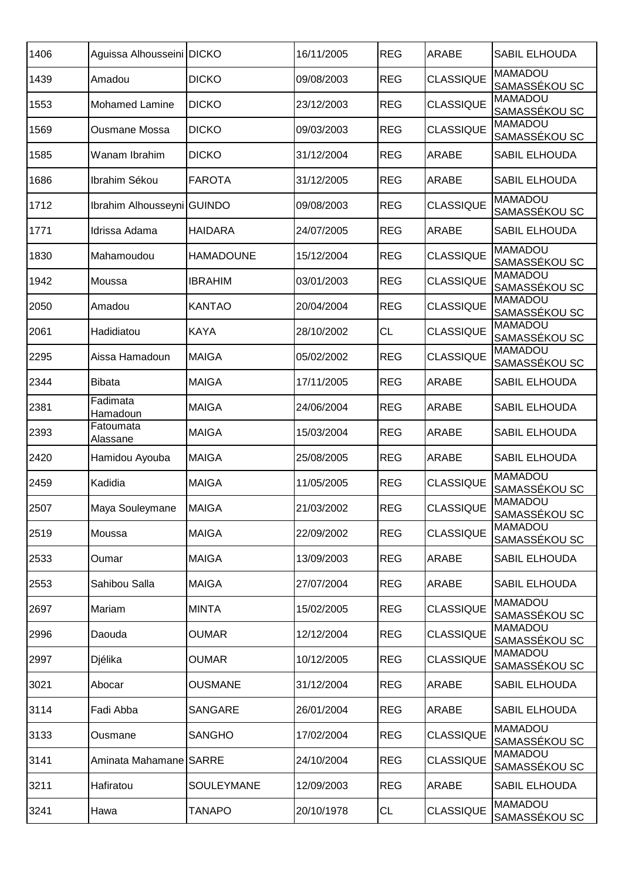| | | | | | | |
|---|---|---|---|---|---|---|
| 1406 | Aguissa Alhousseini | DICKO | 16/11/2005 | REG | ARABE | SABIL ELHOUDA |
| 1439 | Amadou | DICKO | 09/08/2003 | REG | CLASSIQUE | MAMADOU SAMASSÉKOU SC |
| 1553 | Mohamed Lamine | DICKO | 23/12/2003 | REG | CLASSIQUE | MAMADOU SAMASSÉKOU SC |
| 1569 | Ousmane Mossa | DICKO | 09/03/2003 | REG | CLASSIQUE | MAMADOU SAMASSÉKOU SC |
| 1585 | Wanam Ibrahim | DICKO | 31/12/2004 | REG | ARABE | SABIL ELHOUDA |
| 1686 | Ibrahim Sékou | FAROTA | 31/12/2005 | REG | ARABE | SABIL ELHOUDA |
| 1712 | Ibrahim Alhousseyni | GUINDO | 09/08/2003 | REG | CLASSIQUE | MAMADOU SAMASSÉKOU SC |
| 1771 | Idrissa Adama | HAIDARA | 24/07/2005 | REG | ARABE | SABIL ELHOUDA |
| 1830 | Mahamoudou | HAMADOUNE | 15/12/2004 | REG | CLASSIQUE | MAMADOU SAMASSÉKOU SC |
| 1942 | Moussa | IBRAHIM | 03/01/2003 | REG | CLASSIQUE | MAMADOU SAMASSÉKOU SC |
| 2050 | Amadou | KANTAO | 20/04/2004 | REG | CLASSIQUE | MAMADOU SAMASSÉKOU SC |
| 2061 | Hadidiatou | KAYA | 28/10/2002 | CL | CLASSIQUE | MAMADOU SAMASSÉKOU SC |
| 2295 | Aissa Hamadoun | MAIGA | 05/02/2002 | REG | CLASSIQUE | MAMADOU SAMASSÉKOU SC |
| 2344 | Bibata | MAIGA | 17/11/2005 | REG | ARABE | SABIL ELHOUDA |
| 2381 | Fadimata Hamadoun | MAIGA | 24/06/2004 | REG | ARABE | SABIL ELHOUDA |
| 2393 | Fatoumata Alassane | MAIGA | 15/03/2004 | REG | ARABE | SABIL ELHOUDA |
| 2420 | Hamidou Ayouba | MAIGA | 25/08/2005 | REG | ARABE | SABIL ELHOUDA |
| 2459 | Kadidia | MAIGA | 11/05/2005 | REG | CLASSIQUE | MAMADOU SAMASSÉKOU SC |
| 2507 | Maya Souleymane | MAIGA | 21/03/2002 | REG | CLASSIQUE | MAMADOU SAMASSÉKOU SC |
| 2519 | Moussa | MAIGA | 22/09/2002 | REG | CLASSIQUE | MAMADOU SAMASSÉKOU SC |
| 2533 | Oumar | MAIGA | 13/09/2003 | REG | ARABE | SABIL ELHOUDA |
| 2553 | Sahibou Salla | MAIGA | 27/07/2004 | REG | ARABE | SABIL ELHOUDA |
| 2697 | Mariam | MINTA | 15/02/2005 | REG | CLASSIQUE | MAMADOU SAMASSÉKOU SC |
| 2996 | Daouda | OUMAR | 12/12/2004 | REG | CLASSIQUE | MAMADOU SAMASSÉKOU SC |
| 2997 | Djélika | OUMAR | 10/12/2005 | REG | CLASSIQUE | MAMADOU SAMASSÉKOU SC |
| 3021 | Abocar | OUSMANE | 31/12/2004 | REG | ARABE | SABIL ELHOUDA |
| 3114 | Fadi Abba | SANGARE | 26/01/2004 | REG | ARABE | SABIL ELHOUDA |
| 3133 | Ousmane | SANGHO | 17/02/2004 | REG | CLASSIQUE | MAMADOU SAMASSÉKOU SC |
| 3141 | Aminata Mahamane | SARRE | 24/10/2004 | REG | CLASSIQUE | MAMADOU SAMASSÉKOU SC |
| 3211 | Hafiratou | SOULEYMANE | 12/09/2003 | REG | ARABE | SABIL ELHOUDA |
| 3241 | Hawa | TANAPO | 20/10/1978 | CL | CLASSIQUE | MAMADOU SAMASSÉKOU SC |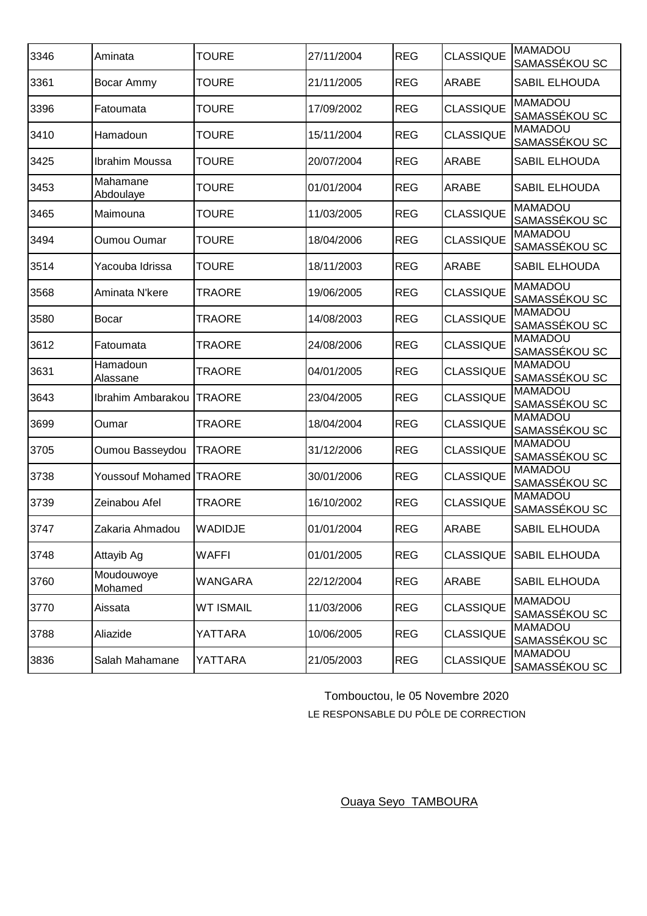| | | | | | | |
|---|---|---|---|---|---|---|
| 3346 | Aminata | TOURE | 27/11/2004 | REG | CLASSIQUE | MAMADOU SAMASSÉKOU SC |
| 3361 | Bocar Ammy | TOURE | 21/11/2005 | REG | ARABE | SABIL ELHOUDA |
| 3396 | Fatoumata | TOURE | 17/09/2002 | REG | CLASSIQUE | MAMADOU SAMASSÉKOU SC |
| 3410 | Hamadoun | TOURE | 15/11/2004 | REG | CLASSIQUE | MAMADOU SAMASSÉKOU SC |
| 3425 | Ibrahim Moussa | TOURE | 20/07/2004 | REG | ARABE | SABIL ELHOUDA |
| 3453 | Mahamane Abdoulaye | TOURE | 01/01/2004 | REG | ARABE | SABIL ELHOUDA |
| 3465 | Maimouna | TOURE | 11/03/2005 | REG | CLASSIQUE | MAMADOU SAMASSÉKOU SC |
| 3494 | Oumou Oumar | TOURE | 18/04/2006 | REG | CLASSIQUE | MAMADOU SAMASSÉKOU SC |
| 3514 | Yacouba Idrissa | TOURE | 18/11/2003 | REG | ARABE | SABIL ELHOUDA |
| 3568 | Aminata N'kere | TRAORE | 19/06/2005 | REG | CLASSIQUE | MAMADOU SAMASSÉKOU SC |
| 3580 | Bocar | TRAORE | 14/08/2003 | REG | CLASSIQUE | MAMADOU SAMASSÉKOU SC |
| 3612 | Fatoumata | TRAORE | 24/08/2006 | REG | CLASSIQUE | MAMADOU SAMASSÉKOU SC |
| 3631 | Hamadoun Alassane | TRAORE | 04/01/2005 | REG | CLASSIQUE | MAMADOU SAMASSÉKOU SC |
| 3643 | Ibrahim Ambarakou | TRAORE | 23/04/2005 | REG | CLASSIQUE | MAMADOU SAMASSÉKOU SC |
| 3699 | Oumar | TRAORE | 18/04/2004 | REG | CLASSIQUE | MAMADOU SAMASSÉKOU SC |
| 3705 | Oumou Basseydou | TRAORE | 31/12/2006 | REG | CLASSIQUE | MAMADOU SAMASSÉKOU SC |
| 3738 | Youssouf Mohamed | TRAORE | 30/01/2006 | REG | CLASSIQUE | MAMADOU SAMASSÉKOU SC |
| 3739 | Zeinabou Afel | TRAORE | 16/10/2002 | REG | CLASSIQUE | MAMADOU SAMASSÉKOU SC |
| 3747 | Zakaria Ahmadou | WADIDJE | 01/01/2004 | REG | ARABE | SABIL ELHOUDA |
| 3748 | Attayib Ag | WAFFI | 01/01/2005 | REG | CLASSIQUE | SABIL ELHOUDA |
| 3760 | Moudouwoye Mohamed | WANGARA | 22/12/2004 | REG | ARABE | SABIL ELHOUDA |
| 3770 | Aissata | WT ISMAIL | 11/03/2006 | REG | CLASSIQUE | MAMADOU SAMASSÉKOU SC |
| 3788 | Aliazide | YATTARA | 10/06/2005 | REG | CLASSIQUE | MAMADOU SAMASSÉKOU SC |
| 3836 | Salah Mahamane | YATTARA | 21/05/2003 | REG | CLASSIQUE | MAMADOU SAMASSÉKOU SC |

Tombouctou, le 05 Novembre 2020

LE RESPONSABLE DU PÔLE DE CORRECTION

Ouaya Seyo TAMBOURA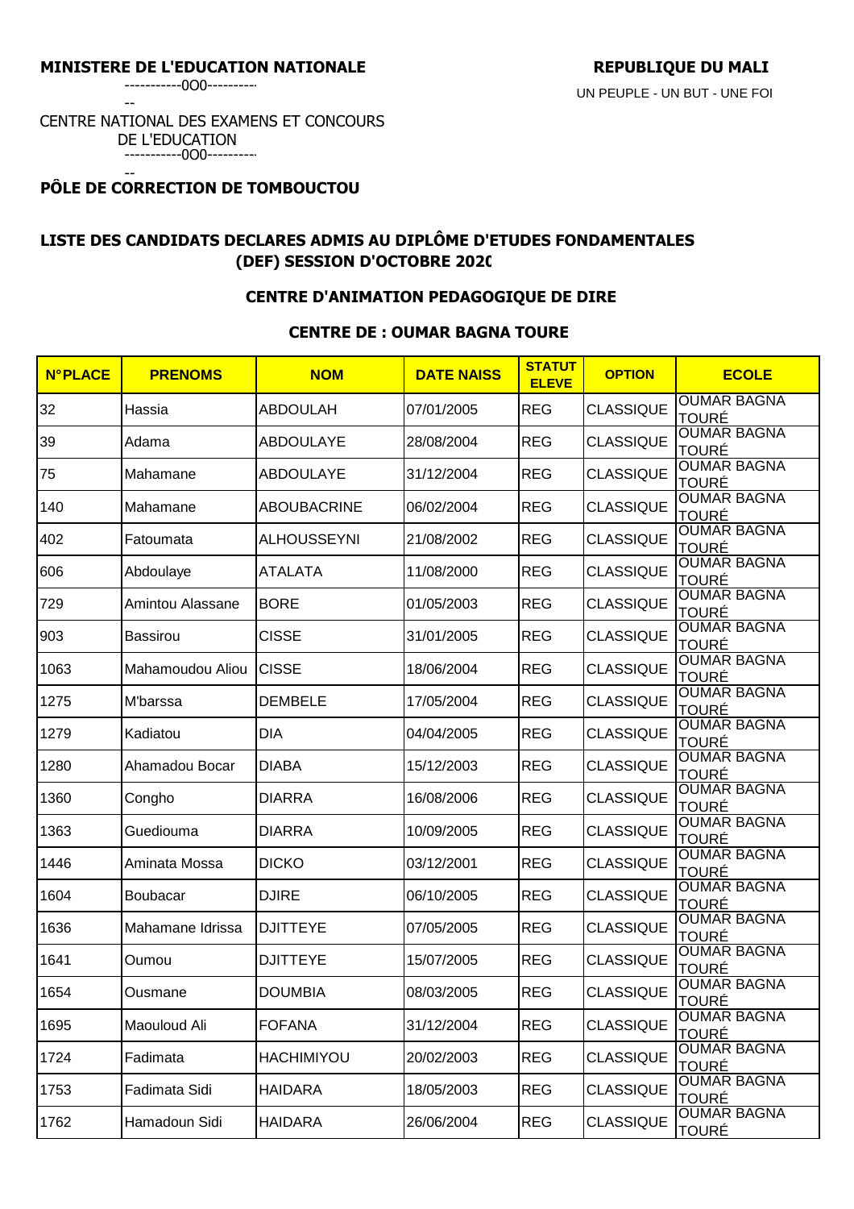**MINISTERE DE L'EDUCATION NATIONALE**

-----------0O0-----------

CENTRE NATIONAL DES EXAMENS ET CONCOURS DE L'EDUCATION

-----------0O0-----------

**PÔLE DE CORRECTION DE TOMBOUCTOU**

**REPUBLIQUE DU MALI**

UN PEUPLE - UN BUT - UNE FOI

## LISTE DES CANDIDATS DECLARES ADMIS AU DIPLÔME D'ETUDES FONDAMENTALES (DEF) SESSION D'OCTOBRE 2020

### CENTRE D'ANIMATION PEDAGOGIQUE DE DIRE

### CENTRE DE : OUMAR BAGNA TOURE

| N°PLACE | PRENOMS | NOM | DATE NAISS | STATUT ELEVE | OPTION | ECOLE |
|---|---|---|---|---|---|---|
| 32 | Hassia | ABDOULAH | 07/01/2005 | REG | CLASSIQUE | OUMAR BAGNA TOURÉ |
| 39 | Adama | ABDOULAYE | 28/08/2004 | REG | CLASSIQUE | OUMAR BAGNA TOURÉ |
| 75 | Mahamane | ABDOULAYE | 31/12/2004 | REG | CLASSIQUE | OUMAR BAGNA TOURÉ |
| 140 | Mahamane | ABOUBACRINE | 06/02/2004 | REG | CLASSIQUE | OUMAR BAGNA TOURÉ |
| 402 | Fatoumata | ALHOUSSEYNI | 21/08/2002 | REG | CLASSIQUE | OUMAR BAGNA TOURÉ |
| 606 | Abdoulaye | ATALATA | 11/08/2000 | REG | CLASSIQUE | OUMAR BAGNA TOURÉ |
| 729 | Amintou Alassane | BORE | 01/05/2003 | REG | CLASSIQUE | OUMAR BAGNA TOURÉ |
| 903 | Bassirou | CISSE | 31/01/2005 | REG | CLASSIQUE | OUMAR BAGNA TOURÉ |
| 1063 | Mahamoudou Aliou | CISSE | 18/06/2004 | REG | CLASSIQUE | OUMAR BAGNA TOURÉ |
| 1275 | M'barssa | DEMBELE | 17/05/2004 | REG | CLASSIQUE | OUMAR BAGNA TOURÉ |
| 1279 | Kadiatou | DIA | 04/04/2005 | REG | CLASSIQUE | OUMAR BAGNA TOURÉ |
| 1280 | Ahamadou Bocar | DIABA | 15/12/2003 | REG | CLASSIQUE | OUMAR BAGNA TOURÉ |
| 1360 | Congho | DIARRA | 16/08/2006 | REG | CLASSIQUE | OUMAR BAGNA TOURÉ |
| 1363 | Guediouma | DIARRA | 10/09/2005 | REG | CLASSIQUE | OUMAR BAGNA TOURÉ |
| 1446 | Aminata Mossa | DICKO | 03/12/2001 | REG | CLASSIQUE | OUMAR BAGNA TOURÉ |
| 1604 | Boubacar | DJIRE | 06/10/2005 | REG | CLASSIQUE | OUMAR BAGNA TOURÉ |
| 1636 | Mahamane Idrissa | DJITTEYE | 07/05/2005 | REG | CLASSIQUE | OUMAR BAGNA TOURÉ |
| 1641 | Oumou | DJITTEYE | 15/07/2005 | REG | CLASSIQUE | OUMAR BAGNA TOURÉ |
| 1654 | Ousmane | DOUMBIA | 08/03/2005 | REG | CLASSIQUE | OUMAR BAGNA TOURÉ |
| 1695 | Maouloud Ali | FOFANA | 31/12/2004 | REG | CLASSIQUE | OUMAR BAGNA TOURÉ |
| 1724 | Fadimata | HACHIMIYOU | 20/02/2003 | REG | CLASSIQUE | OUMAR BAGNA TOURÉ |
| 1753 | Fadimata Sidi | HAIDARA | 18/05/2003 | REG | CLASSIQUE | OUMAR BAGNA TOURÉ |
| 1762 | Hamadoun Sidi | HAIDARA | 26/06/2004 | REG | CLASSIQUE | OUMAR BAGNA TOURÉ |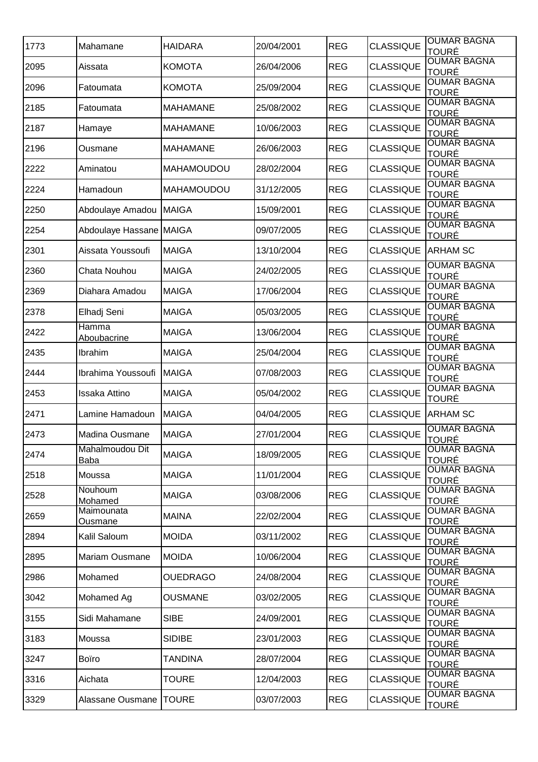| 1773 | Mahamane | HAIDARA | 20/04/2001 | REG | CLASSIQUE | OUMAR BAGNA TOURÉ |
|---|---|---|---|---|---|---|
| 2095 | Aissata | KOMOTA | 26/04/2006 | REG | CLASSIQUE | OUMAR BAGNA TOURÉ |
| 2096 | Fatoumata | KOMOTA | 25/09/2004 | REG | CLASSIQUE | OUMAR BAGNA TOURÉ |
| 2185 | Fatoumata | MAHAMANE | 25/08/2002 | REG | CLASSIQUE | OUMAR BAGNA TOURÉ |
| 2187 | Hamaye | MAHAMANE | 10/06/2003 | REG | CLASSIQUE | OUMAR BAGNA TOURÉ |
| 2196 | Ousmane | MAHAMANE | 26/06/2003 | REG | CLASSIQUE | OUMAR BAGNA TOURÉ |
| 2222 | Aminatou | MAHAMOUDOU | 28/02/2004 | REG | CLASSIQUE | OUMAR BAGNA TOURÉ |
| 2224 | Hamadoun | MAHAMOUDOU | 31/12/2005 | REG | CLASSIQUE | OUMAR BAGNA TOURÉ |
| 2250 | Abdoulaye Amadou | MAIGA | 15/09/2001 | REG | CLASSIQUE | OUMAR BAGNA TOURÉ |
| 2254 | Abdoulaye Hassane | MAIGA | 09/07/2005 | REG | CLASSIQUE | OUMAR BAGNA TOURÉ |
| 2301 | Aissata Youssoufi | MAIGA | 13/10/2004 | REG | CLASSIQUE | ARHAM SC |
| 2360 | Chata Nouhou | MAIGA | 24/02/2005 | REG | CLASSIQUE | OUMAR BAGNA TOURÉ |
| 2369 | Diahara Amadou | MAIGA | 17/06/2004 | REG | CLASSIQUE | OUMAR BAGNA TOURÉ |
| 2378 | Elhadj Seni | MAIGA | 05/03/2005 | REG | CLASSIQUE | OUMAR BAGNA TOURÉ |
| 2422 | Hamma Aboubacrine | MAIGA | 13/06/2004 | REG | CLASSIQUE | OUMAR BAGNA TOURÉ |
| 2435 | Ibrahim | MAIGA | 25/04/2004 | REG | CLASSIQUE | OUMAR BAGNA TOURÉ |
| 2444 | Ibrahima Youssoufi | MAIGA | 07/08/2003 | REG | CLASSIQUE | OUMAR BAGNA TOURÉ |
| 2453 | Issaka Attino | MAIGA | 05/04/2002 | REG | CLASSIQUE | OUMAR BAGNA TOURÉ |
| 2471 | Lamine Hamadoun | MAIGA | 04/04/2005 | REG | CLASSIQUE | ARHAM SC |
| 2473 | Madina Ousmane | MAIGA | 27/01/2004 | REG | CLASSIQUE | OUMAR BAGNA TOURÉ |
| 2474 | Mahalmoudou Dit Baba | MAIGA | 18/09/2005 | REG | CLASSIQUE | OUMAR BAGNA TOURÉ |
| 2518 | Moussa | MAIGA | 11/01/2004 | REG | CLASSIQUE | OUMAR BAGNA TOURÉ |
| 2528 | Nouhoum Mohamed | MAIGA | 03/08/2006 | REG | CLASSIQUE | OUMAR BAGNA TOURÉ |
| 2659 | Maimounata Ousmane | MAINA | 22/02/2004 | REG | CLASSIQUE | OUMAR BAGNA TOURÉ |
| 2894 | Kalil Saloum | MOIDA | 03/11/2002 | REG | CLASSIQUE | OUMAR BAGNA TOURÉ |
| 2895 | Mariam Ousmane | MOIDA | 10/06/2004 | REG | CLASSIQUE | OUMAR BAGNA TOURÉ |
| 2986 | Mohamed | OUEDRAGO | 24/08/2004 | REG | CLASSIQUE | OUMAR BAGNA TOURÉ |
| 3042 | Mohamed Ag | OUSMANE | 03/02/2005 | REG | CLASSIQUE | OUMAR BAGNA TOURÉ |
| 3155 | Sidi Mahamane | SIBE | 24/09/2001 | REG | CLASSIQUE | OUMAR BAGNA TOURÉ |
| 3183 | Moussa | SIDIBE | 23/01/2003 | REG | CLASSIQUE | OUMAR BAGNA TOURÉ |
| 3247 | Boïro | TANDINA | 28/07/2004 | REG | CLASSIQUE | OUMAR BAGNA TOURÉ |
| 3316 | Aichata | TOURE | 12/04/2003 | REG | CLASSIQUE | OUMAR BAGNA TOURÉ |
| 3329 | Alassane Ousmane | TOURE | 03/07/2003 | REG | CLASSIQUE | OUMAR BAGNA TOURÉ |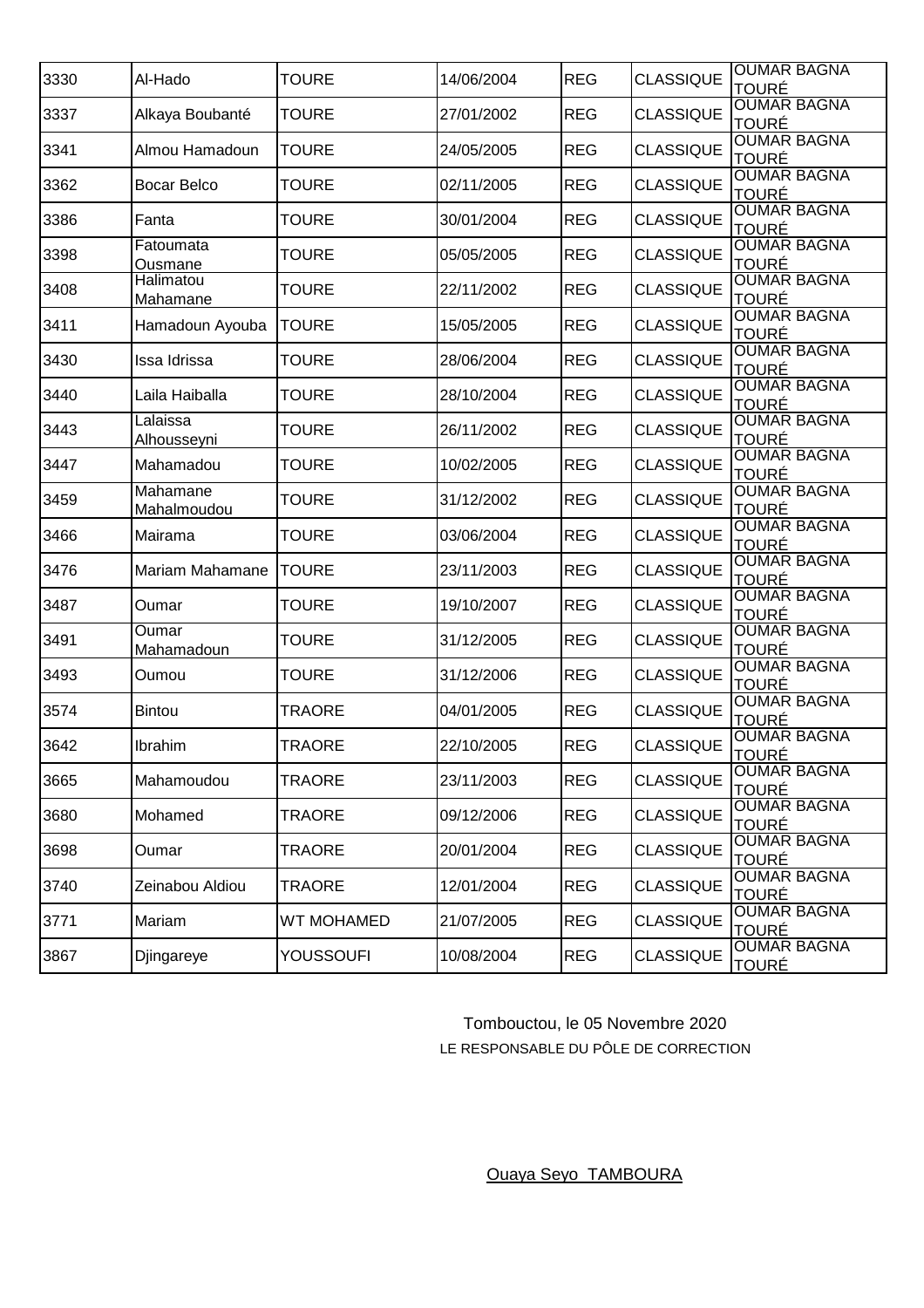| | | | | | | |
|---|---|---|---|---|---|---|
| 3330 | Al-Hado | TOURE | 14/06/2004 | REG | CLASSIQUE | OUMAR BAGNA TOURÉ |
| 3337 | Alkaya Boubanté | TOURE | 27/01/2002 | REG | CLASSIQUE | OUMAR BAGNA TOURÉ |
| 3341 | Almou Hamadoun | TOURE | 24/05/2005 | REG | CLASSIQUE | OUMAR BAGNA TOURÉ |
| 3362 | Bocar Belco | TOURE | 02/11/2005 | REG | CLASSIQUE | OUMAR BAGNA TOURÉ |
| 3386 | Fanta | TOURE | 30/01/2004 | REG | CLASSIQUE | OUMAR BAGNA TOURÉ |
| 3398 | Fatoumata Ousmane | TOURE | 05/05/2005 | REG | CLASSIQUE | OUMAR BAGNA TOURÉ |
| 3408 | Halimatou Mahamane | TOURE | 22/11/2002 | REG | CLASSIQUE | OUMAR BAGNA TOURÉ |
| 3411 | Hamadoun Ayouba | TOURE | 15/05/2005 | REG | CLASSIQUE | OUMAR BAGNA TOURÉ |
| 3430 | Issa Idrissa | TOURE | 28/06/2004 | REG | CLASSIQUE | OUMAR BAGNA TOURÉ |
| 3440 | Laila Haiballa | TOURE | 28/10/2004 | REG | CLASSIQUE | OUMAR BAGNA TOURÉ |
| 3443 | Lalaissa Alhousseyni | TOURE | 26/11/2002 | REG | CLASSIQUE | OUMAR BAGNA TOURÉ |
| 3447 | Mahamadou | TOURE | 10/02/2005 | REG | CLASSIQUE | OUMAR BAGNA TOURÉ |
| 3459 | Mahamane Mahalmoudou | TOURE | 31/12/2002 | REG | CLASSIQUE | OUMAR BAGNA TOURÉ |
| 3466 | Mairama | TOURE | 03/06/2004 | REG | CLASSIQUE | OUMAR BAGNA TOURÉ |
| 3476 | Mariam Mahamane | TOURE | 23/11/2003 | REG | CLASSIQUE | OUMAR BAGNA TOURÉ |
| 3487 | Oumar | TOURE | 19/10/2007 | REG | CLASSIQUE | OUMAR BAGNA TOURÉ |
| 3491 | Oumar Mahamadoun | TOURE | 31/12/2005 | REG | CLASSIQUE | OUMAR BAGNA TOURÉ |
| 3493 | Oumou | TOURE | 31/12/2006 | REG | CLASSIQUE | OUMAR BAGNA TOURÉ |
| 3574 | Bintou | TRAORE | 04/01/2005 | REG | CLASSIQUE | OUMAR BAGNA TOURÉ |
| 3642 | Ibrahim | TRAORE | 22/10/2005 | REG | CLASSIQUE | OUMAR BAGNA TOURÉ |
| 3665 | Mahamoudou | TRAORE | 23/11/2003 | REG | CLASSIQUE | OUMAR BAGNA TOURÉ |
| 3680 | Mohamed | TRAORE | 09/12/2006 | REG | CLASSIQUE | OUMAR BAGNA TOURÉ |
| 3698 | Oumar | TRAORE | 20/01/2004 | REG | CLASSIQUE | OUMAR BAGNA TOURÉ |
| 3740 | Zeinabou Aldiou | TRAORE | 12/01/2004 | REG | CLASSIQUE | OUMAR BAGNA TOURÉ |
| 3771 | Mariam | WT MOHAMED | 21/07/2005 | REG | CLASSIQUE | OUMAR BAGNA TOURÉ |
| 3867 | Djingareye | YOUSSOUFI | 10/08/2004 | REG | CLASSIQUE | OUMAR BAGNA TOURÉ |

Tombouctou, le 05 Novembre 2020

LE RESPONSABLE DU PÔLE DE CORRECTION

Ouaya Seyo TAMBOURA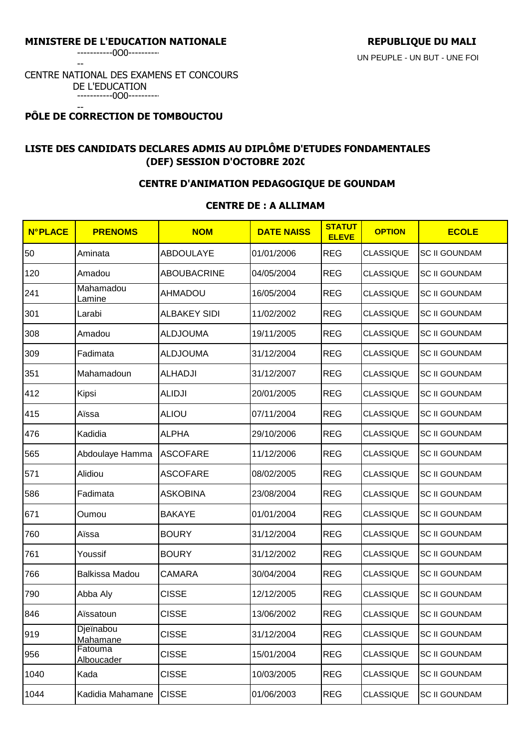**MINISTERE DE L'EDUCATION NATIONALE**

-----------0O0-----------

CENTRE NATIONAL DES EXAMENS ET CONCOURS DE L'EDUCATION

-----------0O0-----------

**PÔLE DE CORRECTION DE TOMBOUCTOU**

**REPUBLIQUE DU MALI**

UN PEUPLE - UN BUT - UNE FOI

## LISTE DES CANDIDATS DECLARES ADMIS AU DIPLÔME D'ETUDES FONDAMENTALES (DEF) SESSION D'OCTOBRE 2020

### CENTRE D'ANIMATION PEDAGOGIQUE DE GOUNDAM

### CENTRE DE : A ALLIMAM

| N°PLACE | PRENOMS | NOM | DATE NAISS | STATUT ELEVE | OPTION | ECOLE |
|---|---|---|---|---|---|---|
| 50 | Aminata | ABDOULAYE | 01/01/2006 | REG | CLASSIQUE | SC II GOUNDAM |
| 120 | Amadou | ABOUBACRINE | 04/05/2004 | REG | CLASSIQUE | SC II GOUNDAM |
| 241 | Mahamadou Lamine | AHMADOU | 16/05/2004 | REG | CLASSIQUE | SC II GOUNDAM |
| 301 | Larabi | ALBAKEY SIDI | 11/02/2002 | REG | CLASSIQUE | SC II GOUNDAM |
| 308 | Amadou | ALDJOUMA | 19/11/2005 | REG | CLASSIQUE | SC II GOUNDAM |
| 309 | Fadimata | ALDJOUMA | 31/12/2004 | REG | CLASSIQUE | SC II GOUNDAM |
| 351 | Mahamadoun | ALHADJI | 31/12/2007 | REG | CLASSIQUE | SC II GOUNDAM |
| 412 | Kipsi | ALIDJI | 20/01/2005 | REG | CLASSIQUE | SC II GOUNDAM |
| 415 | Aïssa | ALIOU | 07/11/2004 | REG | CLASSIQUE | SC II GOUNDAM |
| 476 | Kadidia | ALPHA | 29/10/2006 | REG | CLASSIQUE | SC II GOUNDAM |
| 565 | Abdoulaye Hamma | ASCOFARE | 11/12/2006 | REG | CLASSIQUE | SC II GOUNDAM |
| 571 | Alidiou | ASCOFARE | 08/02/2005 | REG | CLASSIQUE | SC II GOUNDAM |
| 586 | Fadimata | ASKOBINA | 23/08/2004 | REG | CLASSIQUE | SC II GOUNDAM |
| 671 | Oumou | BAKAYE | 01/01/2004 | REG | CLASSIQUE | SC II GOUNDAM |
| 760 | Aïssa | BOURY | 31/12/2004 | REG | CLASSIQUE | SC II GOUNDAM |
| 761 | Youssif | BOURY | 31/12/2002 | REG | CLASSIQUE | SC II GOUNDAM |
| 766 | Balkissa Madou | CAMARA | 30/04/2004 | REG | CLASSIQUE | SC II GOUNDAM |
| 790 | Abba Aly | CISSE | 12/12/2005 | REG | CLASSIQUE | SC II GOUNDAM |
| 846 | Aïssatoun | CISSE | 13/06/2002 | REG | CLASSIQUE | SC II GOUNDAM |
| 919 | Djeïnabou Mahamane | CISSE | 31/12/2004 | REG | CLASSIQUE | SC II GOUNDAM |
| 956 | Fatouma Alboucader | CISSE | 15/01/2004 | REG | CLASSIQUE | SC II GOUNDAM |
| 1040 | Kada | CISSE | 10/03/2005 | REG | CLASSIQUE | SC II GOUNDAM |
| 1044 | Kadidia Mahamane | CISSE | 01/06/2003 | REG | CLASSIQUE | SC II GOUNDAM |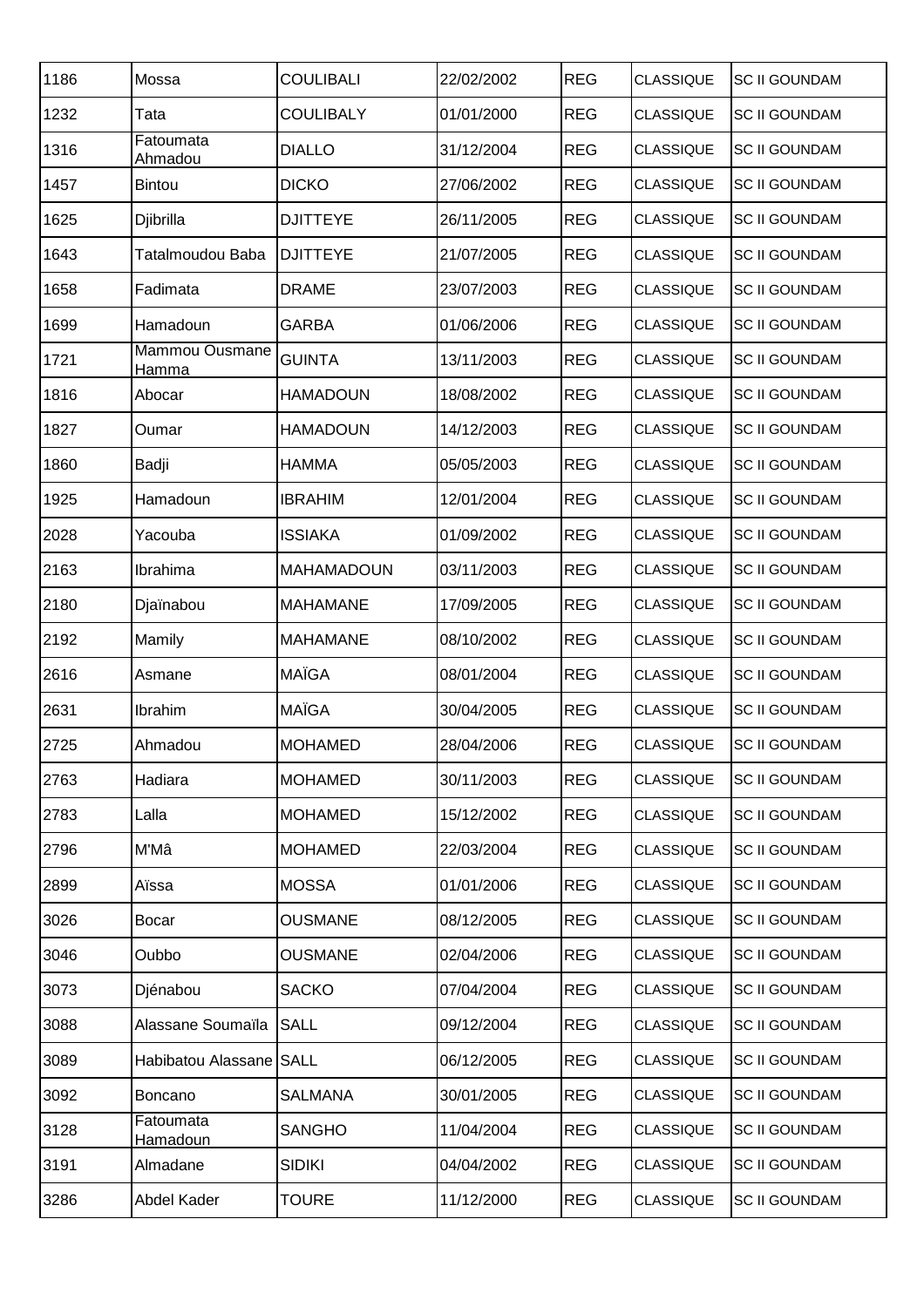| | | | | | | |
|---|---|---|---|---|---|---|
| 1186 | Mossa | COULIBALI | 22/02/2002 | REG | CLASSIQUE | SC II GOUNDAM |
| 1232 | Tata | COULIBALY | 01/01/2000 | REG | CLASSIQUE | SC II GOUNDAM |
| 1316 | Fatoumata Ahmadou | DIALLO | 31/12/2004 | REG | CLASSIQUE | SC II GOUNDAM |
| 1457 | Bintou | DICKO | 27/06/2002 | REG | CLASSIQUE | SC II GOUNDAM |
| 1625 | Djibrilla | DJITTEYE | 26/11/2005 | REG | CLASSIQUE | SC II GOUNDAM |
| 1643 | Tatalmoudou Baba | DJITTEYE | 21/07/2005 | REG | CLASSIQUE | SC II GOUNDAM |
| 1658 | Fadimata | DRAME | 23/07/2003 | REG | CLASSIQUE | SC II GOUNDAM |
| 1699 | Hamadoun | GARBA | 01/06/2006 | REG | CLASSIQUE | SC II GOUNDAM |
| 1721 | Mammou Ousmane Hamma | GUINTA | 13/11/2003 | REG | CLASSIQUE | SC II GOUNDAM |
| 1816 | Abocar | HAMADOUN | 18/08/2002 | REG | CLASSIQUE | SC II GOUNDAM |
| 1827 | Oumar | HAMADOUN | 14/12/2003 | REG | CLASSIQUE | SC II GOUNDAM |
| 1860 | Badji | HAMMA | 05/05/2003 | REG | CLASSIQUE | SC II GOUNDAM |
| 1925 | Hamadoun | IBRAHIM | 12/01/2004 | REG | CLASSIQUE | SC II GOUNDAM |
| 2028 | Yacouba | ISSIAKA | 01/09/2002 | REG | CLASSIQUE | SC II GOUNDAM |
| 2163 | Ibrahima | MAHAMADOUN | 03/11/2003 | REG | CLASSIQUE | SC II GOUNDAM |
| 2180 | Djaïnabou | MAHAMANE | 17/09/2005 | REG | CLASSIQUE | SC II GOUNDAM |
| 2192 | Mamily | MAHAMANE | 08/10/2002 | REG | CLASSIQUE | SC II GOUNDAM |
| 2616 | Asmane | MAÏGA | 08/01/2004 | REG | CLASSIQUE | SC II GOUNDAM |
| 2631 | Ibrahim | MAÏGA | 30/04/2005 | REG | CLASSIQUE | SC II GOUNDAM |
| 2725 | Ahmadou | MOHAMED | 28/04/2006 | REG | CLASSIQUE | SC II GOUNDAM |
| 2763 | Hadiara | MOHAMED | 30/11/2003 | REG | CLASSIQUE | SC II GOUNDAM |
| 2783 | Lalla | MOHAMED | 15/12/2002 | REG | CLASSIQUE | SC II GOUNDAM |
| 2796 | M'Mâ | MOHAMED | 22/03/2004 | REG | CLASSIQUE | SC II GOUNDAM |
| 2899 | Aïssa | MOSSA | 01/01/2006 | REG | CLASSIQUE | SC II GOUNDAM |
| 3026 | Bocar | OUSMANE | 08/12/2005 | REG | CLASSIQUE | SC II GOUNDAM |
| 3046 | Oubbo | OUSMANE | 02/04/2006 | REG | CLASSIQUE | SC II GOUNDAM |
| 3073 | Djénabou | SACKO | 07/04/2004 | REG | CLASSIQUE | SC II GOUNDAM |
| 3088 | Alassane Soumaïla | SALL | 09/12/2004 | REG | CLASSIQUE | SC II GOUNDAM |
| 3089 | Habibatou Alassane | SALL | 06/12/2005 | REG | CLASSIQUE | SC II GOUNDAM |
| 3092 | Boncano | SALMANA | 30/01/2005 | REG | CLASSIQUE | SC II GOUNDAM |
| 3128 | Fatoumata Hamadoun | SANGHO | 11/04/2004 | REG | CLASSIQUE | SC II GOUNDAM |
| 3191 | Almadane | SIDIKI | 04/04/2002 | REG | CLASSIQUE | SC II GOUNDAM |
| 3286 | Abdel Kader | TOURE | 11/12/2000 | REG | CLASSIQUE | SC II GOUNDAM |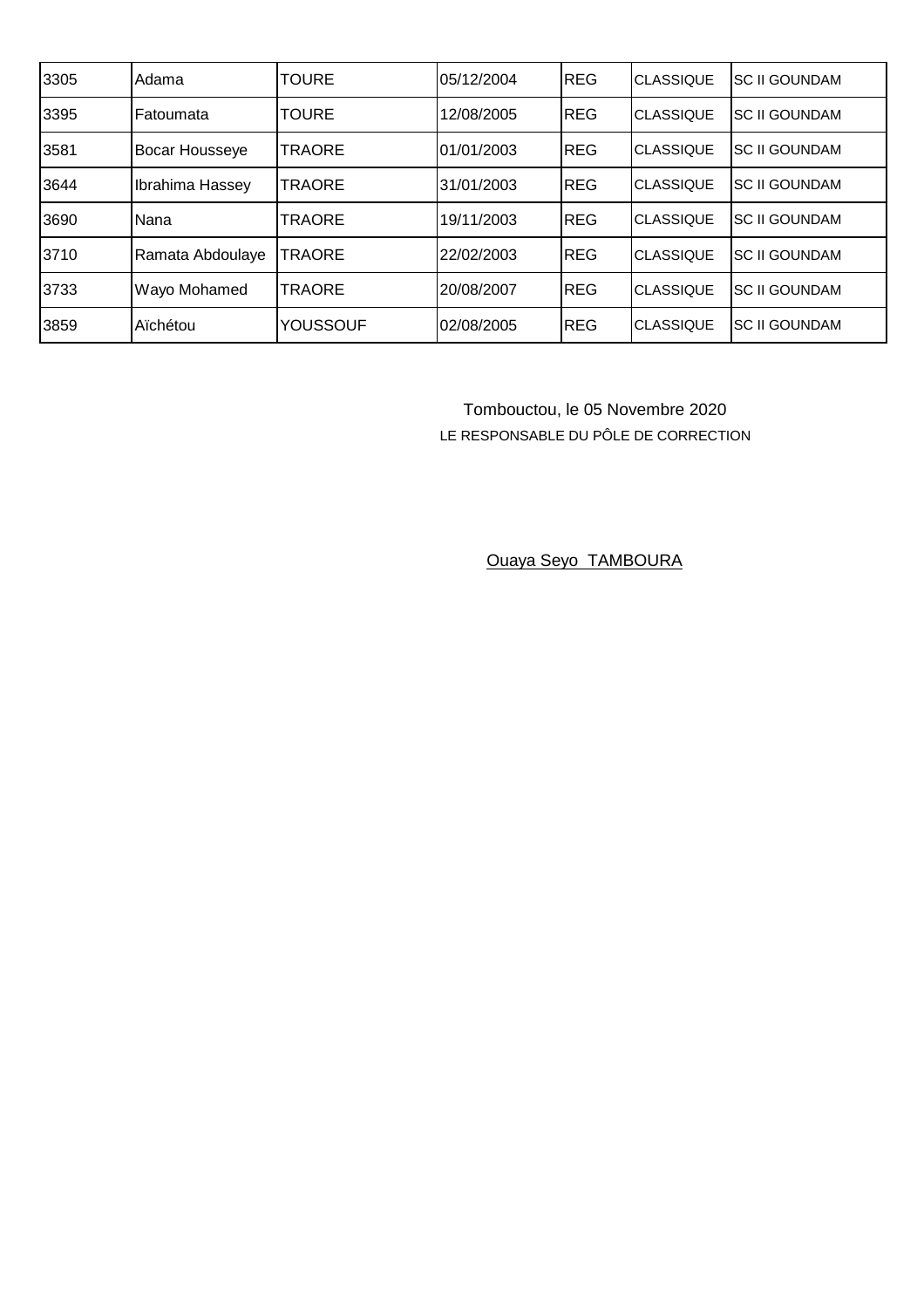| | | | | | | |
|---|---|---|---|---|---|---|
| 3305 | Adama | TOURE | 05/12/2004 | REG | CLASSIQUE | SC II GOUNDAM |
| 3395 | Fatoumata | TOURE | 12/08/2005 | REG | CLASSIQUE | SC II GOUNDAM |
| 3581 | Bocar Housseye | TRAORE | 01/01/2003 | REG | CLASSIQUE | SC II GOUNDAM |
| 3644 | Ibrahima Hassey | TRAORE | 31/01/2003 | REG | CLASSIQUE | SC II GOUNDAM |
| 3690 | Nana | TRAORE | 19/11/2003 | REG | CLASSIQUE | SC II GOUNDAM |
| 3710 | Ramata Abdoulaye | TRAORE | 22/02/2003 | REG | CLASSIQUE | SC II GOUNDAM |
| 3733 | Wayo Mohamed | TRAORE | 20/08/2007 | REG | CLASSIQUE | SC II GOUNDAM |
| 3859 | Aïchétou | YOUSSOUF | 02/08/2005 | REG | CLASSIQUE | SC II GOUNDAM |

Tombouctou, le 05 Novembre 2020

LE RESPONSABLE DU PÔLE DE CORRECTION

Ouaya Seyo TAMBOURA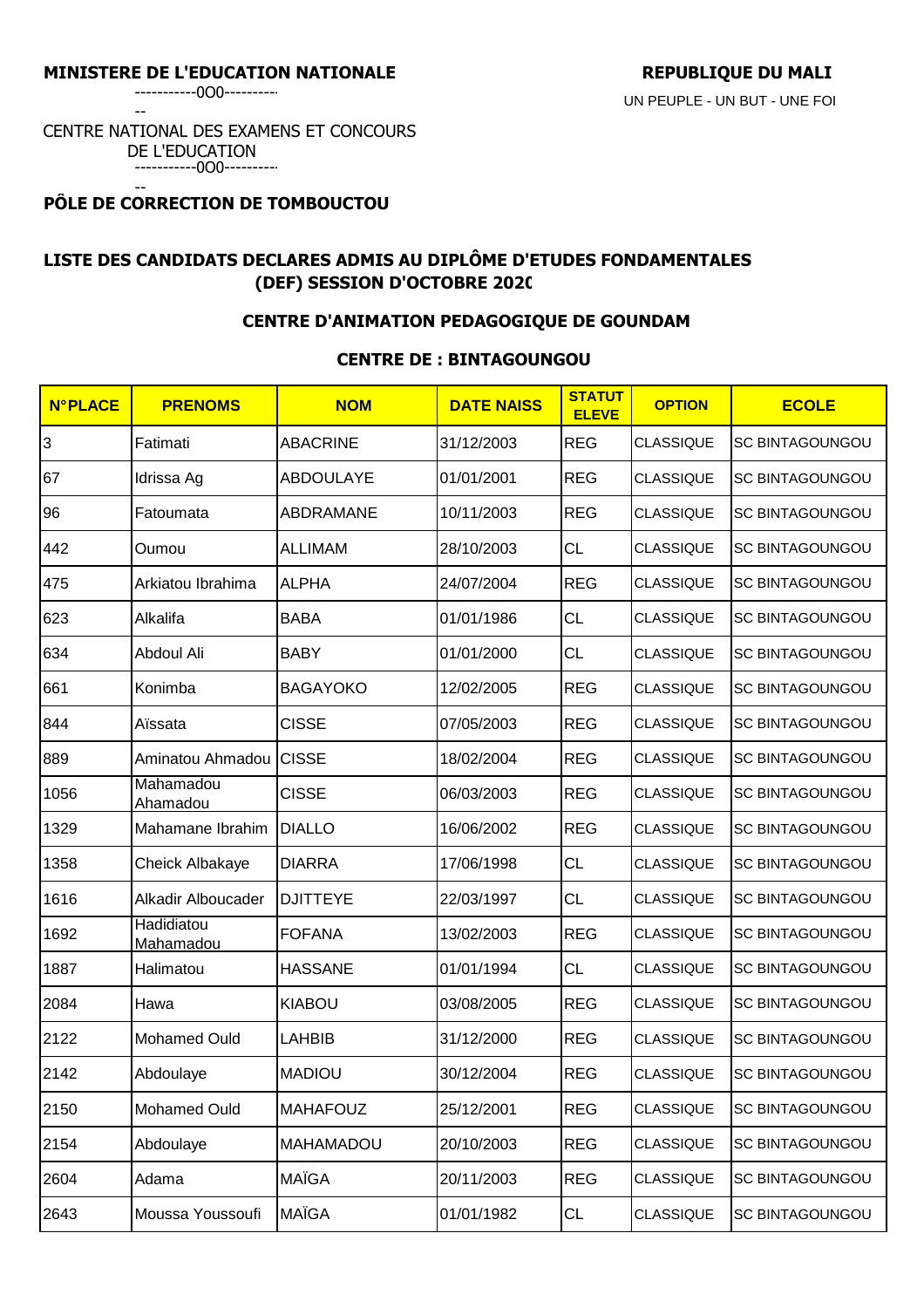**MINISTERE DE L'EDUCATION NATIONALE**

-----------0O0-----------

CENTRE NATIONAL DES EXAMENS ET CONCOURS DE L'EDUCATION

-----------0O0-----------

**PÔLE DE CORRECTION DE TOMBOUCTOU**

**REPUBLIQUE DU MALI**

UN PEUPLE - UN BUT - UNE FOI

## LISTE DES CANDIDATS DECLARES ADMIS AU DIPLÔME D'ETUDES FONDAMENTALES (DEF) SESSION D'OCTOBRE 2020

### CENTRE D'ANIMATION PEDAGOGIQUE DE GOUNDAM

### CENTRE DE : BINTAGOUNGOU

| N°PLACE | PRENOMS | NOM | DATE NAISS | STATUT ELEVE | OPTION | ECOLE |
|---|---|---|---|---|---|---|
| 3 | Fatimati | ABACRINE | 31/12/2003 | REG | CLASSIQUE | SC BINTAGOUNGOU |
| 67 | Idrissa Ag | ABDOULAYE | 01/01/2001 | REG | CLASSIQUE | SC BINTAGOUNGOU |
| 96 | Fatoumata | ABDRAMANE | 10/11/2003 | REG | CLASSIQUE | SC BINTAGOUNGOU |
| 442 | Oumou | ALLIMAM | 28/10/2003 | CL | CLASSIQUE | SC BINTAGOUNGOU |
| 475 | Arkiatou Ibrahima | ALPHA | 24/07/2004 | REG | CLASSIQUE | SC BINTAGOUNGOU |
| 623 | Alkalifa | BABA | 01/01/1986 | CL | CLASSIQUE | SC BINTAGOUNGOU |
| 634 | Abdoul Ali | BABY | 01/01/2000 | CL | CLASSIQUE | SC BINTAGOUNGOU |
| 661 | Konimba | BAGAYOKO | 12/02/2005 | REG | CLASSIQUE | SC BINTAGOUNGOU |
| 844 | Aïssata | CISSE | 07/05/2003 | REG | CLASSIQUE | SC BINTAGOUNGOU |
| 889 | Aminatou Ahmadou | CISSE | 18/02/2004 | REG | CLASSIQUE | SC BINTAGOUNGOU |
| 1056 | Mahamadou Ahamadou | CISSE | 06/03/2003 | REG | CLASSIQUE | SC BINTAGOUNGOU |
| 1329 | Mahamane Ibrahim | DIALLO | 16/06/2002 | REG | CLASSIQUE | SC BINTAGOUNGOU |
| 1358 | Cheick Albakaye | DIARRA | 17/06/1998 | CL | CLASSIQUE | SC BINTAGOUNGOU |
| 1616 | Alkadir Alboucader | DJITTEYE | 22/03/1997 | CL | CLASSIQUE | SC BINTAGOUNGOU |
| 1692 | Hadidiatou Mahamadou | FOFANA | 13/02/2003 | REG | CLASSIQUE | SC BINTAGOUNGOU |
| 1887 | Halimatou | HASSANE | 01/01/1994 | CL | CLASSIQUE | SC BINTAGOUNGOU |
| 2084 | Hawa | KIABOU | 03/08/2005 | REG | CLASSIQUE | SC BINTAGOUNGOU |
| 2122 | Mohamed Ould | LAHBIB | 31/12/2000 | REG | CLASSIQUE | SC BINTAGOUNGOU |
| 2142 | Abdoulaye | MADIOU | 30/12/2004 | REG | CLASSIQUE | SC BINTAGOUNGOU |
| 2150 | Mohamed Ould | MAHAFOUZ | 25/12/2001 | REG | CLASSIQUE | SC BINTAGOUNGOU |
| 2154 | Abdoulaye | MAHAMADOU | 20/10/2003 | REG | CLASSIQUE | SC BINTAGOUNGOU |
| 2604 | Adama | MAÏGA | 20/11/2003 | REG | CLASSIQUE | SC BINTAGOUNGOU |
| 2643 | Moussa Youssoufi | MAÏGA | 01/01/1982 | CL | CLASSIQUE | SC BINTAGOUNGOU |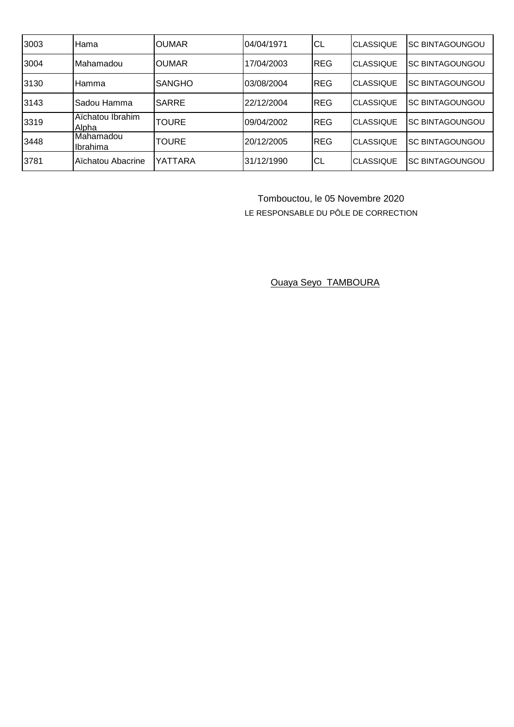| | | | | | | |
|---|---|---|---|---|---|---|
| 3003 | Hama | OUMAR | 04/04/1971 | CL | CLASSIQUE | SC BINTAGOUNGOU |
| 3004 | Mahamadou | OUMAR | 17/04/2003 | REG | CLASSIQUE | SC BINTAGOUNGOU |
| 3130 | Hamma | SANGHO | 03/08/2004 | REG | CLASSIQUE | SC BINTAGOUNGOU |
| 3143 | Sadou Hamma | SARRE | 22/12/2004 | REG | CLASSIQUE | SC BINTAGOUNGOU |
| 3319 | Aïchatou Ibrahim Alpha | TOURE | 09/04/2002 | REG | CLASSIQUE | SC BINTAGOUNGOU |
| 3448 | Mahamadou Ibrahima | TOURE | 20/12/2005 | REG | CLASSIQUE | SC BINTAGOUNGOU |
| 3781 | Aïchatou Abacrine | YATTARA | 31/12/1990 | CL | CLASSIQUE | SC BINTAGOUNGOU |

Tombouctou, le 05 Novembre 2020

LE RESPONSABLE DU PÔLE DE CORRECTION

Ouaya Seyo TAMBOURA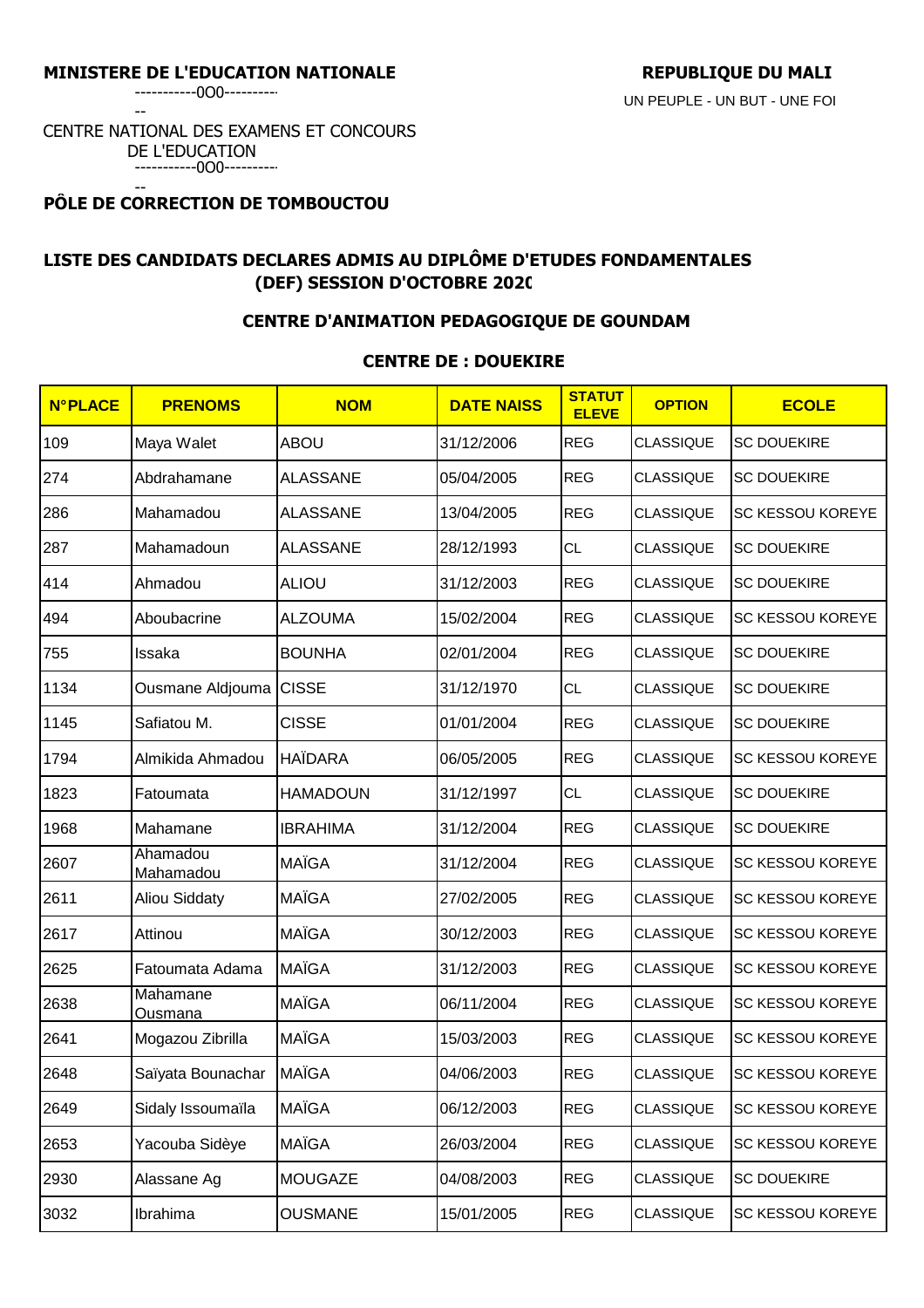**MINISTERE DE L'EDUCATION NATIONALE**

-----------0O0-----------

CENTRE NATIONAL DES EXAMENS ET CONCOURS DE L'EDUCATION

-----------0O0-----------

**PÔLE DE CORRECTION DE TOMBOUCTOU**

**REPUBLIQUE DU MALI**

UN PEUPLE - UN BUT - UNE FOI

## LISTE DES CANDIDATS DECLARES ADMIS AU DIPLÔME D'ETUDES FONDAMENTALES (DEF) SESSION D'OCTOBRE 2020

### CENTRE D'ANIMATION PEDAGOGIQUE DE GOUNDAM

### CENTRE DE : DOUEKIRE

| N°PLACE | PRENOMS | NOM | DATE NAISS | STATUT ELEVE | OPTION | ECOLE |
|---|---|---|---|---|---|---|
| 109 | Maya Walet | ABOU | 31/12/2006 | REG | CLASSIQUE | SC DOUEKIRE |
| 274 | Abdrahamane | ALASSANE | 05/04/2005 | REG | CLASSIQUE | SC DOUEKIRE |
| 286 | Mahamadou | ALASSANE | 13/04/2005 | REG | CLASSIQUE | SC KESSOU KOREYE |
| 287 | Mahamadoun | ALASSANE | 28/12/1993 | CL | CLASSIQUE | SC DOUEKIRE |
| 414 | Ahmadou | ALIOU | 31/12/2003 | REG | CLASSIQUE | SC DOUEKIRE |
| 494 | Aboubacrine | ALZOUMA | 15/02/2004 | REG | CLASSIQUE | SC KESSOU KOREYE |
| 755 | Issaka | BOUNHA | 02/01/2004 | REG | CLASSIQUE | SC DOUEKIRE |
| 1134 | Ousmane Aldjouma | CISSE | 31/12/1970 | CL | CLASSIQUE | SC DOUEKIRE |
| 1145 | Safiatou M. | CISSE | 01/01/2004 | REG | CLASSIQUE | SC DOUEKIRE |
| 1794 | Almikida Ahmadou | HAÏDARA | 06/05/2005 | REG | CLASSIQUE | SC KESSOU KOREYE |
| 1823 | Fatoumata | HAMADOUN | 31/12/1997 | CL | CLASSIQUE | SC DOUEKIRE |
| 1968 | Mahamane | IBRAHIMA | 31/12/2004 | REG | CLASSIQUE | SC DOUEKIRE |
| 2607 | Ahamadou Mahamadou | MAÏGA | 31/12/2004 | REG | CLASSIQUE | SC KESSOU KOREYE |
| 2611 | Aliou Siddaty | MAÏGA | 27/02/2005 | REG | CLASSIQUE | SC KESSOU KOREYE |
| 2617 | Attinou | MAÏGA | 30/12/2003 | REG | CLASSIQUE | SC KESSOU KOREYE |
| 2625 | Fatoumata Adama | MAÏGA | 31/12/2003 | REG | CLASSIQUE | SC KESSOU KOREYE |
| 2638 | Mahamane Ousmana | MAÏGA | 06/11/2004 | REG | CLASSIQUE | SC KESSOU KOREYE |
| 2641 | Mogazou Zibrilla | MAÏGA | 15/03/2003 | REG | CLASSIQUE | SC KESSOU KOREYE |
| 2648 | Saïyata Bounachar | MAÏGA | 04/06/2003 | REG | CLASSIQUE | SC KESSOU KOREYE |
| 2649 | Sidaly Issoumaïla | MAÏGA | 06/12/2003 | REG | CLASSIQUE | SC KESSOU KOREYE |
| 2653 | Yacouba Sidèye | MAÏGA | 26/03/2004 | REG | CLASSIQUE | SC KESSOU KOREYE |
| 2930 | Alassane Ag | MOUGAZE | 04/08/2003 | REG | CLASSIQUE | SC DOUEKIRE |
| 3032 | Ibrahima | OUSMANE | 15/01/2005 | REG | CLASSIQUE | SC KESSOU KOREYE |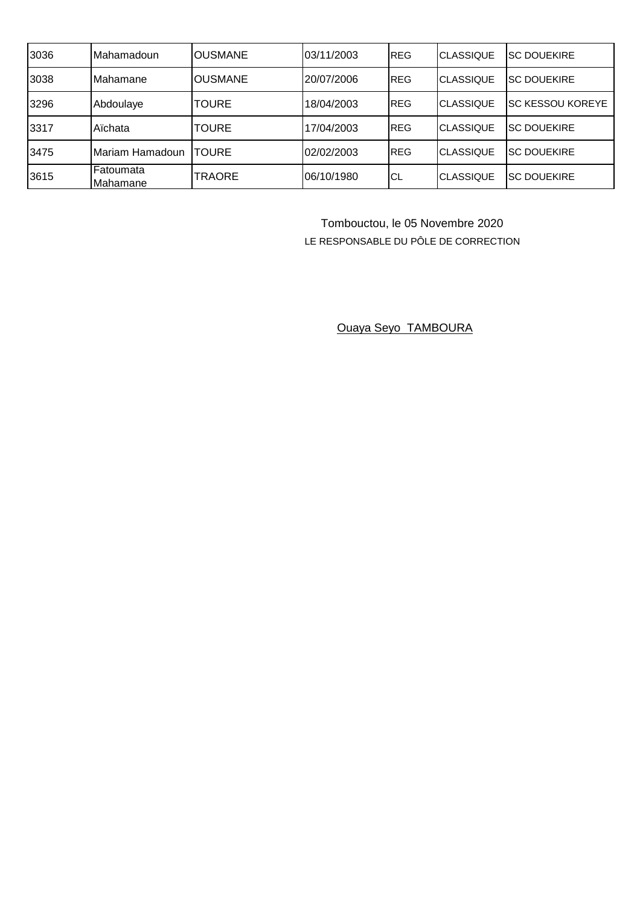| | | | | | | |
|---|---|---|---|---|---|---|
| 3036 | Mahamadoun | OUSMANE | 03/11/2003 | REG | CLASSIQUE | SC DOUEKIRE |
| 3038 | Mahamane | OUSMANE | 20/07/2006 | REG | CLASSIQUE | SC DOUEKIRE |
| 3296 | Abdoulaye | TOURE | 18/04/2003 | REG | CLASSIQUE | SC KESSOU KOREYE |
| 3317 | Aïchata | TOURE | 17/04/2003 | REG | CLASSIQUE | SC DOUEKIRE |
| 3475 | Mariam Hamadoun | TOURE | 02/02/2003 | REG | CLASSIQUE | SC DOUEKIRE |
| 3615 | Fatoumata Mahamane | TRAORE | 06/10/1980 | CL | CLASSIQUE | SC DOUEKIRE |

Tombouctou, le 05 Novembre 2020

LE RESPONSABLE DU PÔLE DE CORRECTION

Ouaya Seyo TAMBOURA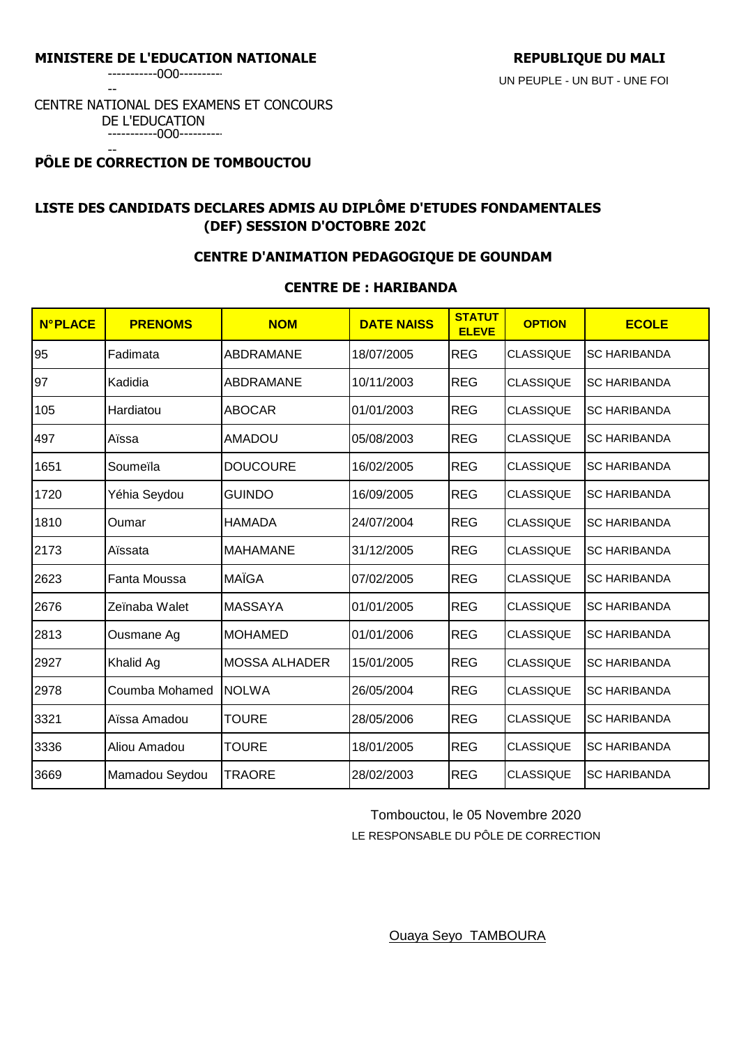**MINISTERE DE L'EDUCATION NATIONALE**

-----------0O0-----------

CENTRE NATIONAL DES EXAMENS ET CONCOURS DE L'EDUCATION

-----------0O0-----------

**PÔLE DE CORRECTION DE TOMBOUCTOU**

**REPUBLIQUE DU MALI**

UN PEUPLE - UN BUT - UNE FOI

## LISTE DES CANDIDATS DECLARES ADMIS AU DIPLÔME D'ETUDES FONDAMENTALES (DEF) SESSION D'OCTOBRE 2020

### CENTRE D'ANIMATION PEDAGOGIQUE DE GOUNDAM

### CENTRE DE : HARIBANDA

| N°PLACE | PRENOMS | NOM | DATE NAISS | STATUT ELEVE | OPTION | ECOLE |
|---|---|---|---|---|---|---|
| 95 | Fadimata | ABDRAMANE | 18/07/2005 | REG | CLASSIQUE | SC HARIBANDA |
| 97 | Kadidia | ABDRAMANE | 10/11/2003 | REG | CLASSIQUE | SC HARIBANDA |
| 105 | Hardiatou | ABOCAR | 01/01/2003 | REG | CLASSIQUE | SC HARIBANDA |
| 497 | Aïssa | AMADOU | 05/08/2003 | REG | CLASSIQUE | SC HARIBANDA |
| 1651 | Soumeïla | DOUCOURE | 16/02/2005 | REG | CLASSIQUE | SC HARIBANDA |
| 1720 | Yéhia Seydou | GUINDO | 16/09/2005 | REG | CLASSIQUE | SC HARIBANDA |
| 1810 | Oumar | HAMADA | 24/07/2004 | REG | CLASSIQUE | SC HARIBANDA |
| 2173 | Aïssata | MAHAMANE | 31/12/2005 | REG | CLASSIQUE | SC HARIBANDA |
| 2623 | Fanta Moussa | MAÏGA | 07/02/2005 | REG | CLASSIQUE | SC HARIBANDA |
| 2676 | Zeïnaba Walet | MASSAYA | 01/01/2005 | REG | CLASSIQUE | SC HARIBANDA |
| 2813 | Ousmane Ag | MOHAMED | 01/01/2006 | REG | CLASSIQUE | SC HARIBANDA |
| 2927 | Khalid Ag | MOSSA ALHADER | 15/01/2005 | REG | CLASSIQUE | SC HARIBANDA |
| 2978 | Coumba Mohamed | NOLWA | 26/05/2004 | REG | CLASSIQUE | SC HARIBANDA |
| 3321 | Aïssa Amadou | TOURE | 28/05/2006 | REG | CLASSIQUE | SC HARIBANDA |
| 3336 | Aliou Amadou | TOURE | 18/01/2005 | REG | CLASSIQUE | SC HARIBANDA |
| 3669 | Mamadou Seydou | TRAORE | 28/02/2003 | REG | CLASSIQUE | SC HARIBANDA |

Tombouctou, le 05 Novembre 2020

LE RESPONSABLE DU PÔLE DE CORRECTION

Ouaya Seyo TAMBOURA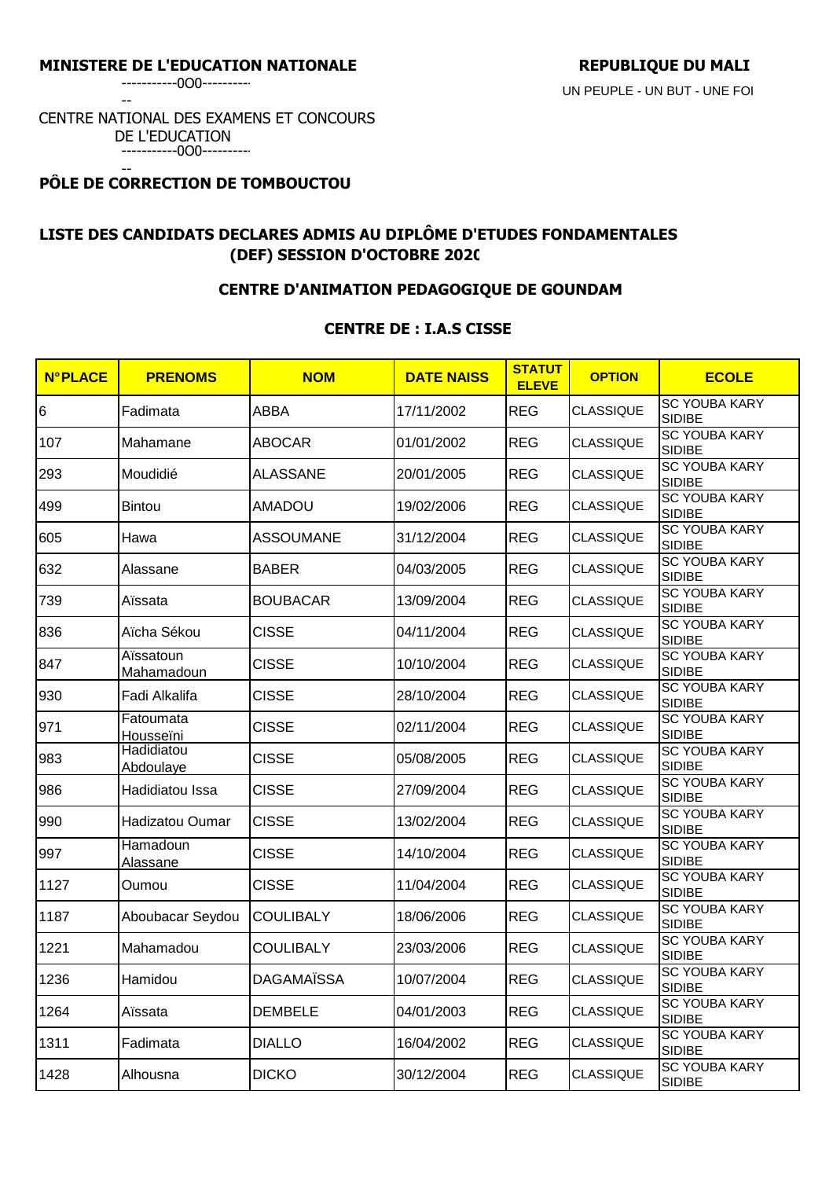**MINISTERE DE L'EDUCATION NATIONALE**

-----------0O0-----------

CENTRE NATIONAL DES EXAMENS ET CONCOURS DE L'EDUCATION

-----------0O0-----------

**PÔLE DE CORRECTION DE TOMBOUCTOU**

**REPUBLIQUE DU MALI**

UN PEUPLE - UN BUT - UNE FOI

## LISTE DES CANDIDATS DECLARES ADMIS AU DIPLÔME D'ETUDES FONDAMENTALES (DEF) SESSION D'OCTOBRE 2020

### CENTRE D'ANIMATION PEDAGOGIQUE DE GOUNDAM

### CENTRE DE : I.A.S CISSE

| N°PLACE | PRENOMS | NOM | DATE NAISS | STATUT ELEVE | OPTION | ECOLE |
|---|---|---|---|---|---|---|
| 6 | Fadimata | ABBA | 17/11/2002 | REG | CLASSIQUE | SC YOUBA KARY SIDIBE |
| 107 | Mahamane | ABOCAR | 01/01/2002 | REG | CLASSIQUE | SC YOUBA KARY SIDIBE |
| 293 | Moudidié | ALASSANE | 20/01/2005 | REG | CLASSIQUE | SC YOUBA KARY SIDIBE |
| 499 | Bintou | AMADOU | 19/02/2006 | REG | CLASSIQUE | SC YOUBA KARY SIDIBE |
| 605 | Hawa | ASSOUMANE | 31/12/2004 | REG | CLASSIQUE | SC YOUBA KARY SIDIBE |
| 632 | Alassane | BABER | 04/03/2005 | REG | CLASSIQUE | SC YOUBA KARY SIDIBE |
| 739 | Aïssata | BOUBACAR | 13/09/2004 | REG | CLASSIQUE | SC YOUBA KARY SIDIBE |
| 836 | Aïcha Sékou | CISSE | 04/11/2004 | REG | CLASSIQUE | SC YOUBA KARY SIDIBE |
| 847 | Aïssatoun Mahamadoun | CISSE | 10/10/2004 | REG | CLASSIQUE | SC YOUBA KARY SIDIBE |
| 930 | Fadi Alkalifa | CISSE | 28/10/2004 | REG | CLASSIQUE | SC YOUBA KARY SIDIBE |
| 971 | Fatoumata Housseïni | CISSE | 02/11/2004 | REG | CLASSIQUE | SC YOUBA KARY SIDIBE |
| 983 | Hadidiatou Abdoulaye | CISSE | 05/08/2005 | REG | CLASSIQUE | SC YOUBA KARY SIDIBE |
| 986 | Hadidiatou Issa | CISSE | 27/09/2004 | REG | CLASSIQUE | SC YOUBA KARY SIDIBE |
| 990 | Hadizatou Oumar | CISSE | 13/02/2004 | REG | CLASSIQUE | SC YOUBA KARY SIDIBE |
| 997 | Hamadoun Alassane | CISSE | 14/10/2004 | REG | CLASSIQUE | SC YOUBA KARY SIDIBE |
| 1127 | Oumou | CISSE | 11/04/2004 | REG | CLASSIQUE | SC YOUBA KARY SIDIBE |
| 1187 | Aboubacar Seydou | COULIBALY | 18/06/2006 | REG | CLASSIQUE | SC YOUBA KARY SIDIBE |
| 1221 | Mahamadou | COULIBALY | 23/03/2006 | REG | CLASSIQUE | SC YOUBA KARY SIDIBE |
| 1236 | Hamidou | DAGAMAÏSSA | 10/07/2004 | REG | CLASSIQUE | SC YOUBA KARY SIDIBE |
| 1264 | Aïssata | DEMBELE | 04/01/2003 | REG | CLASSIQUE | SC YOUBA KARY SIDIBE |
| 1311 | Fadimata | DIALLO | 16/04/2002 | REG | CLASSIQUE | SC YOUBA KARY SIDIBE |
| 1428 | Alhousna | DICKO | 30/12/2004 | REG | CLASSIQUE | SC YOUBA KARY SIDIBE |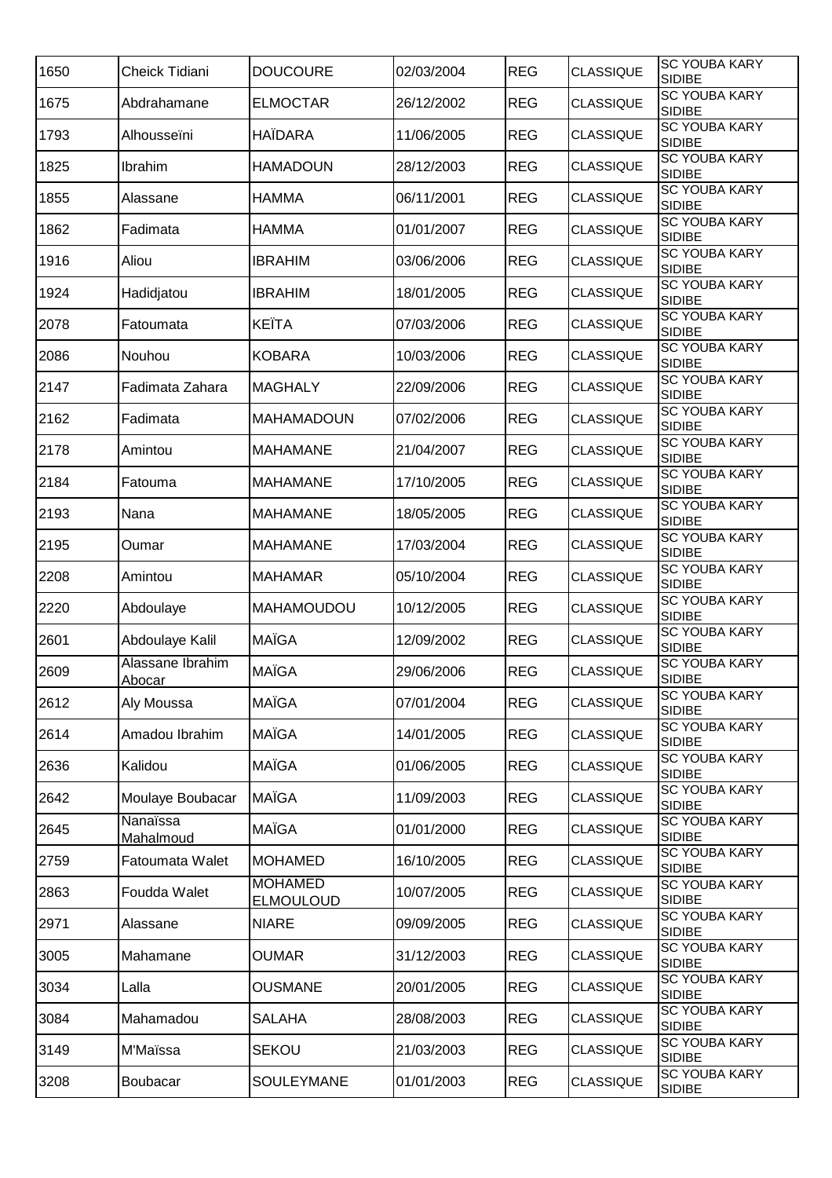| 1650 | Cheick Tidiani | DOUCOURE | 02/03/2004 | REG | CLASSIQUE | SC YOUBA KARY SIDIBE |
|---|---|---|---|---|---|---|
| 1675 | Abdrahamane | ELMOCTAR | 26/12/2002 | REG | CLASSIQUE | SC YOUBA KARY SIDIBE |
| 1793 | Alhousseïni | HAÏDARA | 11/06/2005 | REG | CLASSIQUE | SC YOUBA KARY SIDIBE |
| 1825 | Ibrahim | HAMADOUN | 28/12/2003 | REG | CLASSIQUE | SC YOUBA KARY SIDIBE |
| 1855 | Alassane | HAMMA | 06/11/2001 | REG | CLASSIQUE | SC YOUBA KARY SIDIBE |
| 1862 | Fadimata | HAMMA | 01/01/2007 | REG | CLASSIQUE | SC YOUBA KARY SIDIBE |
| 1916 | Aliou | IBRAHIM | 03/06/2006 | REG | CLASSIQUE | SC YOUBA KARY SIDIBE |
| 1924 | Hadidjatou | IBRAHIM | 18/01/2005 | REG | CLASSIQUE | SC YOUBA KARY SIDIBE |
| 2078 | Fatoumata | KEÏTA | 07/03/2006 | REG | CLASSIQUE | SC YOUBA KARY SIDIBE |
| 2086 | Nouhou | KOBARA | 10/03/2006 | REG | CLASSIQUE | SC YOUBA KARY SIDIBE |
| 2147 | Fadimata Zahara | MAGHALY | 22/09/2006 | REG | CLASSIQUE | SC YOUBA KARY SIDIBE |
| 2162 | Fadimata | MAHAMADOUN | 07/02/2006 | REG | CLASSIQUE | SC YOUBA KARY SIDIBE |
| 2178 | Amintou | MAHAMANE | 21/04/2007 | REG | CLASSIQUE | SC YOUBA KARY SIDIBE |
| 2184 | Fatouma | MAHAMANE | 17/10/2005 | REG | CLASSIQUE | SC YOUBA KARY SIDIBE |
| 2193 | Nana | MAHAMANE | 18/05/2005 | REG | CLASSIQUE | SC YOUBA KARY SIDIBE |
| 2195 | Oumar | MAHAMANE | 17/03/2004 | REG | CLASSIQUE | SC YOUBA KARY SIDIBE |
| 2208 | Amintou | MAHAMAR | 05/10/2004 | REG | CLASSIQUE | SC YOUBA KARY SIDIBE |
| 2220 | Abdoulaye | MAHAMOUDOU | 10/12/2005 | REG | CLASSIQUE | SC YOUBA KARY SIDIBE |
| 2601 | Abdoulaye Kalil | MAÏGA | 12/09/2002 | REG | CLASSIQUE | SC YOUBA KARY SIDIBE |
| 2609 | Alassane Ibrahim Abocar | MAÏGA | 29/06/2006 | REG | CLASSIQUE | SC YOUBA KARY SIDIBE |
| 2612 | Aly Moussa | MAÏGA | 07/01/2004 | REG | CLASSIQUE | SC YOUBA KARY SIDIBE |
| 2614 | Amadou Ibrahim | MAÏGA | 14/01/2005 | REG | CLASSIQUE | SC YOUBA KARY SIDIBE |
| 2636 | Kalidou | MAÏGA | 01/06/2005 | REG | CLASSIQUE | SC YOUBA KARY SIDIBE |
| 2642 | Moulaye Boubacar | MAÏGA | 11/09/2003 | REG | CLASSIQUE | SC YOUBA KARY SIDIBE |
| 2645 | Nanaïssa Mahalmoud | MAÏGA | 01/01/2000 | REG | CLASSIQUE | SC YOUBA KARY SIDIBE |
| 2759 | Fatoumata Walet | MOHAMED | 16/10/2005 | REG | CLASSIQUE | SC YOUBA KARY SIDIBE |
| 2863 | Foudda Walet | MOHAMED ELMOULOUD | 10/07/2005 | REG | CLASSIQUE | SC YOUBA KARY SIDIBE |
| 2971 | Alassane | NIARE | 09/09/2005 | REG | CLASSIQUE | SC YOUBA KARY SIDIBE |
| 3005 | Mahamane | OUMAR | 31/12/2003 | REG | CLASSIQUE | SC YOUBA KARY SIDIBE |
| 3034 | Lalla | OUSMANE | 20/01/2005 | REG | CLASSIQUE | SC YOUBA KARY SIDIBE |
| 3084 | Mahamadou | SALAHA | 28/08/2003 | REG | CLASSIQUE | SC YOUBA KARY SIDIBE |
| 3149 | M'Maïssa | SEKOU | 21/03/2003 | REG | CLASSIQUE | SC YOUBA KARY SIDIBE |
| 3208 | Boubacar | SOULEYMANE | 01/01/2003 | REG | CLASSIQUE | SC YOUBA KARY SIDIBE |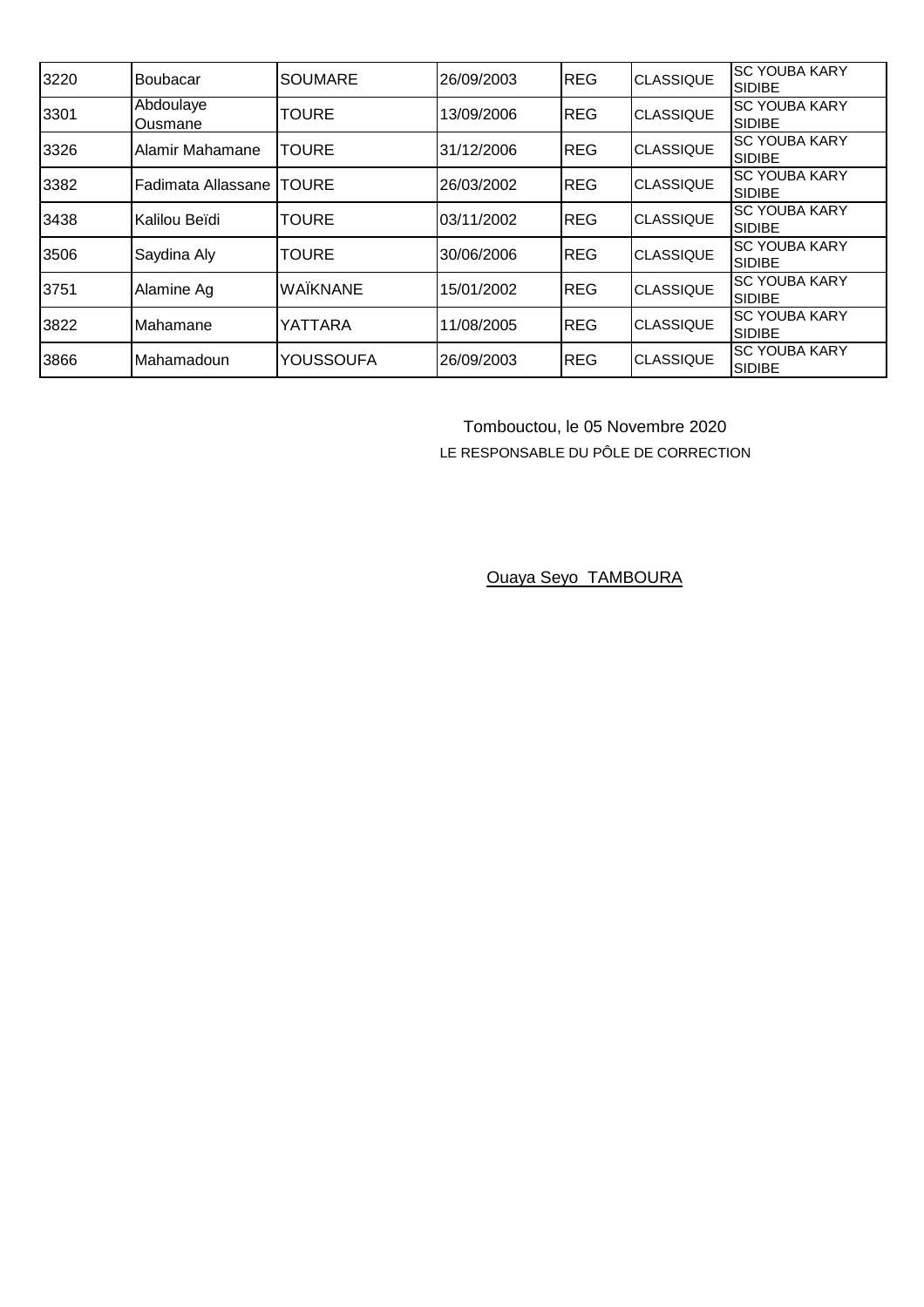| 3220 | Boubacar | SOUMARE | 26/09/2003 | REG | CLASSIQUE | SC YOUBA KARY SIDIBE |
|---|---|---|---|---|---|---|
| 3301 | Abdoulaye Ousmane | TOURE | 13/09/2006 | REG | CLASSIQUE | SC YOUBA KARY SIDIBE |
| 3326 | Alamir Mahamane | TOURE | 31/12/2006 | REG | CLASSIQUE | SC YOUBA KARY SIDIBE |
| 3382 | Fadimata Allassane | TOURE | 26/03/2002 | REG | CLASSIQUE | SC YOUBA KARY SIDIBE |
| 3438 | Kalilou Beïdi | TOURE | 03/11/2002 | REG | CLASSIQUE | SC YOUBA KARY SIDIBE |
| 3506 | Saydina Aly | TOURE | 30/06/2006 | REG | CLASSIQUE | SC YOUBA KARY SIDIBE |
| 3751 | Alamine Ag | WAÏKNANE | 15/01/2002 | REG | CLASSIQUE | SC YOUBA KARY SIDIBE |
| 3822 | Mahamane | YATTARA | 11/08/2005 | REG | CLASSIQUE | SC YOUBA KARY SIDIBE |
| 3866 | Mahamadoun | YOUSSOUFA | 26/09/2003 | REG | CLASSIQUE | SC YOUBA KARY SIDIBE |

Tombouctou, le 05 Novembre 2020

LE RESPONSABLE DU PÔLE DE CORRECTION

Ouaya Seyo TAMBOURA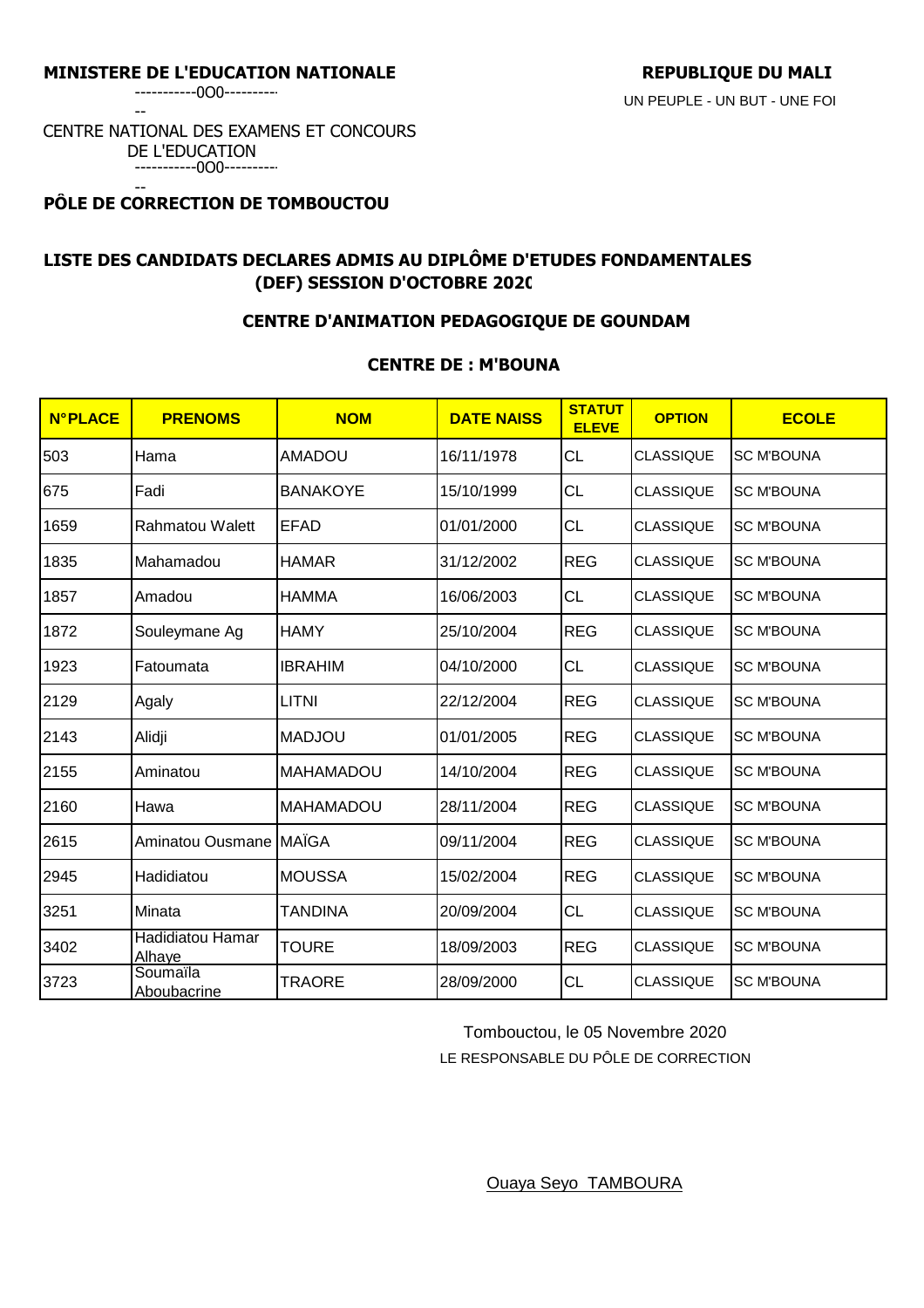**MINISTERE DE L'EDUCATION NATIONALE**

-----------0O0-----------

CENTRE NATIONAL DES EXAMENS ET CONCOURS DE L'EDUCATION

-----------0O0-----------

**PÔLE DE CORRECTION DE TOMBOUCTOU**

**REPUBLIQUE DU MALI**

UN PEUPLE - UN BUT - UNE FOI

## LISTE DES CANDIDATS DECLARES ADMIS AU DIPLÔME D'ETUDES FONDAMENTALES (DEF) SESSION D'OCTOBRE 2020

### CENTRE D'ANIMATION PEDAGOGIQUE DE GOUNDAM

### CENTRE DE : M'BOUNA

| N°PLACE | PRENOMS | NOM | DATE NAISS | STATUT ELEVE | OPTION | ECOLE |
|---|---|---|---|---|---|---|
| 503 | Hama | AMADOU | 16/11/1978 | CL | CLASSIQUE | SC M'BOUNA |
| 675 | Fadi | BANAKOYE | 15/10/1999 | CL | CLASSIQUE | SC M'BOUNA |
| 1659 | Rahmatou Walett | EFAD | 01/01/2000 | CL | CLASSIQUE | SC M'BOUNA |
| 1835 | Mahamadou | HAMAR | 31/12/2002 | REG | CLASSIQUE | SC M'BOUNA |
| 1857 | Amadou | HAMMA | 16/06/2003 | CL | CLASSIQUE | SC M'BOUNA |
| 1872 | Souleymane Ag | HAMY | 25/10/2004 | REG | CLASSIQUE | SC M'BOUNA |
| 1923 | Fatoumata | IBRAHIM | 04/10/2000 | CL | CLASSIQUE | SC M'BOUNA |
| 2129 | Agaly | LITNI | 22/12/2004 | REG | CLASSIQUE | SC M'BOUNA |
| 2143 | Alidji | MADJOU | 01/01/2005 | REG | CLASSIQUE | SC M'BOUNA |
| 2155 | Aminatou | MAHAMADOU | 14/10/2004 | REG | CLASSIQUE | SC M'BOUNA |
| 2160 | Hawa | MAHAMADOU | 28/11/2004 | REG | CLASSIQUE | SC M'BOUNA |
| 2615 | Aminatou Ousmane | MAÏGA | 09/11/2004 | REG | CLASSIQUE | SC M'BOUNA |
| 2945 | Hadidiatou | MOUSSA | 15/02/2004 | REG | CLASSIQUE | SC M'BOUNA |
| 3251 | Minata | TANDINA | 20/09/2004 | CL | CLASSIQUE | SC M'BOUNA |
| 3402 | Hadidiatou Hamar Alhaye | TOURE | 18/09/2003 | REG | CLASSIQUE | SC M'BOUNA |
| 3723 | Soumaïla Aboubacrine | TRAORE | 28/09/2000 | CL | CLASSIQUE | SC M'BOUNA |

Tombouctou, le 05 Novembre 2020

LE RESPONSABLE DU PÔLE DE CORRECTION

Ouaya Seyo TAMBOURA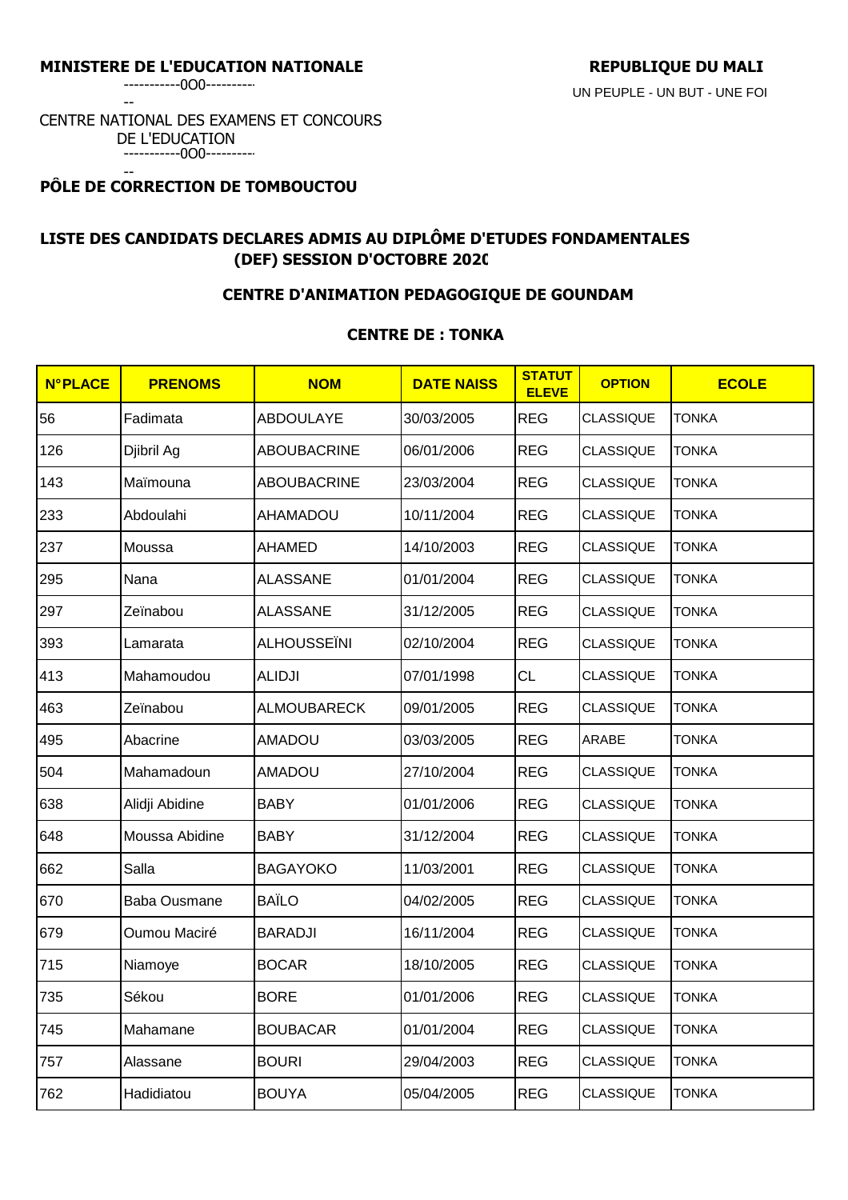**MINISTERE DE L'EDUCATION NATIONALE**

-----------0O0-----------

CENTRE NATIONAL DES EXAMENS ET CONCOURS DE L'EDUCATION

-----------0O0-----------

**PÔLE DE CORRECTION DE TOMBOUCTOU**

**REPUBLIQUE DU MALI**

UN PEUPLE - UN BUT - UNE FOI

## LISTE DES CANDIDATS DECLARES ADMIS AU DIPLÔME D'ETUDES FONDAMENTALES (DEF) SESSION D'OCTOBRE 2020

### CENTRE D'ANIMATION PEDAGOGIQUE DE GOUNDAM

### CENTRE DE : TONKA

| N°PLACE | PRENOMS | NOM | DATE NAISS | STATUT ELEVE | OPTION | ECOLE |
|---|---|---|---|---|---|---|
| 56 | Fadimata | ABDOULAYE | 30/03/2005 | REG | CLASSIQUE | TONKA |
| 126 | Djibril Ag | ABOUBACRINE | 06/01/2006 | REG | CLASSIQUE | TONKA |
| 143 | Maïmouna | ABOUBACRINE | 23/03/2004 | REG | CLASSIQUE | TONKA |
| 233 | Abdoulahi | AHAMADOU | 10/11/2004 | REG | CLASSIQUE | TONKA |
| 237 | Moussa | AHAMED | 14/10/2003 | REG | CLASSIQUE | TONKA |
| 295 | Nana | ALASSANE | 01/01/2004 | REG | CLASSIQUE | TONKA |
| 297 | Zeïnabou | ALASSANE | 31/12/2005 | REG | CLASSIQUE | TONKA |
| 393 | Lamarata | ALHOUSSEÏNI | 02/10/2004 | REG | CLASSIQUE | TONKA |
| 413 | Mahamoudou | ALIDJI | 07/01/1998 | CL | CLASSIQUE | TONKA |
| 463 | Zeïnabou | ALMOUBARECK | 09/01/2005 | REG | CLASSIQUE | TONKA |
| 495 | Abacrine | AMADOU | 03/03/2005 | REG | ARABE | TONKA |
| 504 | Mahamadoun | AMADOU | 27/10/2004 | REG | CLASSIQUE | TONKA |
| 638 | Alidji Abidine | BABY | 01/01/2006 | REG | CLASSIQUE | TONKA |
| 648 | Moussa Abidine | BABY | 31/12/2004 | REG | CLASSIQUE | TONKA |
| 662 | Salla | BAGAYOKO | 11/03/2001 | REG | CLASSIQUE | TONKA |
| 670 | Baba Ousmane | BAÏLO | 04/02/2005 | REG | CLASSIQUE | TONKA |
| 679 | Oumou Maciré | BARADJI | 16/11/2004 | REG | CLASSIQUE | TONKA |
| 715 | Niamoye | BOCAR | 18/10/2005 | REG | CLASSIQUE | TONKA |
| 735 | Sékou | BORE | 01/01/2006 | REG | CLASSIQUE | TONKA |
| 745 | Mahamane | BOUBACAR | 01/01/2004 | REG | CLASSIQUE | TONKA |
| 757 | Alassane | BOURI | 29/04/2003 | REG | CLASSIQUE | TONKA |
| 762 | Hadidiatou | BOUYA | 05/04/2005 | REG | CLASSIQUE | TONKA |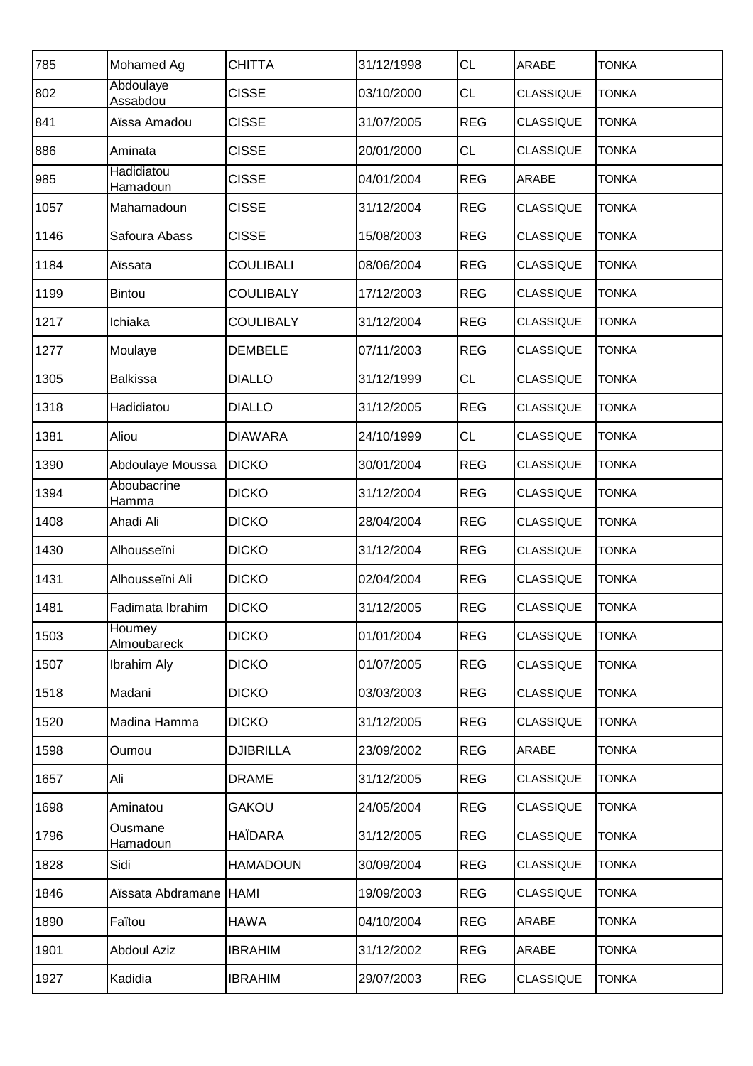| 785 | Mohamed Ag | CHITTA | 31/12/1998 | CL | ARABE | TONKA |
|---|---|---|---|---|---|---|
| 802 | Abdoulaye Assabdou | CISSE | 03/10/2000 | CL | CLASSIQUE | TONKA |
| 841 | Aïssa Amadou | CISSE | 31/07/2005 | REG | CLASSIQUE | TONKA |
| 886 | Aminata | CISSE | 20/01/2000 | CL | CLASSIQUE | TONKA |
| 985 | Hadidiatou Hamadoun | CISSE | 04/01/2004 | REG | ARABE | TONKA |
| 1057 | Mahamadoun | CISSE | 31/12/2004 | REG | CLASSIQUE | TONKA |
| 1146 | Safoura Abass | CISSE | 15/08/2003 | REG | CLASSIQUE | TONKA |
| 1184 | Aïssata | COULIBALI | 08/06/2004 | REG | CLASSIQUE | TONKA |
| 1199 | Bintou | COULIBALY | 17/12/2003 | REG | CLASSIQUE | TONKA |
| 1217 | Ichiaka | COULIBALY | 31/12/2004 | REG | CLASSIQUE | TONKA |
| 1277 | Moulaye | DEMBELE | 07/11/2003 | REG | CLASSIQUE | TONKA |
| 1305 | Balkissa | DIALLO | 31/12/1999 | CL | CLASSIQUE | TONKA |
| 1318 | Hadidiatou | DIALLO | 31/12/2005 | REG | CLASSIQUE | TONKA |
| 1381 | Aliou | DIAWARA | 24/10/1999 | CL | CLASSIQUE | TONKA |
| 1390 | Abdoulaye Moussa | DICKO | 30/01/2004 | REG | CLASSIQUE | TONKA |
| 1394 | Aboubacrine Hamma | DICKO | 31/12/2004 | REG | CLASSIQUE | TONKA |
| 1408 | Ahadi Ali | DICKO | 28/04/2004 | REG | CLASSIQUE | TONKA |
| 1430 | Alhousseïni | DICKO | 31/12/2004 | REG | CLASSIQUE | TONKA |
| 1431 | Alhousseïni Ali | DICKO | 02/04/2004 | REG | CLASSIQUE | TONKA |
| 1481 | Fadimata Ibrahim | DICKO | 31/12/2005 | REG | CLASSIQUE | TONKA |
| 1503 | Houmey Almoubareck | DICKO | 01/01/2004 | REG | CLASSIQUE | TONKA |
| 1507 | Ibrahim Aly | DICKO | 01/07/2005 | REG | CLASSIQUE | TONKA |
| 1518 | Madani | DICKO | 03/03/2003 | REG | CLASSIQUE | TONKA |
| 1520 | Madina Hamma | DICKO | 31/12/2005 | REG | CLASSIQUE | TONKA |
| 1598 | Oumou | DJIBRILLA | 23/09/2002 | REG | ARABE | TONKA |
| 1657 | Ali | DRAME | 31/12/2005 | REG | CLASSIQUE | TONKA |
| 1698 | Aminatou | GAKOU | 24/05/2004 | REG | CLASSIQUE | TONKA |
| 1796 | Ousmane Hamadoun | HAÏDARA | 31/12/2005 | REG | CLASSIQUE | TONKA |
| 1828 | Sidi | HAMADOUN | 30/09/2004 | REG | CLASSIQUE | TONKA |
| 1846 | Aïssata Abdramane | HAMI | 19/09/2003 | REG | CLASSIQUE | TONKA |
| 1890 | Faïtou | HAWA | 04/10/2004 | REG | ARABE | TONKA |
| 1901 | Abdoul Aziz | IBRAHIM | 31/12/2002 | REG | ARABE | TONKA |
| 1927 | Kadidia | IBRAHIM | 29/07/2003 | REG | CLASSIQUE | TONKA |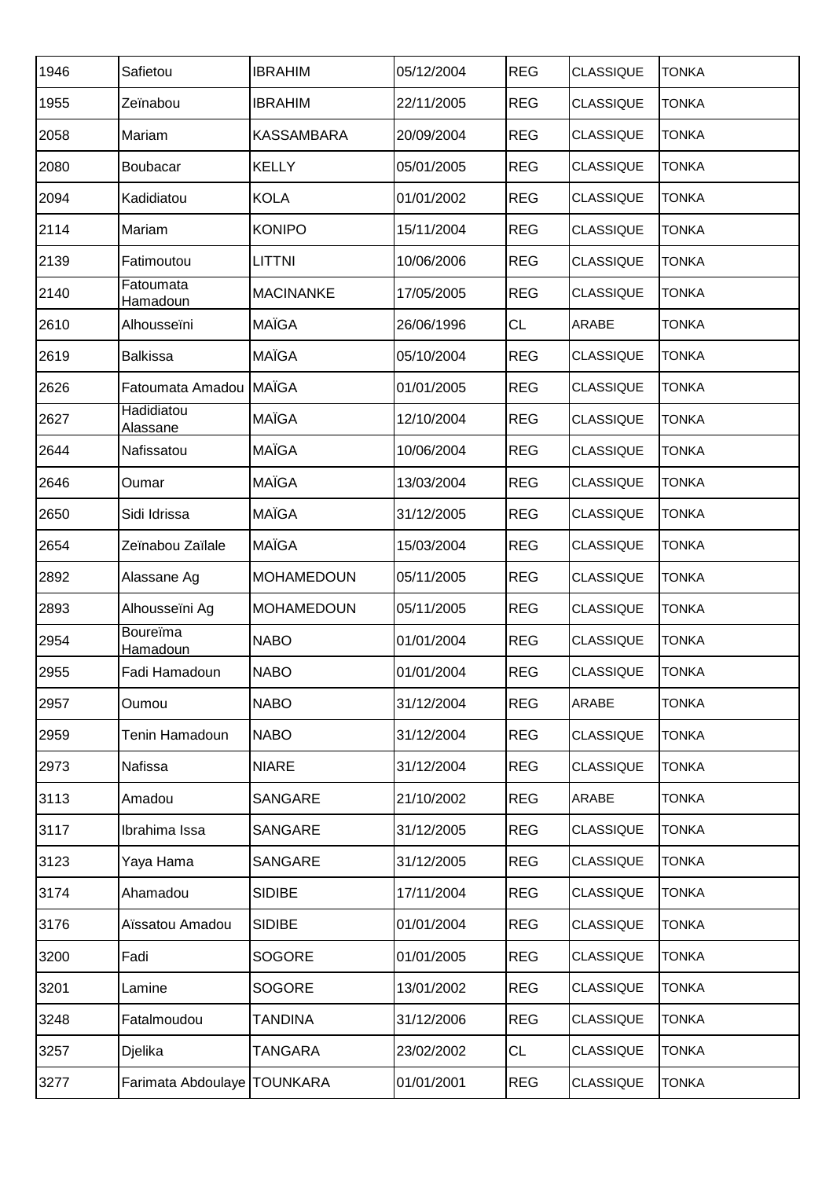| 1946 | Safietou | IBRAHIM | 05/12/2004 | REG | CLASSIQUE | TONKA |
|---|---|---|---|---|---|---|
| 1955 | Zeïnabou | IBRAHIM | 22/11/2005 | REG | CLASSIQUE | TONKA |
| 2058 | Mariam | KASSAMBARA | 20/09/2004 | REG | CLASSIQUE | TONKA |
| 2080 | Boubacar | KELLY | 05/01/2005 | REG | CLASSIQUE | TONKA |
| 2094 | Kadidiatou | KOLA | 01/01/2002 | REG | CLASSIQUE | TONKA |
| 2114 | Mariam | KONIPO | 15/11/2004 | REG | CLASSIQUE | TONKA |
| 2139 | Fatimoutou | LITTNI | 10/06/2006 | REG | CLASSIQUE | TONKA |
| 2140 | Fatoumata Hamadoun | MACINANKE | 17/05/2005 | REG | CLASSIQUE | TONKA |
| 2610 | Alhousseïni | MAÏGA | 26/06/1996 | CL | ARABE | TONKA |
| 2619 | Balkissa | MAÏGA | 05/10/2004 | REG | CLASSIQUE | TONKA |
| 2626 | Fatoumata Amadou | MAÏGA | 01/01/2005 | REG | CLASSIQUE | TONKA |
| 2627 | Hadidiatou Alassane | MAÏGA | 12/10/2004 | REG | CLASSIQUE | TONKA |
| 2644 | Nafissatou | MAÏGA | 10/06/2004 | REG | CLASSIQUE | TONKA |
| 2646 | Oumar | MAÏGA | 13/03/2004 | REG | CLASSIQUE | TONKA |
| 2650 | Sidi Idrissa | MAÏGA | 31/12/2005 | REG | CLASSIQUE | TONKA |
| 2654 | Zeïnabou Zaïlale | MAÏGA | 15/03/2004 | REG | CLASSIQUE | TONKA |
| 2892 | Alassane Ag | MOHAMEDOUN | 05/11/2005 | REG | CLASSIQUE | TONKA |
| 2893 | Alhousseïni Ag | MOHAMEDOUN | 05/11/2005 | REG | CLASSIQUE | TONKA |
| 2954 | Boureïma Hamadoun | NABO | 01/01/2004 | REG | CLASSIQUE | TONKA |
| 2955 | Fadi Hamadoun | NABO | 01/01/2004 | REG | CLASSIQUE | TONKA |
| 2957 | Oumou | NABO | 31/12/2004 | REG | ARABE | TONKA |
| 2959 | Tenin Hamadoun | NABO | 31/12/2004 | REG | CLASSIQUE | TONKA |
| 2973 | Nafissa | NIARE | 31/12/2004 | REG | CLASSIQUE | TONKA |
| 3113 | Amadou | SANGARE | 21/10/2002 | REG | ARABE | TONKA |
| 3117 | Ibrahima Issa | SANGARE | 31/12/2005 | REG | CLASSIQUE | TONKA |
| 3123 | Yaya Hama | SANGARE | 31/12/2005 | REG | CLASSIQUE | TONKA |
| 3174 | Ahamadou | SIDIBE | 17/11/2004 | REG | CLASSIQUE | TONKA |
| 3176 | Aïssatou Amadou | SIDIBE | 01/01/2004 | REG | CLASSIQUE | TONKA |
| 3200 | Fadi | SOGORE | 01/01/2005 | REG | CLASSIQUE | TONKA |
| 3201 | Lamine | SOGORE | 13/01/2002 | REG | CLASSIQUE | TONKA |
| 3248 | Fatalmoudou | TANDINA | 31/12/2006 | REG | CLASSIQUE | TONKA |
| 3257 | Djelika | TANGARA | 23/02/2002 | CL | CLASSIQUE | TONKA |
| 3277 | Farimata Abdoulaye | TOUNKARA | 01/01/2001 | REG | CLASSIQUE | TONKA |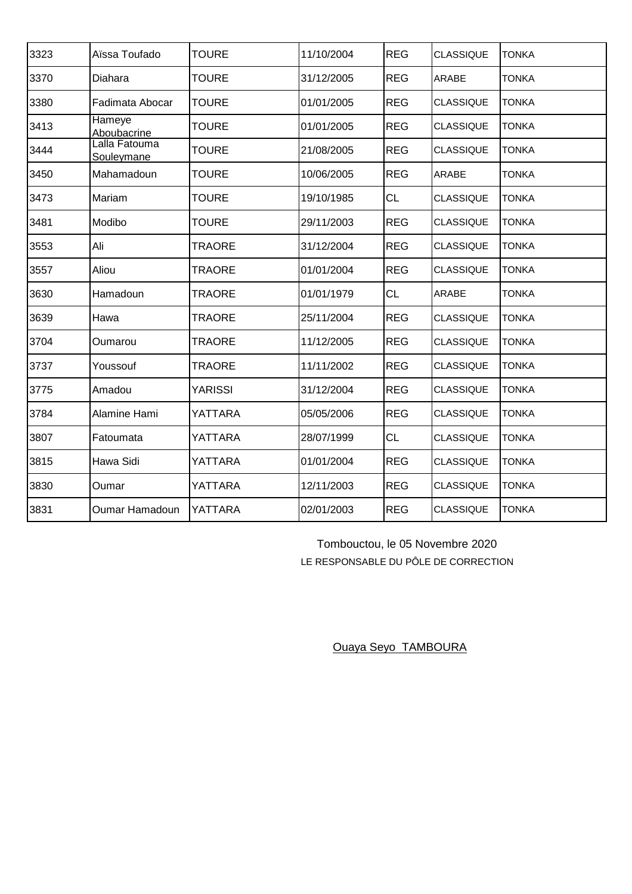| 3323 | Aïssa Toufado | TOURE | 11/10/2004 | REG | CLASSIQUE | TONKA |
|---|---|---|---|---|---|---|
| 3370 | Diahara | TOURE | 31/12/2005 | REG | ARABE | TONKA |
| 3380 | Fadimata Abocar | TOURE | 01/01/2005 | REG | CLASSIQUE | TONKA |
| 3413 | Hameye Aboubacrine | TOURE | 01/01/2005 | REG | CLASSIQUE | TONKA |
| 3444 | Lalla Fatouma Souleymane | TOURE | 21/08/2005 | REG | CLASSIQUE | TONKA |
| 3450 | Mahamadoun | TOURE | 10/06/2005 | REG | ARABE | TONKA |
| 3473 | Mariam | TOURE | 19/10/1985 | CL | CLASSIQUE | TONKA |
| 3481 | Modibo | TOURE | 29/11/2003 | REG | CLASSIQUE | TONKA |
| 3553 | Ali | TRAORE | 31/12/2004 | REG | CLASSIQUE | TONKA |
| 3557 | Aliou | TRAORE | 01/01/2004 | REG | CLASSIQUE | TONKA |
| 3630 | Hamadoun | TRAORE | 01/01/1979 | CL | ARABE | TONKA |
| 3639 | Hawa | TRAORE | 25/11/2004 | REG | CLASSIQUE | TONKA |
| 3704 | Oumarou | TRAORE | 11/12/2005 | REG | CLASSIQUE | TONKA |
| 3737 | Youssouf | TRAORE | 11/11/2002 | REG | CLASSIQUE | TONKA |
| 3775 | Amadou | YARISSI | 31/12/2004 | REG | CLASSIQUE | TONKA |
| 3784 | Alamine Hami | YATTARA | 05/05/2006 | REG | CLASSIQUE | TONKA |
| 3807 | Fatoumata | YATTARA | 28/07/1999 | CL | CLASSIQUE | TONKA |
| 3815 | Hawa Sidi | YATTARA | 01/01/2004 | REG | CLASSIQUE | TONKA |
| 3830 | Oumar | YATTARA | 12/11/2003 | REG | CLASSIQUE | TONKA |
| 3831 | Oumar Hamadoun | YATTARA | 02/01/2003 | REG | CLASSIQUE | TONKA |

Tombouctou, le 05 Novembre 2020

LE RESPONSABLE DU PÔLE DE CORRECTION

Ouaya Seyo TAMBOURA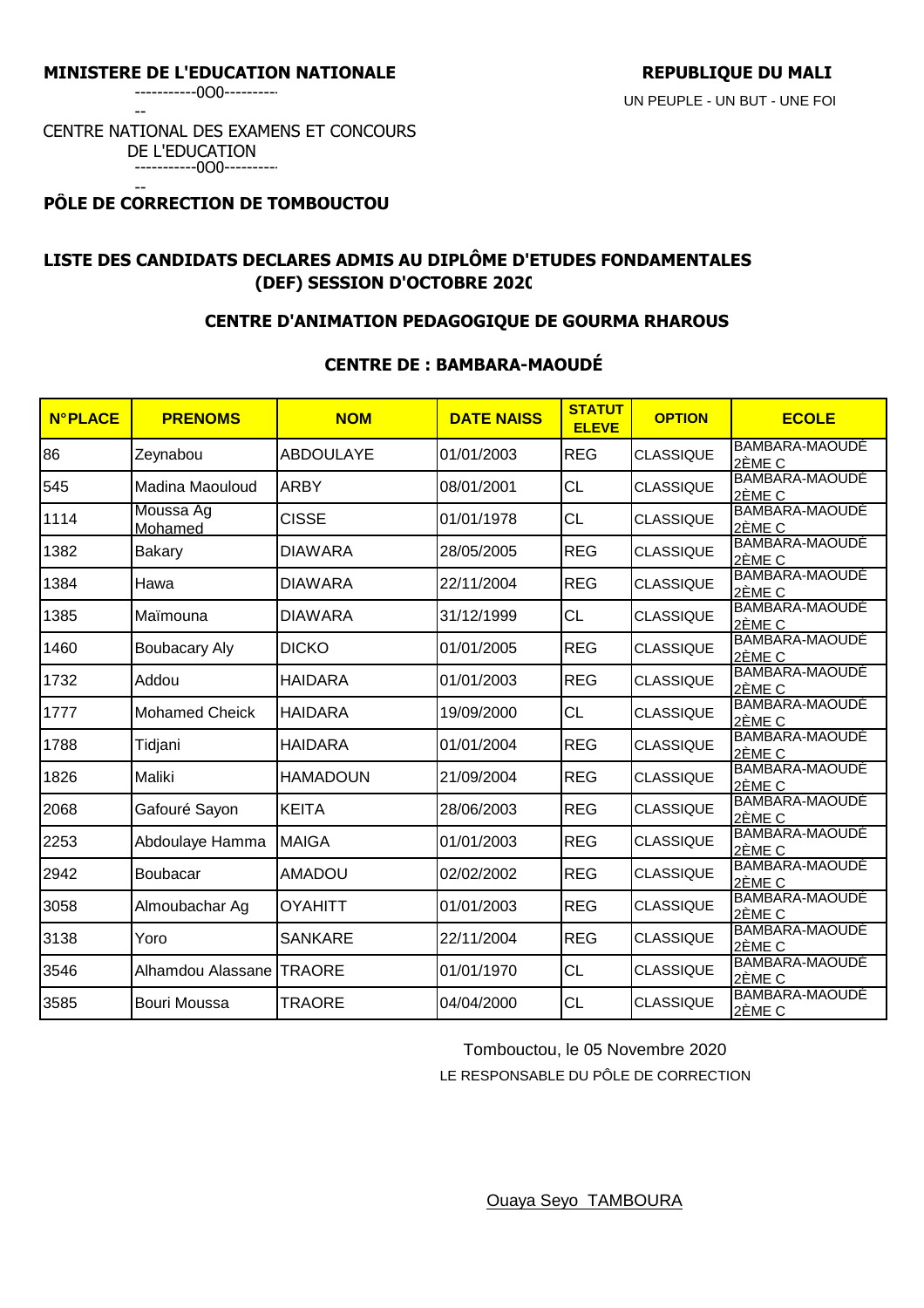**MINISTERE DE L'EDUCATION NATIONALE**

-----------0O0-----------

CENTRE NATIONAL DES EXAMENS ET CONCOURS DE L'EDUCATION

-----------0O0-----------

**PÔLE DE CORRECTION DE TOMBOUCTOU**

**REPUBLIQUE DU MALI**

UN PEUPLE - UN BUT - UNE FOI

## LISTE DES CANDIDATS DECLARES ADMIS AU DIPLÔME D'ETUDES FONDAMENTALES (DEF) SESSION D'OCTOBRE 2020

### CENTRE D'ANIMATION PEDAGOGIQUE DE GOURMA RHAROUS

### CENTRE DE : BAMBARA-MAOUDÉ

| N°PLACE | PRENOMS | NOM | DATE NAISS | STATUT ELEVE | OPTION | ECOLE |
|---|---|---|---|---|---|---|
| 86 | Zeynabou | ABDOULAYE | 01/01/2003 | REG | CLASSIQUE | BAMBARA-MAOUDÉ 2ÈME C |
| 545 | Madina Maouloud | ARBY | 08/01/2001 | CL | CLASSIQUE | BAMBARA-MAOUDÉ 2ÈME C |
| 1114 | Moussa Ag Mohamed | CISSE | 01/01/1978 | CL | CLASSIQUE | BAMBARA-MAOUDÉ 2ÈME C |
| 1382 | Bakary | DIAWARA | 28/05/2005 | REG | CLASSIQUE | BAMBARA-MAOUDÉ 2ÈME C |
| 1384 | Hawa | DIAWARA | 22/11/2004 | REG | CLASSIQUE | BAMBARA-MAOUDÉ 2ÈME C |
| 1385 | Maïmouna | DIAWARA | 31/12/1999 | CL | CLASSIQUE | BAMBARA-MAOUDÉ 2ÈME C |
| 1460 | Boubacary Aly | DICKO | 01/01/2005 | REG | CLASSIQUE | BAMBARA-MAOUDÉ 2ÈME C |
| 1732 | Addou | HAIDARA | 01/01/2003 | REG | CLASSIQUE | BAMBARA-MAOUDÉ 2ÈME C |
| 1777 | Mohamed Cheick | HAIDARA | 19/09/2000 | CL | CLASSIQUE | BAMBARA-MAOUDÉ 2ÈME C |
| 1788 | Tidjani | HAIDARA | 01/01/2004 | REG | CLASSIQUE | BAMBARA-MAOUDÉ 2ÈME C |
| 1826 | Maliki | HAMADOUN | 21/09/2004 | REG | CLASSIQUE | BAMBARA-MAOUDÉ 2ÈME C |
| 2068 | Gafouré Sayon | KEITA | 28/06/2003 | REG | CLASSIQUE | BAMBARA-MAOUDÉ 2ÈME C |
| 2253 | Abdoulaye Hamma | MAIGA | 01/01/2003 | REG | CLASSIQUE | BAMBARA-MAOUDÉ 2ÈME C |
| 2942 | Boubacar | AMADOU | 02/02/2002 | REG | CLASSIQUE | BAMBARA-MAOUDÉ 2ÈME C |
| 3058 | Almoubachar Ag | OYAHITT | 01/01/2003 | REG | CLASSIQUE | BAMBARA-MAOUDÉ 2ÈME C |
| 3138 | Yoro | SANKARE | 22/11/2004 | REG | CLASSIQUE | BAMBARA-MAOUDÉ 2ÈME C |
| 3546 | Alhamdou Alassane | TRAORE | 01/01/1970 | CL | CLASSIQUE | BAMBARA-MAOUDÉ 2ÈME C |
| 3585 | Bouri Moussa | TRAORE | 04/04/2000 | CL | CLASSIQUE | BAMBARA-MAOUDÉ 2ÈME C |

Tombouctou, le 05 Novembre 2020

LE RESPONSABLE DU PÔLE DE CORRECTION

Ouaya Seyo TAMBOURA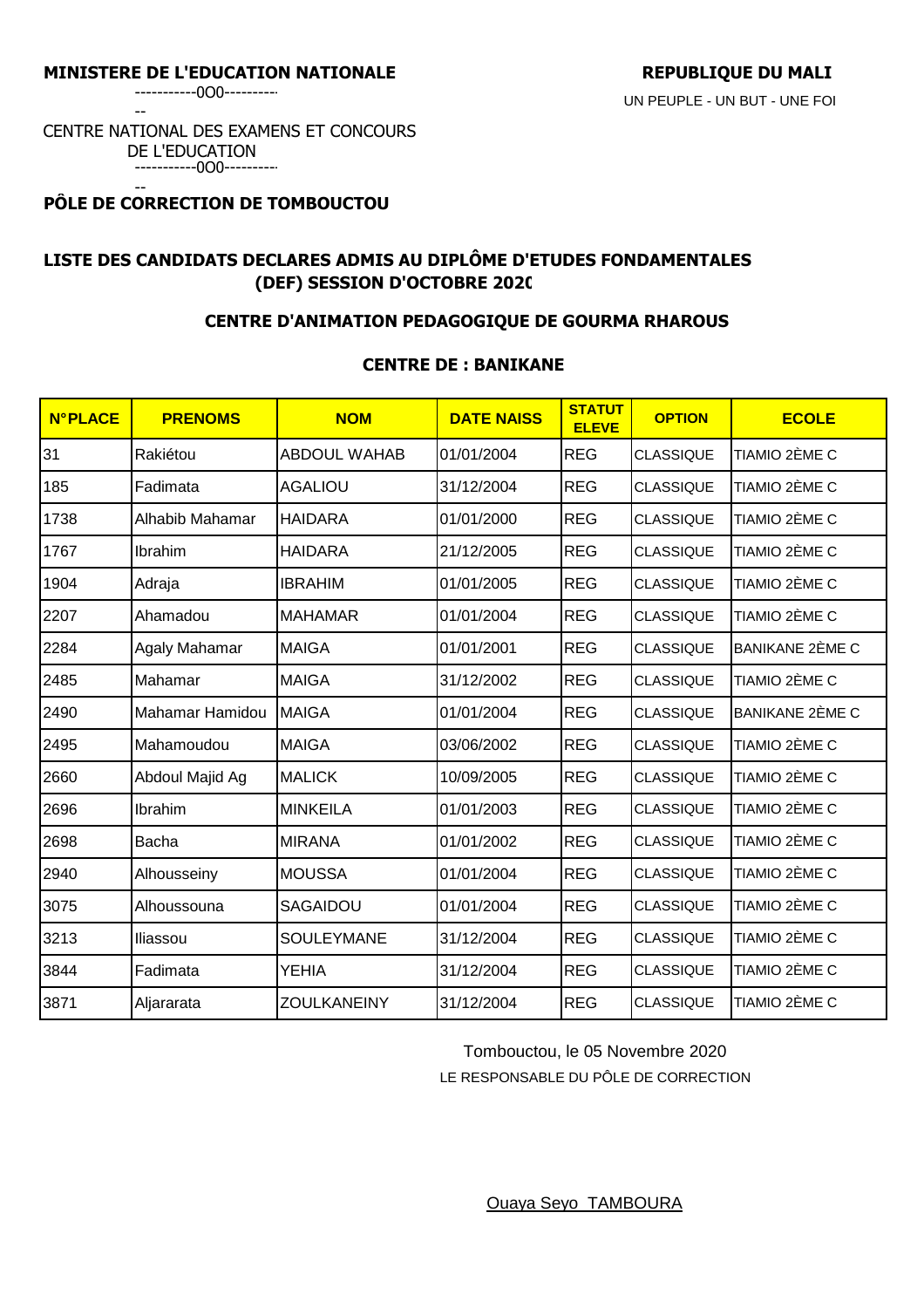**MINISTERE DE L'EDUCATION NATIONALE**

-----------0O0-----------

CENTRE NATIONAL DES EXAMENS ET CONCOURS DE L'EDUCATION

-----------0O0-----------

**PÔLE DE CORRECTION DE TOMBOUCTOU**

**REPUBLIQUE DU MALI**

UN PEUPLE - UN BUT - UNE FOI

## LISTE DES CANDIDATS DECLARES ADMIS AU DIPLÔME D'ETUDES FONDAMENTALES (DEF) SESSION D'OCTOBRE 2020

### CENTRE D'ANIMATION PEDAGOGIQUE DE GOURMA RHAROUS

### CENTRE DE : BANIKANE

| N°PLACE | PRENOMS | NOM | DATE NAISS | STATUT ELEVE | OPTION | ECOLE |
|---|---|---|---|---|---|---|
| 31 | Rakiétou | ABDOUL WAHAB | 01/01/2004 | REG | CLASSIQUE | TIAMIO 2ÈME C |
| 185 | Fadimata | AGALIOU | 31/12/2004 | REG | CLASSIQUE | TIAMIO 2ÈME C |
| 1738 | Alhabib Mahamar | HAIDARA | 01/01/2000 | REG | CLASSIQUE | TIAMIO 2ÈME C |
| 1767 | Ibrahim | HAIDARA | 21/12/2005 | REG | CLASSIQUE | TIAMIO 2ÈME C |
| 1904 | Adraja | IBRAHIM | 01/01/2005 | REG | CLASSIQUE | TIAMIO 2ÈME C |
| 2207 | Ahamadou | MAHAMAR | 01/01/2004 | REG | CLASSIQUE | TIAMIO 2ÈME C |
| 2284 | Agaly Mahamar | MAIGA | 01/01/2001 | REG | CLASSIQUE | BANIKANE 2ÈME C |
| 2485 | Mahamar | MAIGA | 31/12/2002 | REG | CLASSIQUE | TIAMIO 2ÈME C |
| 2490 | Mahamar Hamidou | MAIGA | 01/01/2004 | REG | CLASSIQUE | BANIKANE 2ÈME C |
| 2495 | Mahamoudou | MAIGA | 03/06/2002 | REG | CLASSIQUE | TIAMIO 2ÈME C |
| 2660 | Abdoul Majid Ag | MALICK | 10/09/2005 | REG | CLASSIQUE | TIAMIO 2ÈME C |
| 2696 | Ibrahim | MINKEILA | 01/01/2003 | REG | CLASSIQUE | TIAMIO 2ÈME C |
| 2698 | Bacha | MIRANA | 01/01/2002 | REG | CLASSIQUE | TIAMIO 2ÈME C |
| 2940 | Alhousseiny | MOUSSA | 01/01/2004 | REG | CLASSIQUE | TIAMIO 2ÈME C |
| 3075 | Alhoussouna | SAGAIDOU | 01/01/2004 | REG | CLASSIQUE | TIAMIO 2ÈME C |
| 3213 | Iliassou | SOULEYMANE | 31/12/2004 | REG | CLASSIQUE | TIAMIO 2ÈME C |
| 3844 | Fadimata | YEHIA | 31/12/2004 | REG | CLASSIQUE | TIAMIO 2ÈME C |
| 3871 | Aljararata | ZOULKANEINY | 31/12/2004 | REG | CLASSIQUE | TIAMIO 2ÈME C |

Tombouctou, le 05 Novembre 2020

LE RESPONSABLE DU PÔLE DE CORRECTION

Ouaya Seyo TAMBOURA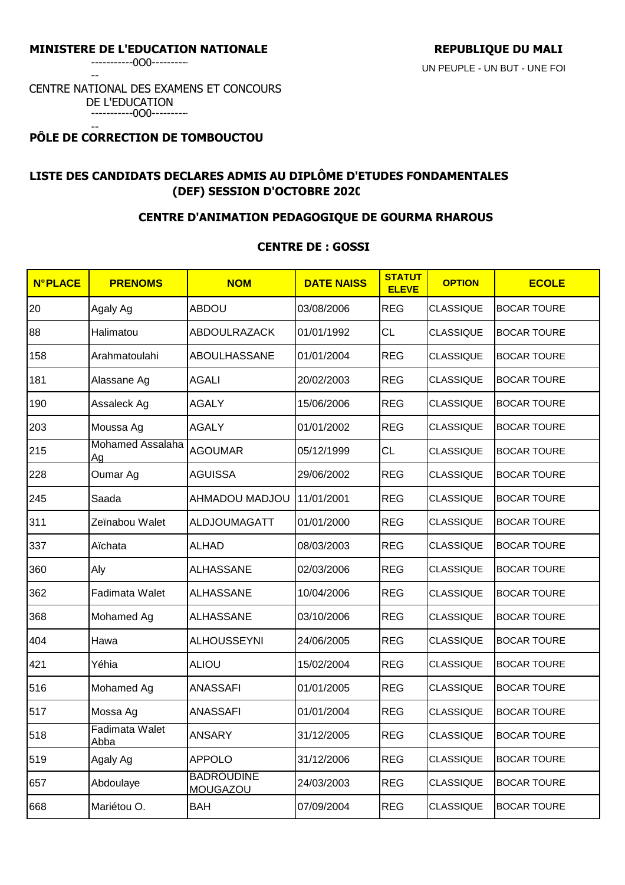**MINISTERE DE L'EDUCATION NATIONALE**

-----------0O0-----------

CENTRE NATIONAL DES EXAMENS ET CONCOURS DE L'EDUCATION

-----------0O0-----------

**PÔLE DE CORRECTION DE TOMBOUCTOU**

**REPUBLIQUE DU MALI**

UN PEUPLE - UN BUT - UNE FOI

## LISTE DES CANDIDATS DECLARES ADMIS AU DIPLÔME D'ETUDES FONDAMENTALES (DEF) SESSION D'OCTOBRE 2020

### CENTRE D'ANIMATION PEDAGOGIQUE DE GOURMA RHAROUS

### CENTRE DE : GOSSI

| N°PLACE | PRENOMS | NOM | DATE NAISS | STATUT ELEVE | OPTION | ECOLE |
|---|---|---|---|---|---|---|
| 20 | Agaly Ag | ABDOU | 03/08/2006 | REG | CLASSIQUE | BOCAR TOURE |
| 88 | Halimatou | ABDOULRAZACK | 01/01/1992 | CL | CLASSIQUE | BOCAR TOURE |
| 158 | Arahmatoulahi | ABOULHASSANE | 01/01/2004 | REG | CLASSIQUE | BOCAR TOURE |
| 181 | Alassane Ag | AGALI | 20/02/2003 | REG | CLASSIQUE | BOCAR TOURE |
| 190 | Assaleck Ag | AGALY | 15/06/2006 | REG | CLASSIQUE | BOCAR TOURE |
| 203 | Moussa Ag | AGALY | 01/01/2002 | REG | CLASSIQUE | BOCAR TOURE |
| 215 | Mohamed Assalaha Ag | AGOUMAR | 05/12/1999 | CL | CLASSIQUE | BOCAR TOURE |
| 228 | Oumar Ag | AGUISSA | 29/06/2002 | REG | CLASSIQUE | BOCAR TOURE |
| 245 | Saada | AHMADOU MADJOU | 11/01/2001 | REG | CLASSIQUE | BOCAR TOURE |
| 311 | Zeïnabou Walet | ALDJOUMAGATT | 01/01/2000 | REG | CLASSIQUE | BOCAR TOURE |
| 337 | Aïchata | ALHAD | 08/03/2003 | REG | CLASSIQUE | BOCAR TOURE |
| 360 | Aly | ALHASSANE | 02/03/2006 | REG | CLASSIQUE | BOCAR TOURE |
| 362 | Fadimata Walet | ALHASSANE | 10/04/2006 | REG | CLASSIQUE | BOCAR TOURE |
| 368 | Mohamed Ag | ALHASSANE | 03/10/2006 | REG | CLASSIQUE | BOCAR TOURE |
| 404 | Hawa | ALHOUSSEYNI | 24/06/2005 | REG | CLASSIQUE | BOCAR TOURE |
| 421 | Yéhia | ALIOU | 15/02/2004 | REG | CLASSIQUE | BOCAR TOURE |
| 516 | Mohamed Ag | ANASSAFI | 01/01/2005 | REG | CLASSIQUE | BOCAR TOURE |
| 517 | Mossa Ag | ANASSAFI | 01/01/2004 | REG | CLASSIQUE | BOCAR TOURE |
| 518 | Fadimata Walet Abba | ANSARY | 31/12/2005 | REG | CLASSIQUE | BOCAR TOURE |
| 519 | Agaly Ag | APPOLO | 31/12/2006 | REG | CLASSIQUE | BOCAR TOURE |
| 657 | Abdoulaye | BADROUDINE MOUGAZOU | 24/03/2003 | REG | CLASSIQUE | BOCAR TOURE |
| 668 | Mariétou O. | BAH | 07/09/2004 | REG | CLASSIQUE | BOCAR TOURE |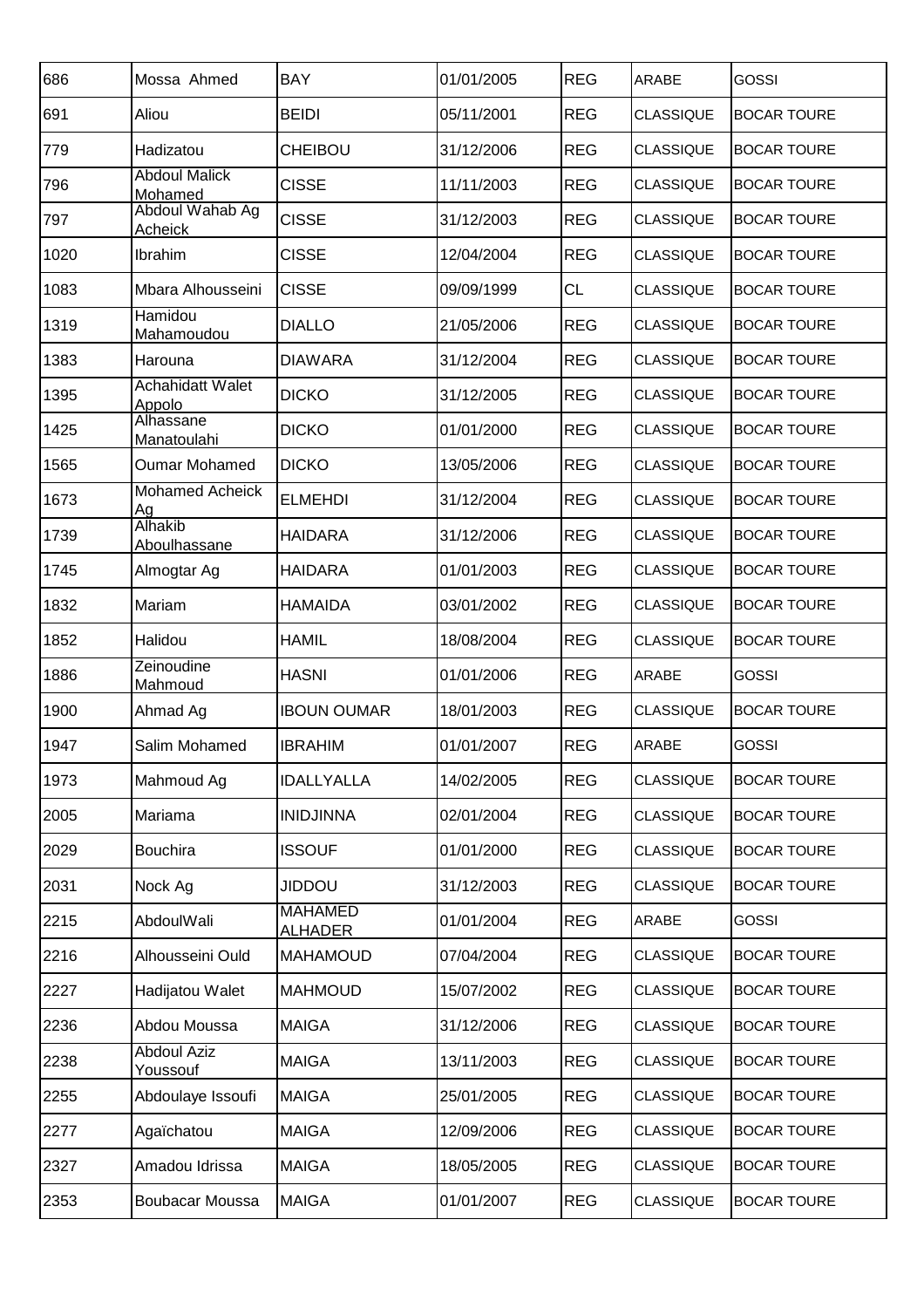| 686 | Mossa Ahmed | BAY | 01/01/2005 | REG | ARABE | GOSSI |
|---|---|---|---|---|---|---|
| 691 | Aliou | BEIDI | 05/11/2001 | REG | CLASSIQUE | BOCAR TOURE |
| 779 | Hadizatou | CHEIBOU | 31/12/2006 | REG | CLASSIQUE | BOCAR TOURE |
| 796 | Abdoul Malick Mohamed | CISSE | 11/11/2003 | REG | CLASSIQUE | BOCAR TOURE |
| 797 | Abdoul Wahab Ag Acheick | CISSE | 31/12/2003 | REG | CLASSIQUE | BOCAR TOURE |
| 1020 | Ibrahim | CISSE | 12/04/2004 | REG | CLASSIQUE | BOCAR TOURE |
| 1083 | Mbara Alhousseini | CISSE | 09/09/1999 | CL | CLASSIQUE | BOCAR TOURE |
| 1319 | Hamidou Mahamoudou | DIALLO | 21/05/2006 | REG | CLASSIQUE | BOCAR TOURE |
| 1383 | Harouna | DIAWARA | 31/12/2004 | REG | CLASSIQUE | BOCAR TOURE |
| 1395 | Achahidatt Walet Appolo | DICKO | 31/12/2005 | REG | CLASSIQUE | BOCAR TOURE |
| 1425 | Alhassane Manatoulahi | DICKO | 01/01/2000 | REG | CLASSIQUE | BOCAR TOURE |
| 1565 | Oumar Mohamed | DICKO | 13/05/2006 | REG | CLASSIQUE | BOCAR TOURE |
| 1673 | Mohamed Acheick Ag | ELMEHDI | 31/12/2004 | REG | CLASSIQUE | BOCAR TOURE |
| 1739 | Alhakib Aboulhassane | HAIDARA | 31/12/2006 | REG | CLASSIQUE | BOCAR TOURE |
| 1745 | Almogtar Ag | HAIDARA | 01/01/2003 | REG | CLASSIQUE | BOCAR TOURE |
| 1832 | Mariam | HAMAIDA | 03/01/2002 | REG | CLASSIQUE | BOCAR TOURE |
| 1852 | Halidou | HAMIL | 18/08/2004 | REG | CLASSIQUE | BOCAR TOURE |
| 1886 | Zeinoudine Mahmoud | HASNI | 01/01/2006 | REG | ARABE | GOSSI |
| 1900 | Ahmad Ag | IBOUN OUMAR | 18/01/2003 | REG | CLASSIQUE | BOCAR TOURE |
| 1947 | Salim Mohamed | IBRAHIM | 01/01/2007 | REG | ARABE | GOSSI |
| 1973 | Mahmoud Ag | IDALLYALLA | 14/02/2005 | REG | CLASSIQUE | BOCAR TOURE |
| 2005 | Mariama | INIDJINNA | 02/01/2004 | REG | CLASSIQUE | BOCAR TOURE |
| 2029 | Bouchira | ISSOUF | 01/01/2000 | REG | CLASSIQUE | BOCAR TOURE |
| 2031 | Nock Ag | JIDDOU | 31/12/2003 | REG | CLASSIQUE | BOCAR TOURE |
| 2215 | AbdoulWali | MAHAMED ALHADER | 01/01/2004 | REG | ARABE | GOSSI |
| 2216 | Alhousseini Ould | MAHAMOUD | 07/04/2004 | REG | CLASSIQUE | BOCAR TOURE |
| 2227 | Hadijatou Walet | MAHMOUD | 15/07/2002 | REG | CLASSIQUE | BOCAR TOURE |
| 2236 | Abdou Moussa | MAIGA | 31/12/2006 | REG | CLASSIQUE | BOCAR TOURE |
| 2238 | Abdoul Aziz Youssouf | MAIGA | 13/11/2003 | REG | CLASSIQUE | BOCAR TOURE |
| 2255 | Abdoulaye Issoufi | MAIGA | 25/01/2005 | REG | CLASSIQUE | BOCAR TOURE |
| 2277 | Agaïchatou | MAIGA | 12/09/2006 | REG | CLASSIQUE | BOCAR TOURE |
| 2327 | Amadou Idrissa | MAIGA | 18/05/2005 | REG | CLASSIQUE | BOCAR TOURE |
| 2353 | Boubacar Moussa | MAIGA | 01/01/2007 | REG | CLASSIQUE | BOCAR TOURE |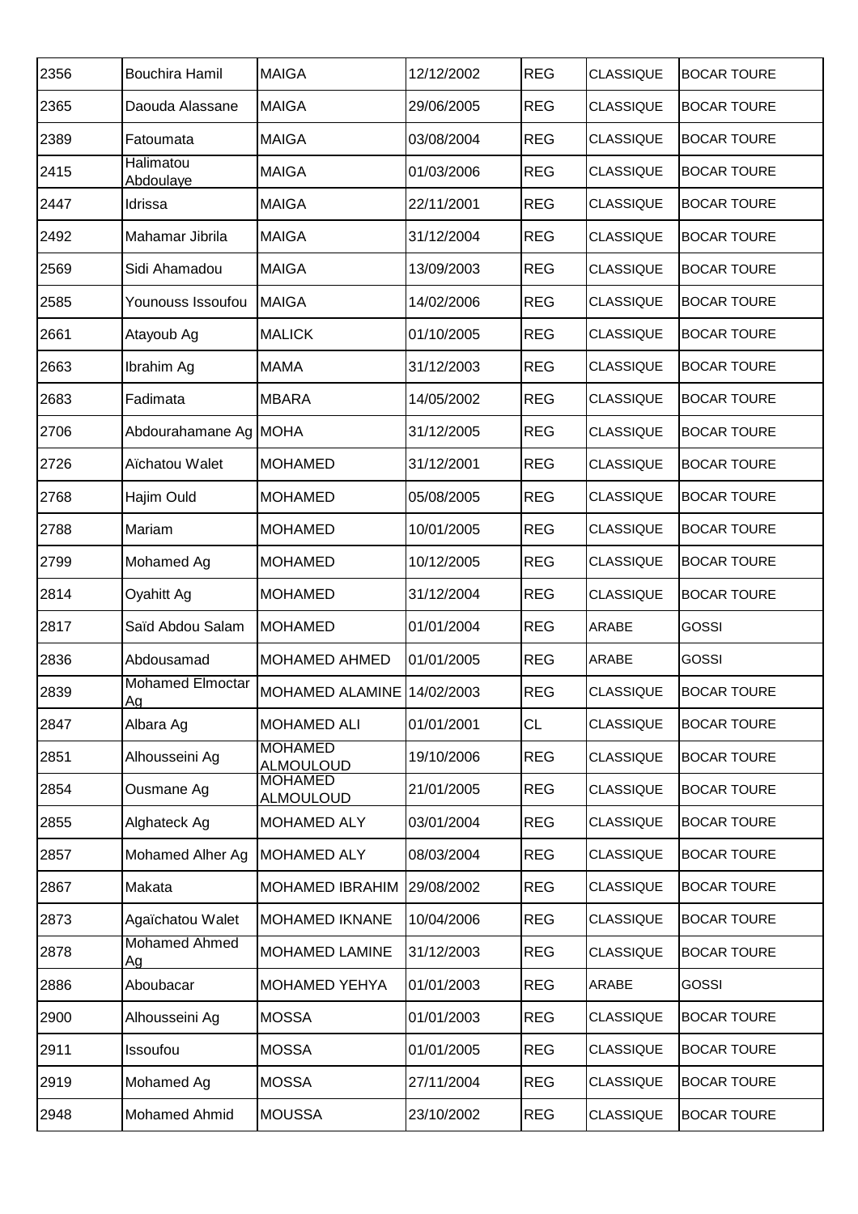| | | | | | | |
|---|---|---|---|---|---|---|
| 2356 | Bouchira Hamil | MAIGA | 12/12/2002 | REG | CLASSIQUE | BOCAR TOURE |
| 2365 | Daouda Alassane | MAIGA | 29/06/2005 | REG | CLASSIQUE | BOCAR TOURE |
| 2389 | Fatoumata | MAIGA | 03/08/2004 | REG | CLASSIQUE | BOCAR TOURE |
| 2415 | Halimatou Abdoulaye | MAIGA | 01/03/2006 | REG | CLASSIQUE | BOCAR TOURE |
| 2447 | Idrissa | MAIGA | 22/11/2001 | REG | CLASSIQUE | BOCAR TOURE |
| 2492 | Mahamar Jibrila | MAIGA | 31/12/2004 | REG | CLASSIQUE | BOCAR TOURE |
| 2569 | Sidi Ahamadou | MAIGA | 13/09/2003 | REG | CLASSIQUE | BOCAR TOURE |
| 2585 | Younouss Issoufou | MAIGA | 14/02/2006 | REG | CLASSIQUE | BOCAR TOURE |
| 2661 | Atayoub Ag | MALICK | 01/10/2005 | REG | CLASSIQUE | BOCAR TOURE |
| 2663 | Ibrahim Ag | MAMA | 31/12/2003 | REG | CLASSIQUE | BOCAR TOURE |
| 2683 | Fadimata | MBARA | 14/05/2002 | REG | CLASSIQUE | BOCAR TOURE |
| 2706 | Abdourahamane Ag | MOHA | 31/12/2005 | REG | CLASSIQUE | BOCAR TOURE |
| 2726 | Aïchatou Walet | MOHAMED | 31/12/2001 | REG | CLASSIQUE | BOCAR TOURE |
| 2768 | Hajim Ould | MOHAMED | 05/08/2005 | REG | CLASSIQUE | BOCAR TOURE |
| 2788 | Mariam | MOHAMED | 10/01/2005 | REG | CLASSIQUE | BOCAR TOURE |
| 2799 | Mohamed Ag | MOHAMED | 10/12/2005 | REG | CLASSIQUE | BOCAR TOURE |
| 2814 | Oyahitt Ag | MOHAMED | 31/12/2004 | REG | CLASSIQUE | BOCAR TOURE |
| 2817 | Saïd Abdou Salam | MOHAMED | 01/01/2004 | REG | ARABE | GOSSI |
| 2836 | Abdousamad | MOHAMED AHMED | 01/01/2005 | REG | ARABE | GOSSI |
| 2839 | Mohamed Elmoctar Ag | MOHAMED ALAMINE | 14/02/2003 | REG | CLASSIQUE | BOCAR TOURE |
| 2847 | Albara Ag | MOHAMED ALI | 01/01/2001 | CL | CLASSIQUE | BOCAR TOURE |
| 2851 | Alhousseini Ag | MOHAMED ALMOULOUD | 19/10/2006 | REG | CLASSIQUE | BOCAR TOURE |
| 2854 | Ousmane Ag | MOHAMED ALMOULOUD | 21/01/2005 | REG | CLASSIQUE | BOCAR TOURE |
| 2855 | Alghateck Ag | MOHAMED ALY | 03/01/2004 | REG | CLASSIQUE | BOCAR TOURE |
| 2857 | Mohamed Alher Ag | MOHAMED ALY | 08/03/2004 | REG | CLASSIQUE | BOCAR TOURE |
| 2867 | Makata | MOHAMED IBRAHIM | 29/08/2002 | REG | CLASSIQUE | BOCAR TOURE |
| 2873 | Agaïchatou Walet | MOHAMED IKNANE | 10/04/2006 | REG | CLASSIQUE | BOCAR TOURE |
| 2878 | Mohamed Ahmed Ag | MOHAMED LAMINE | 31/12/2003 | REG | CLASSIQUE | BOCAR TOURE |
| 2886 | Aboubacar | MOHAMED YEHYA | 01/01/2003 | REG | ARABE | GOSSI |
| 2900 | Alhousseini Ag | MOSSA | 01/01/2003 | REG | CLASSIQUE | BOCAR TOURE |
| 2911 | Issoufou | MOSSA | 01/01/2005 | REG | CLASSIQUE | BOCAR TOURE |
| 2919 | Mohamed Ag | MOSSA | 27/11/2004 | REG | CLASSIQUE | BOCAR TOURE |
| 2948 | Mohamed Ahmid | MOUSSA | 23/10/2002 | REG | CLASSIQUE | BOCAR TOURE |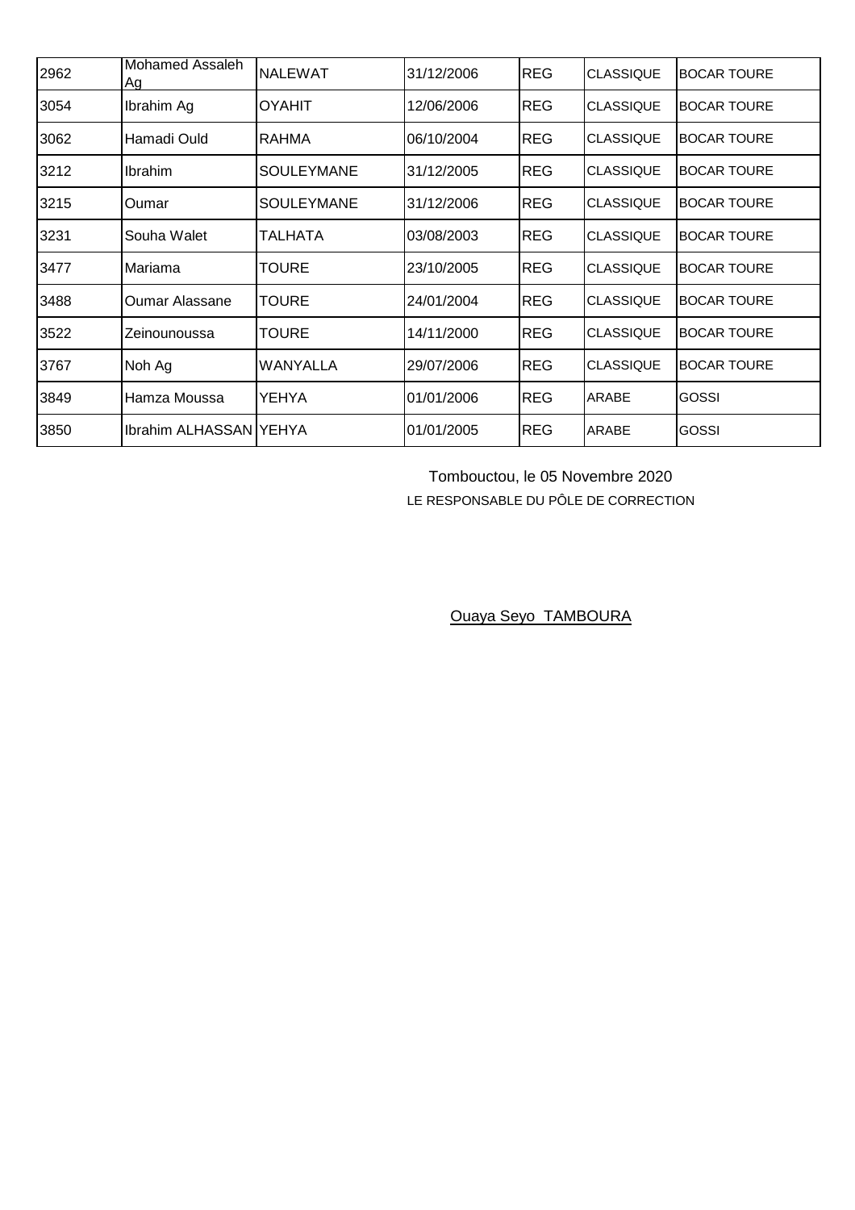| | | | | | | |
|---|---|---|---|---|---|---|
| 2962 | Mohamed Assaleh Ag | NALEWAT | 31/12/2006 | REG | CLASSIQUE | BOCAR TOURE |
| 3054 | Ibrahim Ag | OYAHIT | 12/06/2006 | REG | CLASSIQUE | BOCAR TOURE |
| 3062 | Hamadi Ould | RAHMA | 06/10/2004 | REG | CLASSIQUE | BOCAR TOURE |
| 3212 | Ibrahim | SOULEYMANE | 31/12/2005 | REG | CLASSIQUE | BOCAR TOURE |
| 3215 | Oumar | SOULEYMANE | 31/12/2006 | REG | CLASSIQUE | BOCAR TOURE |
| 3231 | Souha Walet | TALHATA | 03/08/2003 | REG | CLASSIQUE | BOCAR TOURE |
| 3477 | Mariama | TOURE | 23/10/2005 | REG | CLASSIQUE | BOCAR TOURE |
| 3488 | Oumar Alassane | TOURE | 24/01/2004 | REG | CLASSIQUE | BOCAR TOURE |
| 3522 | Zeinounoussa | TOURE | 14/11/2000 | REG | CLASSIQUE | BOCAR TOURE |
| 3767 | Noh Ag | WANYALLA | 29/07/2006 | REG | CLASSIQUE | BOCAR TOURE |
| 3849 | Hamza Moussa | YEHYA | 01/01/2006 | REG | ARABE | GOSSI |
| 3850 | Ibrahim ALHASSAN | YEHYA | 01/01/2005 | REG | ARABE | GOSSI |

Tombouctou, le 05 Novembre 2020

LE RESPONSABLE DU PÔLE DE CORRECTION

Ouaya Seyo TAMBOURA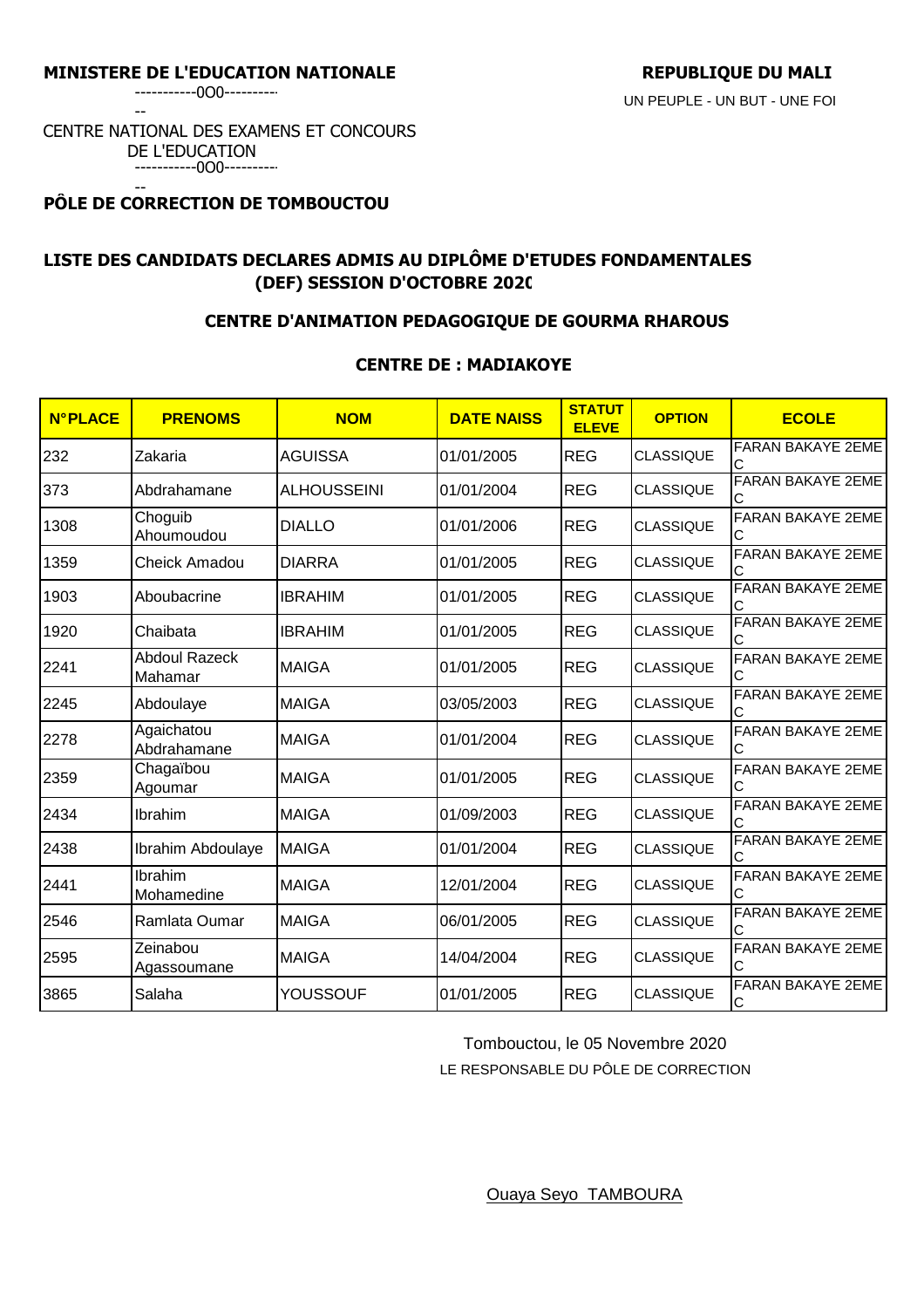**MINISTERE DE L'EDUCATION NATIONALE**

-----------0O0-----------

CENTRE NATIONAL DES EXAMENS ET CONCOURS DE L'EDUCATION

-----------0O0-----------

**PÔLE DE CORRECTION DE TOMBOUCTOU**

**REPUBLIQUE DU MALI**

UN PEUPLE - UN BUT - UNE FOI

## LISTE DES CANDIDATS DECLARES ADMIS AU DIPLÔME D'ETUDES FONDAMENTALES (DEF) SESSION D'OCTOBRE 2020

### CENTRE D'ANIMATION PEDAGOGIQUE DE GOURMA RHAROUS

### CENTRE DE : MADIAKOYE

| N°PLACE | PRENOMS | NOM | DATE NAISS | STATUT ELEVE | OPTION | ECOLE |
|---|---|---|---|---|---|---|
| 232 | Zakaria | AGUISSA | 01/01/2005 | REG | CLASSIQUE | FARAN BAKAYE 2EME C |
| 373 | Abdrahamane | ALHOUSSEINI | 01/01/2004 | REG | CLASSIQUE | FARAN BAKAYE 2EME C |
| 1308 | Choguib Ahoumoudou | DIALLO | 01/01/2006 | REG | CLASSIQUE | FARAN BAKAYE 2EME C |
| 1359 | Cheick Amadou | DIARRA | 01/01/2005 | REG | CLASSIQUE | FARAN BAKAYE 2EME C |
| 1903 | Aboubacrine | IBRAHIM | 01/01/2005 | REG | CLASSIQUE | FARAN BAKAYE 2EME C |
| 1920 | Chaibata | IBRAHIM | 01/01/2005 | REG | CLASSIQUE | FARAN BAKAYE 2EME C |
| 2241 | Abdoul Razeck Mahamar | MAIGA | 01/01/2005 | REG | CLASSIQUE | FARAN BAKAYE 2EME C |
| 2245 | Abdoulaye | MAIGA | 03/05/2003 | REG | CLASSIQUE | FARAN BAKAYE 2EME C |
| 2278 | Agaichatou Abdrahamane | MAIGA | 01/01/2004 | REG | CLASSIQUE | FARAN BAKAYE 2EME C |
| 2359 | Chagaïbou Agoumar | MAIGA | 01/01/2005 | REG | CLASSIQUE | FARAN BAKAYE 2EME C |
| 2434 | Ibrahim | MAIGA | 01/09/2003 | REG | CLASSIQUE | FARAN BAKAYE 2EME C |
| 2438 | Ibrahim Abdoulaye | MAIGA | 01/01/2004 | REG | CLASSIQUE | FARAN BAKAYE 2EME C |
| 2441 | Ibrahim Mohamedine | MAIGA | 12/01/2004 | REG | CLASSIQUE | FARAN BAKAYE 2EME C |
| 2546 | Ramlata Oumar | MAIGA | 06/01/2005 | REG | CLASSIQUE | FARAN BAKAYE 2EME C |
| 2595 | Zeinabou Agassoumane | MAIGA | 14/04/2004 | REG | CLASSIQUE | FARAN BAKAYE 2EME C |
| 3865 | Salaha | YOUSSOUF | 01/01/2005 | REG | CLASSIQUE | FARAN BAKAYE 2EME C |

Tombouctou, le 05 Novembre 2020

LE RESPONSABLE DU PÔLE DE CORRECTION

Ouaya Seyo TAMBOURA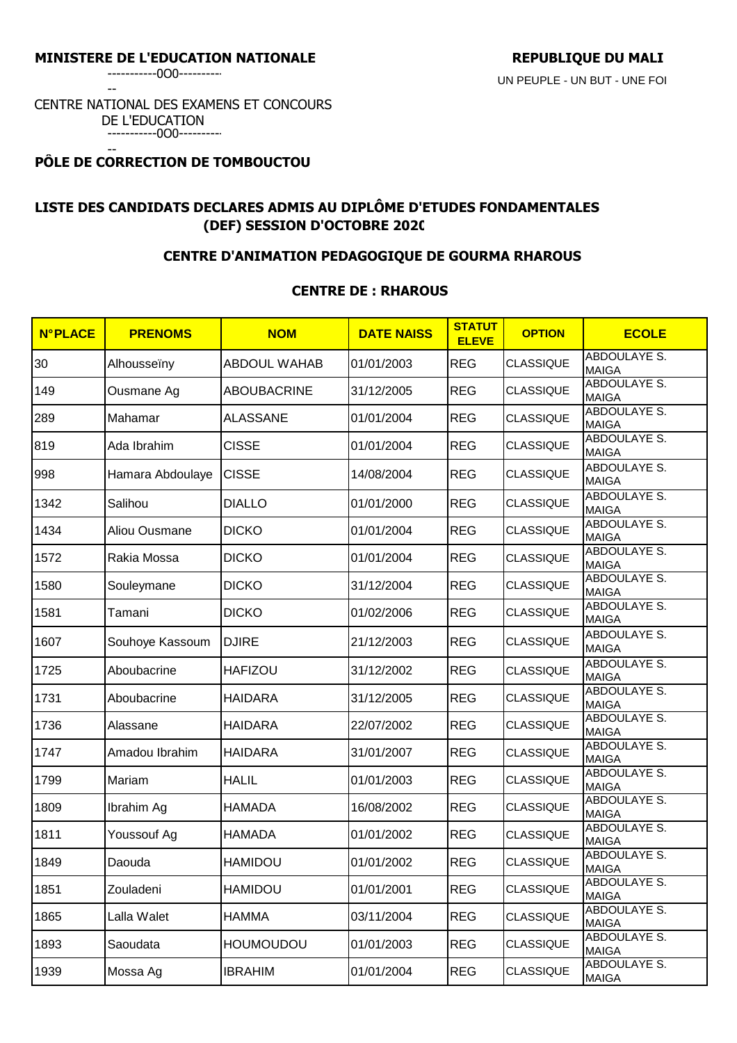**MINISTERE DE L'EDUCATION NATIONALE**

-----------0O0-----------

CENTRE NATIONAL DES EXAMENS ET CONCOURS DE L'EDUCATION

-----------0O0-----------

**PÔLE DE CORRECTION DE TOMBOUCTOU**

**REPUBLIQUE DU MALI**

UN PEUPLE - UN BUT - UNE FOI

## LISTE DES CANDIDATS DECLARES ADMIS AU DIPLÔME D'ETUDES FONDAMENTALES (DEF) SESSION D'OCTOBRE 2020

### CENTRE D'ANIMATION PEDAGOGIQUE DE GOURMA RHAROUS

### CENTRE DE : RHAROUS

| N°PLACE | PRENOMS | NOM | DATE NAISS | STATUT ELEVE | OPTION | ECOLE |
|---|---|---|---|---|---|---|
| 30 | Alhousseïny | ABDOUL WAHAB | 01/01/2003 | REG | CLASSIQUE | ABDOULAYE S. MAIGA |
| 149 | Ousmane Ag | ABOUBACRINE | 31/12/2005 | REG | CLASSIQUE | ABDOULAYE S. MAIGA |
| 289 | Mahamar | ALASSANE | 01/01/2004 | REG | CLASSIQUE | ABDOULAYE S. MAIGA |
| 819 | Ada Ibrahim | CISSE | 01/01/2004 | REG | CLASSIQUE | ABDOULAYE S. MAIGA |
| 998 | Hamara Abdoulaye | CISSE | 14/08/2004 | REG | CLASSIQUE | ABDOULAYE S. MAIGA |
| 1342 | Salihou | DIALLO | 01/01/2000 | REG | CLASSIQUE | ABDOULAYE S. MAIGA |
| 1434 | Aliou Ousmane | DICKO | 01/01/2004 | REG | CLASSIQUE | ABDOULAYE S. MAIGA |
| 1572 | Rakia Mossa | DICKO | 01/01/2004 | REG | CLASSIQUE | ABDOULAYE S. MAIGA |
| 1580 | Souleymane | DICKO | 31/12/2004 | REG | CLASSIQUE | ABDOULAYE S. MAIGA |
| 1581 | Tamani | DICKO | 01/02/2006 | REG | CLASSIQUE | ABDOULAYE S. MAIGA |
| 1607 | Souhoye Kassoum | DJIRE | 21/12/2003 | REG | CLASSIQUE | ABDOULAYE S. MAIGA |
| 1725 | Aboubacrine | HAFIZOU | 31/12/2002 | REG | CLASSIQUE | ABDOULAYE S. MAIGA |
| 1731 | Aboubacrine | HAIDARA | 31/12/2005 | REG | CLASSIQUE | ABDOULAYE S. MAIGA |
| 1736 | Alassane | HAIDARA | 22/07/2002 | REG | CLASSIQUE | ABDOULAYE S. MAIGA |
| 1747 | Amadou Ibrahim | HAIDARA | 31/01/2007 | REG | CLASSIQUE | ABDOULAYE S. MAIGA |
| 1799 | Mariam | HALIL | 01/01/2003 | REG | CLASSIQUE | ABDOULAYE S. MAIGA |
| 1809 | Ibrahim Ag | HAMADA | 16/08/2002 | REG | CLASSIQUE | ABDOULAYE S. MAIGA |
| 1811 | Youssouf Ag | HAMADA | 01/01/2002 | REG | CLASSIQUE | ABDOULAYE S. MAIGA |
| 1849 | Daouda | HAMIDOU | 01/01/2002 | REG | CLASSIQUE | ABDOULAYE S. MAIGA |
| 1851 | Zouladeni | HAMIDOU | 01/01/2001 | REG | CLASSIQUE | ABDOULAYE S. MAIGA |
| 1865 | Lalla Walet | HAMMA | 03/11/2004 | REG | CLASSIQUE | ABDOULAYE S. MAIGA |
| 1893 | Saoudata | HOUMOUDOU | 01/01/2003 | REG | CLASSIQUE | ABDOULAYE S. MAIGA |
| 1939 | Mossa Ag | IBRAHIM | 01/01/2004 | REG | CLASSIQUE | ABDOULAYE S. MAIGA |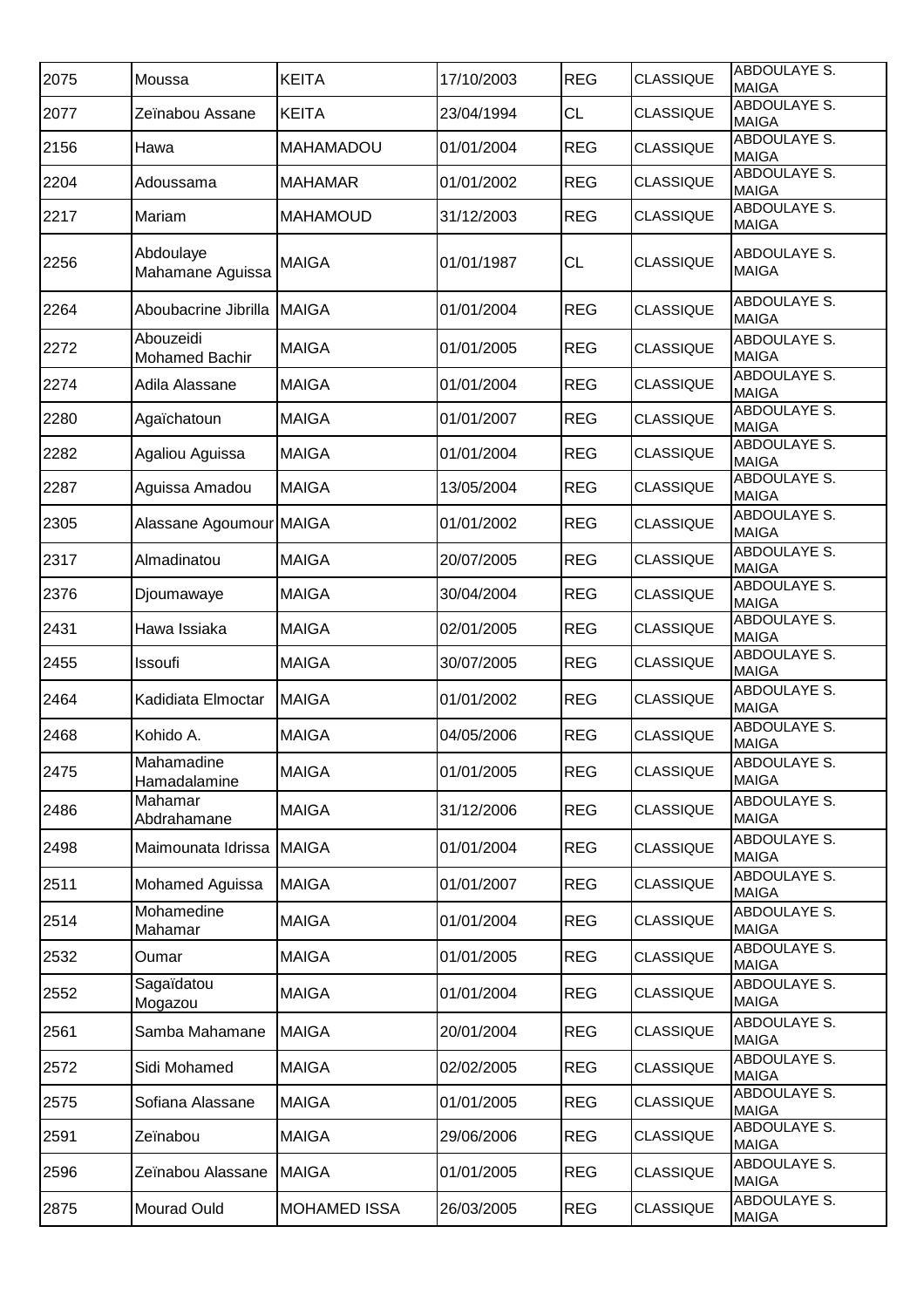| 2075 | Moussa | KEITA | 17/10/2003 | REG | CLASSIQUE | ABDOULAYE S. MAIGA |
|---|---|---|---|---|---|---|
| 2077 | Zeïnabou Assane | KEITA | 23/04/1994 | CL | CLASSIQUE | ABDOULAYE S. MAIGA |
| 2156 | Hawa | MAHAMADOU | 01/01/2004 | REG | CLASSIQUE | ABDOULAYE S. MAIGA |
| 2204 | Adoussama | MAHAMAR | 01/01/2002 | REG | CLASSIQUE | ABDOULAYE S. MAIGA |
| 2217 | Mariam | MAHAMOUD | 31/12/2003 | REG | CLASSIQUE | ABDOULAYE S. MAIGA |
| 2256 | Abdoulaye Mahamane Aguissa | MAIGA | 01/01/1987 | CL | CLASSIQUE | ABDOULAYE S. MAIGA |
| 2264 | Aboubacrine Jibrilla | MAIGA | 01/01/2004 | REG | CLASSIQUE | ABDOULAYE S. MAIGA |
| 2272 | Abouzeidi Mohamed Bachir | MAIGA | 01/01/2005 | REG | CLASSIQUE | ABDOULAYE S. MAIGA |
| 2274 | Adila Alassane | MAIGA | 01/01/2004 | REG | CLASSIQUE | ABDOULAYE S. MAIGA |
| 2280 | Agaïchatoun | MAIGA | 01/01/2007 | REG | CLASSIQUE | ABDOULAYE S. MAIGA |
| 2282 | Agaliou Aguissa | MAIGA | 01/01/2004 | REG | CLASSIQUE | ABDOULAYE S. MAIGA |
| 2287 | Aguissa Amadou | MAIGA | 13/05/2004 | REG | CLASSIQUE | ABDOULAYE S. MAIGA |
| 2305 | Alassane Agoumour | MAIGA | 01/01/2002 | REG | CLASSIQUE | ABDOULAYE S. MAIGA |
| 2317 | Almadinatou | MAIGA | 20/07/2005 | REG | CLASSIQUE | ABDOULAYE S. MAIGA |
| 2376 | Djoumawaye | MAIGA | 30/04/2004 | REG | CLASSIQUE | ABDOULAYE S. MAIGA |
| 2431 | Hawa Issiaka | MAIGA | 02/01/2005 | REG | CLASSIQUE | ABDOULAYE S. MAIGA |
| 2455 | Issoufi | MAIGA | 30/07/2005 | REG | CLASSIQUE | ABDOULAYE S. MAIGA |
| 2464 | Kadidiata Elmoctar | MAIGA | 01/01/2002 | REG | CLASSIQUE | ABDOULAYE S. MAIGA |
| 2468 | Kohido A. | MAIGA | 04/05/2006 | REG | CLASSIQUE | ABDOULAYE S. MAIGA |
| 2475 | Mahamadine Hamadalamine | MAIGA | 01/01/2005 | REG | CLASSIQUE | ABDOULAYE S. MAIGA |
| 2486 | Mahamar Abdrahamane | MAIGA | 31/12/2006 | REG | CLASSIQUE | ABDOULAYE S. MAIGA |
| 2498 | Maimounata Idrissa | MAIGA | 01/01/2004 | REG | CLASSIQUE | ABDOULAYE S. MAIGA |
| 2511 | Mohamed Aguissa | MAIGA | 01/01/2007 | REG | CLASSIQUE | ABDOULAYE S. MAIGA |
| 2514 | Mohamedine Mahamar | MAIGA | 01/01/2004 | REG | CLASSIQUE | ABDOULAYE S. MAIGA |
| 2532 | Oumar | MAIGA | 01/01/2005 | REG | CLASSIQUE | ABDOULAYE S. MAIGA |
| 2552 | Sagaïdatou Mogazou | MAIGA | 01/01/2004 | REG | CLASSIQUE | ABDOULAYE S. MAIGA |
| 2561 | Samba Mahamane | MAIGA | 20/01/2004 | REG | CLASSIQUE | ABDOULAYE S. MAIGA |
| 2572 | Sidi Mohamed | MAIGA | 02/02/2005 | REG | CLASSIQUE | ABDOULAYE S. MAIGA |
| 2575 | Sofiana Alassane | MAIGA | 01/01/2005 | REG | CLASSIQUE | ABDOULAYE S. MAIGA |
| 2591 | Zeïnabou | MAIGA | 29/06/2006 | REG | CLASSIQUE | ABDOULAYE S. MAIGA |
| 2596 | Zeïnabou Alassane | MAIGA | 01/01/2005 | REG | CLASSIQUE | ABDOULAYE S. MAIGA |
| 2875 | Mourad Ould | MOHAMED ISSA | 26/03/2005 | REG | CLASSIQUE | ABDOULAYE S. MAIGA |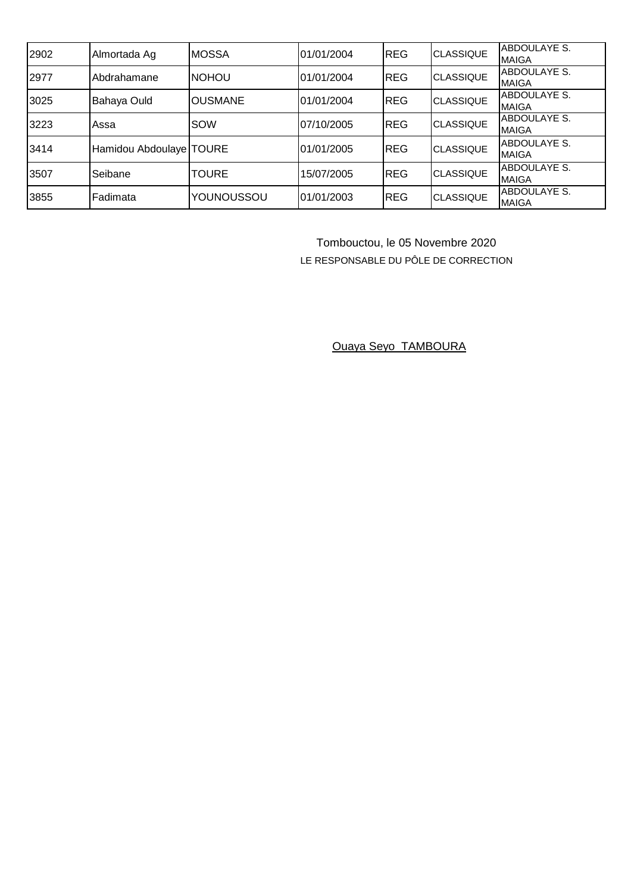| | | | | | | |
|---|---|---|---|---|---|---|
| 2902 | Almortada Ag | MOSSA | 01/01/2004 | REG | CLASSIQUE | ABDOULAYE S. MAIGA |
| 2977 | Abdrahamane | NOHOU | 01/01/2004 | REG | CLASSIQUE | ABDOULAYE S. MAIGA |
| 3025 | Bahaya Ould | OUSMANE | 01/01/2004 | REG | CLASSIQUE | ABDOULAYE S. MAIGA |
| 3223 | Assa | SOW | 07/10/2005 | REG | CLASSIQUE | ABDOULAYE S. MAIGA |
| 3414 | Hamidou Abdoulaye | TOURE | 01/01/2005 | REG | CLASSIQUE | ABDOULAYE S. MAIGA |
| 3507 | Seibane | TOURE | 15/07/2005 | REG | CLASSIQUE | ABDOULAYE S. MAIGA |
| 3855 | Fadimata | YOUNOUSSOU | 01/01/2003 | REG | CLASSIQUE | ABDOULAYE S. MAIGA |

Tombouctou, le 05 Novembre 2020

LE RESPONSABLE DU PÔLE DE CORRECTION

Ouaya Seyo TAMBOURA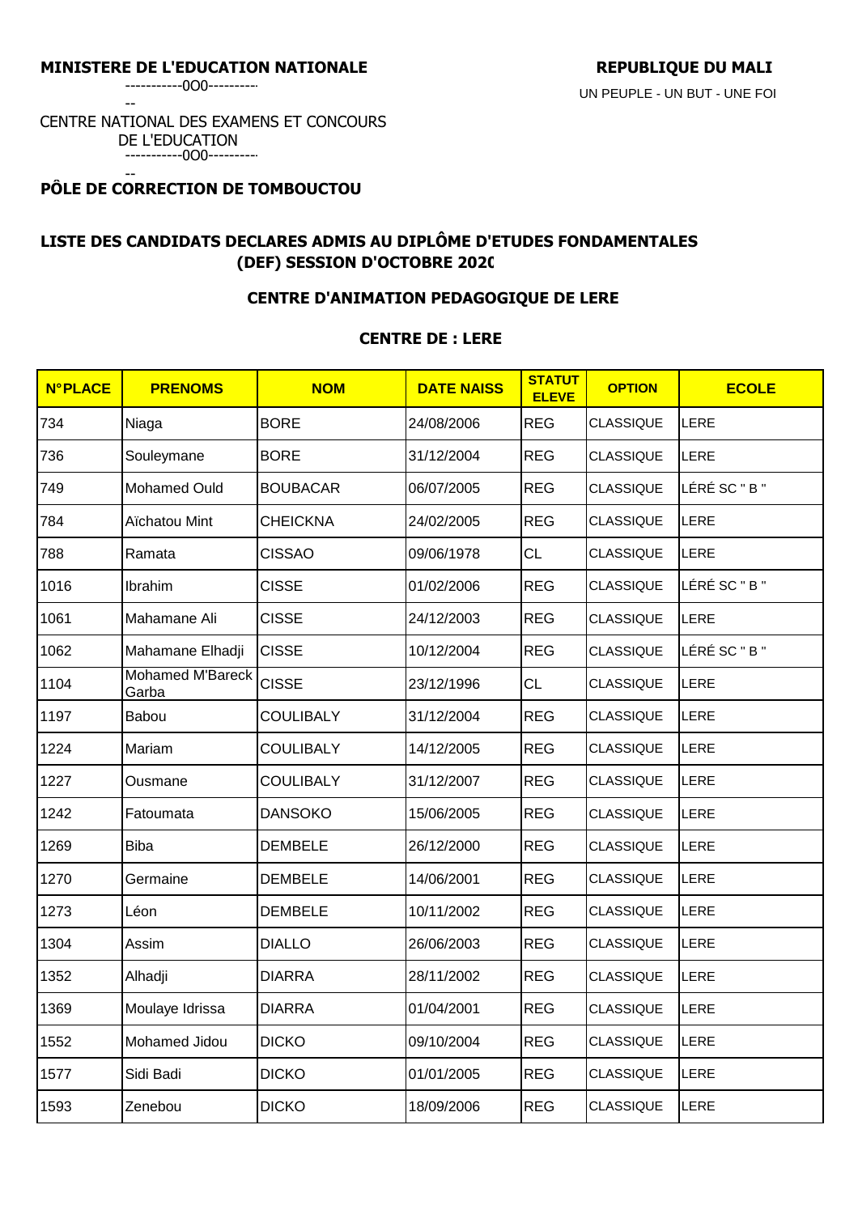**MINISTERE DE L'EDUCATION NATIONALE**

-----------0O0-----------

CENTRE NATIONAL DES EXAMENS ET CONCOURS DE L'EDUCATION

-----------0O0-----------

**PÔLE DE CORRECTION DE TOMBOUCTOU**

**REPUBLIQUE DU MALI**

UN PEUPLE - UN BUT - UNE FOI

## LISTE DES CANDIDATS DECLARES ADMIS AU DIPLÔME D'ETUDES FONDAMENTALES (DEF) SESSION D'OCTOBRE 2020

### CENTRE D'ANIMATION PEDAGOGIQUE DE LERE

### CENTRE DE : LERE

| N°PLACE | PRENOMS | NOM | DATE NAISS | STATUT ELEVE | OPTION | ECOLE |
|---|---|---|---|---|---|---|
| 734 | Niaga | BORE | 24/08/2006 | REG | CLASSIQUE | LERE |
| 736 | Souleymane | BORE | 31/12/2004 | REG | CLASSIQUE | LERE |
| 749 | Mohamed Ould | BOUBACAR | 06/07/2005 | REG | CLASSIQUE | LÉRÉ SC " B " |
| 784 | Aïchatou Mint | CHEICKNA | 24/02/2005 | REG | CLASSIQUE | LERE |
| 788 | Ramata | CISSAO | 09/06/1978 | CL | CLASSIQUE | LERE |
| 1016 | Ibrahim | CISSE | 01/02/2006 | REG | CLASSIQUE | LÉRÉ SC " B " |
| 1061 | Mahamane Ali | CISSE | 24/12/2003 | REG | CLASSIQUE | LERE |
| 1062 | Mahamane Elhadji | CISSE | 10/12/2004 | REG | CLASSIQUE | LÉRÉ SC " B " |
| 1104 | Mohamed M'Bareck Garba | CISSE | 23/12/1996 | CL | CLASSIQUE | LERE |
| 1197 | Babou | COULIBALY | 31/12/2004 | REG | CLASSIQUE | LERE |
| 1224 | Mariam | COULIBALY | 14/12/2005 | REG | CLASSIQUE | LERE |
| 1227 | Ousmane | COULIBALY | 31/12/2007 | REG | CLASSIQUE | LERE |
| 1242 | Fatoumata | DANSOKO | 15/06/2005 | REG | CLASSIQUE | LERE |
| 1269 | Biba | DEMBELE | 26/12/2000 | REG | CLASSIQUE | LERE |
| 1270 | Germaine | DEMBELE | 14/06/2001 | REG | CLASSIQUE | LERE |
| 1273 | Léon | DEMBELE | 10/11/2002 | REG | CLASSIQUE | LERE |
| 1304 | Assim | DIALLO | 26/06/2003 | REG | CLASSIQUE | LERE |
| 1352 | Alhadji | DIARRA | 28/11/2002 | REG | CLASSIQUE | LERE |
| 1369 | Moulaye Idrissa | DIARRA | 01/04/2001 | REG | CLASSIQUE | LERE |
| 1552 | Mohamed Jidou | DICKO | 09/10/2004 | REG | CLASSIQUE | LERE |
| 1577 | Sidi Badi | DICKO | 01/01/2005 | REG | CLASSIQUE | LERE |
| 1593 | Zenebou | DICKO | 18/09/2006 | REG | CLASSIQUE | LERE |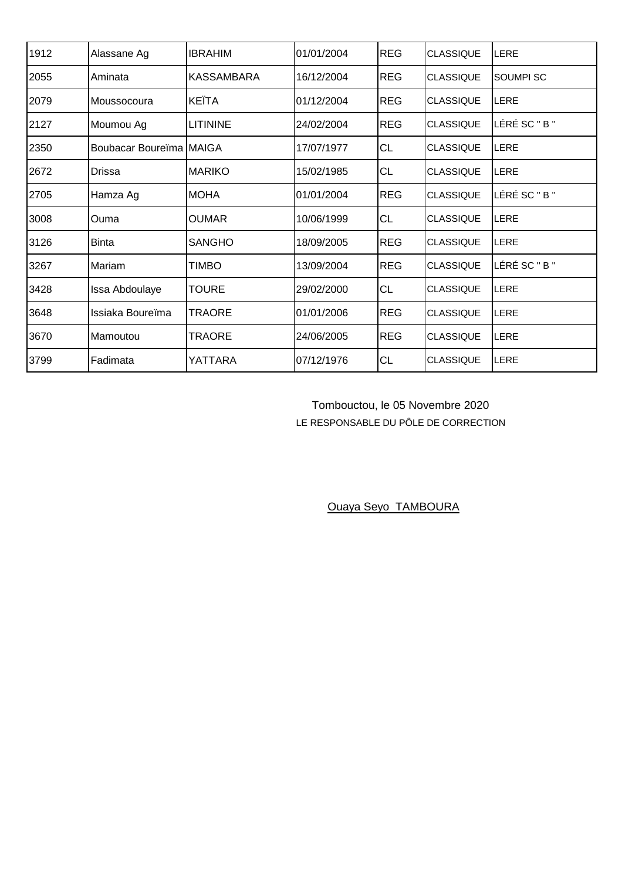| | | | | | | |
|---|---|---|---|---|---|---|
| 1912 | Alassane Ag | IBRAHIM | 01/01/2004 | REG | CLASSIQUE | LERE |
| 2055 | Aminata | KASSAMBARA | 16/12/2004 | REG | CLASSIQUE | SOUMPI SC |
| 2079 | Moussocoura | KEÏTA | 01/12/2004 | REG | CLASSIQUE | LERE |
| 2127 | Moumou Ag | LITININE | 24/02/2004 | REG | CLASSIQUE | LÉRÉ SC " B " |
| 2350 | Boubacar Boureïma | MAIGA | 17/07/1977 | CL | CLASSIQUE | LERE |
| 2672 | Drissa | MARIKO | 15/02/1985 | CL | CLASSIQUE | LERE |
| 2705 | Hamza Ag | MOHA | 01/01/2004 | REG | CLASSIQUE | LÉRÉ SC " B " |
| 3008 | Ouma | OUMAR | 10/06/1999 | CL | CLASSIQUE | LERE |
| 3126 | Binta | SANGHO | 18/09/2005 | REG | CLASSIQUE | LERE |
| 3267 | Mariam | TIMBO | 13/09/2004 | REG | CLASSIQUE | LÉRÉ SC " B " |
| 3428 | Issa Abdoulaye | TOURE | 29/02/2000 | CL | CLASSIQUE | LERE |
| 3648 | Issiaka Boureïma | TRAORE | 01/01/2006 | REG | CLASSIQUE | LERE |
| 3670 | Mamoutou | TRAORE | 24/06/2005 | REG | CLASSIQUE | LERE |
| 3799 | Fadimata | YATTARA | 07/12/1976 | CL | CLASSIQUE | LERE |

Tombouctou, le 05 Novembre 2020

LE RESPONSABLE DU PÔLE DE CORRECTION

Ouaya Seyo TAMBOURA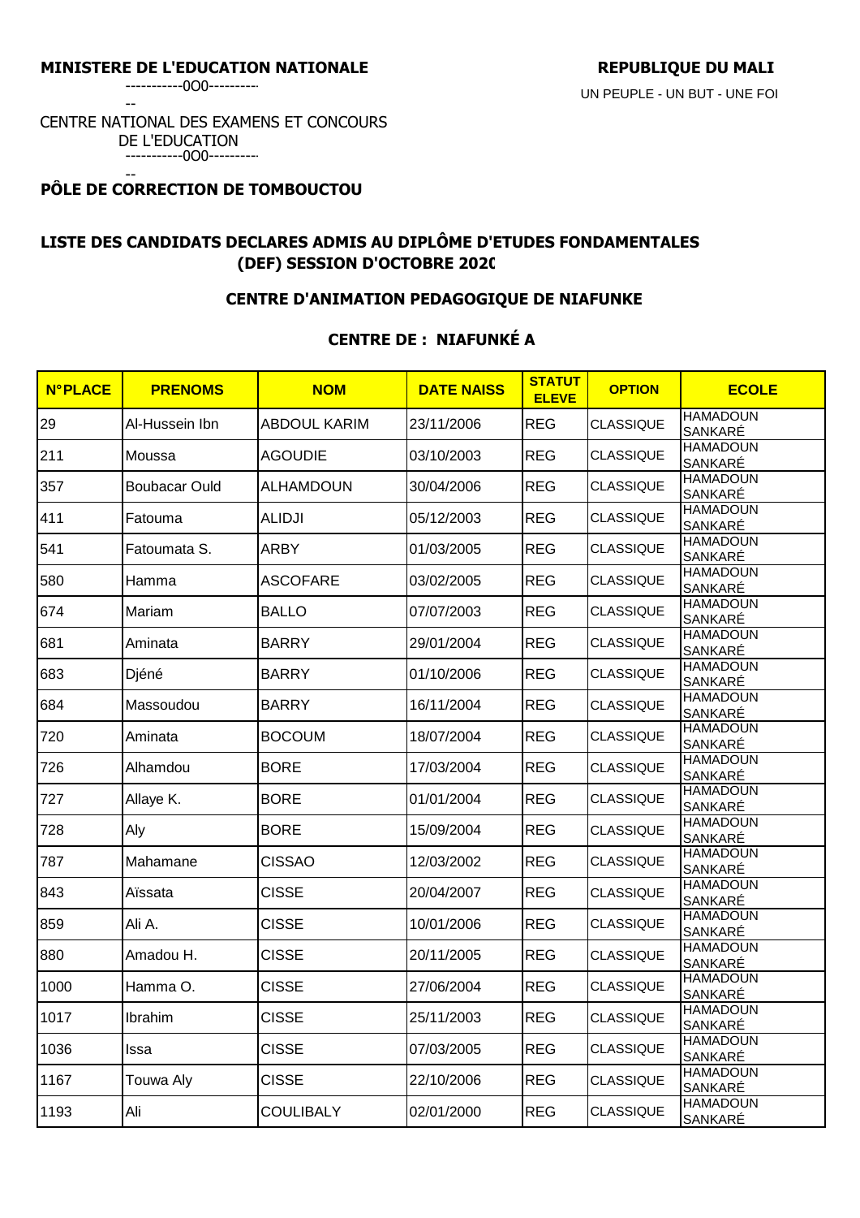**MINISTERE DE L'EDUCATION NATIONALE**

-----------0O0-----------

CENTRE NATIONAL DES EXAMENS ET CONCOURS DE L'EDUCATION

-----------0O0-----------

**PÔLE DE CORRECTION DE TOMBOUCTOU**

**REPUBLIQUE DU MALI**

UN PEUPLE - UN BUT - UNE FOI

## LISTE DES CANDIDATS DECLARES ADMIS AU DIPLÔME D'ETUDES FONDAMENTALES (DEF) SESSION D'OCTOBRE 2020

### CENTRE D'ANIMATION PEDAGOGIQUE DE NIAFUNKE

### CENTRE DE : NIAFUNKÉ A

| N°PLACE | PRENOMS | NOM | DATE NAISS | STATUT ELEVE | OPTION | ECOLE |
|---|---|---|---|---|---|---|
| 29 | Al-Hussein Ibn | ABDOUL KARIM | 23/11/2006 | REG | CLASSIQUE | HAMADOUN SANKARÉ |
| 211 | Moussa | AGOUDIE | 03/10/2003 | REG | CLASSIQUE | HAMADOUN SANKARÉ |
| 357 | Boubacar Ould | ALHAMDOUN | 30/04/2006 | REG | CLASSIQUE | HAMADOUN SANKARÉ |
| 411 | Fatouma | ALIDJI | 05/12/2003 | REG | CLASSIQUE | HAMADOUN SANKARÉ |
| 541 | Fatoumata S. | ARBY | 01/03/2005 | REG | CLASSIQUE | HAMADOUN SANKARÉ |
| 580 | Hamma | ASCOFARE | 03/02/2005 | REG | CLASSIQUE | HAMADOUN SANKARÉ |
| 674 | Mariam | BALLO | 07/07/2003 | REG | CLASSIQUE | HAMADOUN SANKARÉ |
| 681 | Aminata | BARRY | 29/01/2004 | REG | CLASSIQUE | HAMADOUN SANKARÉ |
| 683 | Djéné | BARRY | 01/10/2006 | REG | CLASSIQUE | HAMADOUN SANKARÉ |
| 684 | Massoudou | BARRY | 16/11/2004 | REG | CLASSIQUE | HAMADOUN SANKARÉ |
| 720 | Aminata | BOCOUM | 18/07/2004 | REG | CLASSIQUE | HAMADOUN SANKARÉ |
| 726 | Alhamdou | BORE | 17/03/2004 | REG | CLASSIQUE | HAMADOUN SANKARÉ |
| 727 | Allaye K. | BORE | 01/01/2004 | REG | CLASSIQUE | HAMADOUN SANKARÉ |
| 728 | Aly | BORE | 15/09/2004 | REG | CLASSIQUE | HAMADOUN SANKARÉ |
| 787 | Mahamane | CISSAO | 12/03/2002 | REG | CLASSIQUE | HAMADOUN SANKARÉ |
| 843 | Aïssata | CISSE | 20/04/2007 | REG | CLASSIQUE | HAMADOUN SANKARÉ |
| 859 | Ali A. | CISSE | 10/01/2006 | REG | CLASSIQUE | HAMADOUN SANKARÉ |
| 880 | Amadou H. | CISSE | 20/11/2005 | REG | CLASSIQUE | HAMADOUN SANKARÉ |
| 1000 | Hamma O. | CISSE | 27/06/2004 | REG | CLASSIQUE | HAMADOUN SANKARÉ |
| 1017 | Ibrahim | CISSE | 25/11/2003 | REG | CLASSIQUE | HAMADOUN SANKARÉ |
| 1036 | Issa | CISSE | 07/03/2005 | REG | CLASSIQUE | HAMADOUN SANKARÉ |
| 1167 | Touwa Aly | CISSE | 22/10/2006 | REG | CLASSIQUE | HAMADOUN SANKARÉ |
| 1193 | Ali | COULIBALY | 02/01/2000 | REG | CLASSIQUE | HAMADOUN SANKARÉ |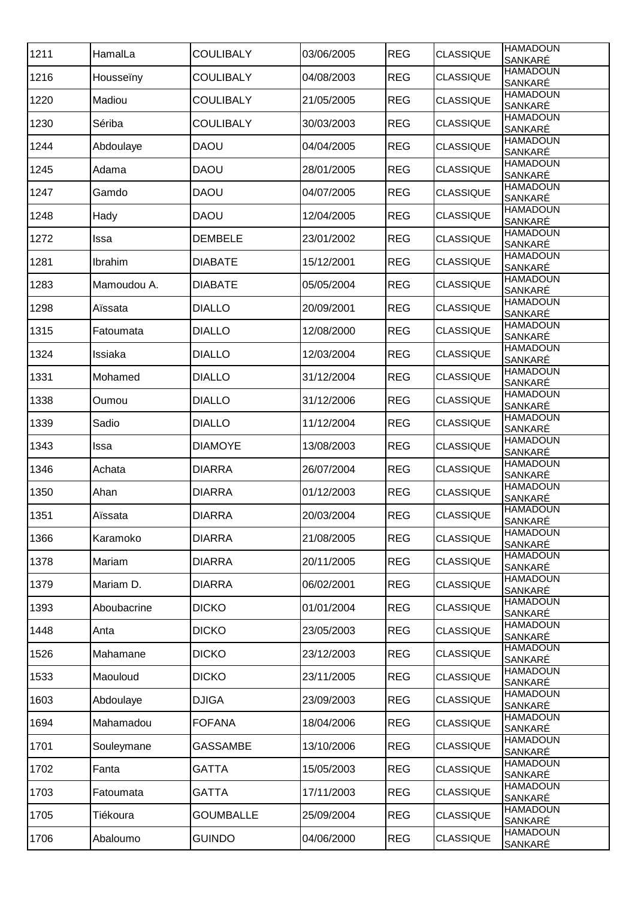| | | | | | | |
|---|---|---|---|---|---|---|
| 1211 | HamalLa | COULIBALY | 03/06/2005 | REG | CLASSIQUE | HAMADOUN SANKARÉ |
| 1216 | Housseïny | COULIBALY | 04/08/2003 | REG | CLASSIQUE | HAMADOUN SANKARÉ |
| 1220 | Madiou | COULIBALY | 21/05/2005 | REG | CLASSIQUE | HAMADOUN SANKARÉ |
| 1230 | Sériba | COULIBALY | 30/03/2003 | REG | CLASSIQUE | HAMADOUN SANKARÉ |
| 1244 | Abdoulaye | DAOU | 04/04/2005 | REG | CLASSIQUE | HAMADOUN SANKARÉ |
| 1245 | Adama | DAOU | 28/01/2005 | REG | CLASSIQUE | HAMADOUN SANKARÉ |
| 1247 | Gamdo | DAOU | 04/07/2005 | REG | CLASSIQUE | HAMADOUN SANKARÉ |
| 1248 | Hady | DAOU | 12/04/2005 | REG | CLASSIQUE | HAMADOUN SANKARÉ |
| 1272 | Issa | DEMBELE | 23/01/2002 | REG | CLASSIQUE | HAMADOUN SANKARÉ |
| 1281 | Ibrahim | DIABATE | 15/12/2001 | REG | CLASSIQUE | HAMADOUN SANKARÉ |
| 1283 | Mamoudou A. | DIABATE | 05/05/2004 | REG | CLASSIQUE | HAMADOUN SANKARÉ |
| 1298 | Aïssata | DIALLO | 20/09/2001 | REG | CLASSIQUE | HAMADOUN SANKARÉ |
| 1315 | Fatoumata | DIALLO | 12/08/2000 | REG | CLASSIQUE | HAMADOUN SANKARÉ |
| 1324 | Issiaka | DIALLO | 12/03/2004 | REG | CLASSIQUE | HAMADOUN SANKARÉ |
| 1331 | Mohamed | DIALLO | 31/12/2004 | REG | CLASSIQUE | HAMADOUN SANKARÉ |
| 1338 | Oumou | DIALLO | 31/12/2006 | REG | CLASSIQUE | HAMADOUN SANKARÉ |
| 1339 | Sadio | DIALLO | 11/12/2004 | REG | CLASSIQUE | HAMADOUN SANKARÉ |
| 1343 | Issa | DIAMOYE | 13/08/2003 | REG | CLASSIQUE | HAMADOUN SANKARÉ |
| 1346 | Achata | DIARRA | 26/07/2004 | REG | CLASSIQUE | HAMADOUN SANKARÉ |
| 1350 | Ahan | DIARRA | 01/12/2003 | REG | CLASSIQUE | HAMADOUN SANKARÉ |
| 1351 | Aïssata | DIARRA | 20/03/2004 | REG | CLASSIQUE | HAMADOUN SANKARÉ |
| 1366 | Karamoko | DIARRA | 21/08/2005 | REG | CLASSIQUE | HAMADOUN SANKARÉ |
| 1378 | Mariam | DIARRA | 20/11/2005 | REG | CLASSIQUE | HAMADOUN SANKARÉ |
| 1379 | Mariam D. | DIARRA | 06/02/2001 | REG | CLASSIQUE | HAMADOUN SANKARÉ |
| 1393 | Aboubacrine | DICKO | 01/01/2004 | REG | CLASSIQUE | HAMADOUN SANKARÉ |
| 1448 | Anta | DICKO | 23/05/2003 | REG | CLASSIQUE | HAMADOUN SANKARÉ |
| 1526 | Mahamane | DICKO | 23/12/2003 | REG | CLASSIQUE | HAMADOUN SANKARÉ |
| 1533 | Maouloud | DICKO | 23/11/2005 | REG | CLASSIQUE | HAMADOUN SANKARÉ |
| 1603 | Abdoulaye | DJIGA | 23/09/2003 | REG | CLASSIQUE | HAMADOUN SANKARÉ |
| 1694 | Mahamadou | FOFANA | 18/04/2006 | REG | CLASSIQUE | HAMADOUN SANKARÉ |
| 1701 | Souleymane | GASSAMBE | 13/10/2006 | REG | CLASSIQUE | HAMADOUN SANKARÉ |
| 1702 | Fanta | GATTA | 15/05/2003 | REG | CLASSIQUE | HAMADOUN SANKARÉ |
| 1703 | Fatoumata | GATTA | 17/11/2003 | REG | CLASSIQUE | HAMADOUN SANKARÉ |
| 1705 | Tiékoura | GOUMBALLE | 25/09/2004 | REG | CLASSIQUE | HAMADOUN SANKARÉ |
| 1706 | Abaloumo | GUINDO | 04/06/2000 | REG | CLASSIQUE | HAMADOUN SANKARÉ |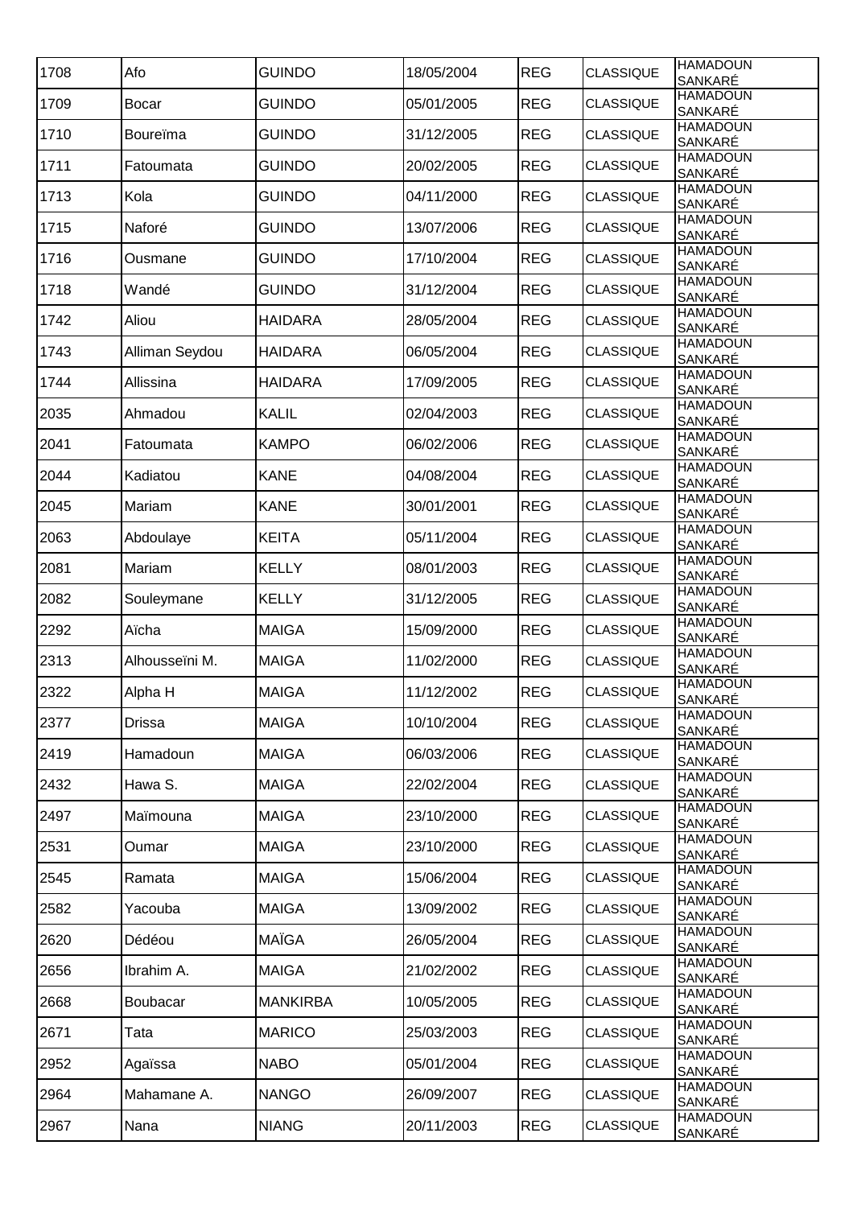| | | | | | | |
|---|---|---|---|---|---|---|
| 1708 | Afo | GUINDO | 18/05/2004 | REG | CLASSIQUE | HAMADOUN SANKARÉ |
| 1709 | Bocar | GUINDO | 05/01/2005 | REG | CLASSIQUE | HAMADOUN SANKARÉ |
| 1710 | Boureïma | GUINDO | 31/12/2005 | REG | CLASSIQUE | HAMADOUN SANKARÉ |
| 1711 | Fatoumata | GUINDO | 20/02/2005 | REG | CLASSIQUE | HAMADOUN SANKARÉ |
| 1713 | Kola | GUINDO | 04/11/2000 | REG | CLASSIQUE | HAMADOUN SANKARÉ |
| 1715 | Naforé | GUINDO | 13/07/2006 | REG | CLASSIQUE | HAMADOUN SANKARÉ |
| 1716 | Ousmane | GUINDO | 17/10/2004 | REG | CLASSIQUE | HAMADOUN SANKARÉ |
| 1718 | Wandé | GUINDO | 31/12/2004 | REG | CLASSIQUE | HAMADOUN SANKARÉ |
| 1742 | Aliou | HAIDARA | 28/05/2004 | REG | CLASSIQUE | HAMADOUN SANKARÉ |
| 1743 | Alliman Seydou | HAIDARA | 06/05/2004 | REG | CLASSIQUE | HAMADOUN SANKARÉ |
| 1744 | Allissina | HAIDARA | 17/09/2005 | REG | CLASSIQUE | HAMADOUN SANKARÉ |
| 2035 | Ahmadou | KALIL | 02/04/2003 | REG | CLASSIQUE | HAMADOUN SANKARÉ |
| 2041 | Fatoumata | KAMPO | 06/02/2006 | REG | CLASSIQUE | HAMADOUN SANKARÉ |
| 2044 | Kadiatou | KANE | 04/08/2004 | REG | CLASSIQUE | HAMADOUN SANKARÉ |
| 2045 | Mariam | KANE | 30/01/2001 | REG | CLASSIQUE | HAMADOUN SANKARÉ |
| 2063 | Abdoulaye | KEITA | 05/11/2004 | REG | CLASSIQUE | HAMADOUN SANKARÉ |
| 2081 | Mariam | KELLY | 08/01/2003 | REG | CLASSIQUE | HAMADOUN SANKARÉ |
| 2082 | Souleymane | KELLY | 31/12/2005 | REG | CLASSIQUE | HAMADOUN SANKARÉ |
| 2292 | Aïcha | MAIGA | 15/09/2000 | REG | CLASSIQUE | HAMADOUN SANKARÉ |
| 2313 | Alhousseïni M. | MAIGA | 11/02/2000 | REG | CLASSIQUE | HAMADOUN SANKARÉ |
| 2322 | Alpha H | MAIGA | 11/12/2002 | REG | CLASSIQUE | HAMADOUN SANKARÉ |
| 2377 | Drissa | MAIGA | 10/10/2004 | REG | CLASSIQUE | HAMADOUN SANKARÉ |
| 2419 | Hamadoun | MAIGA | 06/03/2006 | REG | CLASSIQUE | HAMADOUN SANKARÉ |
| 2432 | Hawa S. | MAIGA | 22/02/2004 | REG | CLASSIQUE | HAMADOUN SANKARÉ |
| 2497 | Maïmouna | MAIGA | 23/10/2000 | REG | CLASSIQUE | HAMADOUN SANKARÉ |
| 2531 | Oumar | MAIGA | 23/10/2000 | REG | CLASSIQUE | HAMADOUN SANKARÉ |
| 2545 | Ramata | MAIGA | 15/06/2004 | REG | CLASSIQUE | HAMADOUN SANKARÉ |
| 2582 | Yacouba | MAIGA | 13/09/2002 | REG | CLASSIQUE | HAMADOUN SANKARÉ |
| 2620 | Dédéou | MAÏGA | 26/05/2004 | REG | CLASSIQUE | HAMADOUN SANKARÉ |
| 2656 | Ibrahim A. | MAIGA | 21/02/2002 | REG | CLASSIQUE | HAMADOUN SANKARÉ |
| 2668 | Boubacar | MANKIRBA | 10/05/2005 | REG | CLASSIQUE | HAMADOUN SANKARÉ |
| 2671 | Tata | MARICO | 25/03/2003 | REG | CLASSIQUE | HAMADOUN SANKARÉ |
| 2952 | Agaïssa | NABO | 05/01/2004 | REG | CLASSIQUE | HAMADOUN SANKARÉ |
| 2964 | Mahamane A. | NANGO | 26/09/2007 | REG | CLASSIQUE | HAMADOUN SANKARÉ |
| 2967 | Nana | NIANG | 20/11/2003 | REG | CLASSIQUE | HAMADOUN SANKARÉ |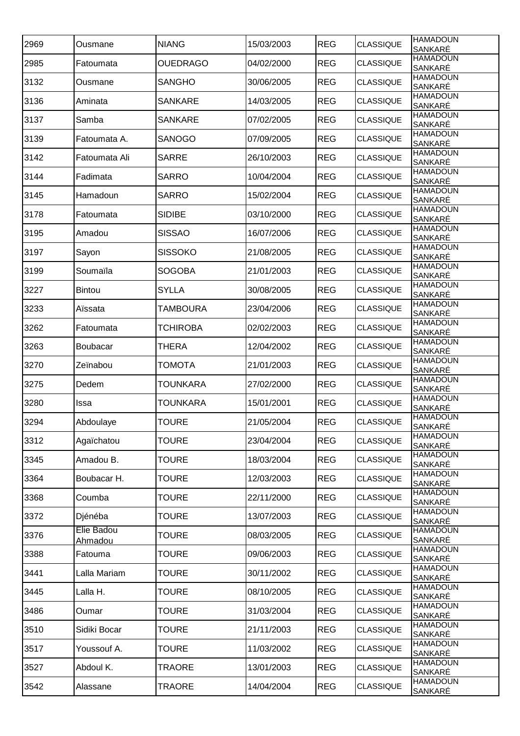| | | | | | | |
|---|---|---|---|---|---|---|
| 2969 | Ousmane | NIANG | 15/03/2003 | REG | CLASSIQUE | HAMADOUN SANKARÉ |
| 2985 | Fatoumata | OUEDRAGO | 04/02/2000 | REG | CLASSIQUE | HAMADOUN SANKARÉ |
| 3132 | Ousmane | SANGHO | 30/06/2005 | REG | CLASSIQUE | HAMADOUN SANKARÉ |
| 3136 | Aminata | SANKARE | 14/03/2005 | REG | CLASSIQUE | HAMADOUN SANKARÉ |
| 3137 | Samba | SANKARE | 07/02/2005 | REG | CLASSIQUE | HAMADOUN SANKARÉ |
| 3139 | Fatoumata A. | SANOGO | 07/09/2005 | REG | CLASSIQUE | HAMADOUN SANKARÉ |
| 3142 | Fatoumata Ali | SARRE | 26/10/2003 | REG | CLASSIQUE | HAMADOUN SANKARÉ |
| 3144 | Fadimata | SARRO | 10/04/2004 | REG | CLASSIQUE | HAMADOUN SANKARÉ |
| 3145 | Hamadoun | SARRO | 15/02/2004 | REG | CLASSIQUE | HAMADOUN SANKARÉ |
| 3178 | Fatoumata | SIDIBE | 03/10/2000 | REG | CLASSIQUE | HAMADOUN SANKARÉ |
| 3195 | Amadou | SISSAO | 16/07/2006 | REG | CLASSIQUE | HAMADOUN SANKARÉ |
| 3197 | Sayon | SISSOKO | 21/08/2005 | REG | CLASSIQUE | HAMADOUN SANKARÉ |
| 3199 | Soumaïla | SOGOBA | 21/01/2003 | REG | CLASSIQUE | HAMADOUN SANKARÉ |
| 3227 | Bintou | SYLLA | 30/08/2005 | REG | CLASSIQUE | HAMADOUN SANKARÉ |
| 3233 | Aïssata | TAMBOURA | 23/04/2006 | REG | CLASSIQUE | HAMADOUN SANKARÉ |
| 3262 | Fatoumata | TCHIROBA | 02/02/2003 | REG | CLASSIQUE | HAMADOUN SANKARÉ |
| 3263 | Boubacar | THERA | 12/04/2002 | REG | CLASSIQUE | HAMADOUN SANKARÉ |
| 3270 | Zeïnabou | TOMOTA | 21/01/2003 | REG | CLASSIQUE | HAMADOUN SANKARÉ |
| 3275 | Dedem | TOUNKARA | 27/02/2000 | REG | CLASSIQUE | HAMADOUN SANKARÉ |
| 3280 | Issa | TOUNKARA | 15/01/2001 | REG | CLASSIQUE | HAMADOUN SANKARÉ |
| 3294 | Abdoulaye | TOURE | 21/05/2004 | REG | CLASSIQUE | HAMADOUN SANKARÉ |
| 3312 | Agaïchatou | TOURE | 23/04/2004 | REG | CLASSIQUE | HAMADOUN SANKARÉ |
| 3345 | Amadou B. | TOURE | 18/03/2004 | REG | CLASSIQUE | HAMADOUN SANKARÉ |
| 3364 | Boubacar H. | TOURE | 12/03/2003 | REG | CLASSIQUE | HAMADOUN SANKARÉ |
| 3368 | Coumba | TOURE | 22/11/2000 | REG | CLASSIQUE | HAMADOUN SANKARÉ |
| 3372 | Djénéba | TOURE | 13/07/2003 | REG | CLASSIQUE | HAMADOUN SANKARÉ |
| 3376 | Elie Badou Ahmadou | TOURE | 08/03/2005 | REG | CLASSIQUE | HAMADOUN SANKARÉ |
| 3388 | Fatouma | TOURE | 09/06/2003 | REG | CLASSIQUE | HAMADOUN SANKARÉ |
| 3441 | Lalla Mariam | TOURE | 30/11/2002 | REG | CLASSIQUE | HAMADOUN SANKARÉ |
| 3445 | Lalla H. | TOURE | 08/10/2005 | REG | CLASSIQUE | HAMADOUN SANKARÉ |
| 3486 | Oumar | TOURE | 31/03/2004 | REG | CLASSIQUE | HAMADOUN SANKARÉ |
| 3510 | Sidiki Bocar | TOURE | 21/11/2003 | REG | CLASSIQUE | HAMADOUN SANKARÉ |
| 3517 | Youssouf A. | TOURE | 11/03/2002 | REG | CLASSIQUE | HAMADOUN SANKARÉ |
| 3527 | Abdoul K. | TRAORE | 13/01/2003 | REG | CLASSIQUE | HAMADOUN SANKARÉ |
| 3542 | Alassane | TRAORE | 14/04/2004 | REG | CLASSIQUE | HAMADOUN SANKARÉ |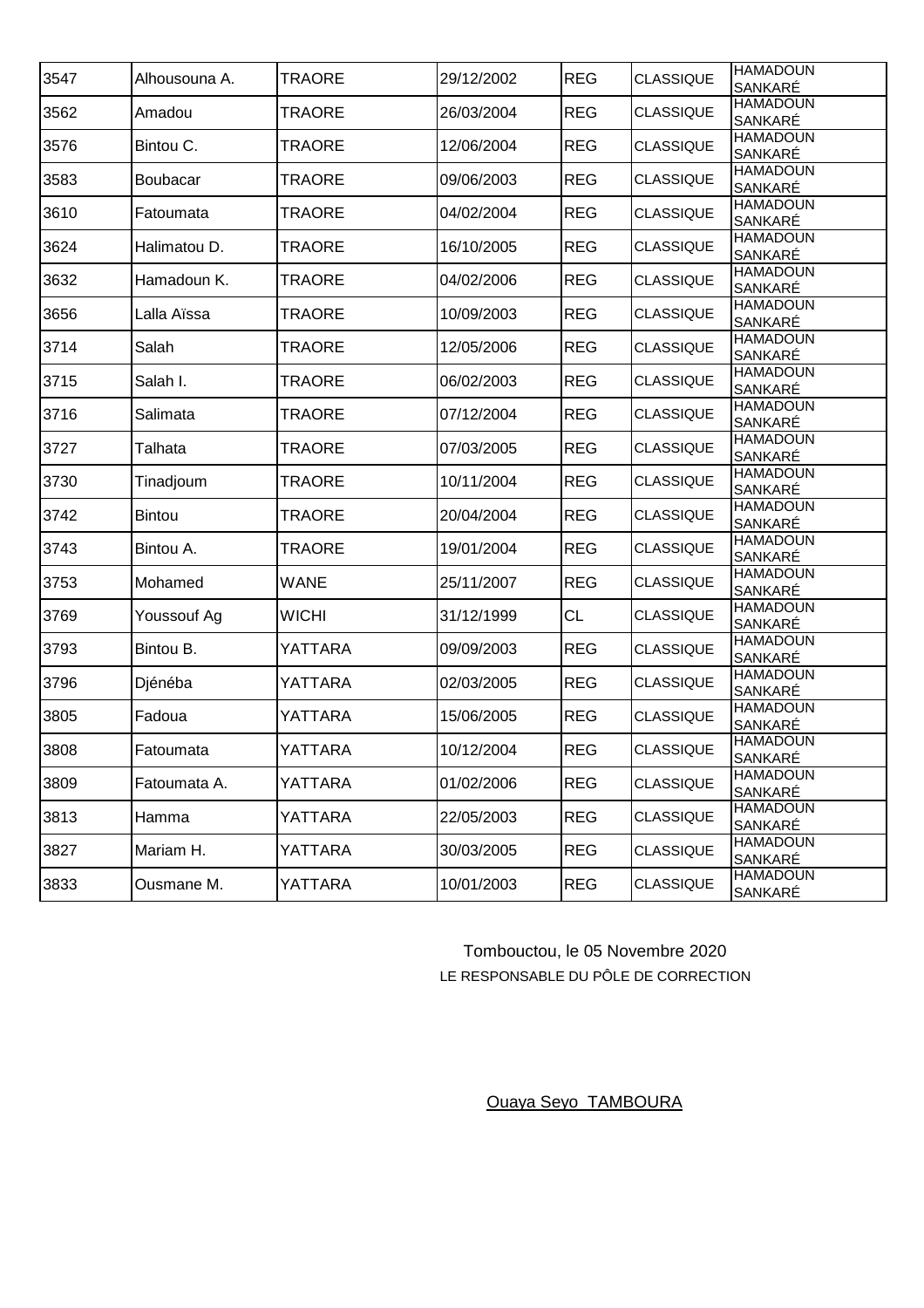| 3547 | Alhousouna A. | TRAORE | 29/12/2002 | REG | CLASSIQUE | HAMADOUN SANKARÉ |
|---|---|---|---|---|---|---|
| 3562 | Amadou | TRAORE | 26/03/2004 | REG | CLASSIQUE | HAMADOUN SANKARÉ |
| 3576 | Bintou C. | TRAORE | 12/06/2004 | REG | CLASSIQUE | HAMADOUN SANKARÉ |
| 3583 | Boubacar | TRAORE | 09/06/2003 | REG | CLASSIQUE | HAMADOUN SANKARÉ |
| 3610 | Fatoumata | TRAORE | 04/02/2004 | REG | CLASSIQUE | HAMADOUN SANKARÉ |
| 3624 | Halimatou D. | TRAORE | 16/10/2005 | REG | CLASSIQUE | HAMADOUN SANKARÉ |
| 3632 | Hamadoun K. | TRAORE | 04/02/2006 | REG | CLASSIQUE | HAMADOUN SANKARÉ |
| 3656 | Lalla Aïssa | TRAORE | 10/09/2003 | REG | CLASSIQUE | HAMADOUN SANKARÉ |
| 3714 | Salah | TRAORE | 12/05/2006 | REG | CLASSIQUE | HAMADOUN SANKARÉ |
| 3715 | Salah I. | TRAORE | 06/02/2003 | REG | CLASSIQUE | HAMADOUN SANKARÉ |
| 3716 | Salimata | TRAORE | 07/12/2004 | REG | CLASSIQUE | HAMADOUN SANKARÉ |
| 3727 | Talhata | TRAORE | 07/03/2005 | REG | CLASSIQUE | HAMADOUN SANKARÉ |
| 3730 | Tinadjoum | TRAORE | 10/11/2004 | REG | CLASSIQUE | HAMADOUN SANKARÉ |
| 3742 | Bintou | TRAORE | 20/04/2004 | REG | CLASSIQUE | HAMADOUN SANKARÉ |
| 3743 | Bintou A. | TRAORE | 19/01/2004 | REG | CLASSIQUE | HAMADOUN SANKARÉ |
| 3753 | Mohamed | WANE | 25/11/2007 | REG | CLASSIQUE | HAMADOUN SANKARÉ |
| 3769 | Youssouf Ag | WICHI | 31/12/1999 | CL | CLASSIQUE | HAMADOUN SANKARÉ |
| 3793 | Bintou B. | YATTARA | 09/09/2003 | REG | CLASSIQUE | HAMADOUN SANKARÉ |
| 3796 | Djénéba | YATTARA | 02/03/2005 | REG | CLASSIQUE | HAMADOUN SANKARÉ |
| 3805 | Fadoua | YATTARA | 15/06/2005 | REG | CLASSIQUE | HAMADOUN SANKARÉ |
| 3808 | Fatoumata | YATTARA | 10/12/2004 | REG | CLASSIQUE | HAMADOUN SANKARÉ |
| 3809 | Fatoumata A. | YATTARA | 01/02/2006 | REG | CLASSIQUE | HAMADOUN SANKARÉ |
| 3813 | Hamma | YATTARA | 22/05/2003 | REG | CLASSIQUE | HAMADOUN SANKARÉ |
| 3827 | Mariam H. | YATTARA | 30/03/2005 | REG | CLASSIQUE | HAMADOUN SANKARÉ |
| 3833 | Ousmane M. | YATTARA | 10/01/2003 | REG | CLASSIQUE | HAMADOUN SANKARÉ |

Tombouctou, le 05 Novembre 2020

LE RESPONSABLE DU PÔLE DE CORRECTION

Ouaya Seyo TAMBOURA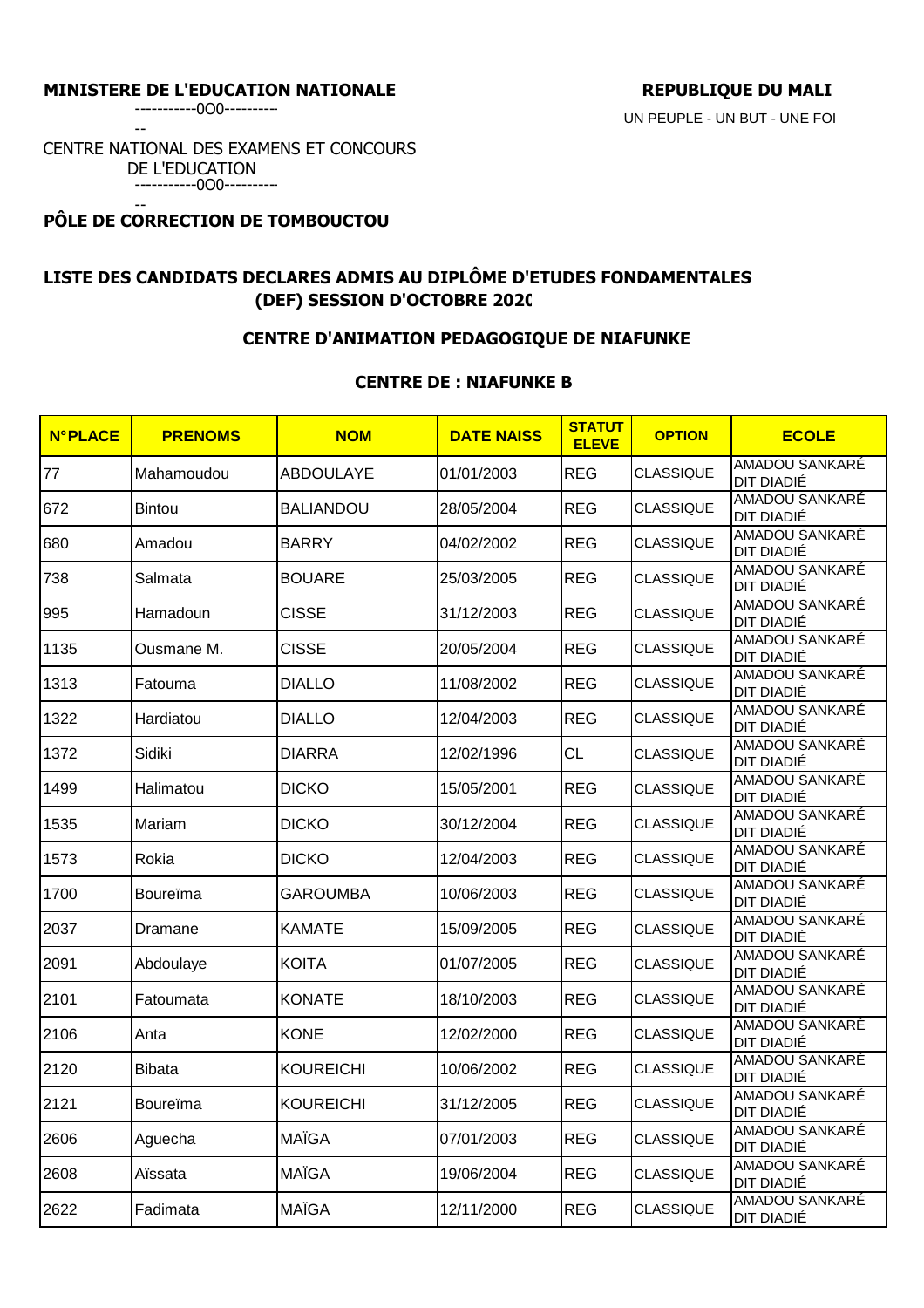**MINISTERE DE L'EDUCATION NATIONALE**

-----------0O0-----------

CENTRE NATIONAL DES EXAMENS ET CONCOURS DE L'EDUCATION

-----------0O0-----------

**PÔLE DE CORRECTION DE TOMBOUCTOU**

**REPUBLIQUE DU MALI**

UN PEUPLE - UN BUT - UNE FOI

## LISTE DES CANDIDATS DECLARES ADMIS AU DIPLÔME D'ETUDES FONDAMENTALES (DEF) SESSION D'OCTOBRE 2020

### CENTRE D'ANIMATION PEDAGOGIQUE DE NIAFUNKE

### CENTRE DE : NIAFUNKE B

| N°PLACE | PRENOMS | NOM | DATE NAISS | STATUT ELEVE | OPTION | ECOLE |
|---|---|---|---|---|---|---|
| 77 | Mahamoudou | ABDOULAYE | 01/01/2003 | REG | CLASSIQUE | AMADOU SANKARÉ DIT DIADIÉ |
| 672 | Bintou | BALIANDOU | 28/05/2004 | REG | CLASSIQUE | AMADOU SANKARÉ DIT DIADIÉ |
| 680 | Amadou | BARRY | 04/02/2002 | REG | CLASSIQUE | AMADOU SANKARÉ DIT DIADIÉ |
| 738 | Salmata | BOUARE | 25/03/2005 | REG | CLASSIQUE | AMADOU SANKARÉ DIT DIADIÉ |
| 995 | Hamadoun | CISSE | 31/12/2003 | REG | CLASSIQUE | AMADOU SANKARÉ DIT DIADIÉ |
| 1135 | Ousmane M. | CISSE | 20/05/2004 | REG | CLASSIQUE | AMADOU SANKARÉ DIT DIADIÉ |
| 1313 | Fatouma | DIALLO | 11/08/2002 | REG | CLASSIQUE | AMADOU SANKARÉ DIT DIADIÉ |
| 1322 | Hardiatou | DIALLO | 12/04/2003 | REG | CLASSIQUE | AMADOU SANKARÉ DIT DIADIÉ |
| 1372 | Sidiki | DIARRA | 12/02/1996 | CL | CLASSIQUE | AMADOU SANKARÉ DIT DIADIÉ |
| 1499 | Halimatou | DICKO | 15/05/2001 | REG | CLASSIQUE | AMADOU SANKARÉ DIT DIADIÉ |
| 1535 | Mariam | DICKO | 30/12/2004 | REG | CLASSIQUE | AMADOU SANKARÉ DIT DIADIÉ |
| 1573 | Rokia | DICKO | 12/04/2003 | REG | CLASSIQUE | AMADOU SANKARÉ DIT DIADIÉ |
| 1700 | Boureïma | GAROUMBA | 10/06/2003 | REG | CLASSIQUE | AMADOU SANKARÉ DIT DIADIÉ |
| 2037 | Dramane | KAMATE | 15/09/2005 | REG | CLASSIQUE | AMADOU SANKARÉ DIT DIADIÉ |
| 2091 | Abdoulaye | KOITA | 01/07/2005 | REG | CLASSIQUE | AMADOU SANKARÉ DIT DIADIÉ |
| 2101 | Fatoumata | KONATE | 18/10/2003 | REG | CLASSIQUE | AMADOU SANKARÉ DIT DIADIÉ |
| 2106 | Anta | KONE | 12/02/2000 | REG | CLASSIQUE | AMADOU SANKARÉ DIT DIADIÉ |
| 2120 | Bibata | KOUREICHI | 10/06/2002 | REG | CLASSIQUE | AMADOU SANKARÉ DIT DIADIÉ |
| 2121 | Boureïma | KOUREICHI | 31/12/2005 | REG | CLASSIQUE | AMADOU SANKARÉ DIT DIADIÉ |
| 2606 | Aguecha | MAÏGA | 07/01/2003 | REG | CLASSIQUE | AMADOU SANKARÉ DIT DIADIÉ |
| 2608 | Aïssata | MAÏGA | 19/06/2004 | REG | CLASSIQUE | AMADOU SANKARÉ DIT DIADIÉ |
| 2622 | Fadimata | MAÏGA | 12/11/2000 | REG | CLASSIQUE | AMADOU SANKARÉ DIT DIADIÉ |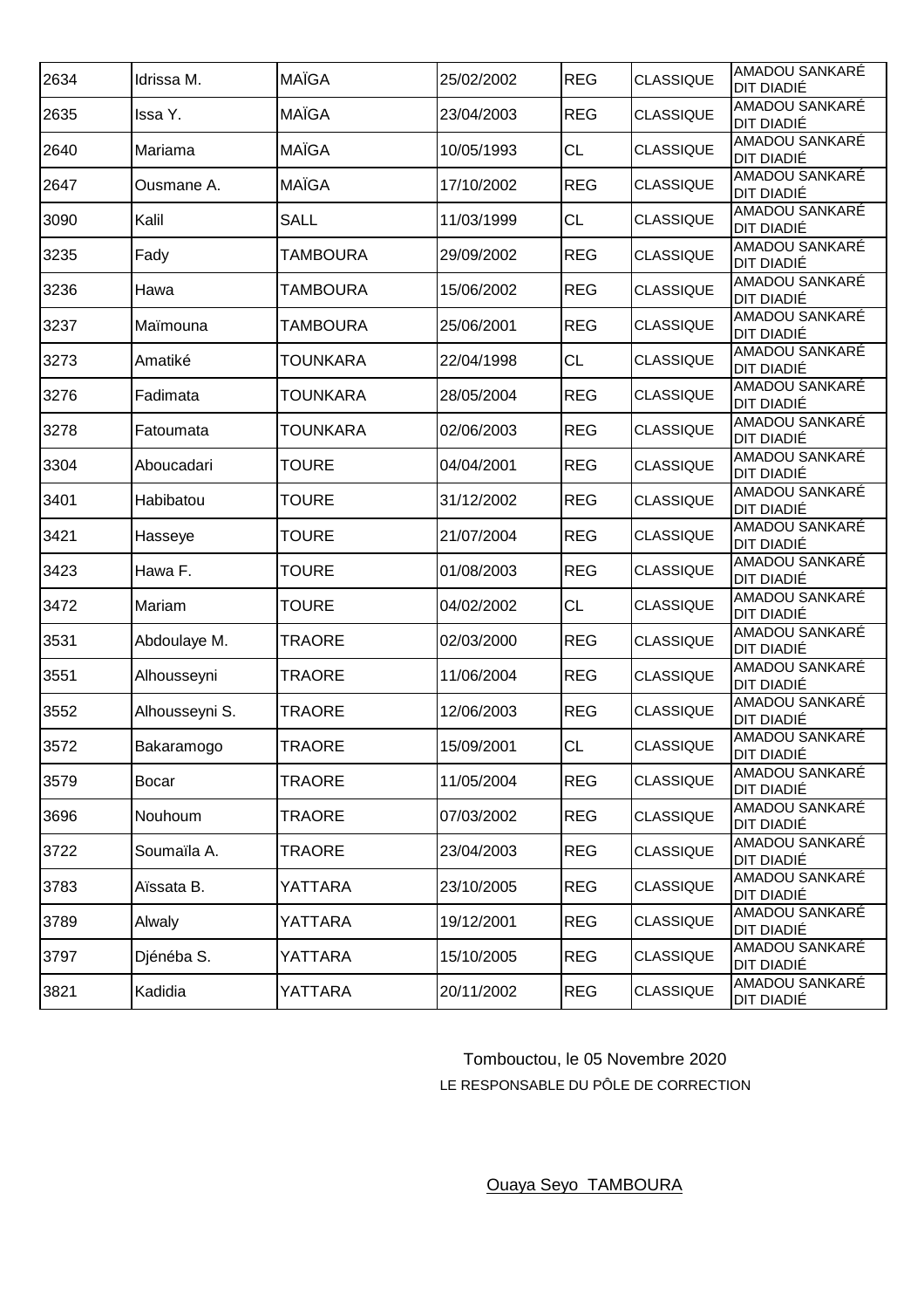| | | | | | | |
|---|---|---|---|---|---|---|
| 2634 | Idrissa M. | MAÏGA | 25/02/2002 | REG | CLASSIQUE | AMADOU SANKARÉ DIT DIADIÉ |
| 2635 | Issa Y. | MAÏGA | 23/04/2003 | REG | CLASSIQUE | AMADOU SANKARÉ DIT DIADIÉ |
| 2640 | Mariama | MAÏGA | 10/05/1993 | CL | CLASSIQUE | AMADOU SANKARÉ DIT DIADIÉ |
| 2647 | Ousmane A. | MAÏGA | 17/10/2002 | REG | CLASSIQUE | AMADOU SANKARÉ DIT DIADIÉ |
| 3090 | Kalil | SALL | 11/03/1999 | CL | CLASSIQUE | AMADOU SANKARÉ DIT DIADIÉ |
| 3235 | Fady | TAMBOURA | 29/09/2002 | REG | CLASSIQUE | AMADOU SANKARÉ DIT DIADIÉ |
| 3236 | Hawa | TAMBOURA | 15/06/2002 | REG | CLASSIQUE | AMADOU SANKARÉ DIT DIADIÉ |
| 3237 | Maïmouna | TAMBOURA | 25/06/2001 | REG | CLASSIQUE | AMADOU SANKARÉ DIT DIADIÉ |
| 3273 | Amatiké | TOUNKARA | 22/04/1998 | CL | CLASSIQUE | AMADOU SANKARÉ DIT DIADIÉ |
| 3276 | Fadimata | TOUNKARA | 28/05/2004 | REG | CLASSIQUE | AMADOU SANKARÉ DIT DIADIÉ |
| 3278 | Fatoumata | TOUNKARA | 02/06/2003 | REG | CLASSIQUE | AMADOU SANKARÉ DIT DIADIÉ |
| 3304 | Aboucadari | TOURE | 04/04/2001 | REG | CLASSIQUE | AMADOU SANKARÉ DIT DIADIÉ |
| 3401 | Habibatou | TOURE | 31/12/2002 | REG | CLASSIQUE | AMADOU SANKARÉ DIT DIADIÉ |
| 3421 | Hasseye | TOURE | 21/07/2004 | REG | CLASSIQUE | AMADOU SANKARÉ DIT DIADIÉ |
| 3423 | Hawa F. | TOURE | 01/08/2003 | REG | CLASSIQUE | AMADOU SANKARÉ DIT DIADIÉ |
| 3472 | Mariam | TOURE | 04/02/2002 | CL | CLASSIQUE | AMADOU SANKARÉ DIT DIADIÉ |
| 3531 | Abdoulaye M. | TRAORE | 02/03/2000 | REG | CLASSIQUE | AMADOU SANKARÉ DIT DIADIÉ |
| 3551 | Alhousseyni | TRAORE | 11/06/2004 | REG | CLASSIQUE | AMADOU SANKARÉ DIT DIADIÉ |
| 3552 | Alhousseyni S. | TRAORE | 12/06/2003 | REG | CLASSIQUE | AMADOU SANKARÉ DIT DIADIÉ |
| 3572 | Bakaramogo | TRAORE | 15/09/2001 | CL | CLASSIQUE | AMADOU SANKARÉ DIT DIADIÉ |
| 3579 | Bocar | TRAORE | 11/05/2004 | REG | CLASSIQUE | AMADOU SANKARÉ DIT DIADIÉ |
| 3696 | Nouhoum | TRAORE | 07/03/2002 | REG | CLASSIQUE | AMADOU SANKARÉ DIT DIADIÉ |
| 3722 | Soumaïla A. | TRAORE | 23/04/2003 | REG | CLASSIQUE | AMADOU SANKARÉ DIT DIADIÉ |
| 3783 | Aïssata B. | YATTARA | 23/10/2005 | REG | CLASSIQUE | AMADOU SANKARÉ DIT DIADIÉ |
| 3789 | Alwaly | YATTARA | 19/12/2001 | REG | CLASSIQUE | AMADOU SANKARÉ DIT DIADIÉ |
| 3797 | Djénéba S. | YATTARA | 15/10/2005 | REG | CLASSIQUE | AMADOU SANKARÉ DIT DIADIÉ |
| 3821 | Kadidia | YATTARA | 20/11/2002 | REG | CLASSIQUE | AMADOU SANKARÉ DIT DIADIÉ |

Tombouctou, le 05 Novembre 2020

LE RESPONSABLE DU PÔLE DE CORRECTION

Ouaya Seyo TAMBOURA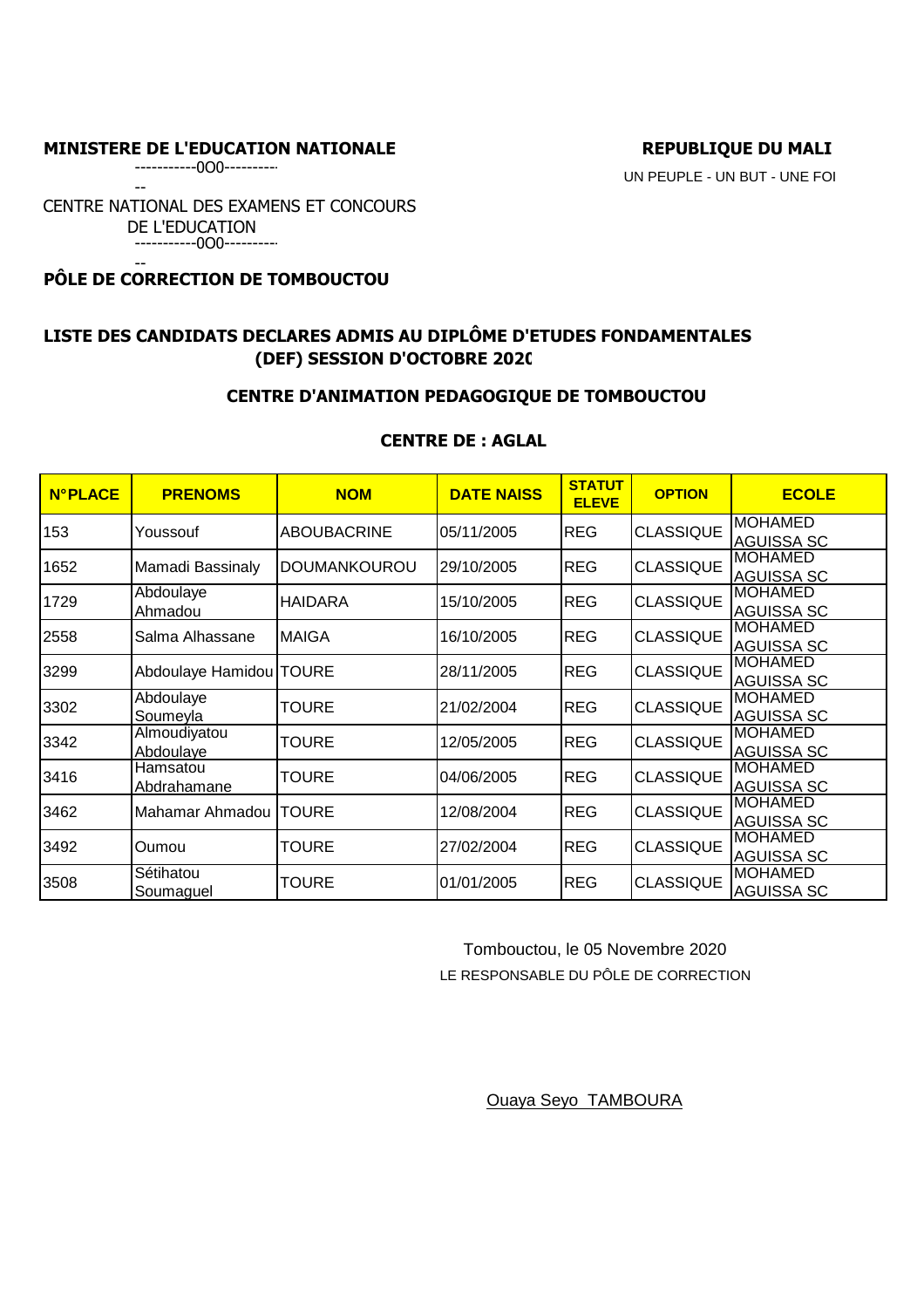**MINISTERE DE L'EDUCATION NATIONALE**

-----------0O0-----------

CENTRE NATIONAL DES EXAMENS ET CONCOURS DE L'EDUCATION

-----------0O0-----------

**PÔLE DE CORRECTION DE TOMBOUCTOU**

**REPUBLIQUE DU MALI**

UN PEUPLE - UN BUT - UNE FOI

## LISTE DES CANDIDATS DECLARES ADMIS AU DIPLÔME D'ETUDES FONDAMENTALES (DEF) SESSION D'OCTOBRE 2020

### CENTRE D'ANIMATION PEDAGOGIQUE DE TOMBOUCTOU

### CENTRE DE : AGLAL

| N°PLACE | PRENOMS | NOM | DATE NAISS | STATUT ELEVE | OPTION | ECOLE |
|---|---|---|---|---|---|---|
| 153 | Youssouf | ABOUBACRINE | 05/11/2005 | REG | CLASSIQUE | MOHAMED AGUISSA SC |
| 1652 | Mamadi Bassinaly | DOUMANKOUROU | 29/10/2005 | REG | CLASSIQUE | MOHAMED AGUISSA SC |
| 1729 | Abdoulaye Ahmadou | HAIDARA | 15/10/2005 | REG | CLASSIQUE | MOHAMED AGUISSA SC |
| 2558 | Salma Alhassane | MAIGA | 16/10/2005 | REG | CLASSIQUE | MOHAMED AGUISSA SC |
| 3299 | Abdoulaye Hamidou | TOURE | 28/11/2005 | REG | CLASSIQUE | MOHAMED AGUISSA SC |
| 3302 | Abdoulaye Soumeyla | TOURE | 21/02/2004 | REG | CLASSIQUE | MOHAMED AGUISSA SC |
| 3342 | Almoudiyatou Abdoulaye | TOURE | 12/05/2005 | REG | CLASSIQUE | MOHAMED AGUISSA SC |
| 3416 | Hamsatou Abdrahamane | TOURE | 04/06/2005 | REG | CLASSIQUE | MOHAMED AGUISSA SC |
| 3462 | Mahamar Ahmadou | TOURE | 12/08/2004 | REG | CLASSIQUE | MOHAMED AGUISSA SC |
| 3492 | Oumou | TOURE | 27/02/2004 | REG | CLASSIQUE | MOHAMED AGUISSA SC |
| 3508 | Sétihatou Soumaguel | TOURE | 01/01/2005 | REG | CLASSIQUE | MOHAMED AGUISSA SC |

Tombouctou, le 05 Novembre 2020

LE RESPONSABLE DU PÔLE DE CORRECTION

Ouaya Seyo TAMBOURA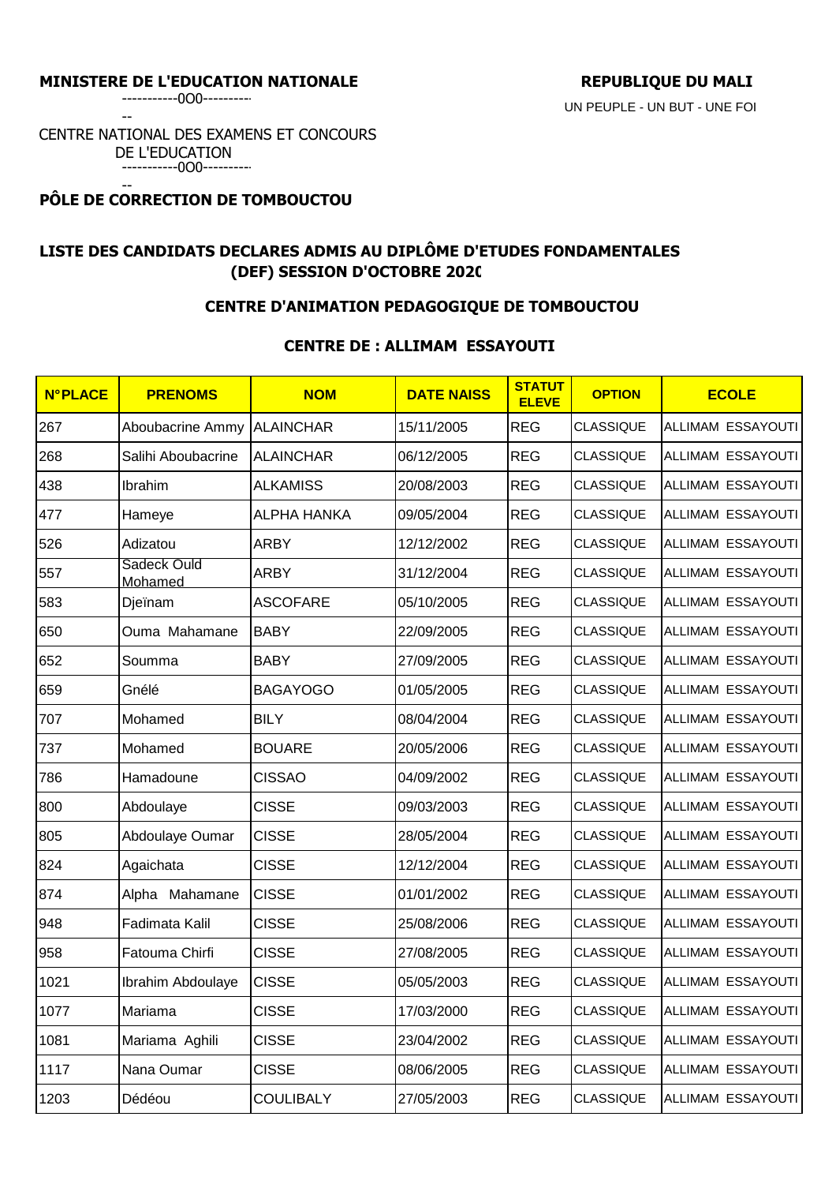**MINISTERE DE L'EDUCATION NATIONALE**

-----------0O0-----------

**REPUBLIQUE DU MALI**

UN PEUPLE - UN BUT - UNE FOI

CENTRE NATIONAL DES EXAMENS ET CONCOURS DE L'EDUCATION

-----------0O0-----------

**PÔLE DE CORRECTION DE TOMBOUCTOU**

## LISTE DES CANDIDATS DECLARES ADMIS AU DIPLÔME D'ETUDES FONDAMENTALES (DEF) SESSION D'OCTOBRE 2020

### CENTRE D'ANIMATION PEDAGOGIQUE DE TOMBOUCTOU

### CENTRE DE : ALLIMAM ESSAYOUTI

| N°PLACE | PRENOMS | NOM | DATE NAISS | STATUT ELEVE | OPTION | ECOLE |
|---|---|---|---|---|---|---|
| 267 | Aboubacrine Ammy | ALAINCHAR | 15/11/2005 | REG | CLASSIQUE | ALLIMAM ESSAYOUTI |
| 268 | Salihi Aboubacrine | ALAINCHAR | 06/12/2005 | REG | CLASSIQUE | ALLIMAM ESSAYOUTI |
| 438 | Ibrahim | ALKAMISS | 20/08/2003 | REG | CLASSIQUE | ALLIMAM ESSAYOUTI |
| 477 | Hameye | ALPHA HANKA | 09/05/2004 | REG | CLASSIQUE | ALLIMAM ESSAYOUTI |
| 526 | Adizatou | ARBY | 12/12/2002 | REG | CLASSIQUE | ALLIMAM ESSAYOUTI |
| 557 | Sadeck Ould Mohamed | ARBY | 31/12/2004 | REG | CLASSIQUE | ALLIMAM ESSAYOUTI |
| 583 | Djeïnam | ASCOFARE | 05/10/2005 | REG | CLASSIQUE | ALLIMAM ESSAYOUTI |
| 650 | Ouma Mahamane | BABY | 22/09/2005 | REG | CLASSIQUE | ALLIMAM ESSAYOUTI |
| 652 | Soumma | BABY | 27/09/2005 | REG | CLASSIQUE | ALLIMAM ESSAYOUTI |
| 659 | Gnélé | BAGAYOGO | 01/05/2005 | REG | CLASSIQUE | ALLIMAM ESSAYOUTI |
| 707 | Mohamed | BILY | 08/04/2004 | REG | CLASSIQUE | ALLIMAM ESSAYOUTI |
| 737 | Mohamed | BOUARE | 20/05/2006 | REG | CLASSIQUE | ALLIMAM ESSAYOUTI |
| 786 | Hamadoune | CISSAO | 04/09/2002 | REG | CLASSIQUE | ALLIMAM ESSAYOUTI |
| 800 | Abdoulaye | CISSE | 09/03/2003 | REG | CLASSIQUE | ALLIMAM ESSAYOUTI |
| 805 | Abdoulaye Oumar | CISSE | 28/05/2004 | REG | CLASSIQUE | ALLIMAM ESSAYOUTI |
| 824 | Agaichata | CISSE | 12/12/2004 | REG | CLASSIQUE | ALLIMAM ESSAYOUTI |
| 874 | Alpha Mahamane | CISSE | 01/01/2002 | REG | CLASSIQUE | ALLIMAM ESSAYOUTI |
| 948 | Fadimata Kalil | CISSE | 25/08/2006 | REG | CLASSIQUE | ALLIMAM ESSAYOUTI |
| 958 | Fatouma Chirfi | CISSE | 27/08/2005 | REG | CLASSIQUE | ALLIMAM ESSAYOUTI |
| 1021 | Ibrahim Abdoulaye | CISSE | 05/05/2003 | REG | CLASSIQUE | ALLIMAM ESSAYOUTI |
| 1077 | Mariama | CISSE | 17/03/2000 | REG | CLASSIQUE | ALLIMAM ESSAYOUTI |
| 1081 | Mariama Aghili | CISSE | 23/04/2002 | REG | CLASSIQUE | ALLIMAM ESSAYOUTI |
| 1117 | Nana Oumar | CISSE | 08/06/2005 | REG | CLASSIQUE | ALLIMAM ESSAYOUTI |
| 1203 | Dédéou | COULIBALY | 27/05/2003 | REG | CLASSIQUE | ALLIMAM ESSAYOUTI |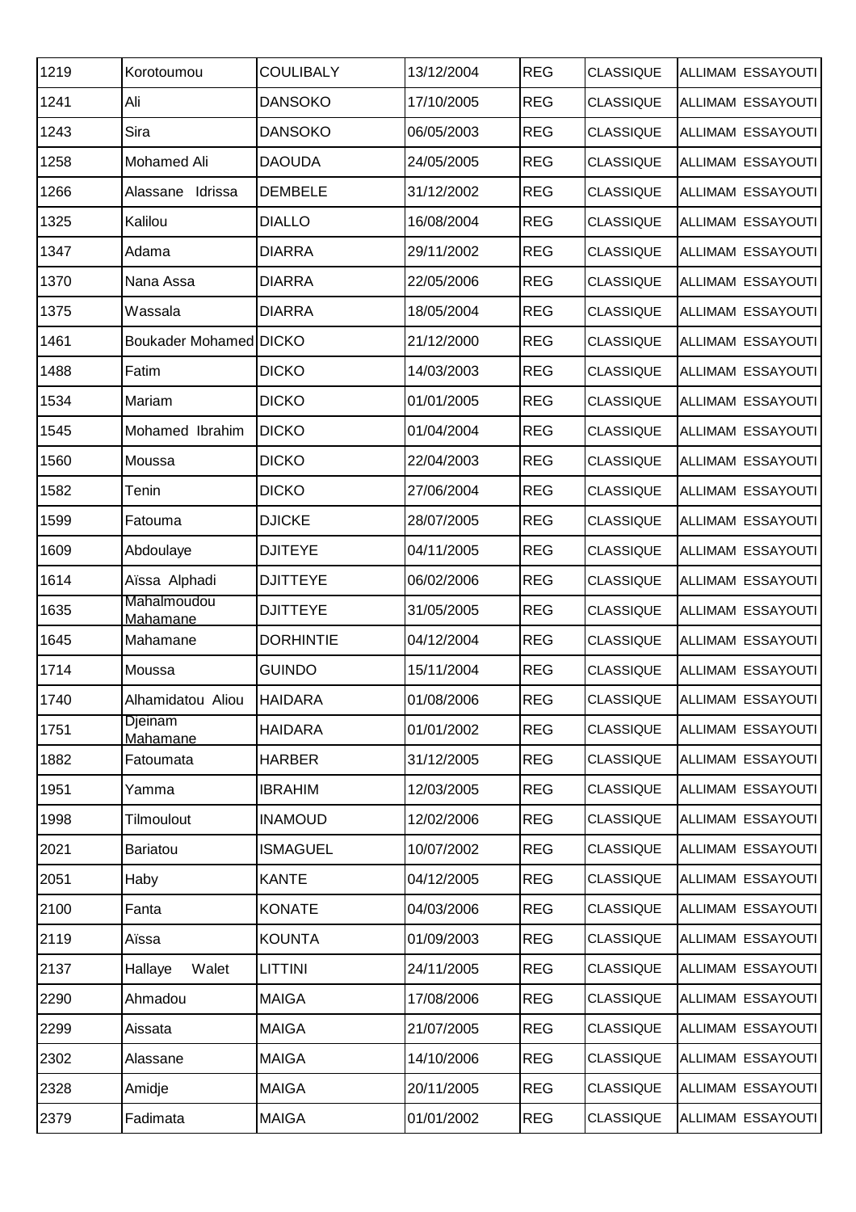| 1219 | Korotoumou | COULIBALY | 13/12/2004 | REG | CLASSIQUE | ALLIMAM ESSAYOUTI |
|---|---|---|---|---|---|---|
| 1241 | Ali | DANSOKO | 17/10/2005 | REG | CLASSIQUE | ALLIMAM ESSAYOUTI |
| 1243 | Sira | DANSOKO | 06/05/2003 | REG | CLASSIQUE | ALLIMAM ESSAYOUTI |
| 1258 | Mohamed Ali | DAOUDA | 24/05/2005 | REG | CLASSIQUE | ALLIMAM ESSAYOUTI |
| 1266 | Alassane Idrissa | DEMBELE | 31/12/2002 | REG | CLASSIQUE | ALLIMAM ESSAYOUTI |
| 1325 | Kalilou | DIALLO | 16/08/2004 | REG | CLASSIQUE | ALLIMAM ESSAYOUTI |
| 1347 | Adama | DIARRA | 29/11/2002 | REG | CLASSIQUE | ALLIMAM ESSAYOUTI |
| 1370 | Nana Assa | DIARRA | 22/05/2006 | REG | CLASSIQUE | ALLIMAM ESSAYOUTI |
| 1375 | Wassala | DIARRA | 18/05/2004 | REG | CLASSIQUE | ALLIMAM ESSAYOUTI |
| 1461 | Boukader Mohamed | DICKO | 21/12/2000 | REG | CLASSIQUE | ALLIMAM ESSAYOUTI |
| 1488 | Fatim | DICKO | 14/03/2003 | REG | CLASSIQUE | ALLIMAM ESSAYOUTI |
| 1534 | Mariam | DICKO | 01/01/2005 | REG | CLASSIQUE | ALLIMAM ESSAYOUTI |
| 1545 | Mohamed Ibrahim | DICKO | 01/04/2004 | REG | CLASSIQUE | ALLIMAM ESSAYOUTI |
| 1560 | Moussa | DICKO | 22/04/2003 | REG | CLASSIQUE | ALLIMAM ESSAYOUTI |
| 1582 | Tenin | DICKO | 27/06/2004 | REG | CLASSIQUE | ALLIMAM ESSAYOUTI |
| 1599 | Fatouma | DJICKE | 28/07/2005 | REG | CLASSIQUE | ALLIMAM ESSAYOUTI |
| 1609 | Abdoulaye | DJITEYE | 04/11/2005 | REG | CLASSIQUE | ALLIMAM ESSAYOUTI |
| 1614 | Aïssa Alphadi | DJITTEYE | 06/02/2006 | REG | CLASSIQUE | ALLIMAM ESSAYOUTI |
| 1635 | Mahalmoudou Mahamane | DJITTEYE | 31/05/2005 | REG | CLASSIQUE | ALLIMAM ESSAYOUTI |
| 1645 | Mahamane | DORHINTIE | 04/12/2004 | REG | CLASSIQUE | ALLIMAM ESSAYOUTI |
| 1714 | Moussa | GUINDO | 15/11/2004 | REG | CLASSIQUE | ALLIMAM ESSAYOUTI |
| 1740 | Alhamidatou Aliou | HAIDARA | 01/08/2006 | REG | CLASSIQUE | ALLIMAM ESSAYOUTI |
| 1751 | Djeinam Mahamane | HAIDARA | 01/01/2002 | REG | CLASSIQUE | ALLIMAM ESSAYOUTI |
| 1882 | Fatoumata | HARBER | 31/12/2005 | REG | CLASSIQUE | ALLIMAM ESSAYOUTI |
| 1951 | Yamma | IBRAHIM | 12/03/2005 | REG | CLASSIQUE | ALLIMAM ESSAYOUTI |
| 1998 | Tilmoulout | INAMOUD | 12/02/2006 | REG | CLASSIQUE | ALLIMAM ESSAYOUTI |
| 2021 | Bariatou | ISMAGUEL | 10/07/2002 | REG | CLASSIQUE | ALLIMAM ESSAYOUTI |
| 2051 | Haby | KANTE | 04/12/2005 | REG | CLASSIQUE | ALLIMAM ESSAYOUTI |
| 2100 | Fanta | KONATE | 04/03/2006 | REG | CLASSIQUE | ALLIMAM ESSAYOUTI |
| 2119 | Aïssa | KOUNTA | 01/09/2003 | REG | CLASSIQUE | ALLIMAM ESSAYOUTI |
| 2137 | Hallaye Walet | LITTINI | 24/11/2005 | REG | CLASSIQUE | ALLIMAM ESSAYOUTI |
| 2290 | Ahmadou | MAIGA | 17/08/2006 | REG | CLASSIQUE | ALLIMAM ESSAYOUTI |
| 2299 | Aissata | MAIGA | 21/07/2005 | REG | CLASSIQUE | ALLIMAM ESSAYOUTI |
| 2302 | Alassane | MAIGA | 14/10/2006 | REG | CLASSIQUE | ALLIMAM ESSAYOUTI |
| 2328 | Amidje | MAIGA | 20/11/2005 | REG | CLASSIQUE | ALLIMAM ESSAYOUTI |
| 2379 | Fadimata | MAIGA | 01/01/2002 | REG | CLASSIQUE | ALLIMAM ESSAYOUTI |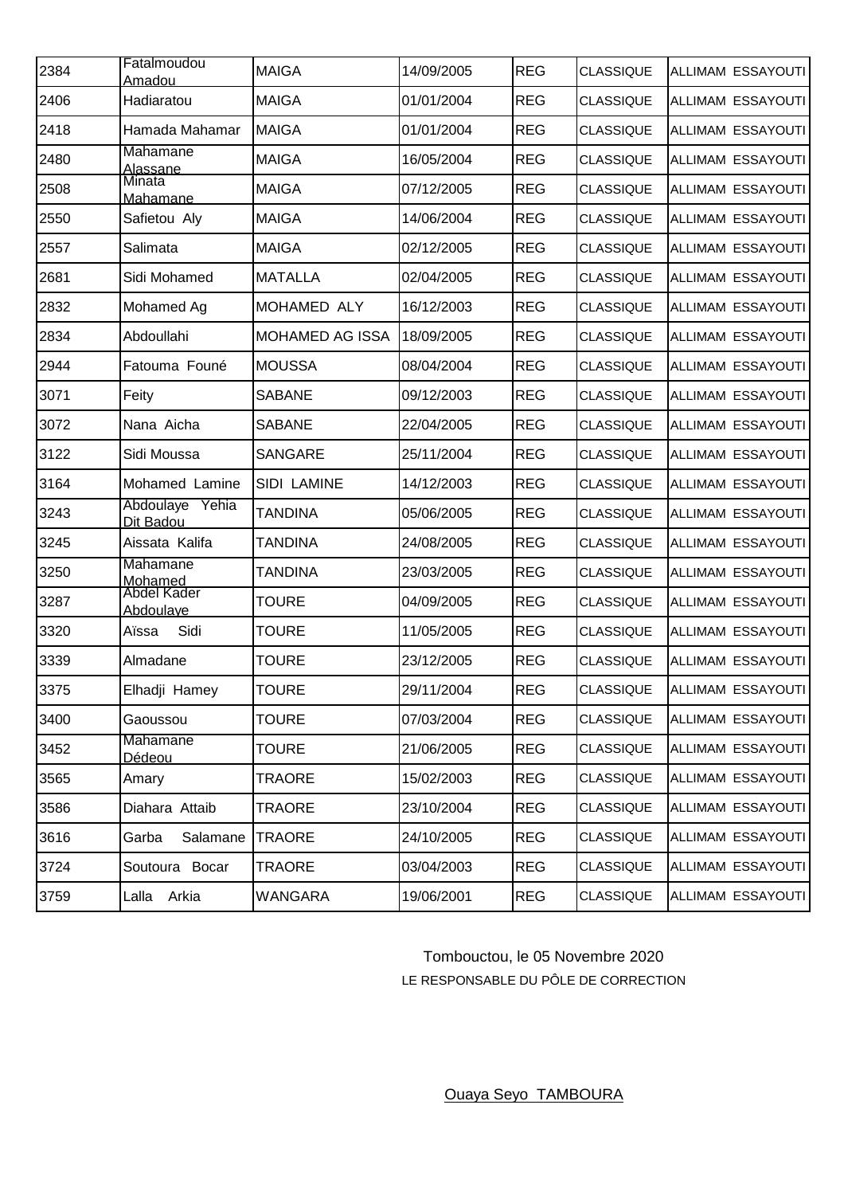| 2384 | Fatalmoudou Amadou | MAIGA | 14/09/2005 | REG | CLASSIQUE | ALLIMAM ESSAYOUTI |
|---|---|---|---|---|---|---|
| 2406 | Hadiaratou | MAIGA | 01/01/2004 | REG | CLASSIQUE | ALLIMAM ESSAYOUTI |
| 2418 | Hamada Mahamar | MAIGA | 01/01/2004 | REG | CLASSIQUE | ALLIMAM ESSAYOUTI |
| 2480 | Mahamane Alassane | MAIGA | 16/05/2004 | REG | CLASSIQUE | ALLIMAM ESSAYOUTI |
| 2508 | Minata Mahamane | MAIGA | 07/12/2005 | REG | CLASSIQUE | ALLIMAM ESSAYOUTI |
| 2550 | Safietou Aly | MAIGA | 14/06/2004 | REG | CLASSIQUE | ALLIMAM ESSAYOUTI |
| 2557 | Salimata | MAIGA | 02/12/2005 | REG | CLASSIQUE | ALLIMAM ESSAYOUTI |
| 2681 | Sidi Mohamed | MATALLA | 02/04/2005 | REG | CLASSIQUE | ALLIMAM ESSAYOUTI |
| 2832 | Mohamed Ag | MOHAMED ALY | 16/12/2003 | REG | CLASSIQUE | ALLIMAM ESSAYOUTI |
| 2834 | Abdoullahi | MOHAMED AG ISSA | 18/09/2005 | REG | CLASSIQUE | ALLIMAM ESSAYOUTI |
| 2944 | Fatouma Founé | MOUSSA | 08/04/2004 | REG | CLASSIQUE | ALLIMAM ESSAYOUTI |
| 3071 | Feity | SABANE | 09/12/2003 | REG | CLASSIQUE | ALLIMAM ESSAYOUTI |
| 3072 | Nana Aicha | SABANE | 22/04/2005 | REG | CLASSIQUE | ALLIMAM ESSAYOUTI |
| 3122 | Sidi Moussa | SANGARE | 25/11/2004 | REG | CLASSIQUE | ALLIMAM ESSAYOUTI |
| 3164 | Mohamed Lamine | SIDI LAMINE | 14/12/2003 | REG | CLASSIQUE | ALLIMAM ESSAYOUTI |
| 3243 | Abdoulaye Yehia Dit Badou | TANDINA | 05/06/2005 | REG | CLASSIQUE | ALLIMAM ESSAYOUTI |
| 3245 | Aissata Kalifa | TANDINA | 24/08/2005 | REG | CLASSIQUE | ALLIMAM ESSAYOUTI |
| 3250 | Mahamane Mohamed | TANDINA | 23/03/2005 | REG | CLASSIQUE | ALLIMAM ESSAYOUTI |
| 3287 | Abdel Kader Abdoulaye | TOURE | 04/09/2005 | REG | CLASSIQUE | ALLIMAM ESSAYOUTI |
| 3320 | Aïssa Sidi | TOURE | 11/05/2005 | REG | CLASSIQUE | ALLIMAM ESSAYOUTI |
| 3339 | Almadane | TOURE | 23/12/2005 | REG | CLASSIQUE | ALLIMAM ESSAYOUTI |
| 3375 | Elhadji Hamey | TOURE | 29/11/2004 | REG | CLASSIQUE | ALLIMAM ESSAYOUTI |
| 3400 | Gaoussou | TOURE | 07/03/2004 | REG | CLASSIQUE | ALLIMAM ESSAYOUTI |
| 3452 | Mahamane Dédeou | TOURE | 21/06/2005 | REG | CLASSIQUE | ALLIMAM ESSAYOUTI |
| 3565 | Amary | TRAORE | 15/02/2003 | REG | CLASSIQUE | ALLIMAM ESSAYOUTI |
| 3586 | Diahara Attaib | TRAORE | 23/10/2004 | REG | CLASSIQUE | ALLIMAM ESSAYOUTI |
| 3616 | Garba Salamane | TRAORE | 24/10/2005 | REG | CLASSIQUE | ALLIMAM ESSAYOUTI |
| 3724 | Soutoura Bocar | TRAORE | 03/04/2003 | REG | CLASSIQUE | ALLIMAM ESSAYOUTI |
| 3759 | Lalla Arkia | WANGARA | 19/06/2001 | REG | CLASSIQUE | ALLIMAM ESSAYOUTI |

Tombouctou, le 05 Novembre 2020

LE RESPONSABLE DU PÔLE DE CORRECTION

Ouaya Seyo TAMBOURA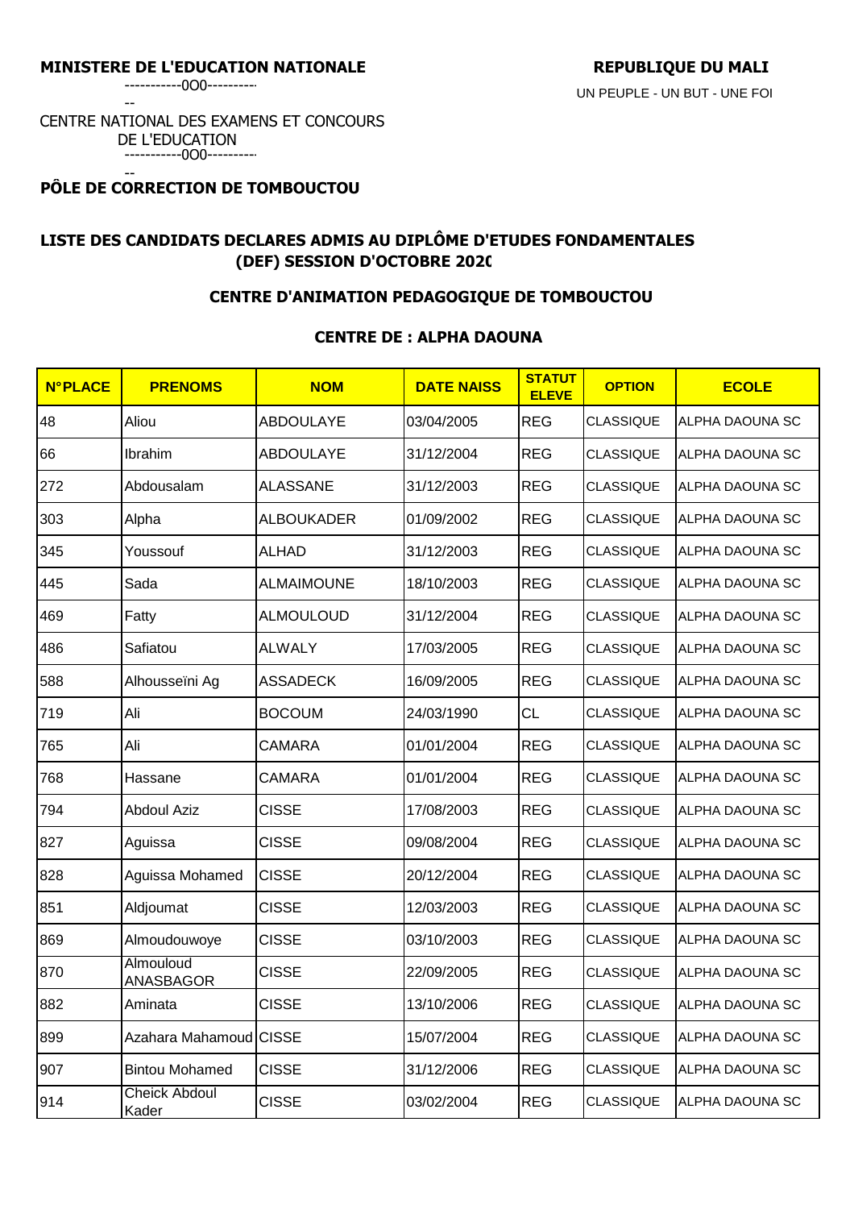**MINISTERE DE L'EDUCATION NATIONALE**

-----------0O0-----------

CENTRE NATIONAL DES EXAMENS ET CONCOURS DE L'EDUCATION

-----------0O0-----------

**PÔLE DE CORRECTION DE TOMBOUCTOU**

**REPUBLIQUE DU MALI**

UN PEUPLE - UN BUT - UNE FOI

## LISTE DES CANDIDATS DECLARES ADMIS AU DIPLÔME D'ETUDES FONDAMENTALES (DEF) SESSION D'OCTOBRE 2020

### CENTRE D'ANIMATION PEDAGOGIQUE DE TOMBOUCTOU

### CENTRE DE : ALPHA DAOUNA

| N°PLACE | PRENOMS | NOM | DATE NAISS | STATUT ELEVE | OPTION | ECOLE |
|---|---|---|---|---|---|---|
| 48 | Aliou | ABDOULAYE | 03/04/2005 | REG | CLASSIQUE | ALPHA DAOUNA SC |
| 66 | Ibrahim | ABDOULAYE | 31/12/2004 | REG | CLASSIQUE | ALPHA DAOUNA SC |
| 272 | Abdousalam | ALASSANE | 31/12/2003 | REG | CLASSIQUE | ALPHA DAOUNA SC |
| 303 | Alpha | ALBOUKADER | 01/09/2002 | REG | CLASSIQUE | ALPHA DAOUNA SC |
| 345 | Youssouf | ALHAD | 31/12/2003 | REG | CLASSIQUE | ALPHA DAOUNA SC |
| 445 | Sada | ALMAIMOUNE | 18/10/2003 | REG | CLASSIQUE | ALPHA DAOUNA SC |
| 469 | Fatty | ALMOULOUD | 31/12/2004 | REG | CLASSIQUE | ALPHA DAOUNA SC |
| 486 | Safiatou | ALWALY | 17/03/2005 | REG | CLASSIQUE | ALPHA DAOUNA SC |
| 588 | Alhousseïni Ag | ASSADECK | 16/09/2005 | REG | CLASSIQUE | ALPHA DAOUNA SC |
| 719 | Ali | BOCOUM | 24/03/1990 | CL | CLASSIQUE | ALPHA DAOUNA SC |
| 765 | Ali | CAMARA | 01/01/2004 | REG | CLASSIQUE | ALPHA DAOUNA SC |
| 768 | Hassane | CAMARA | 01/01/2004 | REG | CLASSIQUE | ALPHA DAOUNA SC |
| 794 | Abdoul Aziz | CISSE | 17/08/2003 | REG | CLASSIQUE | ALPHA DAOUNA SC |
| 827 | Aguissa | CISSE | 09/08/2004 | REG | CLASSIQUE | ALPHA DAOUNA SC |
| 828 | Aguissa Mohamed | CISSE | 20/12/2004 | REG | CLASSIQUE | ALPHA DAOUNA SC |
| 851 | Aldjoumat | CISSE | 12/03/2003 | REG | CLASSIQUE | ALPHA DAOUNA SC |
| 869 | Almoudouwoye | CISSE | 03/10/2003 | REG | CLASSIQUE | ALPHA DAOUNA SC |
| 870 | Almouloud ANASBAGOR | CISSE | 22/09/2005 | REG | CLASSIQUE | ALPHA DAOUNA SC |
| 882 | Aminata | CISSE | 13/10/2006 | REG | CLASSIQUE | ALPHA DAOUNA SC |
| 899 | Azahara Mahamoud | CISSE | 15/07/2004 | REG | CLASSIQUE | ALPHA DAOUNA SC |
| 907 | Bintou Mohamed | CISSE | 31/12/2006 | REG | CLASSIQUE | ALPHA DAOUNA SC |
| 914 | Cheick Abdoul Kader | CISSE | 03/02/2004 | REG | CLASSIQUE | ALPHA DAOUNA SC |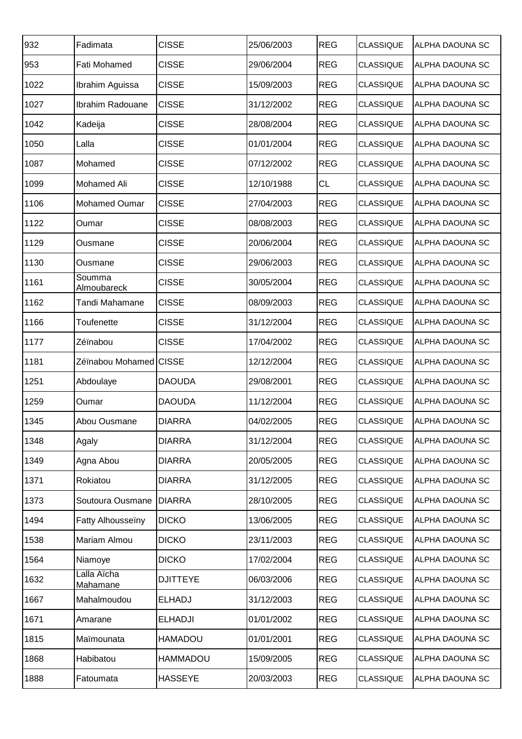| 932 | Fadimata | CISSE | 25/06/2003 | REG | CLASSIQUE | ALPHA DAOUNA SC |
|---|---|---|---|---|---|---|
| 953 | Fati Mohamed | CISSE | 29/06/2004 | REG | CLASSIQUE | ALPHA DAOUNA SC |
| 1022 | Ibrahim Aguissa | CISSE | 15/09/2003 | REG | CLASSIQUE | ALPHA DAOUNA SC |
| 1027 | Ibrahim Radouane | CISSE | 31/12/2002 | REG | CLASSIQUE | ALPHA DAOUNA SC |
| 1042 | Kadeija | CISSE | 28/08/2004 | REG | CLASSIQUE | ALPHA DAOUNA SC |
| 1050 | Lalla | CISSE | 01/01/2004 | REG | CLASSIQUE | ALPHA DAOUNA SC |
| 1087 | Mohamed | CISSE | 07/12/2002 | REG | CLASSIQUE | ALPHA DAOUNA SC |
| 1099 | Mohamed Ali | CISSE | 12/10/1988 | CL | CLASSIQUE | ALPHA DAOUNA SC |
| 1106 | Mohamed Oumar | CISSE | 27/04/2003 | REG | CLASSIQUE | ALPHA DAOUNA SC |
| 1122 | Oumar | CISSE | 08/08/2003 | REG | CLASSIQUE | ALPHA DAOUNA SC |
| 1129 | Ousmane | CISSE | 20/06/2004 | REG | CLASSIQUE | ALPHA DAOUNA SC |
| 1130 | Ousmane | CISSE | 29/06/2003 | REG | CLASSIQUE | ALPHA DAOUNA SC |
| 1161 | Soumma Almoubareck | CISSE | 30/05/2004 | REG | CLASSIQUE | ALPHA DAOUNA SC |
| 1162 | Tandi Mahamane | CISSE | 08/09/2003 | REG | CLASSIQUE | ALPHA DAOUNA SC |
| 1166 | Toufenette | CISSE | 31/12/2004 | REG | CLASSIQUE | ALPHA DAOUNA SC |
| 1177 | Zéïnabou | CISSE | 17/04/2002 | REG | CLASSIQUE | ALPHA DAOUNA SC |
| 1181 | Zéïnabou Mohamed | CISSE | 12/12/2004 | REG | CLASSIQUE | ALPHA DAOUNA SC |
| 1251 | Abdoulaye | DAOUDA | 29/08/2001 | REG | CLASSIQUE | ALPHA DAOUNA SC |
| 1259 | Oumar | DAOUDA | 11/12/2004 | REG | CLASSIQUE | ALPHA DAOUNA SC |
| 1345 | Abou Ousmane | DIARRA | 04/02/2005 | REG | CLASSIQUE | ALPHA DAOUNA SC |
| 1348 | Agaly | DIARRA | 31/12/2004 | REG | CLASSIQUE | ALPHA DAOUNA SC |
| 1349 | Agna Abou | DIARRA | 20/05/2005 | REG | CLASSIQUE | ALPHA DAOUNA SC |
| 1371 | Rokiatou | DIARRA | 31/12/2005 | REG | CLASSIQUE | ALPHA DAOUNA SC |
| 1373 | Soutoura Ousmane | DIARRA | 28/10/2005 | REG | CLASSIQUE | ALPHA DAOUNA SC |
| 1494 | Fatty Alhousseïny | DICKO | 13/06/2005 | REG | CLASSIQUE | ALPHA DAOUNA SC |
| 1538 | Mariam Almou | DICKO | 23/11/2003 | REG | CLASSIQUE | ALPHA DAOUNA SC |
| 1564 | Niamoye | DICKO | 17/02/2004 | REG | CLASSIQUE | ALPHA DAOUNA SC |
| 1632 | Lalla Aïcha Mahamane | DJITTEYE | 06/03/2006 | REG | CLASSIQUE | ALPHA DAOUNA SC |
| 1667 | Mahalmoudou | ELHADJ | 31/12/2003 | REG | CLASSIQUE | ALPHA DAOUNA SC |
| 1671 | Amarane | ELHADJI | 01/01/2002 | REG | CLASSIQUE | ALPHA DAOUNA SC |
| 1815 | Maïmounata | HAMADOU | 01/01/2001 | REG | CLASSIQUE | ALPHA DAOUNA SC |
| 1868 | Habibatou | HAMMADOU | 15/09/2005 | REG | CLASSIQUE | ALPHA DAOUNA SC |
| 1888 | Fatoumata | HASSEYE | 20/03/2003 | REG | CLASSIQUE | ALPHA DAOUNA SC |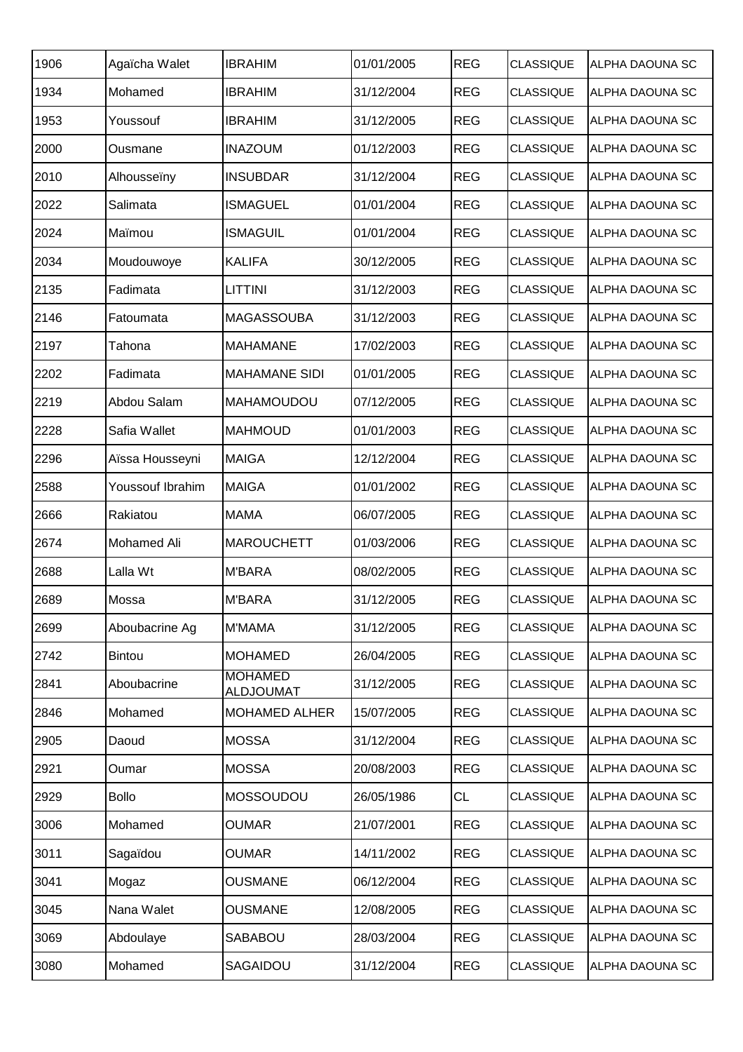| | | | | | | |
|---|---|---|---|---|---|---|
| 1906 | Agaïcha Walet | IBRAHIM | 01/01/2005 | REG | CLASSIQUE | ALPHA DAOUNA SC |
| 1934 | Mohamed | IBRAHIM | 31/12/2004 | REG | CLASSIQUE | ALPHA DAOUNA SC |
| 1953 | Youssouf | IBRAHIM | 31/12/2005 | REG | CLASSIQUE | ALPHA DAOUNA SC |
| 2000 | Ousmane | INAZOUM | 01/12/2003 | REG | CLASSIQUE | ALPHA DAOUNA SC |
| 2010 | Alhousseïny | INSUBDAR | 31/12/2004 | REG | CLASSIQUE | ALPHA DAOUNA SC |
| 2022 | Salimata | ISMAGUEL | 01/01/2004 | REG | CLASSIQUE | ALPHA DAOUNA SC |
| 2024 | Maïmou | ISMAGUIL | 01/01/2004 | REG | CLASSIQUE | ALPHA DAOUNA SC |
| 2034 | Moudouwoye | KALIFA | 30/12/2005 | REG | CLASSIQUE | ALPHA DAOUNA SC |
| 2135 | Fadimata | LITTINI | 31/12/2003 | REG | CLASSIQUE | ALPHA DAOUNA SC |
| 2146 | Fatoumata | MAGASSOUBA | 31/12/2003 | REG | CLASSIQUE | ALPHA DAOUNA SC |
| 2197 | Tahona | MAHAMANE | 17/02/2003 | REG | CLASSIQUE | ALPHA DAOUNA SC |
| 2202 | Fadimata | MAHAMANE SIDI | 01/01/2005 | REG | CLASSIQUE | ALPHA DAOUNA SC |
| 2219 | Abdou Salam | MAHAMOUDOU | 07/12/2005 | REG | CLASSIQUE | ALPHA DAOUNA SC |
| 2228 | Safia Wallet | MAHMOUD | 01/01/2003 | REG | CLASSIQUE | ALPHA DAOUNA SC |
| 2296 | Aïssa Housseyni | MAIGA | 12/12/2004 | REG | CLASSIQUE | ALPHA DAOUNA SC |
| 2588 | Youssouf Ibrahim | MAIGA | 01/01/2002 | REG | CLASSIQUE | ALPHA DAOUNA SC |
| 2666 | Rakiatou | MAMA | 06/07/2005 | REG | CLASSIQUE | ALPHA DAOUNA SC |
| 2674 | Mohamed Ali | MAROUCHETT | 01/03/2006 | REG | CLASSIQUE | ALPHA DAOUNA SC |
| 2688 | Lalla Wt | M'BARA | 08/02/2005 | REG | CLASSIQUE | ALPHA DAOUNA SC |
| 2689 | Mossa | M'BARA | 31/12/2005 | REG | CLASSIQUE | ALPHA DAOUNA SC |
| 2699 | Aboubacrine Ag | M'MAMA | 31/12/2005 | REG | CLASSIQUE | ALPHA DAOUNA SC |
| 2742 | Bintou | MOHAMED | 26/04/2005 | REG | CLASSIQUE | ALPHA DAOUNA SC |
| 2841 | Aboubacrine | MOHAMED ALDJOUMAT | 31/12/2005 | REG | CLASSIQUE | ALPHA DAOUNA SC |
| 2846 | Mohamed | MOHAMED ALHER | 15/07/2005 | REG | CLASSIQUE | ALPHA DAOUNA SC |
| 2905 | Daoud | MOSSA | 31/12/2004 | REG | CLASSIQUE | ALPHA DAOUNA SC |
| 2921 | Oumar | MOSSA | 20/08/2003 | REG | CLASSIQUE | ALPHA DAOUNA SC |
| 2929 | Bollo | MOSSOUDOU | 26/05/1986 | CL | CLASSIQUE | ALPHA DAOUNA SC |
| 3006 | Mohamed | OUMAR | 21/07/2001 | REG | CLASSIQUE | ALPHA DAOUNA SC |
| 3011 | Sagaïdou | OUMAR | 14/11/2002 | REG | CLASSIQUE | ALPHA DAOUNA SC |
| 3041 | Mogaz | OUSMANE | 06/12/2004 | REG | CLASSIQUE | ALPHA DAOUNA SC |
| 3045 | Nana Walet | OUSMANE | 12/08/2005 | REG | CLASSIQUE | ALPHA DAOUNA SC |
| 3069 | Abdoulaye | SABABOU | 28/03/2004 | REG | CLASSIQUE | ALPHA DAOUNA SC |
| 3080 | Mohamed | SAGAIDOU | 31/12/2004 | REG | CLASSIQUE | ALPHA DAOUNA SC |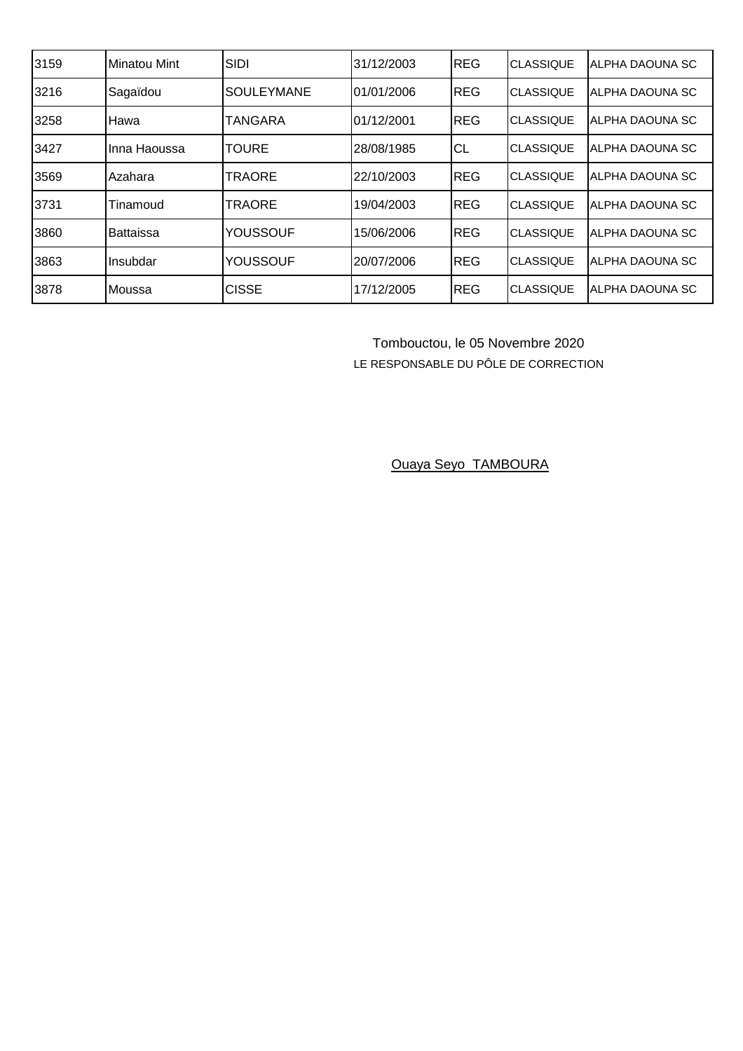| | | | | | | |
|---|---|---|---|---|---|---|
| 3159 | Minatou Mint | SIDI | 31/12/2003 | REG | CLASSIQUE | ALPHA DAOUNA SC |
| 3216 | Sagaïdou | SOULEYMANE | 01/01/2006 | REG | CLASSIQUE | ALPHA DAOUNA SC |
| 3258 | Hawa | TANGARA | 01/12/2001 | REG | CLASSIQUE | ALPHA DAOUNA SC |
| 3427 | Inna Haoussa | TOURE | 28/08/1985 | CL | CLASSIQUE | ALPHA DAOUNA SC |
| 3569 | Azahara | TRAORE | 22/10/2003 | REG | CLASSIQUE | ALPHA DAOUNA SC |
| 3731 | Tinamoud | TRAORE | 19/04/2003 | REG | CLASSIQUE | ALPHA DAOUNA SC |
| 3860 | Battaissa | YOUSSOUF | 15/06/2006 | REG | CLASSIQUE | ALPHA DAOUNA SC |
| 3863 | Insubdar | YOUSSOUF | 20/07/2006 | REG | CLASSIQUE | ALPHA DAOUNA SC |
| 3878 | Moussa | CISSE | 17/12/2005 | REG | CLASSIQUE | ALPHA DAOUNA SC |

Tombouctou, le 05 Novembre 2020

LE RESPONSABLE DU PÔLE DE CORRECTION

Ouaya Seyo TAMBOURA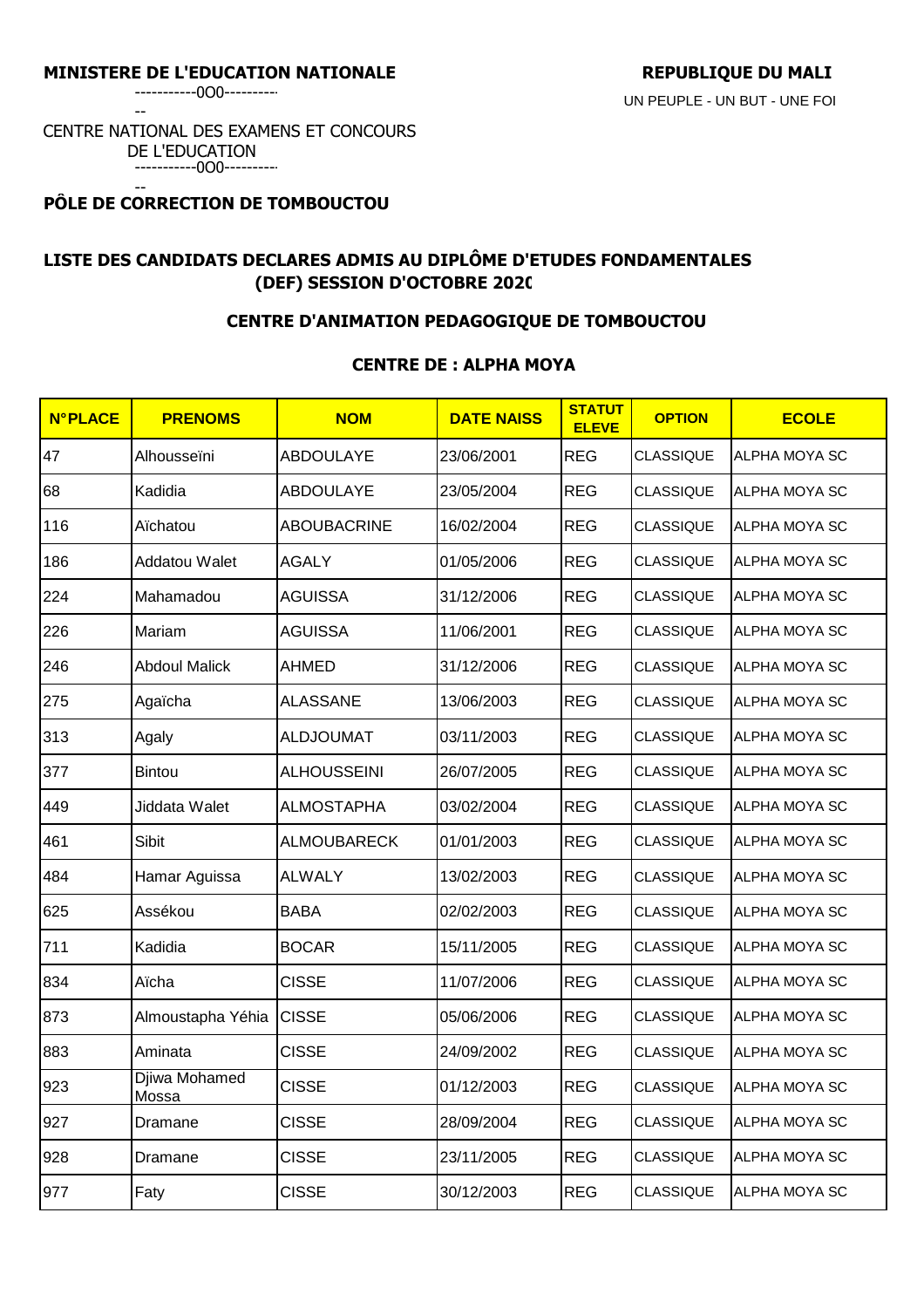**MINISTERE DE L'EDUCATION NATIONALE**

-----------0O0-----------

CENTRE NATIONAL DES EXAMENS ET CONCOURS DE L'EDUCATION

-----------0O0-----------

**PÔLE DE CORRECTION DE TOMBOUCTOU**

**REPUBLIQUE DU MALI**

UN PEUPLE - UN BUT - UNE FOI

## LISTE DES CANDIDATS DECLARES ADMIS AU DIPLÔME D'ETUDES FONDAMENTALES (DEF) SESSION D'OCTOBRE 2020

### CENTRE D'ANIMATION PEDAGOGIQUE DE TOMBOUCTOU

### CENTRE DE : ALPHA MOYA

| N°PLACE | PRENOMS | NOM | DATE NAISS | STATUT ELEVE | OPTION | ECOLE |
|---|---|---|---|---|---|---|
| 47 | Alhousseïni | ABDOULAYE | 23/06/2001 | REG | CLASSIQUE | ALPHA MOYA SC |
| 68 | Kadidia | ABDOULAYE | 23/05/2004 | REG | CLASSIQUE | ALPHA MOYA SC |
| 116 | Aïchatou | ABOUBACRINE | 16/02/2004 | REG | CLASSIQUE | ALPHA MOYA SC |
| 186 | Addatou Walet | AGALY | 01/05/2006 | REG | CLASSIQUE | ALPHA MOYA SC |
| 224 | Mahamadou | AGUISSA | 31/12/2006 | REG | CLASSIQUE | ALPHA MOYA SC |
| 226 | Mariam | AGUISSA | 11/06/2001 | REG | CLASSIQUE | ALPHA MOYA SC |
| 246 | Abdoul Malick | AHMED | 31/12/2006 | REG | CLASSIQUE | ALPHA MOYA SC |
| 275 | Agaïcha | ALASSANE | 13/06/2003 | REG | CLASSIQUE | ALPHA MOYA SC |
| 313 | Agaly | ALDJOUMAT | 03/11/2003 | REG | CLASSIQUE | ALPHA MOYA SC |
| 377 | Bintou | ALHOUSSEINI | 26/07/2005 | REG | CLASSIQUE | ALPHA MOYA SC |
| 449 | Jiddata Walet | ALMOSTAPHA | 03/02/2004 | REG | CLASSIQUE | ALPHA MOYA SC |
| 461 | Sibit | ALMOUBARECK | 01/01/2003 | REG | CLASSIQUE | ALPHA MOYA SC |
| 484 | Hamar Aguissa | ALWALY | 13/02/2003 | REG | CLASSIQUE | ALPHA MOYA SC |
| 625 | Assékou | BABA | 02/02/2003 | REG | CLASSIQUE | ALPHA MOYA SC |
| 711 | Kadidia | BOCAR | 15/11/2005 | REG | CLASSIQUE | ALPHA MOYA SC |
| 834 | Aïcha | CISSE | 11/07/2006 | REG | CLASSIQUE | ALPHA MOYA SC |
| 873 | Almoustapha Yéhia | CISSE | 05/06/2006 | REG | CLASSIQUE | ALPHA MOYA SC |
| 883 | Aminata | CISSE | 24/09/2002 | REG | CLASSIQUE | ALPHA MOYA SC |
| 923 | Djiwa Mohamed Mossa | CISSE | 01/12/2003 | REG | CLASSIQUE | ALPHA MOYA SC |
| 927 | Dramane | CISSE | 28/09/2004 | REG | CLASSIQUE | ALPHA MOYA SC |
| 928 | Dramane | CISSE | 23/11/2005 | REG | CLASSIQUE | ALPHA MOYA SC |
| 977 | Faty | CISSE | 30/12/2003 | REG | CLASSIQUE | ALPHA MOYA SC |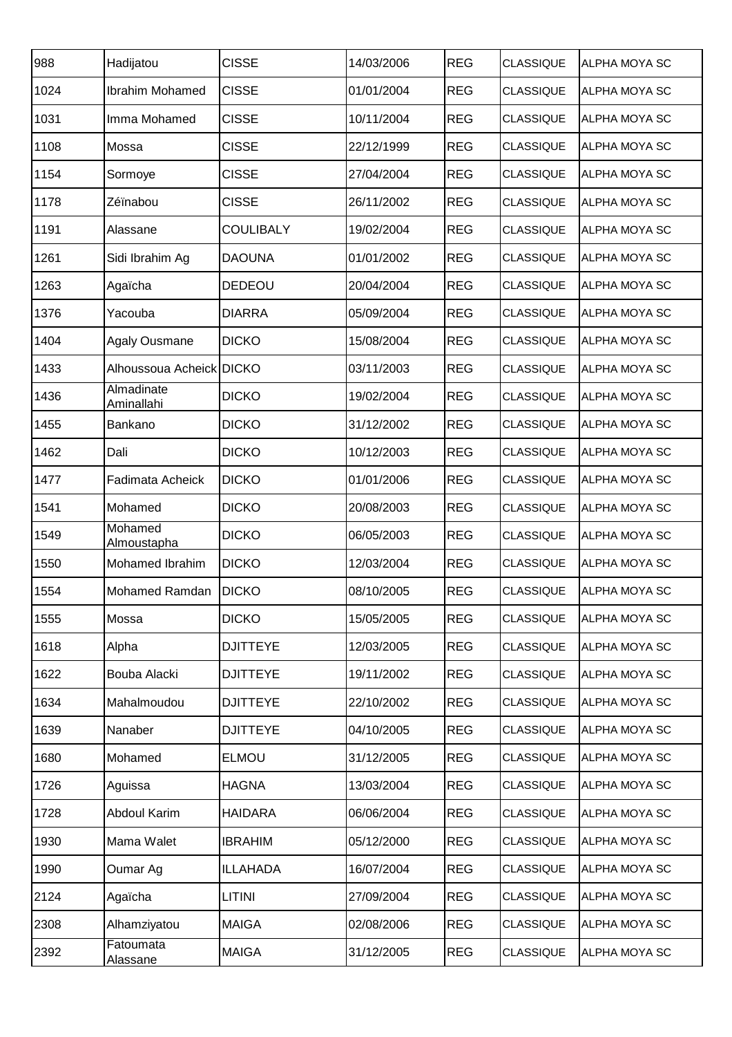| | | | | | | |
|---|---|---|---|---|---|---|
| 988 | Hadijatou | CISSE | 14/03/2006 | REG | CLASSIQUE | ALPHA MOYA SC |
| 1024 | Ibrahim Mohamed | CISSE | 01/01/2004 | REG | CLASSIQUE | ALPHA MOYA SC |
| 1031 | Imma Mohamed | CISSE | 10/11/2004 | REG | CLASSIQUE | ALPHA MOYA SC |
| 1108 | Mossa | CISSE | 22/12/1999 | REG | CLASSIQUE | ALPHA MOYA SC |
| 1154 | Sormoye | CISSE | 27/04/2004 | REG | CLASSIQUE | ALPHA MOYA SC |
| 1178 | Zéïnabou | CISSE | 26/11/2002 | REG | CLASSIQUE | ALPHA MOYA SC |
| 1191 | Alassane | COULIBALY | 19/02/2004 | REG | CLASSIQUE | ALPHA MOYA SC |
| 1261 | Sidi Ibrahim Ag | DAOUNA | 01/01/2002 | REG | CLASSIQUE | ALPHA MOYA SC |
| 1263 | Agaïcha | DEDEOU | 20/04/2004 | REG | CLASSIQUE | ALPHA MOYA SC |
| 1376 | Yacouba | DIARRA | 05/09/2004 | REG | CLASSIQUE | ALPHA MOYA SC |
| 1404 | Agaly Ousmane | DICKO | 15/08/2004 | REG | CLASSIQUE | ALPHA MOYA SC |
| 1433 | Alhoussoua Acheick | DICKO | 03/11/2003 | REG | CLASSIQUE | ALPHA MOYA SC |
| 1436 | Almadinate Aminallahi | DICKO | 19/02/2004 | REG | CLASSIQUE | ALPHA MOYA SC |
| 1455 | Bankano | DICKO | 31/12/2002 | REG | CLASSIQUE | ALPHA MOYA SC |
| 1462 | Dali | DICKO | 10/12/2003 | REG | CLASSIQUE | ALPHA MOYA SC |
| 1477 | Fadimata Acheick | DICKO | 01/01/2006 | REG | CLASSIQUE | ALPHA MOYA SC |
| 1541 | Mohamed | DICKO | 20/08/2003 | REG | CLASSIQUE | ALPHA MOYA SC |
| 1549 | Mohamed Almoustapha | DICKO | 06/05/2003 | REG | CLASSIQUE | ALPHA MOYA SC |
| 1550 | Mohamed Ibrahim | DICKO | 12/03/2004 | REG | CLASSIQUE | ALPHA MOYA SC |
| 1554 | Mohamed Ramdan | DICKO | 08/10/2005 | REG | CLASSIQUE | ALPHA MOYA SC |
| 1555 | Mossa | DICKO | 15/05/2005 | REG | CLASSIQUE | ALPHA MOYA SC |
| 1618 | Alpha | DJITTEYE | 12/03/2005 | REG | CLASSIQUE | ALPHA MOYA SC |
| 1622 | Bouba Alacki | DJITTEYE | 19/11/2002 | REG | CLASSIQUE | ALPHA MOYA SC |
| 1634 | Mahalmoudou | DJITTEYE | 22/10/2002 | REG | CLASSIQUE | ALPHA MOYA SC |
| 1639 | Nanaber | DJITTEYE | 04/10/2005 | REG | CLASSIQUE | ALPHA MOYA SC |
| 1680 | Mohamed | ELMOU | 31/12/2005 | REG | CLASSIQUE | ALPHA MOYA SC |
| 1726 | Aguissa | HAGNA | 13/03/2004 | REG | CLASSIQUE | ALPHA MOYA SC |
| 1728 | Abdoul Karim | HAIDARA | 06/06/2004 | REG | CLASSIQUE | ALPHA MOYA SC |
| 1930 | Mama Walet | IBRAHIM | 05/12/2000 | REG | CLASSIQUE | ALPHA MOYA SC |
| 1990 | Oumar Ag | ILLAHADA | 16/07/2004 | REG | CLASSIQUE | ALPHA MOYA SC |
| 2124 | Agaïcha | LITINI | 27/09/2004 | REG | CLASSIQUE | ALPHA MOYA SC |
| 2308 | Alhamziyatou | MAIGA | 02/08/2006 | REG | CLASSIQUE | ALPHA MOYA SC |
| 2392 | Fatoumata Alassane | MAIGA | 31/12/2005 | REG | CLASSIQUE | ALPHA MOYA SC |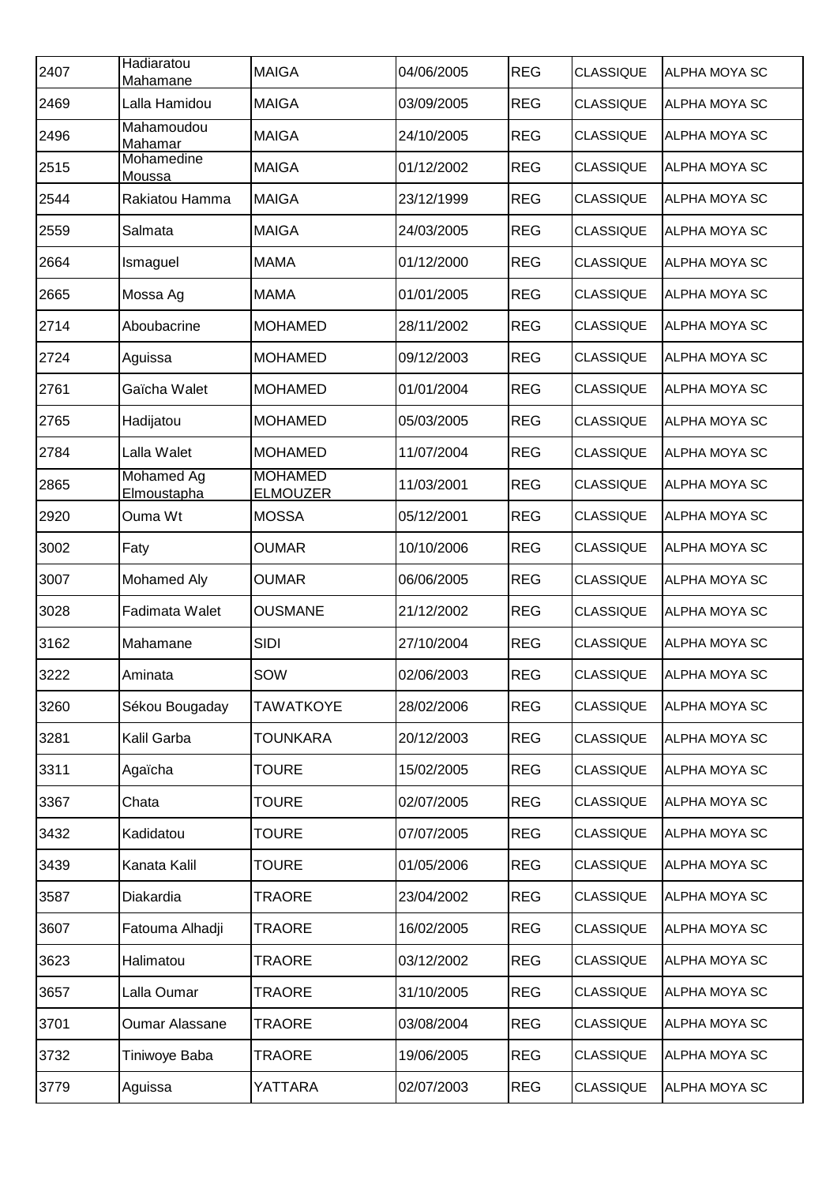| 2407 | Hadiaratou Mahamane | MAIGA | 04/06/2005 | REG | CLASSIQUE | ALPHA MOYA SC |
|---|---|---|---|---|---|---|
| 2469 | Lalla Hamidou | MAIGA | 03/09/2005 | REG | CLASSIQUE | ALPHA MOYA SC |
| 2496 | Mahamoudou Mahamar | MAIGA | 24/10/2005 | REG | CLASSIQUE | ALPHA MOYA SC |
| 2515 | Mohamedine Moussa | MAIGA | 01/12/2002 | REG | CLASSIQUE | ALPHA MOYA SC |
| 2544 | Rakiatou Hamma | MAIGA | 23/12/1999 | REG | CLASSIQUE | ALPHA MOYA SC |
| 2559 | Salmata | MAIGA | 24/03/2005 | REG | CLASSIQUE | ALPHA MOYA SC |
| 2664 | Ismaguel | MAMA | 01/12/2000 | REG | CLASSIQUE | ALPHA MOYA SC |
| 2665 | Mossa Ag | MAMA | 01/01/2005 | REG | CLASSIQUE | ALPHA MOYA SC |
| 2714 | Aboubacrine | MOHAMED | 28/11/2002 | REG | CLASSIQUE | ALPHA MOYA SC |
| 2724 | Aguissa | MOHAMED | 09/12/2003 | REG | CLASSIQUE | ALPHA MOYA SC |
| 2761 | Gaïcha Walet | MOHAMED | 01/01/2004 | REG | CLASSIQUE | ALPHA MOYA SC |
| 2765 | Hadijatou | MOHAMED | 05/03/2005 | REG | CLASSIQUE | ALPHA MOYA SC |
| 2784 | Lalla Walet | MOHAMED | 11/07/2004 | REG | CLASSIQUE | ALPHA MOYA SC |
| 2865 | Mohamed Ag Elmoustapha | MOHAMED ELMOUZER | 11/03/2001 | REG | CLASSIQUE | ALPHA MOYA SC |
| 2920 | Ouma Wt | MOSSA | 05/12/2001 | REG | CLASSIQUE | ALPHA MOYA SC |
| 3002 | Faty | OUMAR | 10/10/2006 | REG | CLASSIQUE | ALPHA MOYA SC |
| 3007 | Mohamed Aly | OUMAR | 06/06/2005 | REG | CLASSIQUE | ALPHA MOYA SC |
| 3028 | Fadimata Walet | OUSMANE | 21/12/2002 | REG | CLASSIQUE | ALPHA MOYA SC |
| 3162 | Mahamane | SIDI | 27/10/2004 | REG | CLASSIQUE | ALPHA MOYA SC |
| 3222 | Aminata | SOW | 02/06/2003 | REG | CLASSIQUE | ALPHA MOYA SC |
| 3260 | Sékou Bougaday | TAWATKOYE | 28/02/2006 | REG | CLASSIQUE | ALPHA MOYA SC |
| 3281 | Kalil Garba | TOUNKARA | 20/12/2003 | REG | CLASSIQUE | ALPHA MOYA SC |
| 3311 | Agaïcha | TOURE | 15/02/2005 | REG | CLASSIQUE | ALPHA MOYA SC |
| 3367 | Chata | TOURE | 02/07/2005 | REG | CLASSIQUE | ALPHA MOYA SC |
| 3432 | Kadidatou | TOURE | 07/07/2005 | REG | CLASSIQUE | ALPHA MOYA SC |
| 3439 | Kanata Kalil | TOURE | 01/05/2006 | REG | CLASSIQUE | ALPHA MOYA SC |
| 3587 | Diakardia | TRAORE | 23/04/2002 | REG | CLASSIQUE | ALPHA MOYA SC |
| 3607 | Fatouma Alhadji | TRAORE | 16/02/2005 | REG | CLASSIQUE | ALPHA MOYA SC |
| 3623 | Halimatou | TRAORE | 03/12/2002 | REG | CLASSIQUE | ALPHA MOYA SC |
| 3657 | Lalla Oumar | TRAORE | 31/10/2005 | REG | CLASSIQUE | ALPHA MOYA SC |
| 3701 | Oumar Alassane | TRAORE | 03/08/2004 | REG | CLASSIQUE | ALPHA MOYA SC |
| 3732 | Tiniwoye Baba | TRAORE | 19/06/2005 | REG | CLASSIQUE | ALPHA MOYA SC |
| 3779 | Aguissa | YATTARA | 02/07/2003 | REG | CLASSIQUE | ALPHA MOYA SC |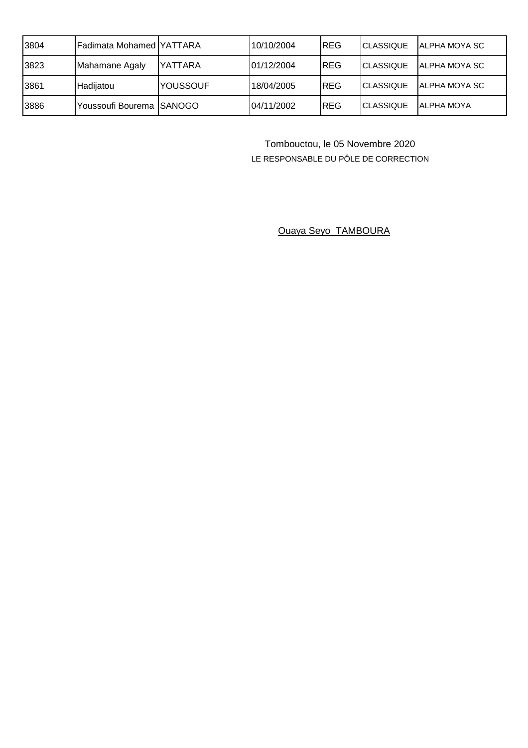| | | | | | | |
|---|---|---|---|---|---|---|
| 3804 | Fadimata Mohamed | YATTARA | 10/10/2004 | REG | CLASSIQUE | ALPHA MOYA SC |
| 3823 | Mahamane Agaly | YATTARA | 01/12/2004 | REG | CLASSIQUE | ALPHA MOYA SC |
| 3861 | Hadijatou | YOUSSOUF | 18/04/2005 | REG | CLASSIQUE | ALPHA MOYA SC |
| 3886 | Youssoufi Bourema | SANOGO | 04/11/2002 | REG | CLASSIQUE | ALPHA MOYA |

Tombouctou, le 05 Novembre 2020

LE RESPONSABLE DU PÔLE DE CORRECTION

Ouaya Seyo TAMBOURA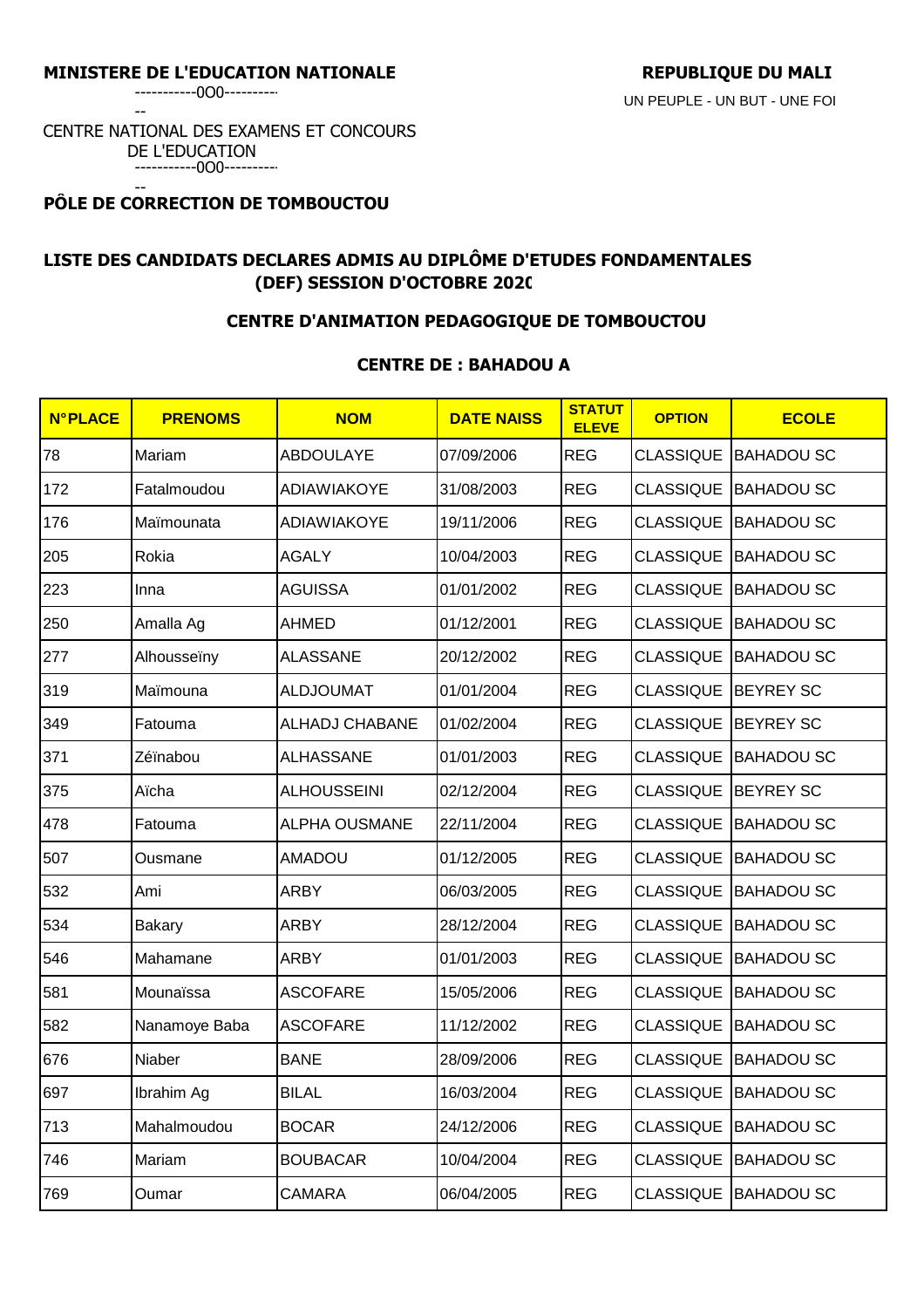**MINISTERE DE L'EDUCATION NATIONALE**

-----------0O0-----------

CENTRE NATIONAL DES EXAMENS ET CONCOURS DE L'EDUCATION

-----------0O0-----------

**PÔLE DE CORRECTION DE TOMBOUCTOU**

**REPUBLIQUE DU MALI**

UN PEUPLE - UN BUT - UNE FOI

## LISTE DES CANDIDATS DECLARES ADMIS AU DIPLÔME D'ETUDES FONDAMENTALES (DEF) SESSION D'OCTOBRE 2020

### CENTRE D'ANIMATION PEDAGOGIQUE DE TOMBOUCTOU

### CENTRE DE : BAHADOU A

| N°PLACE | PRENOMS | NOM | DATE NAISS | STATUT ELEVE | OPTION | ECOLE |
|---|---|---|---|---|---|---|
| 78 | Mariam | ABDOULAYE | 07/09/2006 | REG | CLASSIQUE | BAHADOU SC |
| 172 | Fatalmoudou | ADIAWIAKOYE | 31/08/2003 | REG | CLASSIQUE | BAHADOU SC |
| 176 | Maïmounata | ADIAWIAKOYE | 19/11/2006 | REG | CLASSIQUE | BAHADOU SC |
| 205 | Rokia | AGALY | 10/04/2003 | REG | CLASSIQUE | BAHADOU SC |
| 223 | Inna | AGUISSA | 01/01/2002 | REG | CLASSIQUE | BAHADOU SC |
| 250 | Amalla Ag | AHMED | 01/12/2001 | REG | CLASSIQUE | BAHADOU SC |
| 277 | Alhousseïny | ALASSANE | 20/12/2002 | REG | CLASSIQUE | BAHADOU SC |
| 319 | Maïmouna | ALDJOUMAT | 01/01/2004 | REG | CLASSIQUE | BEYREY SC |
| 349 | Fatouma | ALHADJ CHABANE | 01/02/2004 | REG | CLASSIQUE | BEYREY SC |
| 371 | Zéïnabou | ALHASSANE | 01/01/2003 | REG | CLASSIQUE | BAHADOU SC |
| 375 | Aïcha | ALHOUSSEINI | 02/12/2004 | REG | CLASSIQUE | BEYREY SC |
| 478 | Fatouma | ALPHA OUSMANE | 22/11/2004 | REG | CLASSIQUE | BAHADOU SC |
| 507 | Ousmane | AMADOU | 01/12/2005 | REG | CLASSIQUE | BAHADOU SC |
| 532 | Ami | ARBY | 06/03/2005 | REG | CLASSIQUE | BAHADOU SC |
| 534 | Bakary | ARBY | 28/12/2004 | REG | CLASSIQUE | BAHADOU SC |
| 546 | Mahamane | ARBY | 01/01/2003 | REG | CLASSIQUE | BAHADOU SC |
| 581 | Mounaïssa | ASCOFARE | 15/05/2006 | REG | CLASSIQUE | BAHADOU SC |
| 582 | Nanamoye Baba | ASCOFARE | 11/12/2002 | REG | CLASSIQUE | BAHADOU SC |
| 676 | Niaber | BANE | 28/09/2006 | REG | CLASSIQUE | BAHADOU SC |
| 697 | Ibrahim Ag | BILAL | 16/03/2004 | REG | CLASSIQUE | BAHADOU SC |
| 713 | Mahalmoudou | BOCAR | 24/12/2006 | REG | CLASSIQUE | BAHADOU SC |
| 746 | Mariam | BOUBACAR | 10/04/2004 | REG | CLASSIQUE | BAHADOU SC |
| 769 | Oumar | CAMARA | 06/04/2005 | REG | CLASSIQUE | BAHADOU SC |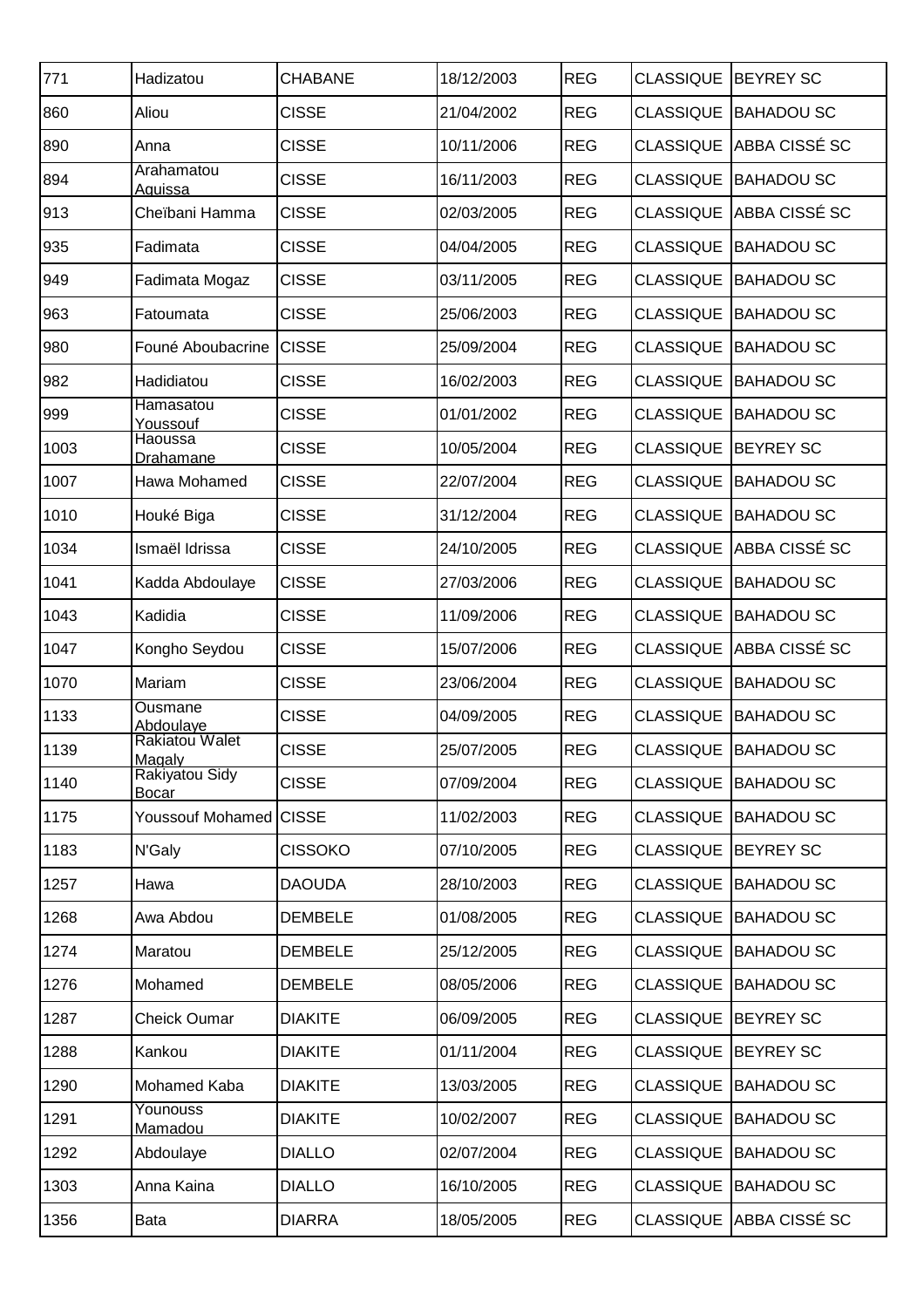| 771 | Hadizatou | CHABANE | 18/12/2003 | REG | CLASSIQUE | BEYREY SC |
|---|---|---|---|---|---|---|
| 860 | Aliou | CISSE | 21/04/2002 | REG | CLASSIQUE | BAHADOU SC |
| 890 | Anna | CISSE | 10/11/2006 | REG | CLASSIQUE | ABBA CISSÉ SC |
| 894 | Arahamatou Aguissa | CISSE | 16/11/2003 | REG | CLASSIQUE | BAHADOU SC |
| 913 | Cheïbani Hamma | CISSE | 02/03/2005 | REG | CLASSIQUE | ABBA CISSÉ SC |
| 935 | Fadimata | CISSE | 04/04/2005 | REG | CLASSIQUE | BAHADOU SC |
| 949 | Fadimata Mogaz | CISSE | 03/11/2005 | REG | CLASSIQUE | BAHADOU SC |
| 963 | Fatoumata | CISSE | 25/06/2003 | REG | CLASSIQUE | BAHADOU SC |
| 980 | Founé Aboubacrine | CISSE | 25/09/2004 | REG | CLASSIQUE | BAHADOU SC |
| 982 | Hadidiatou | CISSE | 16/02/2003 | REG | CLASSIQUE | BAHADOU SC |
| 999 | Hamasatou Youssouf | CISSE | 01/01/2002 | REG | CLASSIQUE | BAHADOU SC |
| 1003 | Haoussa Drahamane | CISSE | 10/05/2004 | REG | CLASSIQUE | BEYREY SC |
| 1007 | Hawa Mohamed | CISSE | 22/07/2004 | REG | CLASSIQUE | BAHADOU SC |
| 1010 | Houké Biga | CISSE | 31/12/2004 | REG | CLASSIQUE | BAHADOU SC |
| 1034 | Ismaël Idrissa | CISSE | 24/10/2005 | REG | CLASSIQUE | ABBA CISSÉ SC |
| 1041 | Kadda Abdoulaye | CISSE | 27/03/2006 | REG | CLASSIQUE | BAHADOU SC |
| 1043 | Kadidia | CISSE | 11/09/2006 | REG | CLASSIQUE | BAHADOU SC |
| 1047 | Kongho Seydou | CISSE | 15/07/2006 | REG | CLASSIQUE | ABBA CISSÉ SC |
| 1070 | Mariam | CISSE | 23/06/2004 | REG | CLASSIQUE | BAHADOU SC |
| 1133 | Ousmane Abdoulaye | CISSE | 04/09/2005 | REG | CLASSIQUE | BAHADOU SC |
| 1139 | Rakiatou Walet Magaly | CISSE | 25/07/2005 | REG | CLASSIQUE | BAHADOU SC |
| 1140 | Rakiyatou Sidy Bocar | CISSE | 07/09/2004 | REG | CLASSIQUE | BAHADOU SC |
| 1175 | Youssouf Mohamed | CISSE | 11/02/2003 | REG | CLASSIQUE | BAHADOU SC |
| 1183 | N'Galy | CISSOKO | 07/10/2005 | REG | CLASSIQUE | BEYREY SC |
| 1257 | Hawa | DAOUDA | 28/10/2003 | REG | CLASSIQUE | BAHADOU SC |
| 1268 | Awa Abdou | DEMBELE | 01/08/2005 | REG | CLASSIQUE | BAHADOU SC |
| 1274 | Maratou | DEMBELE | 25/12/2005 | REG | CLASSIQUE | BAHADOU SC |
| 1276 | Mohamed | DEMBELE | 08/05/2006 | REG | CLASSIQUE | BAHADOU SC |
| 1287 | Cheick Oumar | DIAKITE | 06/09/2005 | REG | CLASSIQUE | BEYREY SC |
| 1288 | Kankou | DIAKITE | 01/11/2004 | REG | CLASSIQUE | BEYREY SC |
| 1290 | Mohamed Kaba | DIAKITE | 13/03/2005 | REG | CLASSIQUE | BAHADOU SC |
| 1291 | Younouss Mamadou | DIAKITE | 10/02/2007 | REG | CLASSIQUE | BAHADOU SC |
| 1292 | Abdoulaye | DIALLO | 02/07/2004 | REG | CLASSIQUE | BAHADOU SC |
| 1303 | Anna Kaina | DIALLO | 16/10/2005 | REG | CLASSIQUE | BAHADOU SC |
| 1356 | Bata | DIARRA | 18/05/2005 | REG | CLASSIQUE | ABBA CISSÉ SC |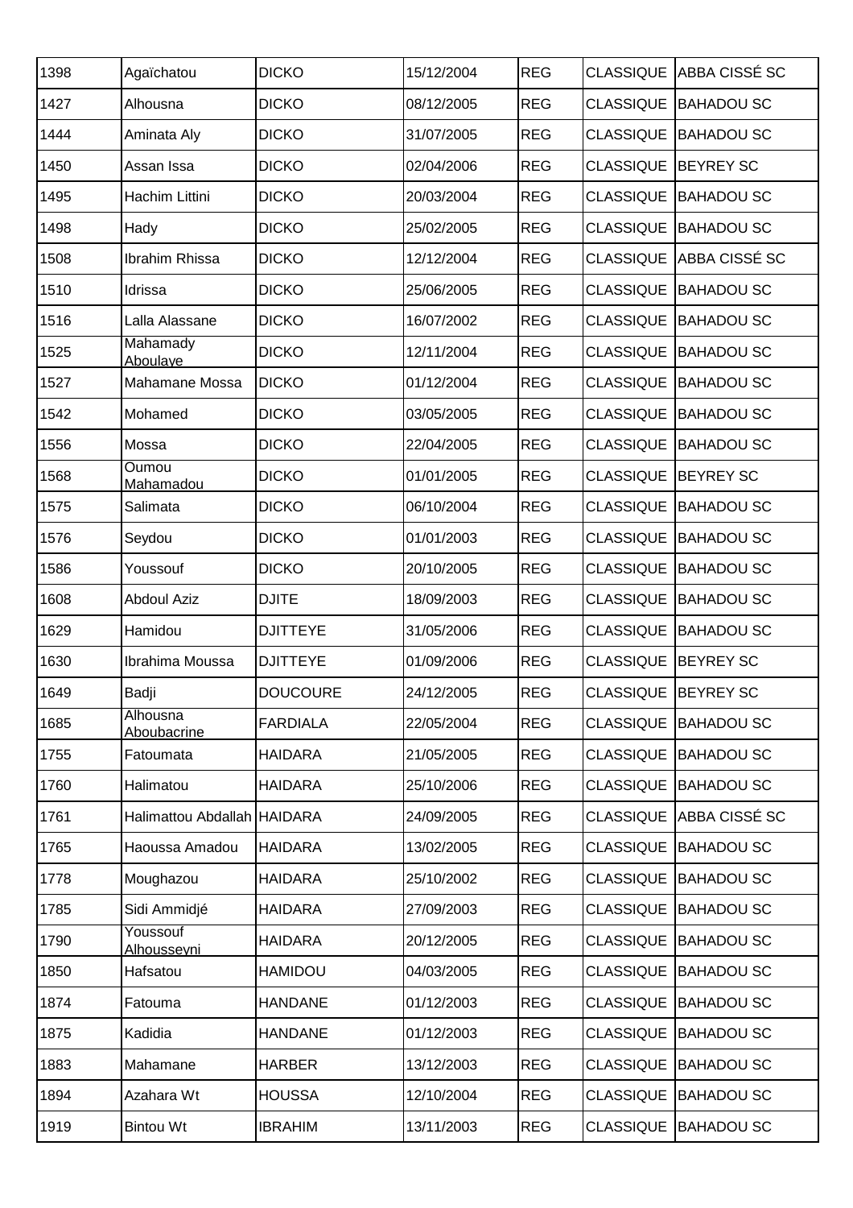| 1398 | Agaïchatou | DICKO | 15/12/2004 | REG | CLASSIQUE | ABBA CISSÉ SC |
|---|---|---|---|---|---|---|
| 1427 | Alhousna | DICKO | 08/12/2005 | REG | CLASSIQUE | BAHADOU SC |
| 1444 | Aminata Aly | DICKO | 31/07/2005 | REG | CLASSIQUE | BAHADOU SC |
| 1450 | Assan Issa | DICKO | 02/04/2006 | REG | CLASSIQUE | BEYREY SC |
| 1495 | Hachim Littini | DICKO | 20/03/2004 | REG | CLASSIQUE | BAHADOU SC |
| 1498 | Hady | DICKO | 25/02/2005 | REG | CLASSIQUE | BAHADOU SC |
| 1508 | Ibrahim Rhissa | DICKO | 12/12/2004 | REG | CLASSIQUE | ABBA CISSÉ SC |
| 1510 | Idrissa | DICKO | 25/06/2005 | REG | CLASSIQUE | BAHADOU SC |
| 1516 | Lalla Alassane | DICKO | 16/07/2002 | REG | CLASSIQUE | BAHADOU SC |
| 1525 | Mahamady Aboulaye | DICKO | 12/11/2004 | REG | CLASSIQUE | BAHADOU SC |
| 1527 | Mahamane Mossa | DICKO | 01/12/2004 | REG | CLASSIQUE | BAHADOU SC |
| 1542 | Mohamed | DICKO | 03/05/2005 | REG | CLASSIQUE | BAHADOU SC |
| 1556 | Mossa | DICKO | 22/04/2005 | REG | CLASSIQUE | BAHADOU SC |
| 1568 | Oumou Mahamadou | DICKO | 01/01/2005 | REG | CLASSIQUE | BEYREY SC |
| 1575 | Salimata | DICKO | 06/10/2004 | REG | CLASSIQUE | BAHADOU SC |
| 1576 | Seydou | DICKO | 01/01/2003 | REG | CLASSIQUE | BAHADOU SC |
| 1586 | Youssouf | DICKO | 20/10/2005 | REG | CLASSIQUE | BAHADOU SC |
| 1608 | Abdoul Aziz | DJITE | 18/09/2003 | REG | CLASSIQUE | BAHADOU SC |
| 1629 | Hamidou | DJITTEYE | 31/05/2006 | REG | CLASSIQUE | BAHADOU SC |
| 1630 | Ibrahima Moussa | DJITTEYE | 01/09/2006 | REG | CLASSIQUE | BEYREY SC |
| 1649 | Badji | DOUCOURE | 24/12/2005 | REG | CLASSIQUE | BEYREY SC |
| 1685 | Alhousna Aboubacrine | FARDIALA | 22/05/2004 | REG | CLASSIQUE | BAHADOU SC |
| 1755 | Fatoumata | HAIDARA | 21/05/2005 | REG | CLASSIQUE | BAHADOU SC |
| 1760 | Halimatou | HAIDARA | 25/10/2006 | REG | CLASSIQUE | BAHADOU SC |
| 1761 | Halimattou Abdallah | HAIDARA | 24/09/2005 | REG | CLASSIQUE | ABBA CISSÉ SC |
| 1765 | Haoussa Amadou | HAIDARA | 13/02/2005 | REG | CLASSIQUE | BAHADOU SC |
| 1778 | Moughazou | HAIDARA | 25/10/2002 | REG | CLASSIQUE | BAHADOU SC |
| 1785 | Sidi Ammidjé | HAIDARA | 27/09/2003 | REG | CLASSIQUE | BAHADOU SC |
| 1790 | Youssouf Alhousseyni | HAIDARA | 20/12/2005 | REG | CLASSIQUE | BAHADOU SC |
| 1850 | Hafsatou | HAMIDOU | 04/03/2005 | REG | CLASSIQUE | BAHADOU SC |
| 1874 | Fatouma | HANDANE | 01/12/2003 | REG | CLASSIQUE | BAHADOU SC |
| 1875 | Kadidia | HANDANE | 01/12/2003 | REG | CLASSIQUE | BAHADOU SC |
| 1883 | Mahamane | HARBER | 13/12/2003 | REG | CLASSIQUE | BAHADOU SC |
| 1894 | Azahara Wt | HOUSSA | 12/10/2004 | REG | CLASSIQUE | BAHADOU SC |
| 1919 | Bintou Wt | IBRAHIM | 13/11/2003 | REG | CLASSIQUE | BAHADOU SC |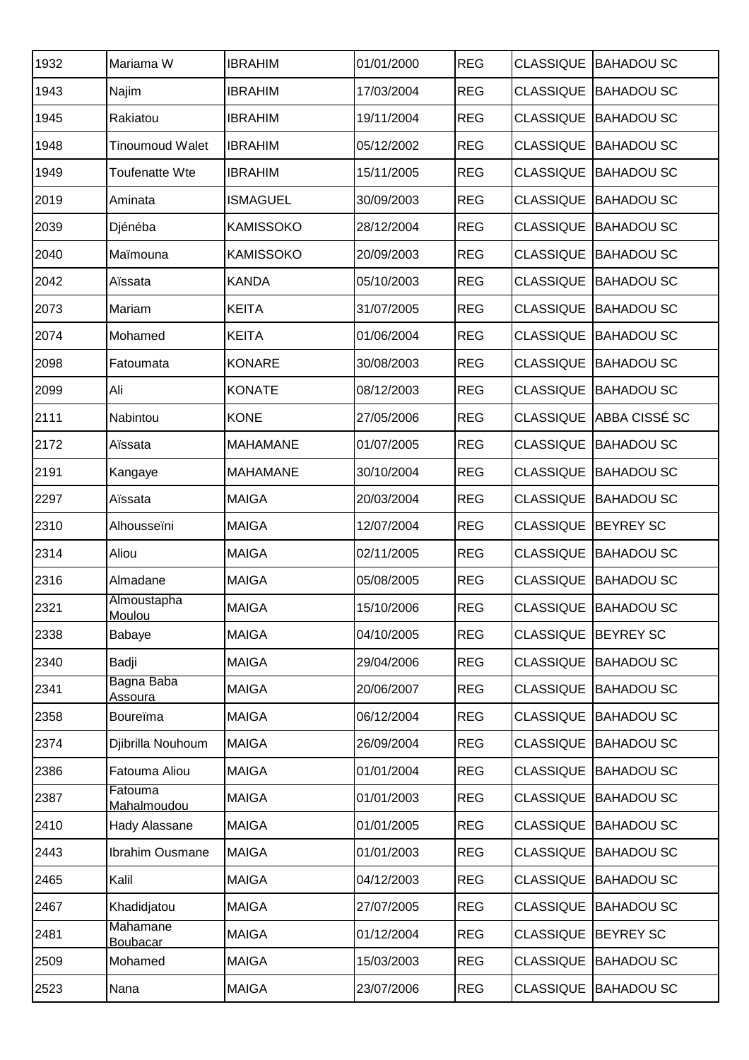| 1932 | Mariama W | IBRAHIM | 01/01/2000 | REG | CLASSIQUE | BAHADOU SC |
|---|---|---|---|---|---|---|
| 1943 | Najim | IBRAHIM | 17/03/2004 | REG | CLASSIQUE | BAHADOU SC |
| 1945 | Rakiatou | IBRAHIM | 19/11/2004 | REG | CLASSIQUE | BAHADOU SC |
| 1948 | Tinoumoud Walet | IBRAHIM | 05/12/2002 | REG | CLASSIQUE | BAHADOU SC |
| 1949 | Toufenatte Wte | IBRAHIM | 15/11/2005 | REG | CLASSIQUE | BAHADOU SC |
| 2019 | Aminata | ISMAGUEL | 30/09/2003 | REG | CLASSIQUE | BAHADOU SC |
| 2039 | Djénéba | KAMISSOKO | 28/12/2004 | REG | CLASSIQUE | BAHADOU SC |
| 2040 | Maïmouna | KAMISSOKO | 20/09/2003 | REG | CLASSIQUE | BAHADOU SC |
| 2042 | Aïssata | KANDA | 05/10/2003 | REG | CLASSIQUE | BAHADOU SC |
| 2073 | Mariam | KEITA | 31/07/2005 | REG | CLASSIQUE | BAHADOU SC |
| 2074 | Mohamed | KEITA | 01/06/2004 | REG | CLASSIQUE | BAHADOU SC |
| 2098 | Fatoumata | KONARE | 30/08/2003 | REG | CLASSIQUE | BAHADOU SC |
| 2099 | Ali | KONATE | 08/12/2003 | REG | CLASSIQUE | BAHADOU SC |
| 2111 | Nabintou | KONE | 27/05/2006 | REG | CLASSIQUE | ABBA CISSÉ SC |
| 2172 | Aïssata | MAHAMANE | 01/07/2005 | REG | CLASSIQUE | BAHADOU SC |
| 2191 | Kangaye | MAHAMANE | 30/10/2004 | REG | CLASSIQUE | BAHADOU SC |
| 2297 | Aïssata | MAIGA | 20/03/2004 | REG | CLASSIQUE | BAHADOU SC |
| 2310 | Alhousseïni | MAIGA | 12/07/2004 | REG | CLASSIQUE | BEYREY SC |
| 2314 | Aliou | MAIGA | 02/11/2005 | REG | CLASSIQUE | BAHADOU SC |
| 2316 | Almadane | MAIGA | 05/08/2005 | REG | CLASSIQUE | BAHADOU SC |
| 2321 | Almoustapha Moulou | MAIGA | 15/10/2006 | REG | CLASSIQUE | BAHADOU SC |
| 2338 | Babaye | MAIGA | 04/10/2005 | REG | CLASSIQUE | BEYREY SC |
| 2340 | Badji | MAIGA | 29/04/2006 | REG | CLASSIQUE | BAHADOU SC |
| 2341 | Bagna Baba Assoura | MAIGA | 20/06/2007 | REG | CLASSIQUE | BAHADOU SC |
| 2358 | Boureïma | MAIGA | 06/12/2004 | REG | CLASSIQUE | BAHADOU SC |
| 2374 | Djibrilla Nouhoum | MAIGA | 26/09/2004 | REG | CLASSIQUE | BAHADOU SC |
| 2386 | Fatouma Aliou | MAIGA | 01/01/2004 | REG | CLASSIQUE | BAHADOU SC |
| 2387 | Fatouma Mahalmoudou | MAIGA | 01/01/2003 | REG | CLASSIQUE | BAHADOU SC |
| 2410 | Hady Alassane | MAIGA | 01/01/2005 | REG | CLASSIQUE | BAHADOU SC |
| 2443 | Ibrahim Ousmane | MAIGA | 01/01/2003 | REG | CLASSIQUE | BAHADOU SC |
| 2465 | Kalil | MAIGA | 04/12/2003 | REG | CLASSIQUE | BAHADOU SC |
| 2467 | Khadidjatou | MAIGA | 27/07/2005 | REG | CLASSIQUE | BAHADOU SC |
| 2481 | Mahamane Boubacar | MAIGA | 01/12/2004 | REG | CLASSIQUE | BEYREY SC |
| 2509 | Mohamed | MAIGA | 15/03/2003 | REG | CLASSIQUE | BAHADOU SC |
| 2523 | Nana | MAIGA | 23/07/2006 | REG | CLASSIQUE | BAHADOU SC |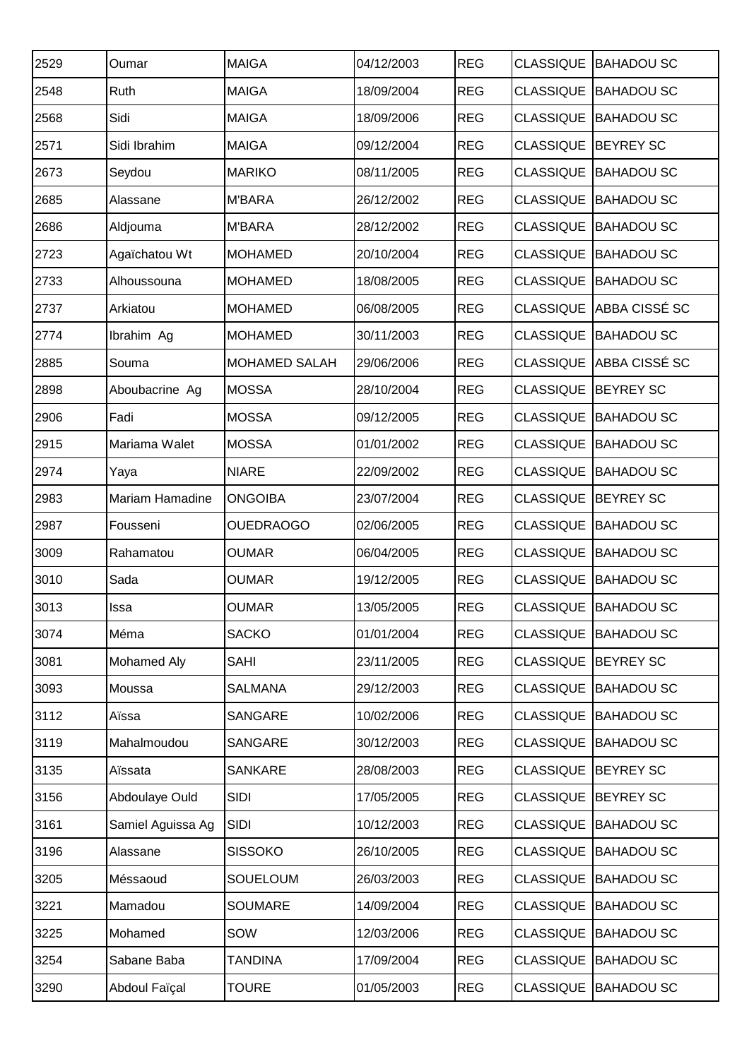| 2529 | Oumar | MAIGA | 04/12/2003 | REG | CLASSIQUE | BAHADOU SC |
|---|---|---|---|---|---|---|
| 2548 | Ruth | MAIGA | 18/09/2004 | REG | CLASSIQUE | BAHADOU SC |
| 2568 | Sidi | MAIGA | 18/09/2006 | REG | CLASSIQUE | BAHADOU SC |
| 2571 | Sidi Ibrahim | MAIGA | 09/12/2004 | REG | CLASSIQUE | BEYREY SC |
| 2673 | Seydou | MARIKO | 08/11/2005 | REG | CLASSIQUE | BAHADOU SC |
| 2685 | Alassane | M'BARA | 26/12/2002 | REG | CLASSIQUE | BAHADOU SC |
| 2686 | Aldjouma | M'BARA | 28/12/2002 | REG | CLASSIQUE | BAHADOU SC |
| 2723 | Agaïchatou Wt | MOHAMED | 20/10/2004 | REG | CLASSIQUE | BAHADOU SC |
| 2733 | Alhoussouna | MOHAMED | 18/08/2005 | REG | CLASSIQUE | BAHADOU SC |
| 2737 | Arkiatou | MOHAMED | 06/08/2005 | REG | CLASSIQUE | ABBA CISSÉ SC |
| 2774 | Ibrahim Ag | MOHAMED | 30/11/2003 | REG | CLASSIQUE | BAHADOU SC |
| 2885 | Souma | MOHAMED SALAH | 29/06/2006 | REG | CLASSIQUE | ABBA CISSÉ SC |
| 2898 | Aboubacrine Ag | MOSSA | 28/10/2004 | REG | CLASSIQUE | BEYREY SC |
| 2906 | Fadi | MOSSA | 09/12/2005 | REG | CLASSIQUE | BAHADOU SC |
| 2915 | Mariama Walet | MOSSA | 01/01/2002 | REG | CLASSIQUE | BAHADOU SC |
| 2974 | Yaya | NIARE | 22/09/2002 | REG | CLASSIQUE | BAHADOU SC |
| 2983 | Mariam Hamadine | ONGOIBA | 23/07/2004 | REG | CLASSIQUE | BEYREY SC |
| 2987 | Fousseni | OUEDRAOGO | 02/06/2005 | REG | CLASSIQUE | BAHADOU SC |
| 3009 | Rahamatou | OUMAR | 06/04/2005 | REG | CLASSIQUE | BAHADOU SC |
| 3010 | Sada | OUMAR | 19/12/2005 | REG | CLASSIQUE | BAHADOU SC |
| 3013 | Issa | OUMAR | 13/05/2005 | REG | CLASSIQUE | BAHADOU SC |
| 3074 | Méma | SACKO | 01/01/2004 | REG | CLASSIQUE | BAHADOU SC |
| 3081 | Mohamed Aly | SAHI | 23/11/2005 | REG | CLASSIQUE | BEYREY SC |
| 3093 | Moussa | SALMANA | 29/12/2003 | REG | CLASSIQUE | BAHADOU SC |
| 3112 | Aïssa | SANGARE | 10/02/2006 | REG | CLASSIQUE | BAHADOU SC |
| 3119 | Mahalmoudou | SANGARE | 30/12/2003 | REG | CLASSIQUE | BAHADOU SC |
| 3135 | Aïssata | SANKARE | 28/08/2003 | REG | CLASSIQUE | BEYREY SC |
| 3156 | Abdoulaye Ould | SIDI | 17/05/2005 | REG | CLASSIQUE | BEYREY SC |
| 3161 | Samiel Aguissa Ag | SIDI | 10/12/2003 | REG | CLASSIQUE | BAHADOU SC |
| 3196 | Alassane | SISSOKO | 26/10/2005 | REG | CLASSIQUE | BAHADOU SC |
| 3205 | Méssaoud | SOUELOUM | 26/03/2003 | REG | CLASSIQUE | BAHADOU SC |
| 3221 | Mamadou | SOUMARE | 14/09/2004 | REG | CLASSIQUE | BAHADOU SC |
| 3225 | Mohamed | SOW | 12/03/2006 | REG | CLASSIQUE | BAHADOU SC |
| 3254 | Sabane Baba | TANDINA | 17/09/2004 | REG | CLASSIQUE | BAHADOU SC |
| 3290 | Abdoul Faïçal | TOURE | 01/05/2003 | REG | CLASSIQUE | BAHADOU SC |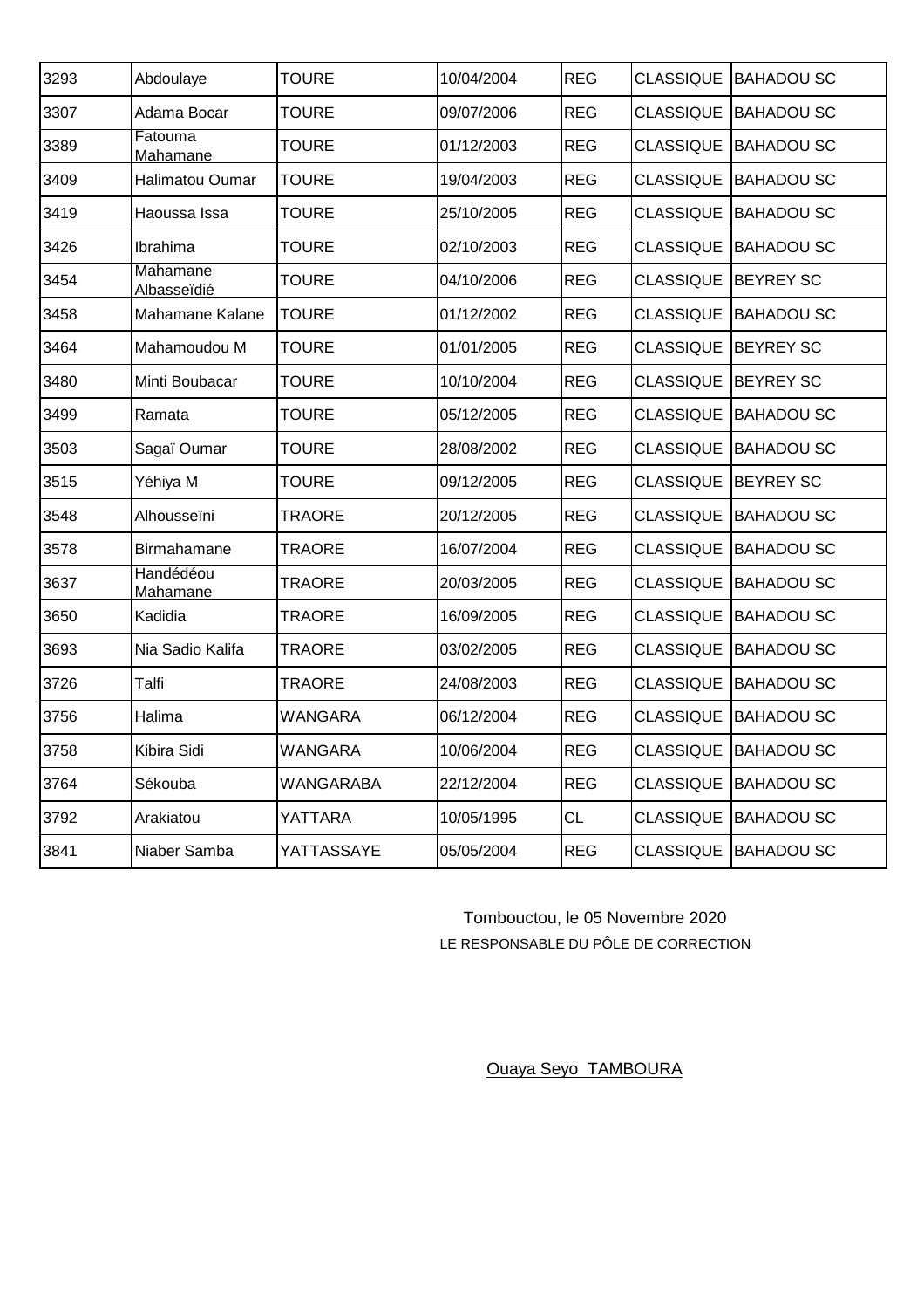| 3293 | Abdoulaye | TOURE | 10/04/2004 | REG | CLASSIQUE | BAHADOU SC |
|---|---|---|---|---|---|---|
| 3307 | Adama Bocar | TOURE | 09/07/2006 | REG | CLASSIQUE | BAHADOU SC |
| 3389 | Fatouma Mahamane | TOURE | 01/12/2003 | REG | CLASSIQUE | BAHADOU SC |
| 3409 | Halimatou Oumar | TOURE | 19/04/2003 | REG | CLASSIQUE | BAHADOU SC |
| 3419 | Haoussa Issa | TOURE | 25/10/2005 | REG | CLASSIQUE | BAHADOU SC |
| 3426 | Ibrahima | TOURE | 02/10/2003 | REG | CLASSIQUE | BAHADOU SC |
| 3454 | Mahamane Albasseïdié | TOURE | 04/10/2006 | REG | CLASSIQUE | BEYREY SC |
| 3458 | Mahamane Kalane | TOURE | 01/12/2002 | REG | CLASSIQUE | BAHADOU SC |
| 3464 | Mahamoudou M | TOURE | 01/01/2005 | REG | CLASSIQUE | BEYREY SC |
| 3480 | Minti Boubacar | TOURE | 10/10/2004 | REG | CLASSIQUE | BEYREY SC |
| 3499 | Ramata | TOURE | 05/12/2005 | REG | CLASSIQUE | BAHADOU SC |
| 3503 | Sagaï Oumar | TOURE | 28/08/2002 | REG | CLASSIQUE | BAHADOU SC |
| 3515 | Yéhiya M | TOURE | 09/12/2005 | REG | CLASSIQUE | BEYREY SC |
| 3548 | Alhousseïni | TRAORE | 20/12/2005 | REG | CLASSIQUE | BAHADOU SC |
| 3578 | Birmahamane | TRAORE | 16/07/2004 | REG | CLASSIQUE | BAHADOU SC |
| 3637 | Handédéou Mahamane | TRAORE | 20/03/2005 | REG | CLASSIQUE | BAHADOU SC |
| 3650 | Kadidia | TRAORE | 16/09/2005 | REG | CLASSIQUE | BAHADOU SC |
| 3693 | Nia Sadio Kalifa | TRAORE | 03/02/2005 | REG | CLASSIQUE | BAHADOU SC |
| 3726 | Talfi | TRAORE | 24/08/2003 | REG | CLASSIQUE | BAHADOU SC |
| 3756 | Halima | WANGARA | 06/12/2004 | REG | CLASSIQUE | BAHADOU SC |
| 3758 | Kibira Sidi | WANGARA | 10/06/2004 | REG | CLASSIQUE | BAHADOU SC |
| 3764 | Sékouba | WANGARABA | 22/12/2004 | REG | CLASSIQUE | BAHADOU SC |
| 3792 | Arakiatou | YATTARA | 10/05/1995 | CL | CLASSIQUE | BAHADOU SC |
| 3841 | Niaber Samba | YATTASSAYE | 05/05/2004 | REG | CLASSIQUE | BAHADOU SC |

Tombouctou, le 05 Novembre 2020

LE RESPONSABLE DU PÔLE DE CORRECTION

Ouaya Seyo TAMBOURA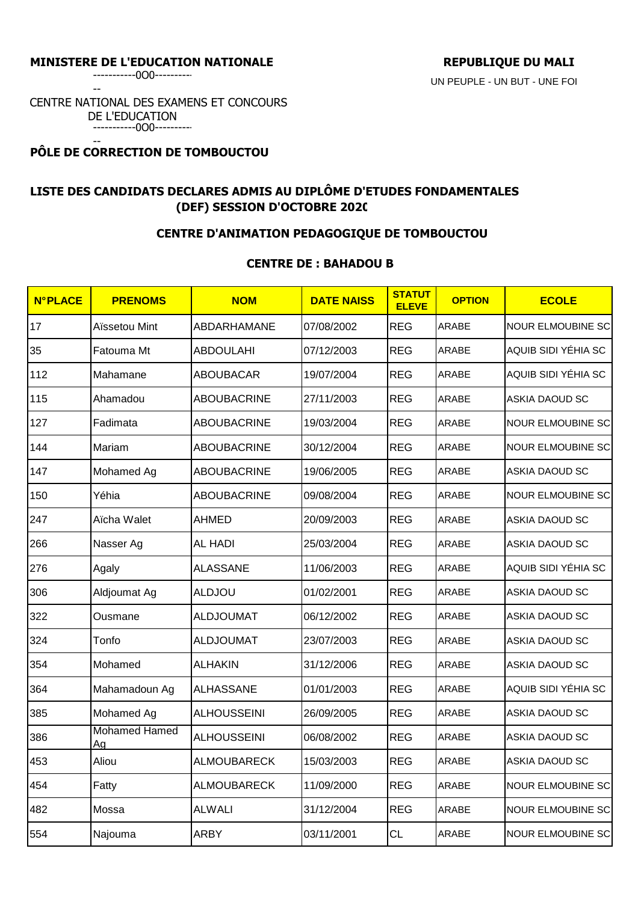**MINISTERE DE L'EDUCATION NATIONALE**

-----------0O0-----------

CENTRE NATIONAL DES EXAMENS ET CONCOURS DE L'EDUCATION

-----------0O0-----------

**PÔLE DE CORRECTION DE TOMBOUCTOU**

**REPUBLIQUE DU MALI**

UN PEUPLE - UN BUT - UNE FOI

## LISTE DES CANDIDATS DECLARES ADMIS AU DIPLÔME D'ETUDES FONDAMENTALES (DEF) SESSION D'OCTOBRE 2020

### CENTRE D'ANIMATION PEDAGOGIQUE DE TOMBOUCTOU

### CENTRE DE : BAHADOU B

| N°PLACE | PRENOMS | NOM | DATE NAISS | STATUT ELEVE | OPTION | ECOLE |
|---|---|---|---|---|---|---|
| 17 | Aïssetou Mint | ABDARHAMANE | 07/08/2002 | REG | ARABE | NOUR ELMOUBINE SC |
| 35 | Fatouma Mt | ABDOULAHI | 07/12/2003 | REG | ARABE | AQUIB SIDI YÉHIA SC |
| 112 | Mahamane | ABOUBACAR | 19/07/2004 | REG | ARABE | AQUIB SIDI YÉHIA SC |
| 115 | Ahamadou | ABOUBACRINE | 27/11/2003 | REG | ARABE | ASKIA DAOUD SC |
| 127 | Fadimata | ABOUBACRINE | 19/03/2004 | REG | ARABE | NOUR ELMOUBINE SC |
| 144 | Mariam | ABOUBACRINE | 30/12/2004 | REG | ARABE | NOUR ELMOUBINE SC |
| 147 | Mohamed Ag | ABOUBACRINE | 19/06/2005 | REG | ARABE | ASKIA DAOUD SC |
| 150 | Yéhia | ABOUBACRINE | 09/08/2004 | REG | ARABE | NOUR ELMOUBINE SC |
| 247 | Aïcha Walet | AHMED | 20/09/2003 | REG | ARABE | ASKIA DAOUD SC |
| 266 | Nasser Ag | AL HADI | 25/03/2004 | REG | ARABE | ASKIA DAOUD SC |
| 276 | Agaly | ALASSANE | 11/06/2003 | REG | ARABE | AQUIB SIDI YÉHIA SC |
| 306 | Aldjoumat Ag | ALDJOU | 01/02/2001 | REG | ARABE | ASKIA DAOUD SC |
| 322 | Ousmane | ALDJOUMAT | 06/12/2002 | REG | ARABE | ASKIA DAOUD SC |
| 324 | Tonfo | ALDJOUMAT | 23/07/2003 | REG | ARABE | ASKIA DAOUD SC |
| 354 | Mohamed | ALHAKIN | 31/12/2006 | REG | ARABE | ASKIA DAOUD SC |
| 364 | Mahamadoun Ag | ALHASSANE | 01/01/2003 | REG | ARABE | AQUIB SIDI YÉHIA SC |
| 385 | Mohamed Ag | ALHOUSSEINI | 26/09/2005 | REG | ARABE | ASKIA DAOUD SC |
| 386 | Mohamed Hamed Ag | ALHOUSSEINI | 06/08/2002 | REG | ARABE | ASKIA DAOUD SC |
| 453 | Aliou | ALMOUBARECK | 15/03/2003 | REG | ARABE | ASKIA DAOUD SC |
| 454 | Fatty | ALMOUBARECK | 11/09/2000 | REG | ARABE | NOUR ELMOUBINE SC |
| 482 | Mossa | ALWALI | 31/12/2004 | REG | ARABE | NOUR ELMOUBINE SC |
| 554 | Najouma | ARBY | 03/11/2001 | CL | ARABE | NOUR ELMOUBINE SC |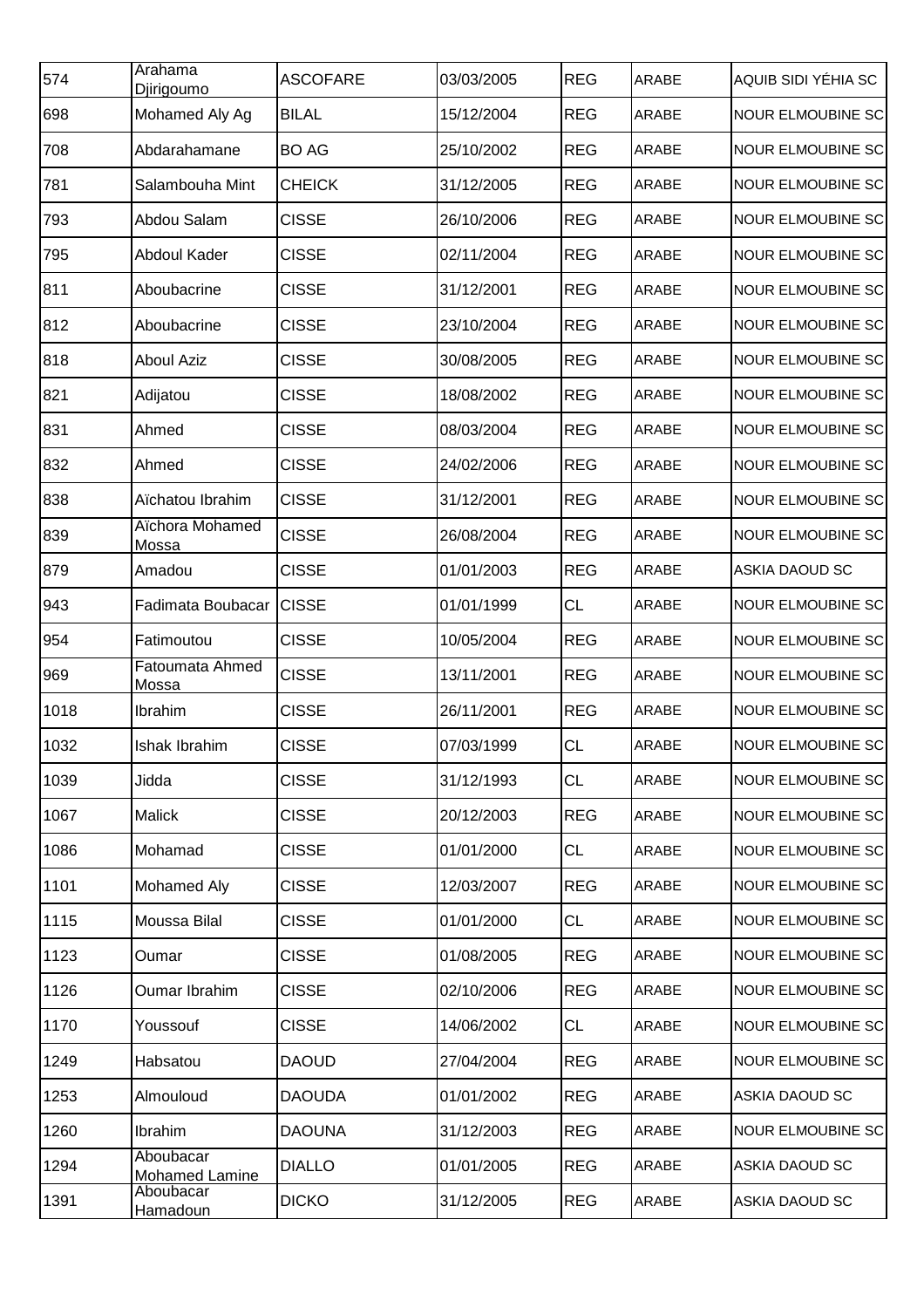| 574 | Arahama Djirigoumo | ASCOFARE | 03/03/2005 | REG | ARABE | AQUIB SIDI YÉHIA SC |
|---|---|---|---|---|---|---|
| 698 | Mohamed Aly Ag | BILAL | 15/12/2004 | REG | ARABE | NOUR ELMOUBINE SC |
| 708 | Abdarahamane | BO AG | 25/10/2002 | REG | ARABE | NOUR ELMOUBINE SC |
| 781 | Salambouha Mint | CHEICK | 31/12/2005 | REG | ARABE | NOUR ELMOUBINE SC |
| 793 | Abdou Salam | CISSE | 26/10/2006 | REG | ARABE | NOUR ELMOUBINE SC |
| 795 | Abdoul Kader | CISSE | 02/11/2004 | REG | ARABE | NOUR ELMOUBINE SC |
| 811 | Aboubacrine | CISSE | 31/12/2001 | REG | ARABE | NOUR ELMOUBINE SC |
| 812 | Aboubacrine | CISSE | 23/10/2004 | REG | ARABE | NOUR ELMOUBINE SC |
| 818 | Aboul Aziz | CISSE | 30/08/2005 | REG | ARABE | NOUR ELMOUBINE SC |
| 821 | Adijatou | CISSE | 18/08/2002 | REG | ARABE | NOUR ELMOUBINE SC |
| 831 | Ahmed | CISSE | 08/03/2004 | REG | ARABE | NOUR ELMOUBINE SC |
| 832 | Ahmed | CISSE | 24/02/2006 | REG | ARABE | NOUR ELMOUBINE SC |
| 838 | Aïchatou Ibrahim | CISSE | 31/12/2001 | REG | ARABE | NOUR ELMOUBINE SC |
| 839 | Aïchora Mohamed Mossa | CISSE | 26/08/2004 | REG | ARABE | NOUR ELMOUBINE SC |
| 879 | Amadou | CISSE | 01/01/2003 | REG | ARABE | ASKIA DAOUD SC |
| 943 | Fadimata Boubacar | CISSE | 01/01/1999 | CL | ARABE | NOUR ELMOUBINE SC |
| 954 | Fatimoutou | CISSE | 10/05/2004 | REG | ARABE | NOUR ELMOUBINE SC |
| 969 | Fatoumata Ahmed Mossa | CISSE | 13/11/2001 | REG | ARABE | NOUR ELMOUBINE SC |
| 1018 | Ibrahim | CISSE | 26/11/2001 | REG | ARABE | NOUR ELMOUBINE SC |
| 1032 | Ishak Ibrahim | CISSE | 07/03/1999 | CL | ARABE | NOUR ELMOUBINE SC |
| 1039 | Jidda | CISSE | 31/12/1993 | CL | ARABE | NOUR ELMOUBINE SC |
| 1067 | Malick | CISSE | 20/12/2003 | REG | ARABE | NOUR ELMOUBINE SC |
| 1086 | Mohamad | CISSE | 01/01/2000 | CL | ARABE | NOUR ELMOUBINE SC |
| 1101 | Mohamed Aly | CISSE | 12/03/2007 | REG | ARABE | NOUR ELMOUBINE SC |
| 1115 | Moussa Bilal | CISSE | 01/01/2000 | CL | ARABE | NOUR ELMOUBINE SC |
| 1123 | Oumar | CISSE | 01/08/2005 | REG | ARABE | NOUR ELMOUBINE SC |
| 1126 | Oumar Ibrahim | CISSE | 02/10/2006 | REG | ARABE | NOUR ELMOUBINE SC |
| 1170 | Youssouf | CISSE | 14/06/2002 | CL | ARABE | NOUR ELMOUBINE SC |
| 1249 | Habsatou | DAOUD | 27/04/2004 | REG | ARABE | NOUR ELMOUBINE SC |
| 1253 | Almouloud | DAOUDA | 01/01/2002 | REG | ARABE | ASKIA DAOUD SC |
| 1260 | Ibrahim | DAOUNA | 31/12/2003 | REG | ARABE | NOUR ELMOUBINE SC |
| 1294 | Aboubacar Mohamed Lamine | DIALLO | 01/01/2005 | REG | ARABE | ASKIA DAOUD SC |
| 1391 | Aboubacar Hamadoun | DICKO | 31/12/2005 | REG | ARABE | ASKIA DAOUD SC |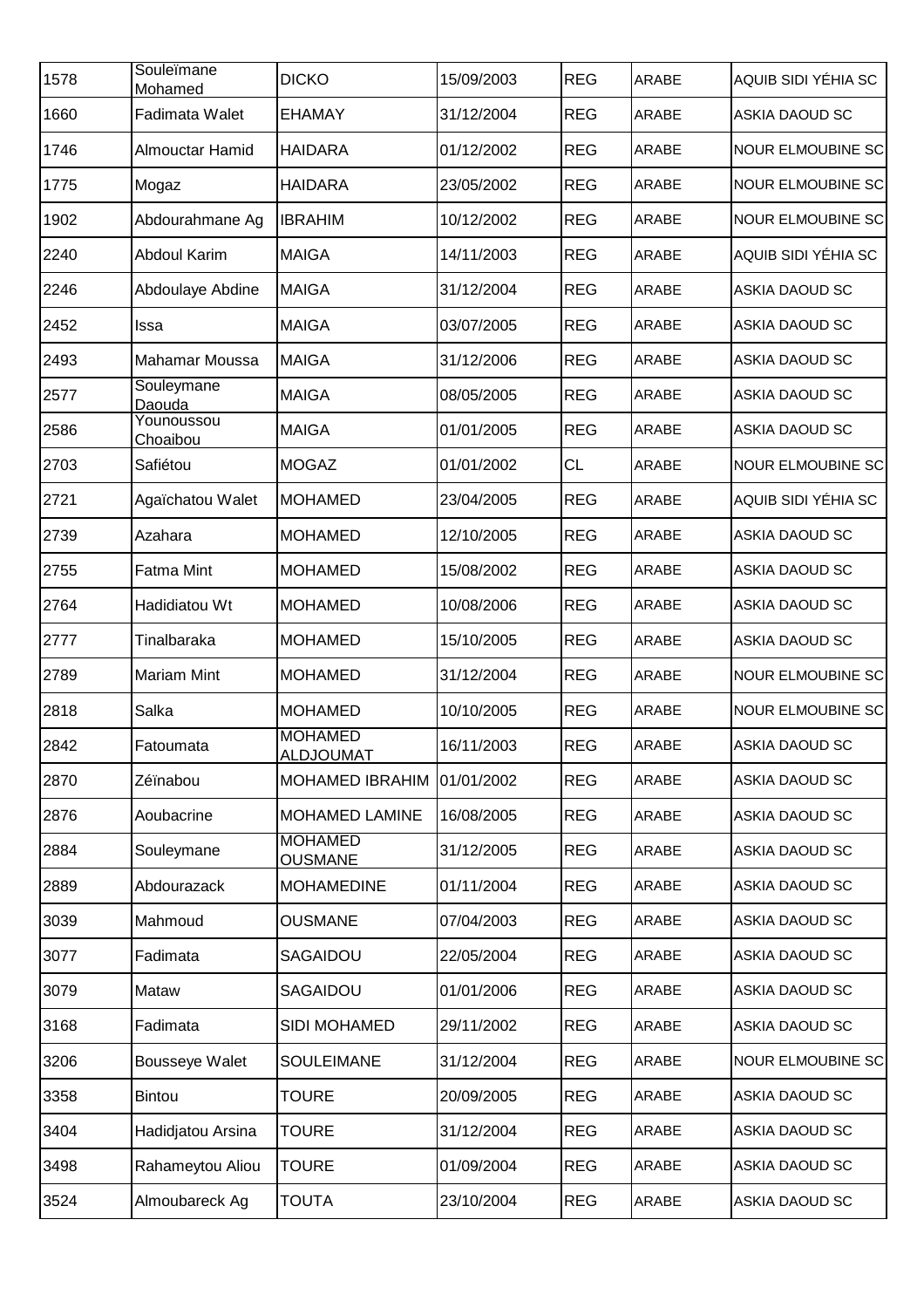| 1578 | Souleïmane Mohamed | DICKO | 15/09/2003 | REG | ARABE | AQUIB SIDI YÉHIA SC |
|---|---|---|---|---|---|---|
| 1660 | Fadimata Walet | EHAMAY | 31/12/2004 | REG | ARABE | ASKIA DAOUD SC |
| 1746 | Almouctar Hamid | HAIDARA | 01/12/2002 | REG | ARABE | NOUR ELMOUBINE SC |
| 1775 | Mogaz | HAIDARA | 23/05/2002 | REG | ARABE | NOUR ELMOUBINE SC |
| 1902 | Abdourahmane Ag | IBRAHIM | 10/12/2002 | REG | ARABE | NOUR ELMOUBINE SC |
| 2240 | Abdoul Karim | MAIGA | 14/11/2003 | REG | ARABE | AQUIB SIDI YÉHIA SC |
| 2246 | Abdoulaye Abdine | MAIGA | 31/12/2004 | REG | ARABE | ASKIA DAOUD SC |
| 2452 | Issa | MAIGA | 03/07/2005 | REG | ARABE | ASKIA DAOUD SC |
| 2493 | Mahamar Moussa | MAIGA | 31/12/2006 | REG | ARABE | ASKIA DAOUD SC |
| 2577 | Souleymane Daouda | MAIGA | 08/05/2005 | REG | ARABE | ASKIA DAOUD SC |
| 2586 | Younoussou Choaibou | MAIGA | 01/01/2005 | REG | ARABE | ASKIA DAOUD SC |
| 2703 | Safiétou | MOGAZ | 01/01/2002 | CL | ARABE | NOUR ELMOUBINE SC |
| 2721 | Agaïchatou Walet | MOHAMED | 23/04/2005 | REG | ARABE | AQUIB SIDI YÉHIA SC |
| 2739 | Azahara | MOHAMED | 12/10/2005 | REG | ARABE | ASKIA DAOUD SC |
| 2755 | Fatma Mint | MOHAMED | 15/08/2002 | REG | ARABE | ASKIA DAOUD SC |
| 2764 | Hadidiatou Wt | MOHAMED | 10/08/2006 | REG | ARABE | ASKIA DAOUD SC |
| 2777 | Tinalbaraka | MOHAMED | 15/10/2005 | REG | ARABE | ASKIA DAOUD SC |
| 2789 | Mariam Mint | MOHAMED | 31/12/2004 | REG | ARABE | NOUR ELMOUBINE SC |
| 2818 | Salka | MOHAMED | 10/10/2005 | REG | ARABE | NOUR ELMOUBINE SC |
| 2842 | Fatoumata | MOHAMED ALDJOUMAT | 16/11/2003 | REG | ARABE | ASKIA DAOUD SC |
| 2870 | Zéïnabou | MOHAMED IBRAHIM | 01/01/2002 | REG | ARABE | ASKIA DAOUD SC |
| 2876 | Aoubacrine | MOHAMED LAMINE | 16/08/2005 | REG | ARABE | ASKIA DAOUD SC |
| 2884 | Souleymane | MOHAMED OUSMANE | 31/12/2005 | REG | ARABE | ASKIA DAOUD SC |
| 2889 | Abdourazack | MOHAMEDINE | 01/11/2004 | REG | ARABE | ASKIA DAOUD SC |
| 3039 | Mahmoud | OUSMANE | 07/04/2003 | REG | ARABE | ASKIA DAOUD SC |
| 3077 | Fadimata | SAGAIDOU | 22/05/2004 | REG | ARABE | ASKIA DAOUD SC |
| 3079 | Mataw | SAGAIDOU | 01/01/2006 | REG | ARABE | ASKIA DAOUD SC |
| 3168 | Fadimata | SIDI MOHAMED | 29/11/2002 | REG | ARABE | ASKIA DAOUD SC |
| 3206 | Bousseye Walet | SOULEIMANE | 31/12/2004 | REG | ARABE | NOUR ELMOUBINE SC |
| 3358 | Bintou | TOURE | 20/09/2005 | REG | ARABE | ASKIA DAOUD SC |
| 3404 | Hadidjatou Arsina | TOURE | 31/12/2004 | REG | ARABE | ASKIA DAOUD SC |
| 3498 | Rahameytou Aliou | TOURE | 01/09/2004 | REG | ARABE | ASKIA DAOUD SC |
| 3524 | Almoubareck Ag | TOUTA | 23/10/2004 | REG | ARABE | ASKIA DAOUD SC |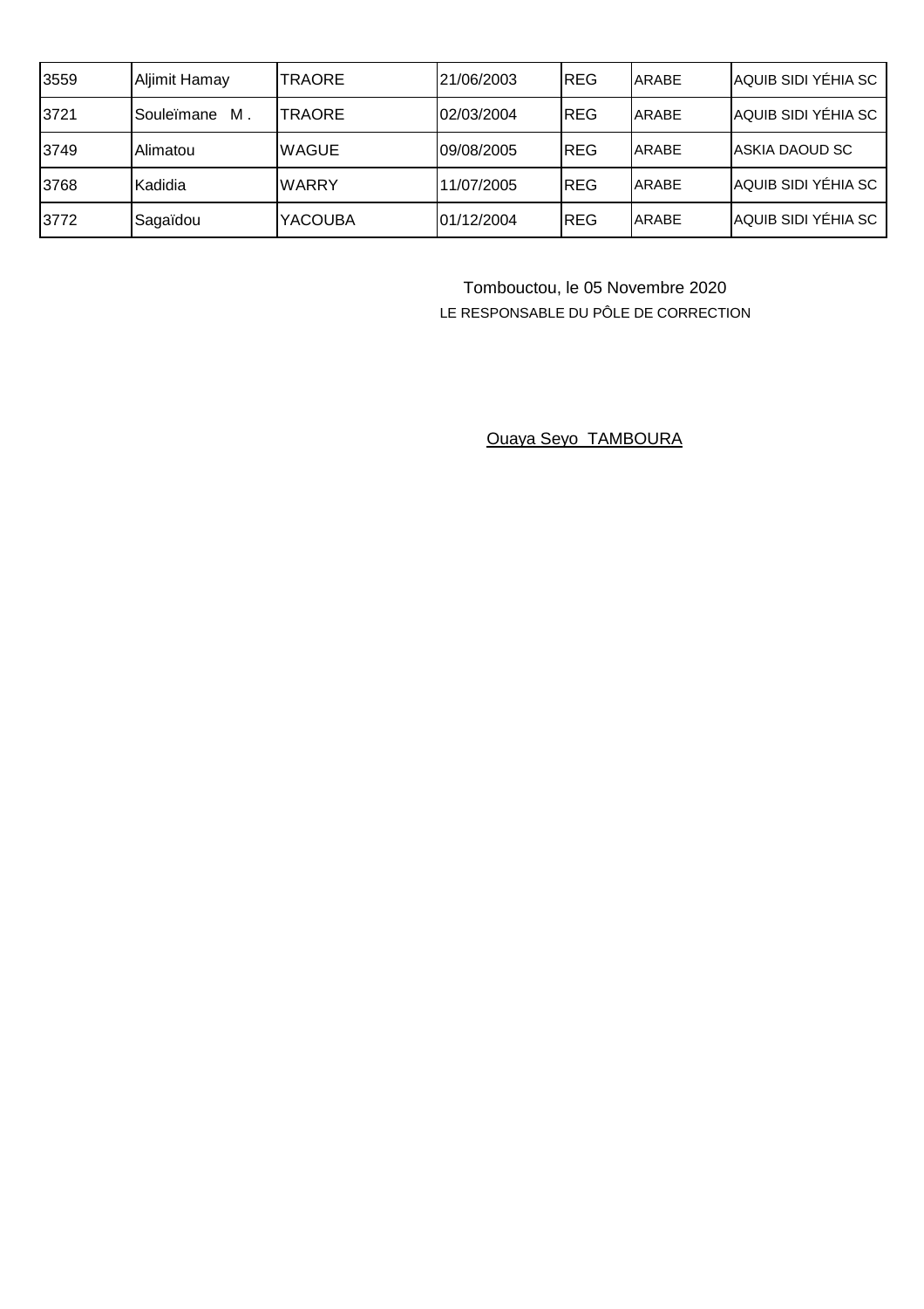| | | | | | | |
|---|---|---|---|---|---|---|
| 3559 | Aljimit Hamay | TRAORE | 21/06/2003 | REG | ARABE | AQUIB SIDI YÉHIA SC |
| 3721 | Souleïmane M . | TRAORE | 02/03/2004 | REG | ARABE | AQUIB SIDI YÉHIA SC |
| 3749 | Alimatou | WAGUE | 09/08/2005 | REG | ARABE | ASKIA DAOUD SC |
| 3768 | Kadidia | WARRY | 11/07/2005 | REG | ARABE | AQUIB SIDI YÉHIA SC |
| 3772 | Sagaïdou | YACOUBA | 01/12/2004 | REG | ARABE | AQUIB SIDI YÉHIA SC |

Tombouctou, le 05 Novembre 2020

LE RESPONSABLE DU PÔLE DE CORRECTION

Ouaya Seyo TAMBOURA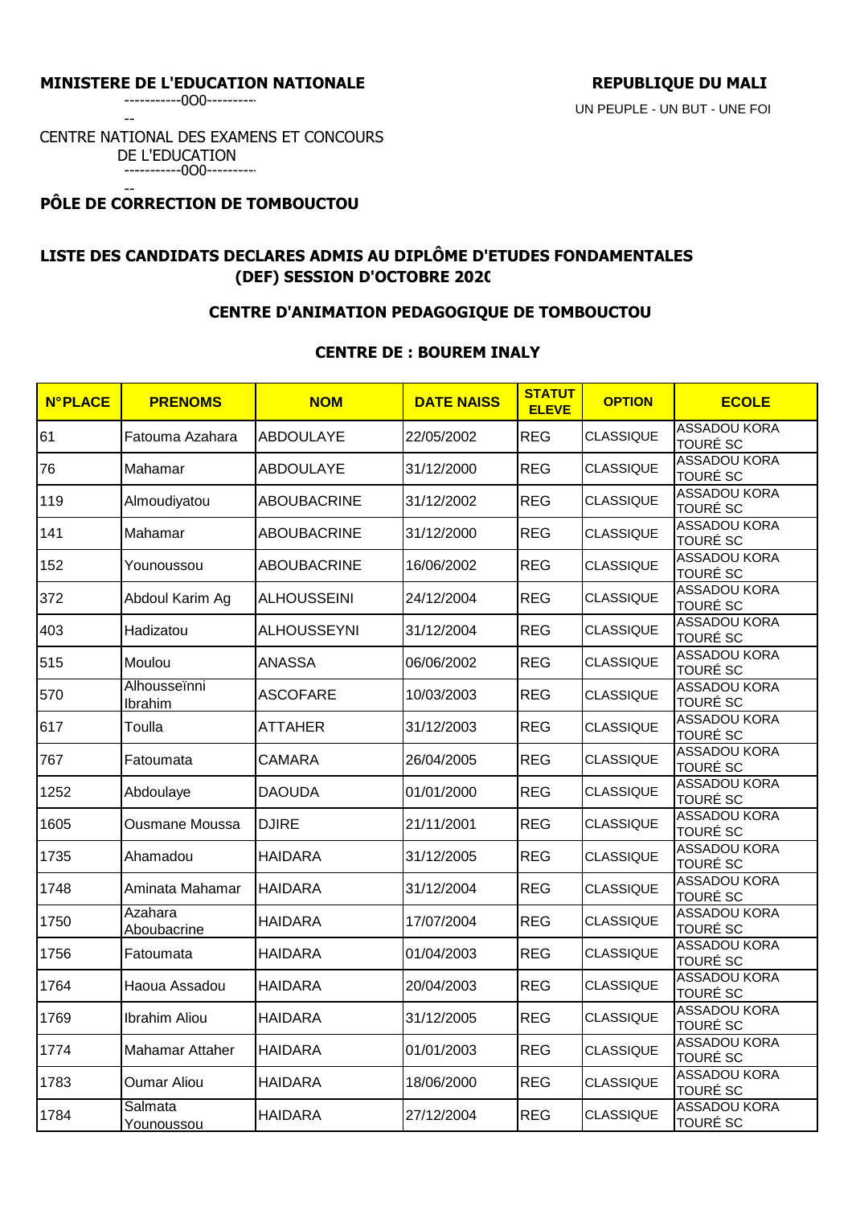**MINISTERE DE L'EDUCATION NATIONALE**

-----------0O0-----------

CENTRE NATIONAL DES EXAMENS ET CONCOURS DE L'EDUCATION

-----------0O0-----------

**PÔLE DE CORRECTION DE TOMBOUCTOU**

**REPUBLIQUE DU MALI**

UN PEUPLE - UN BUT - UNE FOI

## LISTE DES CANDIDATS DECLARES ADMIS AU DIPLÔME D'ETUDES FONDAMENTALES (DEF) SESSION D'OCTOBRE 2020

### CENTRE D'ANIMATION PEDAGOGIQUE DE TOMBOUCTOU

### CENTRE DE : BOUREM INALY

| N°PLACE | PRENOMS | NOM | DATE NAISS | STATUT ELEVE | OPTION | ECOLE |
|---|---|---|---|---|---|---|
| 61 | Fatouma Azahara | ABDOULAYE | 22/05/2002 | REG | CLASSIQUE | ASSADOU KORA TOURÉ SC |
| 76 | Mahamar | ABDOULAYE | 31/12/2000 | REG | CLASSIQUE | ASSADOU KORA TOURÉ SC |
| 119 | Almoudiyatou | ABOUBACRINE | 31/12/2002 | REG | CLASSIQUE | ASSADOU KORA TOURÉ SC |
| 141 | Mahamar | ABOUBACRINE | 31/12/2000 | REG | CLASSIQUE | ASSADOU KORA TOURÉ SC |
| 152 | Younoussou | ABOUBACRINE | 16/06/2002 | REG | CLASSIQUE | ASSADOU KORA TOURÉ SC |
| 372 | Abdoul Karim Ag | ALHOUSSEINI | 24/12/2004 | REG | CLASSIQUE | ASSADOU KORA TOURÉ SC |
| 403 | Hadizatou | ALHOUSSEYNI | 31/12/2004 | REG | CLASSIQUE | ASSADOU KORA TOURÉ SC |
| 515 | Moulou | ANASSA | 06/06/2002 | REG | CLASSIQUE | ASSADOU KORA TOURÉ SC |
| 570 | Alhousseïnni Ibrahim | ASCOFARE | 10/03/2003 | REG | CLASSIQUE | ASSADOU KORA TOURÉ SC |
| 617 | Toulla | ATTAHER | 31/12/2003 | REG | CLASSIQUE | ASSADOU KORA TOURÉ SC |
| 767 | Fatoumata | CAMARA | 26/04/2005 | REG | CLASSIQUE | ASSADOU KORA TOURÉ SC |
| 1252 | Abdoulaye | DAOUDA | 01/01/2000 | REG | CLASSIQUE | ASSADOU KORA TOURÉ SC |
| 1605 | Ousmane Moussa | DJIRE | 21/11/2001 | REG | CLASSIQUE | ASSADOU KORA TOURÉ SC |
| 1735 | Ahamadou | HAIDARA | 31/12/2005 | REG | CLASSIQUE | ASSADOU KORA TOURÉ SC |
| 1748 | Aminata Mahamar | HAIDARA | 31/12/2004 | REG | CLASSIQUE | ASSADOU KORA TOURÉ SC |
| 1750 | Azahara Aboubacrine | HAIDARA | 17/07/2004 | REG | CLASSIQUE | ASSADOU KORA TOURÉ SC |
| 1756 | Fatoumata | HAIDARA | 01/04/2003 | REG | CLASSIQUE | ASSADOU KORA TOURÉ SC |
| 1764 | Haoua Assadou | HAIDARA | 20/04/2003 | REG | CLASSIQUE | ASSADOU KORA TOURÉ SC |
| 1769 | Ibrahim Aliou | HAIDARA | 31/12/2005 | REG | CLASSIQUE | ASSADOU KORA TOURÉ SC |
| 1774 | Mahamar Attaher | HAIDARA | 01/01/2003 | REG | CLASSIQUE | ASSADOU KORA TOURÉ SC |
| 1783 | Oumar Aliou | HAIDARA | 18/06/2000 | REG | CLASSIQUE | ASSADOU KORA TOURÉ SC |
| 1784 | Salmata Younoussou | HAIDARA | 27/12/2004 | REG | CLASSIQUE | ASSADOU KORA TOURÉ SC |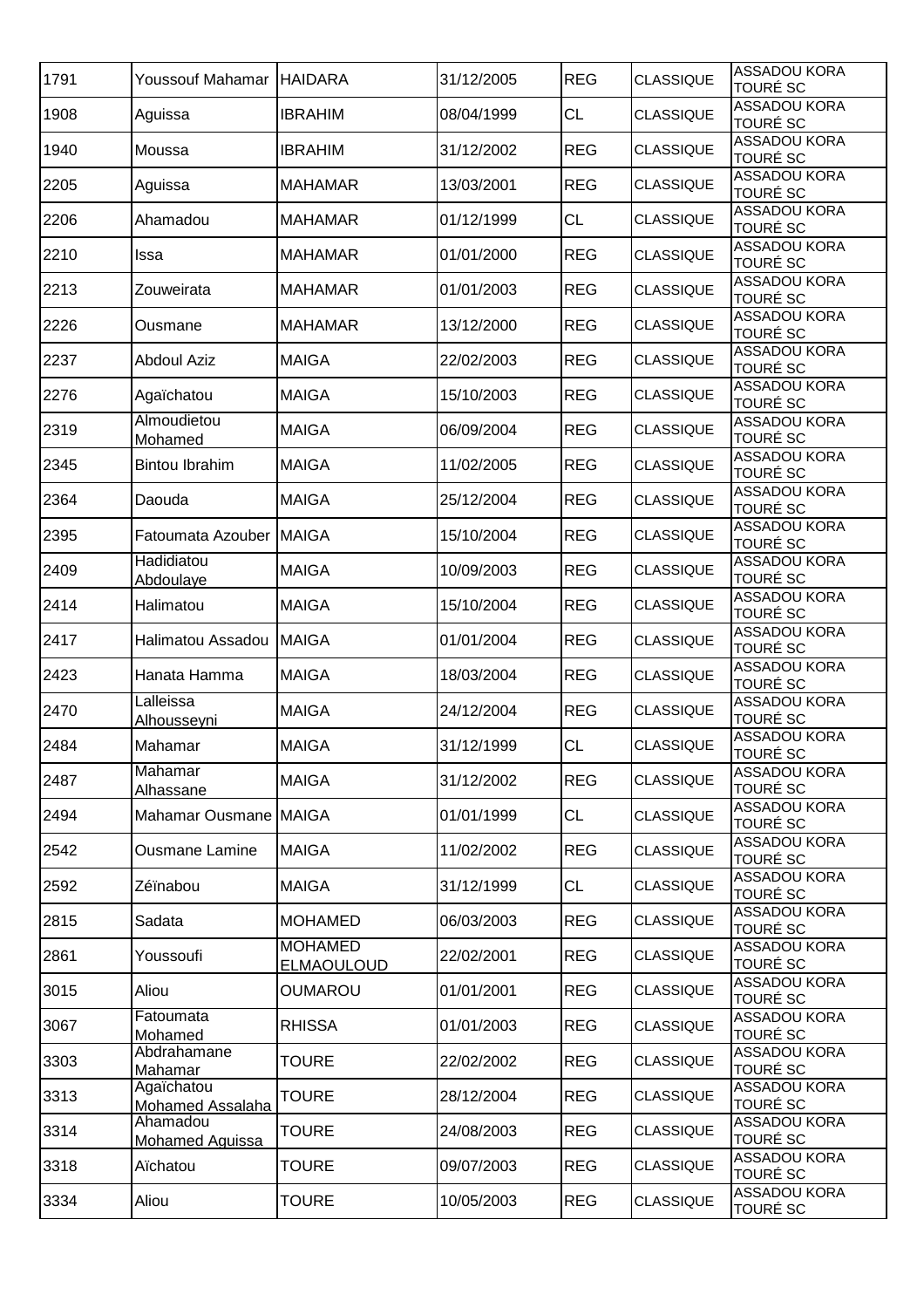| 1791 | Youssouf Mahamar | HAIDARA | 31/12/2005 | REG | CLASSIQUE | ASSADOU KORA TOURÉ SC |
|---|---|---|---|---|---|---|
| 1908 | Aguissa | IBRAHIM | 08/04/1999 | CL | CLASSIQUE | ASSADOU KORA TOURÉ SC |
| 1940 | Moussa | IBRAHIM | 31/12/2002 | REG | CLASSIQUE | ASSADOU KORA TOURÉ SC |
| 2205 | Aguissa | MAHAMAR | 13/03/2001 | REG | CLASSIQUE | ASSADOU KORA TOURÉ SC |
| 2206 | Ahamadou | MAHAMAR | 01/12/1999 | CL | CLASSIQUE | ASSADOU KORA TOURÉ SC |
| 2210 | Issa | MAHAMAR | 01/01/2000 | REG | CLASSIQUE | ASSADOU KORA TOURÉ SC |
| 2213 | Zouweirata | MAHAMAR | 01/01/2003 | REG | CLASSIQUE | ASSADOU KORA TOURÉ SC |
| 2226 | Ousmane | MAHAMAR | 13/12/2000 | REG | CLASSIQUE | ASSADOU KORA TOURÉ SC |
| 2237 | Abdoul Aziz | MAIGA | 22/02/2003 | REG | CLASSIQUE | ASSADOU KORA TOURÉ SC |
| 2276 | Agaïchatou | MAIGA | 15/10/2003 | REG | CLASSIQUE | ASSADOU KORA TOURÉ SC |
| 2319 | Almoudietou Mohamed | MAIGA | 06/09/2004 | REG | CLASSIQUE | ASSADOU KORA TOURÉ SC |
| 2345 | Bintou Ibrahim | MAIGA | 11/02/2005 | REG | CLASSIQUE | ASSADOU KORA TOURÉ SC |
| 2364 | Daouda | MAIGA | 25/12/2004 | REG | CLASSIQUE | ASSADOU KORA TOURÉ SC |
| 2395 | Fatoumata Azouber | MAIGA | 15/10/2004 | REG | CLASSIQUE | ASSADOU KORA TOURÉ SC |
| 2409 | Hadidiatou Abdoulaye | MAIGA | 10/09/2003 | REG | CLASSIQUE | ASSADOU KORA TOURÉ SC |
| 2414 | Halimatou | MAIGA | 15/10/2004 | REG | CLASSIQUE | ASSADOU KORA TOURÉ SC |
| 2417 | Halimatou Assadou | MAIGA | 01/01/2004 | REG | CLASSIQUE | ASSADOU KORA TOURÉ SC |
| 2423 | Hanata Hamma | MAIGA | 18/03/2004 | REG | CLASSIQUE | ASSADOU KORA TOURÉ SC |
| 2470 | Lalleissa Alhousseyni | MAIGA | 24/12/2004 | REG | CLASSIQUE | ASSADOU KORA TOURÉ SC |
| 2484 | Mahamar | MAIGA | 31/12/1999 | CL | CLASSIQUE | ASSADOU KORA TOURÉ SC |
| 2487 | Mahamar Alhassane | MAIGA | 31/12/2002 | REG | CLASSIQUE | ASSADOU KORA TOURÉ SC |
| 2494 | Mahamar Ousmane | MAIGA | 01/01/1999 | CL | CLASSIQUE | ASSADOU KORA TOURÉ SC |
| 2542 | Ousmane Lamine | MAIGA | 11/02/2002 | REG | CLASSIQUE | ASSADOU KORA TOURÉ SC |
| 2592 | Zéïnabou | MAIGA | 31/12/1999 | CL | CLASSIQUE | ASSADOU KORA TOURÉ SC |
| 2815 | Sadata | MOHAMED | 06/03/2003 | REG | CLASSIQUE | ASSADOU KORA TOURÉ SC |
| 2861 | Youssoufi | MOHAMED ELMAOULOUD | 22/02/2001 | REG | CLASSIQUE | ASSADOU KORA TOURÉ SC |
| 3015 | Aliou | OUMAROU | 01/01/2001 | REG | CLASSIQUE | ASSADOU KORA TOURÉ SC |
| 3067 | Fatoumata Mohamed | RHISSA | 01/01/2003 | REG | CLASSIQUE | ASSADOU KORA TOURÉ SC |
| 3303 | Abdrahamane Mahamar | TOURE | 22/02/2002 | REG | CLASSIQUE | ASSADOU KORA TOURÉ SC |
| 3313 | Agaïchatou Mohamed Assalaha | TOURE | 28/12/2004 | REG | CLASSIQUE | ASSADOU KORA TOURÉ SC |
| 3314 | Ahamadou Mohamed Aguissa | TOURE | 24/08/2003 | REG | CLASSIQUE | ASSADOU KORA TOURÉ SC |
| 3318 | Aïchatou | TOURE | 09/07/2003 | REG | CLASSIQUE | ASSADOU KORA TOURÉ SC |
| 3334 | Aliou | TOURE | 10/05/2003 | REG | CLASSIQUE | ASSADOU KORA TOURÉ SC |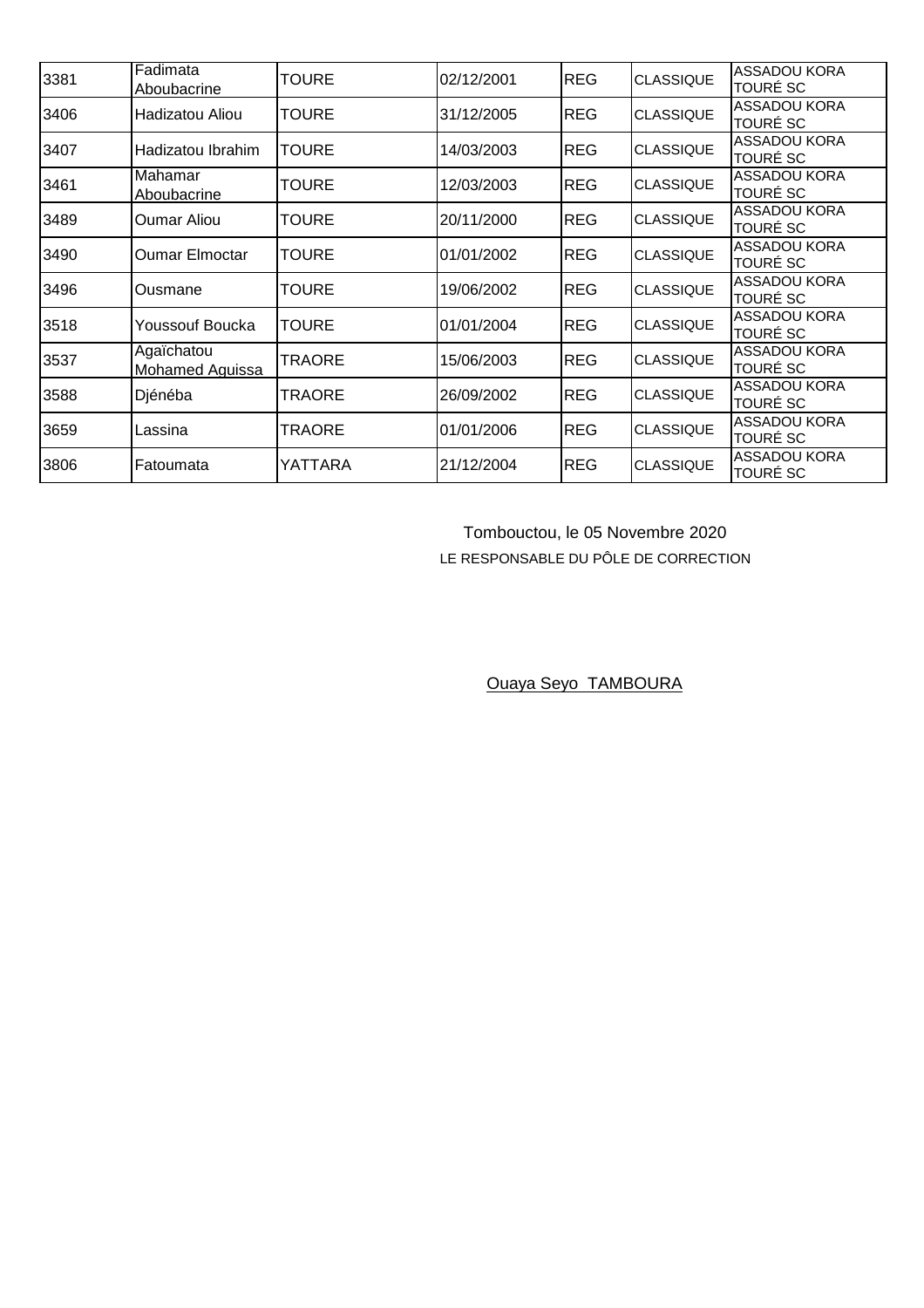| | | | | | | |
|---|---|---|---|---|---|---|
| 3381 | Fadimata Aboubacrine | TOURE | 02/12/2001 | REG | CLASSIQUE | ASSADOU KORA TOURÉ SC |
| 3406 | Hadizatou Aliou | TOURE | 31/12/2005 | REG | CLASSIQUE | ASSADOU KORA TOURÉ SC |
| 3407 | Hadizatou Ibrahim | TOURE | 14/03/2003 | REG | CLASSIQUE | ASSADOU KORA TOURÉ SC |
| 3461 | Mahamar Aboubacrine | TOURE | 12/03/2003 | REG | CLASSIQUE | ASSADOU KORA TOURÉ SC |
| 3489 | Oumar Aliou | TOURE | 20/11/2000 | REG | CLASSIQUE | ASSADOU KORA TOURÉ SC |
| 3490 | Oumar Elmoctar | TOURE | 01/01/2002 | REG | CLASSIQUE | ASSADOU KORA TOURÉ SC |
| 3496 | Ousmane | TOURE | 19/06/2002 | REG | CLASSIQUE | ASSADOU KORA TOURÉ SC |
| 3518 | Youssouf Boucka | TOURE | 01/01/2004 | REG | CLASSIQUE | ASSADOU KORA TOURÉ SC |
| 3537 | Agaïchatou Mohamed Aguissa | TRAORE | 15/06/2003 | REG | CLASSIQUE | ASSADOU KORA TOURÉ SC |
| 3588 | Djénéba | TRAORE | 26/09/2002 | REG | CLASSIQUE | ASSADOU KORA TOURÉ SC |
| 3659 | Lassina | TRAORE | 01/01/2006 | REG | CLASSIQUE | ASSADOU KORA TOURÉ SC |
| 3806 | Fatoumata | YATTARA | 21/12/2004 | REG | CLASSIQUE | ASSADOU KORA TOURÉ SC |

Tombouctou, le 05 Novembre 2020

LE RESPONSABLE DU PÔLE DE CORRECTION

Ouaya Seyo TAMBOURA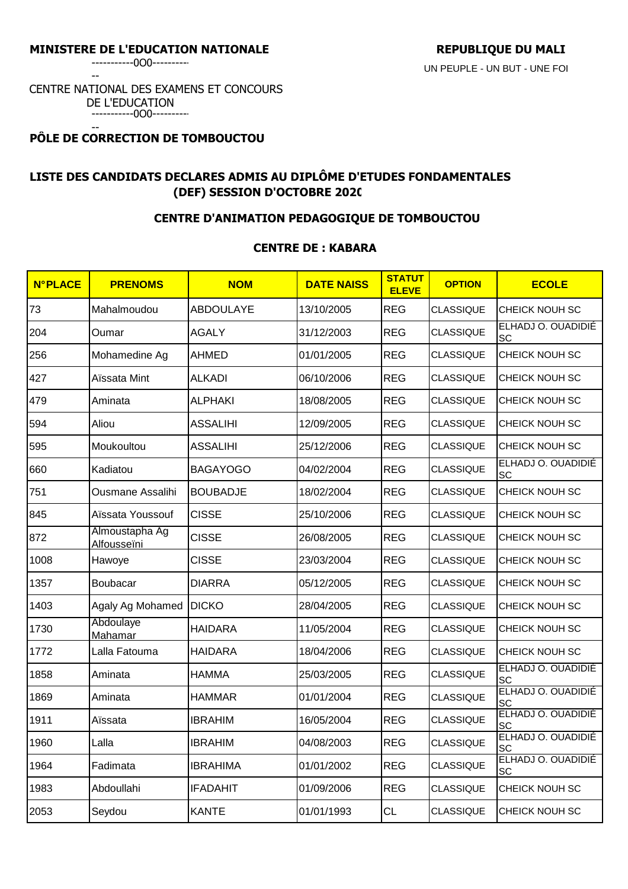**MINISTERE DE L'EDUCATION NATIONALE**

-----------0O0-----------

CENTRE NATIONAL DES EXAMENS ET CONCOURS DE L'EDUCATION

-----------0O0-----------

**PÔLE DE CORRECTION DE TOMBOUCTOU**

**REPUBLIQUE DU MALI**

UN PEUPLE - UN BUT - UNE FOI

## LISTE DES CANDIDATS DECLARES ADMIS AU DIPLÔME D'ETUDES FONDAMENTALES (DEF) SESSION D'OCTOBRE 2020

### CENTRE D'ANIMATION PEDAGOGIQUE DE TOMBOUCTOU

### CENTRE DE : KABARA

| N°PLACE | PRENOMS | NOM | DATE NAISS | STATUT ELEVE | OPTION | ECOLE |
|---|---|---|---|---|---|---|
| 73 | Mahalmoudou | ABDOULAYE | 13/10/2005 | REG | CLASSIQUE | CHEICK NOUH SC |
| 204 | Oumar | AGALY | 31/12/2003 | REG | CLASSIQUE | ELHADJ O. OUADIDIÉ SC |
| 256 | Mohamedine Ag | AHMED | 01/01/2005 | REG | CLASSIQUE | CHEICK NOUH SC |
| 427 | Aïssata Mint | ALKADI | 06/10/2006 | REG | CLASSIQUE | CHEICK NOUH SC |
| 479 | Aminata | ALPHAKI | 18/08/2005 | REG | CLASSIQUE | CHEICK NOUH SC |
| 594 | Aliou | ASSALIHI | 12/09/2005 | REG | CLASSIQUE | CHEICK NOUH SC |
| 595 | Moukoultou | ASSALIHI | 25/12/2006 | REG | CLASSIQUE | CHEICK NOUH SC |
| 660 | Kadiatou | BAGAYOGO | 04/02/2004 | REG | CLASSIQUE | ELHADJ O. OUADIDIÉ SC |
| 751 | Ousmane Assalihi | BOUBADJE | 18/02/2004 | REG | CLASSIQUE | CHEICK NOUH SC |
| 845 | Aïssata Youssouf | CISSE | 25/10/2006 | REG | CLASSIQUE | CHEICK NOUH SC |
| 872 | Almoustapha Ag Alfousseïni | CISSE | 26/08/2005 | REG | CLASSIQUE | CHEICK NOUH SC |
| 1008 | Hawoye | CISSE | 23/03/2004 | REG | CLASSIQUE | CHEICK NOUH SC |
| 1357 | Boubacar | DIARRA | 05/12/2005 | REG | CLASSIQUE | CHEICK NOUH SC |
| 1403 | Agaly Ag Mohamed | DICKO | 28/04/2005 | REG | CLASSIQUE | CHEICK NOUH SC |
| 1730 | Abdoulaye Mahamar | HAIDARA | 11/05/2004 | REG | CLASSIQUE | CHEICK NOUH SC |
| 1772 | Lalla Fatouma | HAIDARA | 18/04/2006 | REG | CLASSIQUE | CHEICK NOUH SC |
| 1858 | Aminata | HAMMA | 25/03/2005 | REG | CLASSIQUE | ELHADJ O. OUADIDIÉ SC |
| 1869 | Aminata | HAMMAR | 01/01/2004 | REG | CLASSIQUE | ELHADJ O. OUADIDIÉ SC |
| 1911 | Aïssata | IBRAHIM | 16/05/2004 | REG | CLASSIQUE | ELHADJ O. OUADIDIÉ SC |
| 1960 | Lalla | IBRAHIM | 04/08/2003 | REG | CLASSIQUE | ELHADJ O. OUADIDIÉ SC |
| 1964 | Fadimata | IBRAHIMA | 01/01/2002 | REG | CLASSIQUE | ELHADJ O. OUADIDIÉ SC |
| 1983 | Abdoullahi | IFADAHIT | 01/09/2006 | REG | CLASSIQUE | CHEICK NOUH SC |
| 2053 | Seydou | KANTE | 01/01/1993 | CL | CLASSIQUE | CHEICK NOUH SC |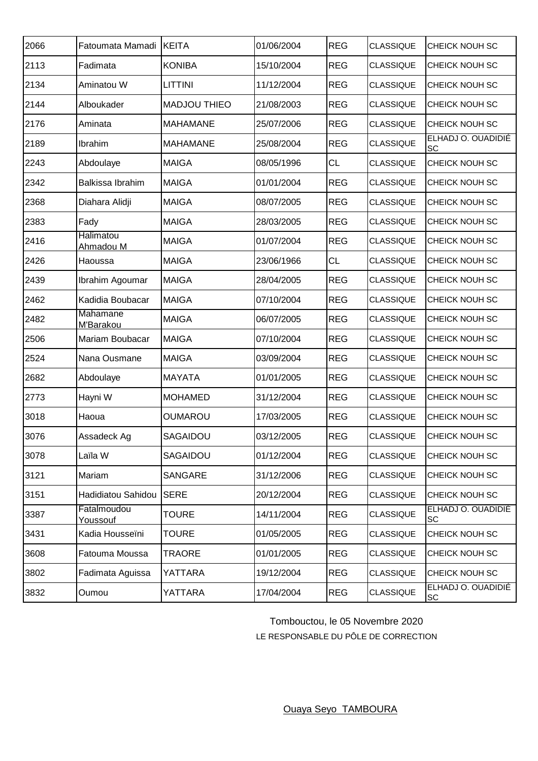| 2066 | Fatoumata Mamadi | KEITA | 01/06/2004 | REG | CLASSIQUE | CHEICK NOUH SC |
|---|---|---|---|---|---|---|
| 2113 | Fadimata | KONIBA | 15/10/2004 | REG | CLASSIQUE | CHEICK NOUH SC |
| 2134 | Aminatou W | LITTINI | 11/12/2004 | REG | CLASSIQUE | CHEICK NOUH SC |
| 2144 | Alboukader | MADJOU THIEO | 21/08/2003 | REG | CLASSIQUE | CHEICK NOUH SC |
| 2176 | Aminata | MAHAMANE | 25/07/2006 | REG | CLASSIQUE | CHEICK NOUH SC |
| 2189 | Ibrahim | MAHAMANE | 25/08/2004 | REG | CLASSIQUE | ELHADJ O. OUADIDIÉ SC |
| 2243 | Abdoulaye | MAIGA | 08/05/1996 | CL | CLASSIQUE | CHEICK NOUH SC |
| 2342 | Balkissa Ibrahim | MAIGA | 01/01/2004 | REG | CLASSIQUE | CHEICK NOUH SC |
| 2368 | Diahara Alidji | MAIGA | 08/07/2005 | REG | CLASSIQUE | CHEICK NOUH SC |
| 2383 | Fady | MAIGA | 28/03/2005 | REG | CLASSIQUE | CHEICK NOUH SC |
| 2416 | Halimatou Ahmadou M | MAIGA | 01/07/2004 | REG | CLASSIQUE | CHEICK NOUH SC |
| 2426 | Haoussa | MAIGA | 23/06/1966 | CL | CLASSIQUE | CHEICK NOUH SC |
| 2439 | Ibrahim Agoumar | MAIGA | 28/04/2005 | REG | CLASSIQUE | CHEICK NOUH SC |
| 2462 | Kadidia Boubacar | MAIGA | 07/10/2004 | REG | CLASSIQUE | CHEICK NOUH SC |
| 2482 | Mahamane M'Barakou | MAIGA | 06/07/2005 | REG | CLASSIQUE | CHEICK NOUH SC |
| 2506 | Mariam Boubacar | MAIGA | 07/10/2004 | REG | CLASSIQUE | CHEICK NOUH SC |
| 2524 | Nana Ousmane | MAIGA | 03/09/2004 | REG | CLASSIQUE | CHEICK NOUH SC |
| 2682 | Abdoulaye | MAYATA | 01/01/2005 | REG | CLASSIQUE | CHEICK NOUH SC |
| 2773 | Hayni W | MOHAMED | 31/12/2004 | REG | CLASSIQUE | CHEICK NOUH SC |
| 3018 | Haoua | OUMAROU | 17/03/2005 | REG | CLASSIQUE | CHEICK NOUH SC |
| 3076 | Assadeck Ag | SAGAIDOU | 03/12/2005 | REG | CLASSIQUE | CHEICK NOUH SC |
| 3078 | Laïla W | SAGAIDOU | 01/12/2004 | REG | CLASSIQUE | CHEICK NOUH SC |
| 3121 | Mariam | SANGARE | 31/12/2006 | REG | CLASSIQUE | CHEICK NOUH SC |
| 3151 | Hadidiatou Sahidou | SERE | 20/12/2004 | REG | CLASSIQUE | CHEICK NOUH SC |
| 3387 | Fatalmoudou Youssouf | TOURE | 14/11/2004 | REG | CLASSIQUE | ELHADJ O. OUADIDIÉ SC |
| 3431 | Kadia Housseïni | TOURE | 01/05/2005 | REG | CLASSIQUE | CHEICK NOUH SC |
| 3608 | Fatouma Moussa | TRAORE | 01/01/2005 | REG | CLASSIQUE | CHEICK NOUH SC |
| 3802 | Fadimata Aguissa | YATTARA | 19/12/2004 | REG | CLASSIQUE | CHEICK NOUH SC |
| 3832 | Oumou | YATTARA | 17/04/2004 | REG | CLASSIQUE | ELHADJ O. OUADIDIÉ SC |

Tombouctou, le 05 Novembre 2020

LE RESPONSABLE DU PÔLE DE CORRECTION

Ouaya Seyo TAMBOURA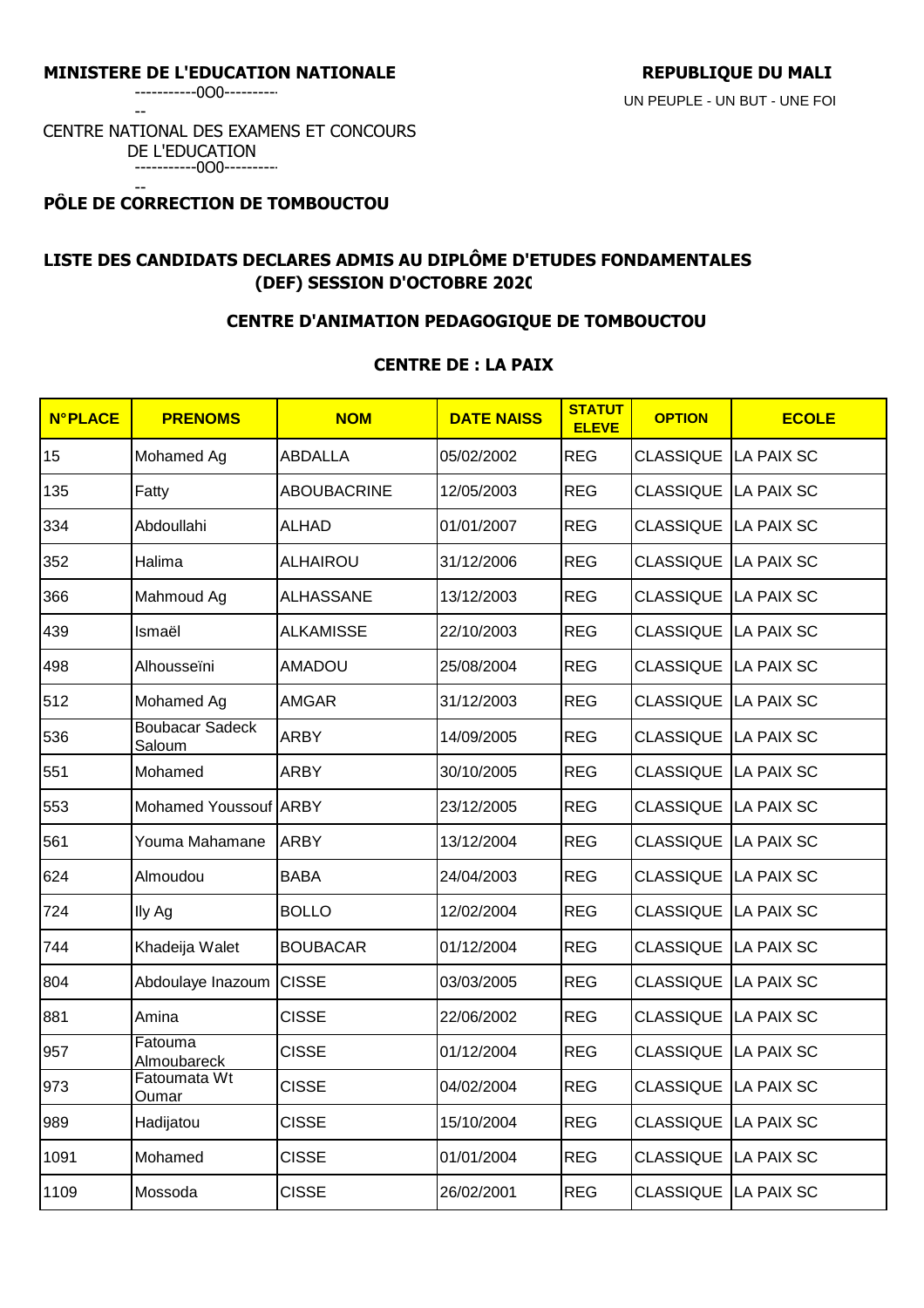**MINISTERE DE L'EDUCATION NATIONALE**

-----------0O0-----------

CENTRE NATIONAL DES EXAMENS ET CONCOURS DE L'EDUCATION

-----------0O0-----------

**PÔLE DE CORRECTION DE TOMBOUCTOU**

**REPUBLIQUE DU MALI**

UN PEUPLE - UN BUT - UNE FOI

## LISTE DES CANDIDATS DECLARES ADMIS AU DIPLÔME D'ETUDES FONDAMENTALES (DEF) SESSION D'OCTOBRE 2020

### CENTRE D'ANIMATION PEDAGOGIQUE DE TOMBOUCTOU

### CENTRE DE : LA PAIX

| N°PLACE | PRENOMS | NOM | DATE NAISS | STATUT ELEVE | OPTION | ECOLE |
|---|---|---|---|---|---|---|
| 15 | Mohamed Ag | ABDALLA | 05/02/2002 | REG | CLASSIQUE | LA PAIX SC |
| 135 | Fatty | ABOUBACRINE | 12/05/2003 | REG | CLASSIQUE | LA PAIX SC |
| 334 | Abdoullahi | ALHAD | 01/01/2007 | REG | CLASSIQUE | LA PAIX SC |
| 352 | Halima | ALHAIROU | 31/12/2006 | REG | CLASSIQUE | LA PAIX SC |
| 366 | Mahmoud Ag | ALHASSANE | 13/12/2003 | REG | CLASSIQUE | LA PAIX SC |
| 439 | Ismaël | ALKAMISSE | 22/10/2003 | REG | CLASSIQUE | LA PAIX SC |
| 498 | Alhousseïni | AMADOU | 25/08/2004 | REG | CLASSIQUE | LA PAIX SC |
| 512 | Mohamed Ag | AMGAR | 31/12/2003 | REG | CLASSIQUE | LA PAIX SC |
| 536 | Boubacar Sadeck Saloum | ARBY | 14/09/2005 | REG | CLASSIQUE | LA PAIX SC |
| 551 | Mohamed | ARBY | 30/10/2005 | REG | CLASSIQUE | LA PAIX SC |
| 553 | Mohamed Youssouf | ARBY | 23/12/2005 | REG | CLASSIQUE | LA PAIX SC |
| 561 | Youma Mahamane | ARBY | 13/12/2004 | REG | CLASSIQUE | LA PAIX SC |
| 624 | Almoudou | BABA | 24/04/2003 | REG | CLASSIQUE | LA PAIX SC |
| 724 | Ily Ag | BOLLO | 12/02/2004 | REG | CLASSIQUE | LA PAIX SC |
| 744 | Khadeija Walet | BOUBACAR | 01/12/2004 | REG | CLASSIQUE | LA PAIX SC |
| 804 | Abdoulaye Inazoum | CISSE | 03/03/2005 | REG | CLASSIQUE | LA PAIX SC |
| 881 | Amina | CISSE | 22/06/2002 | REG | CLASSIQUE | LA PAIX SC |
| 957 | Fatouma Almoubareck | CISSE | 01/12/2004 | REG | CLASSIQUE | LA PAIX SC |
| 973 | Fatoumata Wt Oumar | CISSE | 04/02/2004 | REG | CLASSIQUE | LA PAIX SC |
| 989 | Hadijatou | CISSE | 15/10/2004 | REG | CLASSIQUE | LA PAIX SC |
| 1091 | Mohamed | CISSE | 01/01/2004 | REG | CLASSIQUE | LA PAIX SC |
| 1109 | Mossoda | CISSE | 26/02/2001 | REG | CLASSIQUE | LA PAIX SC |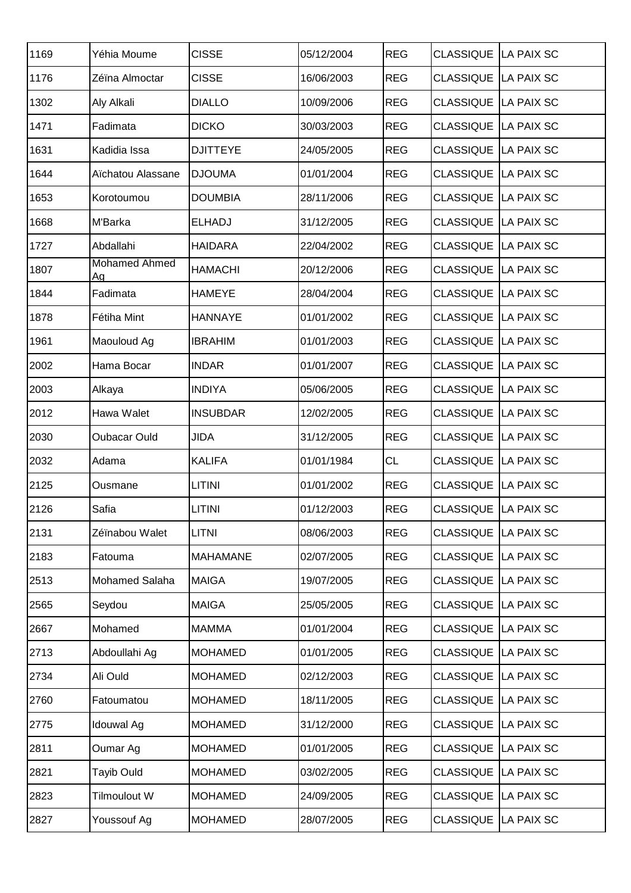| 1169 | Yéhia Moume | CISSE | 05/12/2004 | REG | CLASSIQUE | LA PAIX SC |
|---|---|---|---|---|---|---|
| 1176 | Zéïna Almoctar | CISSE | 16/06/2003 | REG | CLASSIQUE | LA PAIX SC |
| 1302 | Aly Alkali | DIALLO | 10/09/2006 | REG | CLASSIQUE | LA PAIX SC |
| 1471 | Fadimata | DICKO | 30/03/2003 | REG | CLASSIQUE | LA PAIX SC |
| 1631 | Kadidia Issa | DJITTEYE | 24/05/2005 | REG | CLASSIQUE | LA PAIX SC |
| 1644 | Aïchatou Alassane | DJOUMA | 01/01/2004 | REG | CLASSIQUE | LA PAIX SC |
| 1653 | Korotoumou | DOUMBIA | 28/11/2006 | REG | CLASSIQUE | LA PAIX SC |
| 1668 | M'Barka | ELHADJ | 31/12/2005 | REG | CLASSIQUE | LA PAIX SC |
| 1727 | Abdallahi | HAIDARA | 22/04/2002 | REG | CLASSIQUE | LA PAIX SC |
| 1807 | Mohamed Ahmed Ag | HAMACHI | 20/12/2006 | REG | CLASSIQUE | LA PAIX SC |
| 1844 | Fadimata | HAMEYE | 28/04/2004 | REG | CLASSIQUE | LA PAIX SC |
| 1878 | Fétiha Mint | HANNAYE | 01/01/2002 | REG | CLASSIQUE | LA PAIX SC |
| 1961 | Maouloud Ag | IBRAHIM | 01/01/2003 | REG | CLASSIQUE | LA PAIX SC |
| 2002 | Hama Bocar | INDAR | 01/01/2007 | REG | CLASSIQUE | LA PAIX SC |
| 2003 | Alkaya | INDIYA | 05/06/2005 | REG | CLASSIQUE | LA PAIX SC |
| 2012 | Hawa Walet | INSUBDAR | 12/02/2005 | REG | CLASSIQUE | LA PAIX SC |
| 2030 | Oubacar Ould | JIDA | 31/12/2005 | REG | CLASSIQUE | LA PAIX SC |
| 2032 | Adama | KALIFA | 01/01/1984 | CL | CLASSIQUE | LA PAIX SC |
| 2125 | Ousmane | LITINI | 01/01/2002 | REG | CLASSIQUE | LA PAIX SC |
| 2126 | Safia | LITINI | 01/12/2003 | REG | CLASSIQUE | LA PAIX SC |
| 2131 | Zéïnabou Walet | LITNI | 08/06/2003 | REG | CLASSIQUE | LA PAIX SC |
| 2183 | Fatouma | MAHAMANE | 02/07/2005 | REG | CLASSIQUE | LA PAIX SC |
| 2513 | Mohamed Salaha | MAIGA | 19/07/2005 | REG | CLASSIQUE | LA PAIX SC |
| 2565 | Seydou | MAIGA | 25/05/2005 | REG | CLASSIQUE | LA PAIX SC |
| 2667 | Mohamed | MAMMA | 01/01/2004 | REG | CLASSIQUE | LA PAIX SC |
| 2713 | Abdoullahi Ag | MOHAMED | 01/01/2005 | REG | CLASSIQUE | LA PAIX SC |
| 2734 | Ali Ould | MOHAMED | 02/12/2003 | REG | CLASSIQUE | LA PAIX SC |
| 2760 | Fatoumatou | MOHAMED | 18/11/2005 | REG | CLASSIQUE | LA PAIX SC |
| 2775 | Idouwal Ag | MOHAMED | 31/12/2000 | REG | CLASSIQUE | LA PAIX SC |
| 2811 | Oumar Ag | MOHAMED | 01/01/2005 | REG | CLASSIQUE | LA PAIX SC |
| 2821 | Tayib Ould | MOHAMED | 03/02/2005 | REG | CLASSIQUE | LA PAIX SC |
| 2823 | Tilmoulout W | MOHAMED | 24/09/2005 | REG | CLASSIQUE | LA PAIX SC |
| 2827 | Youssouf Ag | MOHAMED | 28/07/2005 | REG | CLASSIQUE | LA PAIX SC |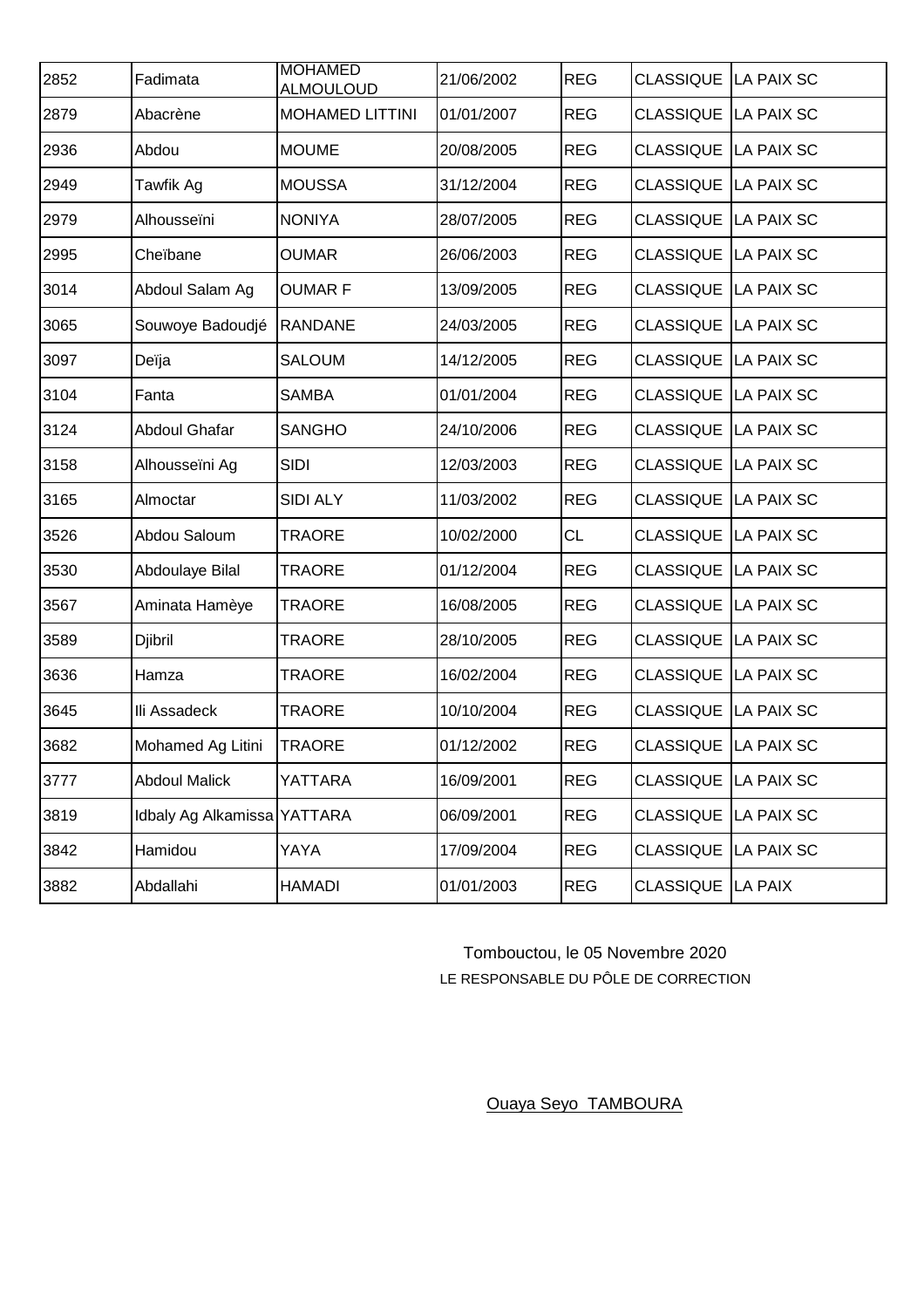| | | | | | | |
|---|---|---|---|---|---|---|
| 2852 | Fadimata | MOHAMED ALMOULOUD | 21/06/2002 | REG | CLASSIQUE | LA PAIX SC |
| 2879 | Abacrène | MOHAMED LITTINI | 01/01/2007 | REG | CLASSIQUE | LA PAIX SC |
| 2936 | Abdou | MOUME | 20/08/2005 | REG | CLASSIQUE | LA PAIX SC |
| 2949 | Tawfik Ag | MOUSSA | 31/12/2004 | REG | CLASSIQUE | LA PAIX SC |
| 2979 | Alhousseïni | NONIYA | 28/07/2005 | REG | CLASSIQUE | LA PAIX SC |
| 2995 | Cheïbane | OUMAR | 26/06/2003 | REG | CLASSIQUE | LA PAIX SC |
| 3014 | Abdoul Salam Ag | OUMAR F | 13/09/2005 | REG | CLASSIQUE | LA PAIX SC |
| 3065 | Souwoye Badoudjé | RANDANE | 24/03/2005 | REG | CLASSIQUE | LA PAIX SC |
| 3097 | Deïja | SALOUM | 14/12/2005 | REG | CLASSIQUE | LA PAIX SC |
| 3104 | Fanta | SAMBA | 01/01/2004 | REG | CLASSIQUE | LA PAIX SC |
| 3124 | Abdoul Ghafar | SANGHO | 24/10/2006 | REG | CLASSIQUE | LA PAIX SC |
| 3158 | Alhousseïni Ag | SIDI | 12/03/2003 | REG | CLASSIQUE | LA PAIX SC |
| 3165 | Almoctar | SIDI ALY | 11/03/2002 | REG | CLASSIQUE | LA PAIX SC |
| 3526 | Abdou Saloum | TRAORE | 10/02/2000 | CL | CLASSIQUE | LA PAIX SC |
| 3530 | Abdoulaye Bilal | TRAORE | 01/12/2004 | REG | CLASSIQUE | LA PAIX SC |
| 3567 | Aminata Hamèye | TRAORE | 16/08/2005 | REG | CLASSIQUE | LA PAIX SC |
| 3589 | Djibril | TRAORE | 28/10/2005 | REG | CLASSIQUE | LA PAIX SC |
| 3636 | Hamza | TRAORE | 16/02/2004 | REG | CLASSIQUE | LA PAIX SC |
| 3645 | Ili Assadeck | TRAORE | 10/10/2004 | REG | CLASSIQUE | LA PAIX SC |
| 3682 | Mohamed Ag Litini | TRAORE | 01/12/2002 | REG | CLASSIQUE | LA PAIX SC |
| 3777 | Abdoul Malick | YATTARA | 16/09/2001 | REG | CLASSIQUE | LA PAIX SC |
| 3819 | Idbaly Ag Alkamissa | YATTARA | 06/09/2001 | REG | CLASSIQUE | LA PAIX SC |
| 3842 | Hamidou | YAYA | 17/09/2004 | REG | CLASSIQUE | LA PAIX SC |
| 3882 | Abdallahi | HAMADI | 01/01/2003 | REG | CLASSIQUE | LA PAIX |

Tombouctou, le 05 Novembre 2020

LE RESPONSABLE DU PÔLE DE CORRECTION

Ouaya Seyo TAMBOURA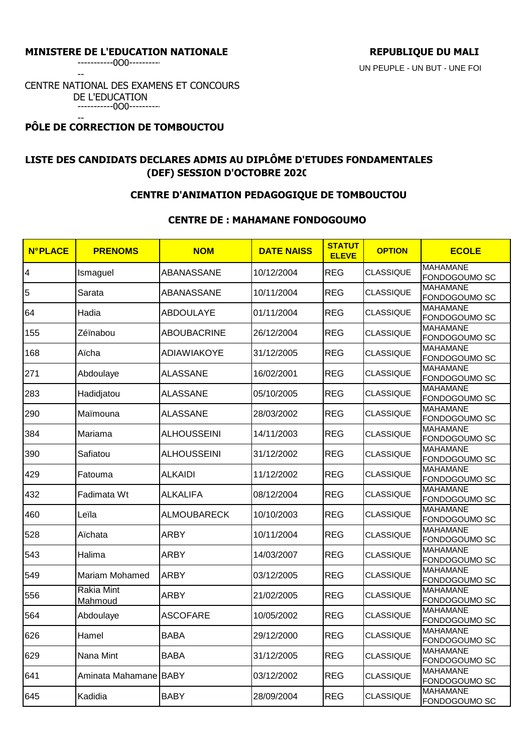**MINISTERE DE L'EDUCATION NATIONALE**

-----------0O0-----------

CENTRE NATIONAL DES EXAMENS ET CONCOURS DE L'EDUCATION

-----------0O0-----------

**PÔLE DE CORRECTION DE TOMBOUCTOU**

**REPUBLIQUE DU MALI**

UN PEUPLE - UN BUT - UNE FOI

## LISTE DES CANDIDATS DECLARES ADMIS AU DIPLÔME D'ETUDES FONDAMENTALES (DEF) SESSION D'OCTOBRE 2020

### CENTRE D'ANIMATION PEDAGOGIQUE DE TOMBOUCTOU

### CENTRE DE : MAHAMANE FONDOGOUMO

| N°PLACE | PRENOMS | NOM | DATE NAISS | STATUT ELEVE | OPTION | ECOLE |
|---|---|---|---|---|---|---|
| 4 | Ismaguel | ABANASSANE | 10/12/2004 | REG | CLASSIQUE | MAHAMANE FONDOGOUMO SC |
| 5 | Sarata | ABANASSANE | 10/11/2004 | REG | CLASSIQUE | MAHAMANE FONDOGOUMO SC |
| 64 | Hadia | ABDOULAYE | 01/11/2004 | REG | CLASSIQUE | MAHAMANE FONDOGOUMO SC |
| 155 | Zéïnabou | ABOUBACRINE | 26/12/2004 | REG | CLASSIQUE | MAHAMANE FONDOGOUMO SC |
| 168 | Aïcha | ADIAWIAKOYE | 31/12/2005 | REG | CLASSIQUE | MAHAMANE FONDOGOUMO SC |
| 271 | Abdoulaye | ALASSANE | 16/02/2001 | REG | CLASSIQUE | MAHAMANE FONDOGOUMO SC |
| 283 | Hadidjatou | ALASSANE | 05/10/2005 | REG | CLASSIQUE | MAHAMANE FONDOGOUMO SC |
| 290 | Maïmouna | ALASSANE | 28/03/2002 | REG | CLASSIQUE | MAHAMANE FONDOGOUMO SC |
| 384 | Mariama | ALHOUSSEINI | 14/11/2003 | REG | CLASSIQUE | MAHAMANE FONDOGOUMO SC |
| 390 | Safiatou | ALHOUSSEINI | 31/12/2002 | REG | CLASSIQUE | MAHAMANE FONDOGOUMO SC |
| 429 | Fatouma | ALKAIDI | 11/12/2002 | REG | CLASSIQUE | MAHAMANE FONDOGOUMO SC |
| 432 | Fadimata Wt | ALKALIFA | 08/12/2004 | REG | CLASSIQUE | MAHAMANE FONDOGOUMO SC |
| 460 | Leïla | ALMOUBARECK | 10/10/2003 | REG | CLASSIQUE | MAHAMANE FONDOGOUMO SC |
| 528 | Aïchata | ARBY | 10/11/2004 | REG | CLASSIQUE | MAHAMANE FONDOGOUMO SC |
| 543 | Halima | ARBY | 14/03/2007 | REG | CLASSIQUE | MAHAMANE FONDOGOUMO SC |
| 549 | Mariam Mohamed | ARBY | 03/12/2005 | REG | CLASSIQUE | MAHAMANE FONDOGOUMO SC |
| 556 | Rakia Mint Mahmoud | ARBY | 21/02/2005 | REG | CLASSIQUE | MAHAMANE FONDOGOUMO SC |
| 564 | Abdoulaye | ASCOFARE | 10/05/2002 | REG | CLASSIQUE | MAHAMANE FONDOGOUMO SC |
| 626 | Hamel | BABA | 29/12/2000 | REG | CLASSIQUE | MAHAMANE FONDOGOUMO SC |
| 629 | Nana Mint | BABA | 31/12/2005 | REG | CLASSIQUE | MAHAMANE FONDOGOUMO SC |
| 641 | Aminata Mahamane | BABY | 03/12/2002 | REG | CLASSIQUE | MAHAMANE FONDOGOUMO SC |
| 645 | Kadidia | BABY | 28/09/2004 | REG | CLASSIQUE | MAHAMANE FONDOGOUMO SC |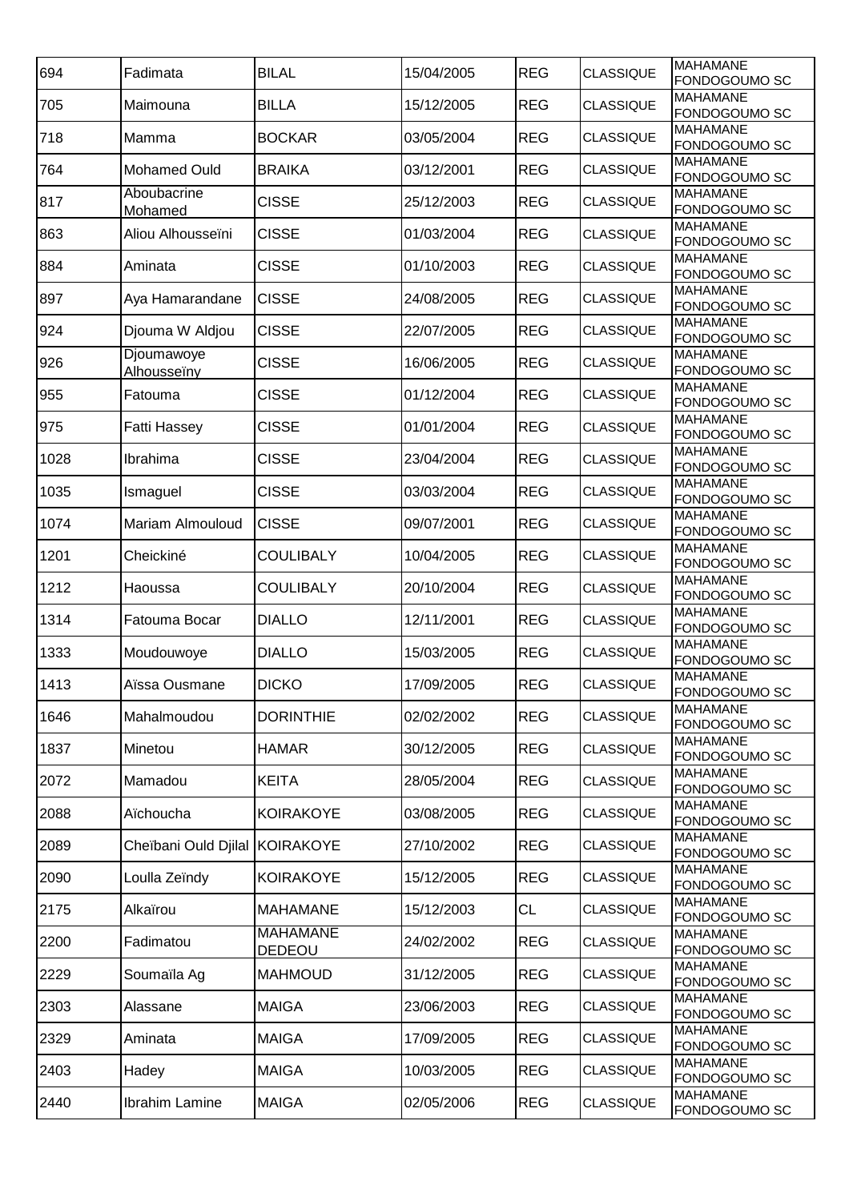| 694 | Fadimata | BILAL | 15/04/2005 | REG | CLASSIQUE | MAHAMANE FONDOGOUMO SC |
|---|---|---|---|---|---|---|
| 705 | Maimouna | BILLA | 15/12/2005 | REG | CLASSIQUE | MAHAMANE FONDOGOUMO SC |
| 718 | Mamma | BOCKAR | 03/05/2004 | REG | CLASSIQUE | MAHAMANE FONDOGOUMO SC |
| 764 | Mohamed Ould | BRAIKA | 03/12/2001 | REG | CLASSIQUE | MAHAMANE FONDOGOUMO SC |
| 817 | Aboubacrine Mohamed | CISSE | 25/12/2003 | REG | CLASSIQUE | MAHAMANE FONDOGOUMO SC |
| 863 | Aliou Alhousseïni | CISSE | 01/03/2004 | REG | CLASSIQUE | MAHAMANE FONDOGOUMO SC |
| 884 | Aminata | CISSE | 01/10/2003 | REG | CLASSIQUE | MAHAMANE FONDOGOUMO SC |
| 897 | Aya Hamarandane | CISSE | 24/08/2005 | REG | CLASSIQUE | MAHAMANE FONDOGOUMO SC |
| 924 | Djouma W Aldjou | CISSE | 22/07/2005 | REG | CLASSIQUE | MAHAMANE FONDOGOUMO SC |
| 926 | Djoumawoye Alhousseïny | CISSE | 16/06/2005 | REG | CLASSIQUE | MAHAMANE FONDOGOUMO SC |
| 955 | Fatouma | CISSE | 01/12/2004 | REG | CLASSIQUE | MAHAMANE FONDOGOUMO SC |
| 975 | Fatti Hassey | CISSE | 01/01/2004 | REG | CLASSIQUE | MAHAMANE FONDOGOUMO SC |
| 1028 | Ibrahima | CISSE | 23/04/2004 | REG | CLASSIQUE | MAHAMANE FONDOGOUMO SC |
| 1035 | Ismaguel | CISSE | 03/03/2004 | REG | CLASSIQUE | MAHAMANE FONDOGOUMO SC |
| 1074 | Mariam Almouloud | CISSE | 09/07/2001 | REG | CLASSIQUE | MAHAMANE FONDOGOUMO SC |
| 1201 | Cheickiné | COULIBALY | 10/04/2005 | REG | CLASSIQUE | MAHAMANE FONDOGOUMO SC |
| 1212 | Haoussa | COULIBALY | 20/10/2004 | REG | CLASSIQUE | MAHAMANE FONDOGOUMO SC |
| 1314 | Fatouma Bocar | DIALLO | 12/11/2001 | REG | CLASSIQUE | MAHAMANE FONDOGOUMO SC |
| 1333 | Moudouwoye | DIALLO | 15/03/2005 | REG | CLASSIQUE | MAHAMANE FONDOGOUMO SC |
| 1413 | Aïssa Ousmane | DICKO | 17/09/2005 | REG | CLASSIQUE | MAHAMANE FONDOGOUMO SC |
| 1646 | Mahalmoudou | DORINTHIE | 02/02/2002 | REG | CLASSIQUE | MAHAMANE FONDOGOUMO SC |
| 1837 | Minetou | HAMAR | 30/12/2005 | REG | CLASSIQUE | MAHAMANE FONDOGOUMO SC |
| 2072 | Mamadou | KEITA | 28/05/2004 | REG | CLASSIQUE | MAHAMANE FONDOGOUMO SC |
| 2088 | Aïchoucha | KOIRAKOYE | 03/08/2005 | REG | CLASSIQUE | MAHAMANE FONDOGOUMO SC |
| 2089 | Cheïbani Ould Djilal | KOIRAKOYE | 27/10/2002 | REG | CLASSIQUE | MAHAMANE FONDOGOUMO SC |
| 2090 | Loulla Zeïndy | KOIRAKOYE | 15/12/2005 | REG | CLASSIQUE | MAHAMANE FONDOGOUMO SC |
| 2175 | Alkaïrou | MAHAMANE | 15/12/2003 | CL | CLASSIQUE | MAHAMANE FONDOGOUMO SC |
| 2200 | Fadimatou | MAHAMANE DEDEOU | 24/02/2002 | REG | CLASSIQUE | MAHAMANE FONDOGOUMO SC |
| 2229 | Soumaïla Ag | MAHMOUD | 31/12/2005 | REG | CLASSIQUE | MAHAMANE FONDOGOUMO SC |
| 2303 | Alassane | MAIGA | 23/06/2003 | REG | CLASSIQUE | MAHAMANE FONDOGOUMO SC |
| 2329 | Aminata | MAIGA | 17/09/2005 | REG | CLASSIQUE | MAHAMANE FONDOGOUMO SC |
| 2403 | Hadey | MAIGA | 10/03/2005 | REG | CLASSIQUE | MAHAMANE FONDOGOUMO SC |
| 2440 | Ibrahim Lamine | MAIGA | 02/05/2006 | REG | CLASSIQUE | MAHAMANE FONDOGOUMO SC |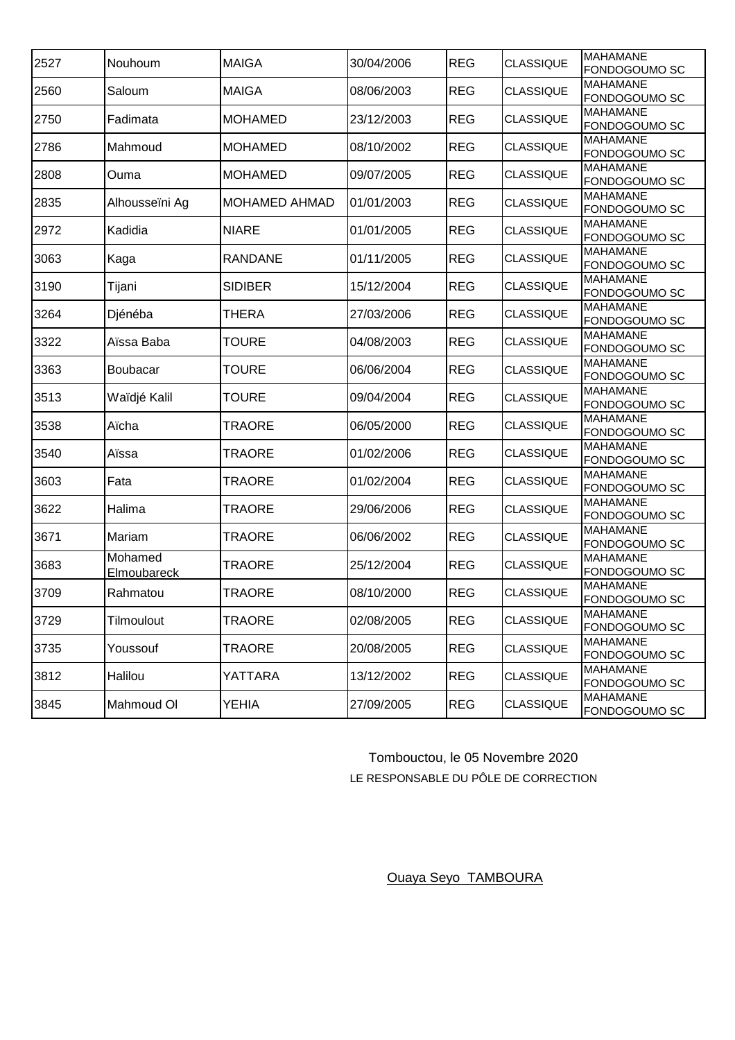| 2527 | Nouhoum | MAIGA | 30/04/2006 | REG | CLASSIQUE | MAHAMANE FONDOGOUMO SC |
|---|---|---|---|---|---|---|
| 2560 | Saloum | MAIGA | 08/06/2003 | REG | CLASSIQUE | MAHAMANE FONDOGOUMO SC |
| 2750 | Fadimata | MOHAMED | 23/12/2003 | REG | CLASSIQUE | MAHAMANE FONDOGOUMO SC |
| 2786 | Mahmoud | MOHAMED | 08/10/2002 | REG | CLASSIQUE | MAHAMANE FONDOGOUMO SC |
| 2808 | Ouma | MOHAMED | 09/07/2005 | REG | CLASSIQUE | MAHAMANE FONDOGOUMO SC |
| 2835 | Alhousseïni Ag | MOHAMED AHMAD | 01/01/2003 | REG | CLASSIQUE | MAHAMANE FONDOGOUMO SC |
| 2972 | Kadidia | NIARE | 01/01/2005 | REG | CLASSIQUE | MAHAMANE FONDOGOUMO SC |
| 3063 | Kaga | RANDANE | 01/11/2005 | REG | CLASSIQUE | MAHAMANE FONDOGOUMO SC |
| 3190 | Tijani | SIDIBER | 15/12/2004 | REG | CLASSIQUE | MAHAMANE FONDOGOUMO SC |
| 3264 | Djénéba | THERA | 27/03/2006 | REG | CLASSIQUE | MAHAMANE FONDOGOUMO SC |
| 3322 | Aïssa Baba | TOURE | 04/08/2003 | REG | CLASSIQUE | MAHAMANE FONDOGOUMO SC |
| 3363 | Boubacar | TOURE | 06/06/2004 | REG | CLASSIQUE | MAHAMANE FONDOGOUMO SC |
| 3513 | Waïdjé Kalil | TOURE | 09/04/2004 | REG | CLASSIQUE | MAHAMANE FONDOGOUMO SC |
| 3538 | Aïcha | TRAORE | 06/05/2000 | REG | CLASSIQUE | MAHAMANE FONDOGOUMO SC |
| 3540 | Aïssa | TRAORE | 01/02/2006 | REG | CLASSIQUE | MAHAMANE FONDOGOUMO SC |
| 3603 | Fata | TRAORE | 01/02/2004 | REG | CLASSIQUE | MAHAMANE FONDOGOUMO SC |
| 3622 | Halima | TRAORE | 29/06/2006 | REG | CLASSIQUE | MAHAMANE FONDOGOUMO SC |
| 3671 | Mariam | TRAORE | 06/06/2002 | REG | CLASSIQUE | MAHAMANE FONDOGOUMO SC |
| 3683 | Mohamed Elmoubareck | TRAORE | 25/12/2004 | REG | CLASSIQUE | MAHAMANE FONDOGOUMO SC |
| 3709 | Rahmatou | TRAORE | 08/10/2000 | REG | CLASSIQUE | MAHAMANE FONDOGOUMO SC |
| 3729 | Tilmoulout | TRAORE | 02/08/2005 | REG | CLASSIQUE | MAHAMANE FONDOGOUMO SC |
| 3735 | Youssouf | TRAORE | 20/08/2005 | REG | CLASSIQUE | MAHAMANE FONDOGOUMO SC |
| 3812 | Halilou | YATTARA | 13/12/2002 | REG | CLASSIQUE | MAHAMANE FONDOGOUMO SC |
| 3845 | Mahmoud Ol | YEHIA | 27/09/2005 | REG | CLASSIQUE | MAHAMANE FONDOGOUMO SC |

Tombouctou, le 05 Novembre 2020

LE RESPONSABLE DU PÔLE DE CORRECTION

Ouaya Seyo TAMBOURA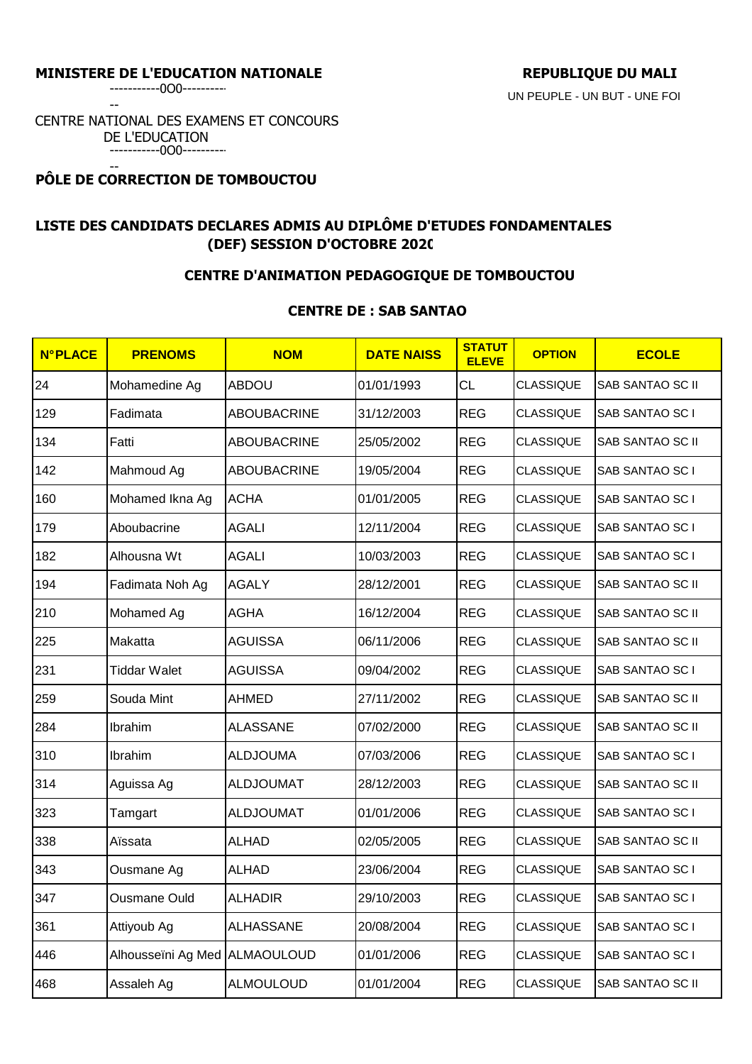**MINISTERE DE L'EDUCATION NATIONALE**

-----------0O0-----------

CENTRE NATIONAL DES EXAMENS ET CONCOURS DE L'EDUCATION

-----------0O0-----------

**PÔLE DE CORRECTION DE TOMBOUCTOU**

**REPUBLIQUE DU MALI**

UN PEUPLE - UN BUT - UNE FOI

## LISTE DES CANDIDATS DECLARES ADMIS AU DIPLÔME D'ETUDES FONDAMENTALES (DEF) SESSION D'OCTOBRE 2020

### CENTRE D'ANIMATION PEDAGOGIQUE DE TOMBOUCTOU

### CENTRE DE : SAB SANTAO

| N°PLACE | PRENOMS | NOM | DATE NAISS | STATUT ELEVE | OPTION | ECOLE |
|---|---|---|---|---|---|---|
| 24 | Mohamedine Ag | ABDOU | 01/01/1993 | CL | CLASSIQUE | SAB SANTAO SC II |
| 129 | Fadimata | ABOUBACRINE | 31/12/2003 | REG | CLASSIQUE | SAB SANTAO SC I |
| 134 | Fatti | ABOUBACRINE | 25/05/2002 | REG | CLASSIQUE | SAB SANTAO SC II |
| 142 | Mahmoud Ag | ABOUBACRINE | 19/05/2004 | REG | CLASSIQUE | SAB SANTAO SC I |
| 160 | Mohamed Ikna Ag | ACHA | 01/01/2005 | REG | CLASSIQUE | SAB SANTAO SC I |
| 179 | Aboubacrine | AGALI | 12/11/2004 | REG | CLASSIQUE | SAB SANTAO SC I |
| 182 | Alhousna Wt | AGALI | 10/03/2003 | REG | CLASSIQUE | SAB SANTAO SC I |
| 194 | Fadimata Noh Ag | AGALY | 28/12/2001 | REG | CLASSIQUE | SAB SANTAO SC II |
| 210 | Mohamed Ag | AGHA | 16/12/2004 | REG | CLASSIQUE | SAB SANTAO SC II |
| 225 | Makatta | AGUISSA | 06/11/2006 | REG | CLASSIQUE | SAB SANTAO SC II |
| 231 | Tiddar Walet | AGUISSA | 09/04/2002 | REG | CLASSIQUE | SAB SANTAO SC I |
| 259 | Souda Mint | AHMED | 27/11/2002 | REG | CLASSIQUE | SAB SANTAO SC II |
| 284 | Ibrahim | ALASSANE | 07/02/2000 | REG | CLASSIQUE | SAB SANTAO SC II |
| 310 | Ibrahim | ALDJOUMA | 07/03/2006 | REG | CLASSIQUE | SAB SANTAO SC I |
| 314 | Aguissa Ag | ALDJOUMAT | 28/12/2003 | REG | CLASSIQUE | SAB SANTAO SC II |
| 323 | Tamgart | ALDJOUMAT | 01/01/2006 | REG | CLASSIQUE | SAB SANTAO SC I |
| 338 | Aïssata | ALHAD | 02/05/2005 | REG | CLASSIQUE | SAB SANTAO SC II |
| 343 | Ousmane Ag | ALHAD | 23/06/2004 | REG | CLASSIQUE | SAB SANTAO SC I |
| 347 | Ousmane Ould | ALHADIR | 29/10/2003 | REG | CLASSIQUE | SAB SANTAO SC I |
| 361 | Attiyoub Ag | ALHASSANE | 20/08/2004 | REG | CLASSIQUE | SAB SANTAO SC I |
| 446 | Alhousseïni Ag Med | ALMAOULOUD | 01/01/2006 | REG | CLASSIQUE | SAB SANTAO SC I |
| 468 | Assaleh Ag | ALMOULOUD | 01/01/2004 | REG | CLASSIQUE | SAB SANTAO SC II |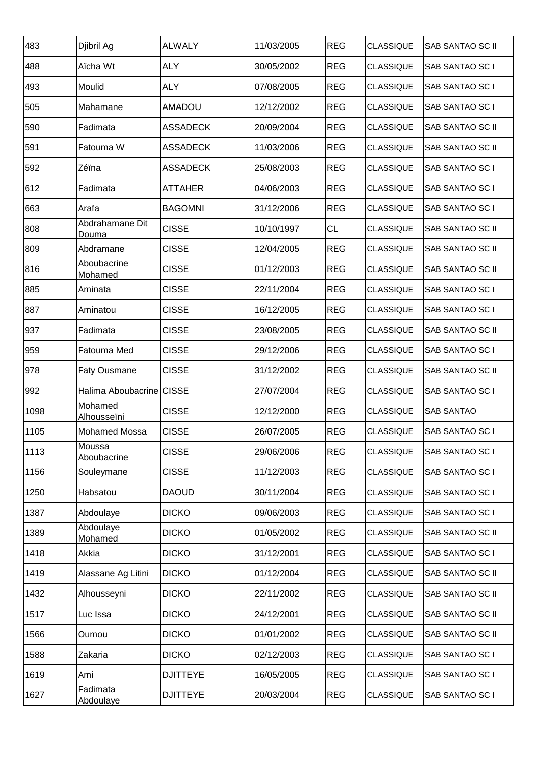| 483 | Djibril Ag | ALWALY | 11/03/2005 | REG | CLASSIQUE | SAB SANTAO SC II |
|---|---|---|---|---|---|---|
| 488 | Aïcha Wt | ALY | 30/05/2002 | REG | CLASSIQUE | SAB SANTAO SC I |
| 493 | Moulid | ALY | 07/08/2005 | REG | CLASSIQUE | SAB SANTAO SC I |
| 505 | Mahamane | AMADOU | 12/12/2002 | REG | CLASSIQUE | SAB SANTAO SC I |
| 590 | Fadimata | ASSADECK | 20/09/2004 | REG | CLASSIQUE | SAB SANTAO SC II |
| 591 | Fatouma W | ASSADECK | 11/03/2006 | REG | CLASSIQUE | SAB SANTAO SC II |
| 592 | Zéïna | ASSADECK | 25/08/2003 | REG | CLASSIQUE | SAB SANTAO SC I |
| 612 | Fadimata | ATTAHER | 04/06/2003 | REG | CLASSIQUE | SAB SANTAO SC I |
| 663 | Arafa | BAGOMNI | 31/12/2006 | REG | CLASSIQUE | SAB SANTAO SC I |
| 808 | Abdrahamane Dit Douma | CISSE | 10/10/1997 | CL | CLASSIQUE | SAB SANTAO SC II |
| 809 | Abdramane | CISSE | 12/04/2005 | REG | CLASSIQUE | SAB SANTAO SC II |
| 816 | Aboubacrine Mohamed | CISSE | 01/12/2003 | REG | CLASSIQUE | SAB SANTAO SC II |
| 885 | Aminata | CISSE | 22/11/2004 | REG | CLASSIQUE | SAB SANTAO SC I |
| 887 | Aminatou | CISSE | 16/12/2005 | REG | CLASSIQUE | SAB SANTAO SC I |
| 937 | Fadimata | CISSE | 23/08/2005 | REG | CLASSIQUE | SAB SANTAO SC II |
| 959 | Fatouma Med | CISSE | 29/12/2006 | REG | CLASSIQUE | SAB SANTAO SC I |
| 978 | Faty Ousmane | CISSE | 31/12/2002 | REG | CLASSIQUE | SAB SANTAO SC II |
| 992 | Halima Aboubacrine | CISSE | 27/07/2004 | REG | CLASSIQUE | SAB SANTAO SC I |
| 1098 | Mohamed Alhousseïni | CISSE | 12/12/2000 | REG | CLASSIQUE | SAB SANTAO |
| 1105 | Mohamed Mossa | CISSE | 26/07/2005 | REG | CLASSIQUE | SAB SANTAO SC I |
| 1113 | Moussa Aboubacrine | CISSE | 29/06/2006 | REG | CLASSIQUE | SAB SANTAO SC I |
| 1156 | Souleymane | CISSE | 11/12/2003 | REG | CLASSIQUE | SAB SANTAO SC I |
| 1250 | Habsatou | DAOUD | 30/11/2004 | REG | CLASSIQUE | SAB SANTAO SC I |
| 1387 | Abdoulaye | DICKO | 09/06/2003 | REG | CLASSIQUE | SAB SANTAO SC I |
| 1389 | Abdoulaye Mohamed | DICKO | 01/05/2002 | REG | CLASSIQUE | SAB SANTAO SC II |
| 1418 | Akkia | DICKO | 31/12/2001 | REG | CLASSIQUE | SAB SANTAO SC I |
| 1419 | Alassane Ag Litini | DICKO | 01/12/2004 | REG | CLASSIQUE | SAB SANTAO SC II |
| 1432 | Alhousseyni | DICKO | 22/11/2002 | REG | CLASSIQUE | SAB SANTAO SC II |
| 1517 | Luc Issa | DICKO | 24/12/2001 | REG | CLASSIQUE | SAB SANTAO SC II |
| 1566 | Oumou | DICKO | 01/01/2002 | REG | CLASSIQUE | SAB SANTAO SC II |
| 1588 | Zakaria | DICKO | 02/12/2003 | REG | CLASSIQUE | SAB SANTAO SC I |
| 1619 | Ami | DJITTEYE | 16/05/2005 | REG | CLASSIQUE | SAB SANTAO SC I |
| 1627 | Fadimata Abdoulaye | DJITTEYE | 20/03/2004 | REG | CLASSIQUE | SAB SANTAO SC I |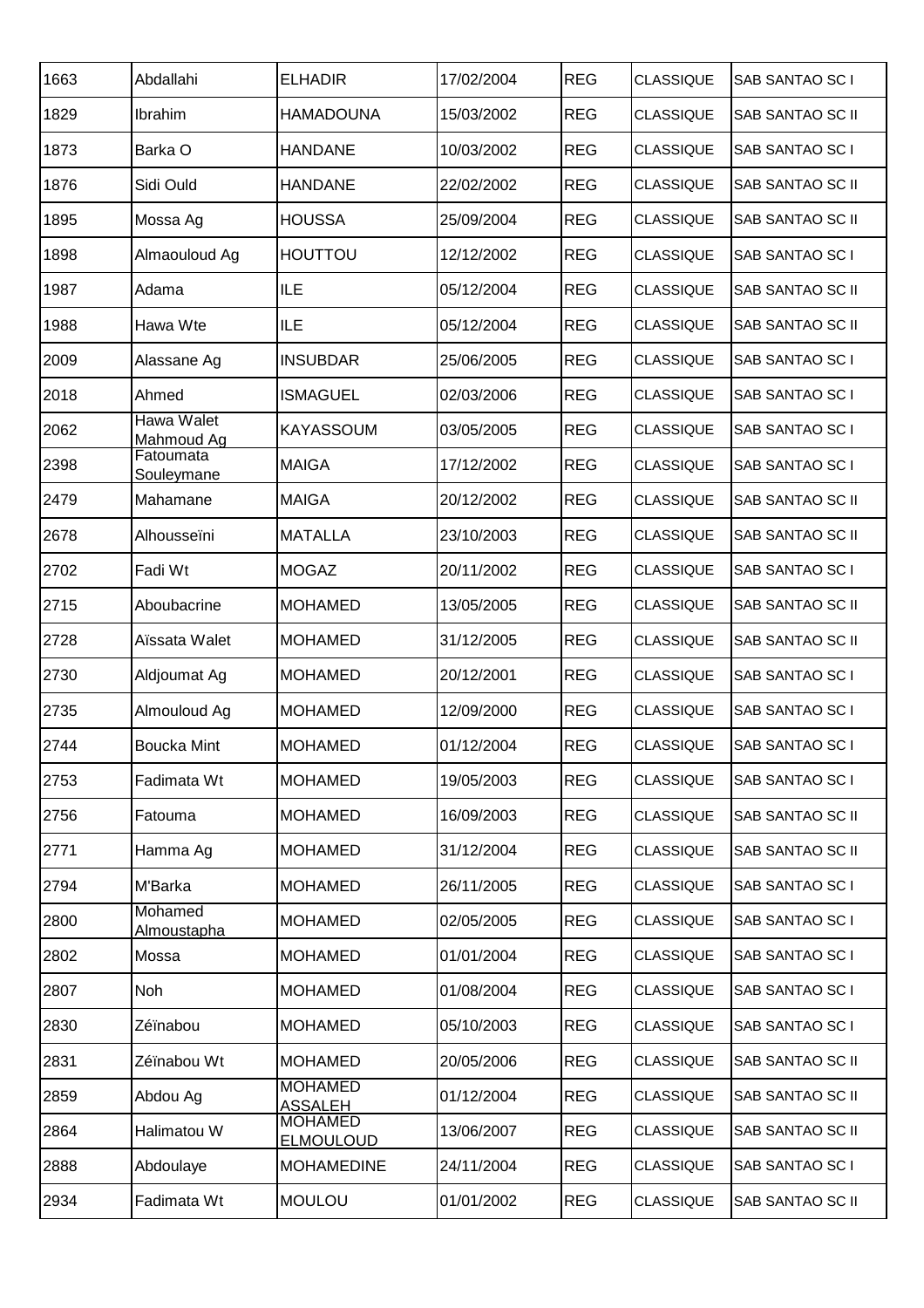| 1663 | Abdallahi | ELHADIR | 17/02/2004 | REG | CLASSIQUE | SAB SANTAO SC I |
|---|---|---|---|---|---|---|
| 1829 | Ibrahim | HAMADOUNA | 15/03/2002 | REG | CLASSIQUE | SAB SANTAO SC II |
| 1873 | Barka O | HANDANE | 10/03/2002 | REG | CLASSIQUE | SAB SANTAO SC I |
| 1876 | Sidi Ould | HANDANE | 22/02/2002 | REG | CLASSIQUE | SAB SANTAO SC II |
| 1895 | Mossa Ag | HOUSSA | 25/09/2004 | REG | CLASSIQUE | SAB SANTAO SC II |
| 1898 | Almaouloud Ag | HOUTTOU | 12/12/2002 | REG | CLASSIQUE | SAB SANTAO SC I |
| 1987 | Adama | ILE | 05/12/2004 | REG | CLASSIQUE | SAB SANTAO SC II |
| 1988 | Hawa Wte | ILE | 05/12/2004 | REG | CLASSIQUE | SAB SANTAO SC II |
| 2009 | Alassane Ag | INSUBDAR | 25/06/2005 | REG | CLASSIQUE | SAB SANTAO SC I |
| 2018 | Ahmed | ISMAGUEL | 02/03/2006 | REG | CLASSIQUE | SAB SANTAO SC I |
| 2062 | Hawa Walet Mahmoud Ag | KAYASSOUM | 03/05/2005 | REG | CLASSIQUE | SAB SANTAO SC I |
| 2398 | Fatoumata Souleymane | MAIGA | 17/12/2002 | REG | CLASSIQUE | SAB SANTAO SC I |
| 2479 | Mahamane | MAIGA | 20/12/2002 | REG | CLASSIQUE | SAB SANTAO SC II |
| 2678 | Alhousseïni | MATALLA | 23/10/2003 | REG | CLASSIQUE | SAB SANTAO SC II |
| 2702 | Fadi Wt | MOGAZ | 20/11/2002 | REG | CLASSIQUE | SAB SANTAO SC I |
| 2715 | Aboubacrine | MOHAMED | 13/05/2005 | REG | CLASSIQUE | SAB SANTAO SC II |
| 2728 | Aïssata Walet | MOHAMED | 31/12/2005 | REG | CLASSIQUE | SAB SANTAO SC II |
| 2730 | Aldjoumat Ag | MOHAMED | 20/12/2001 | REG | CLASSIQUE | SAB SANTAO SC I |
| 2735 | Almouloud Ag | MOHAMED | 12/09/2000 | REG | CLASSIQUE | SAB SANTAO SC I |
| 2744 | Boucka Mint | MOHAMED | 01/12/2004 | REG | CLASSIQUE | SAB SANTAO SC I |
| 2753 | Fadimata Wt | MOHAMED | 19/05/2003 | REG | CLASSIQUE | SAB SANTAO SC I |
| 2756 | Fatouma | MOHAMED | 16/09/2003 | REG | CLASSIQUE | SAB SANTAO SC II |
| 2771 | Hamma Ag | MOHAMED | 31/12/2004 | REG | CLASSIQUE | SAB SANTAO SC II |
| 2794 | M'Barka | MOHAMED | 26/11/2005 | REG | CLASSIQUE | SAB SANTAO SC I |
| 2800 | Mohamed Almoustapha | MOHAMED | 02/05/2005 | REG | CLASSIQUE | SAB SANTAO SC I |
| 2802 | Mossa | MOHAMED | 01/01/2004 | REG | CLASSIQUE | SAB SANTAO SC I |
| 2807 | Noh | MOHAMED | 01/08/2004 | REG | CLASSIQUE | SAB SANTAO SC I |
| 2830 | Zéïnabou | MOHAMED | 05/10/2003 | REG | CLASSIQUE | SAB SANTAO SC I |
| 2831 | Zéïnabou Wt | MOHAMED | 20/05/2006 | REG | CLASSIQUE | SAB SANTAO SC II |
| 2859 | Abdou Ag | MOHAMED ASSALEH | 01/12/2004 | REG | CLASSIQUE | SAB SANTAO SC II |
| 2864 | Halimatou W | MOHAMED ELMOULOUD | 13/06/2007 | REG | CLASSIQUE | SAB SANTAO SC II |
| 2888 | Abdoulaye | MOHAMEDINE | 24/11/2004 | REG | CLASSIQUE | SAB SANTAO SC I |
| 2934 | Fadimata Wt | MOULOU | 01/01/2002 | REG | CLASSIQUE | SAB SANTAO SC II |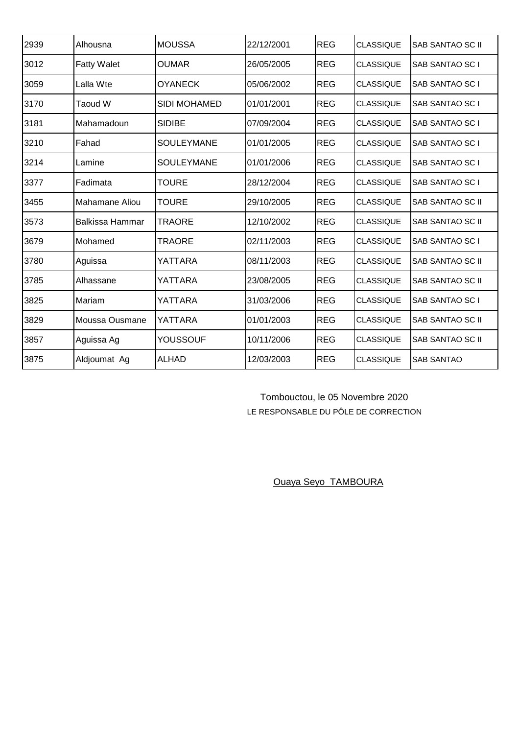| 2939 | Alhousna | MOUSSA | 22/12/2001 | REG | CLASSIQUE | SAB SANTAO SC II |
|---|---|---|---|---|---|---|
| 3012 | Fatty Walet | OUMAR | 26/05/2005 | REG | CLASSIQUE | SAB SANTAO SC I |
| 3059 | Lalla Wte | OYANECK | 05/06/2002 | REG | CLASSIQUE | SAB SANTAO SC I |
| 3170 | Taoud W | SIDI MOHAMED | 01/01/2001 | REG | CLASSIQUE | SAB SANTAO SC I |
| 3181 | Mahamadoun | SIDIBE | 07/09/2004 | REG | CLASSIQUE | SAB SANTAO SC I |
| 3210 | Fahad | SOULEYMANE | 01/01/2005 | REG | CLASSIQUE | SAB SANTAO SC I |
| 3214 | Lamine | SOULEYMANE | 01/01/2006 | REG | CLASSIQUE | SAB SANTAO SC I |
| 3377 | Fadimata | TOURE | 28/12/2004 | REG | CLASSIQUE | SAB SANTAO SC I |
| 3455 | Mahamane Aliou | TOURE | 29/10/2005 | REG | CLASSIQUE | SAB SANTAO SC II |
| 3573 | Balkissa Hammar | TRAORE | 12/10/2002 | REG | CLASSIQUE | SAB SANTAO SC II |
| 3679 | Mohamed | TRAORE | 02/11/2003 | REG | CLASSIQUE | SAB SANTAO SC I |
| 3780 | Aguissa | YATTARA | 08/11/2003 | REG | CLASSIQUE | SAB SANTAO SC II |
| 3785 | Alhassane | YATTARA | 23/08/2005 | REG | CLASSIQUE | SAB SANTAO SC II |
| 3825 | Mariam | YATTARA | 31/03/2006 | REG | CLASSIQUE | SAB SANTAO SC I |
| 3829 | Moussa Ousmane | YATTARA | 01/01/2003 | REG | CLASSIQUE | SAB SANTAO SC II |
| 3857 | Aguissa Ag | YOUSSOUF | 10/11/2006 | REG | CLASSIQUE | SAB SANTAO SC II |
| 3875 | Aldjoumat Ag | ALHAD | 12/03/2003 | REG | CLASSIQUE | SAB SANTAO |

Tombouctou, le 05 Novembre 2020

LE RESPONSABLE DU PÔLE DE CORRECTION

Ouaya Seyo TAMBOURA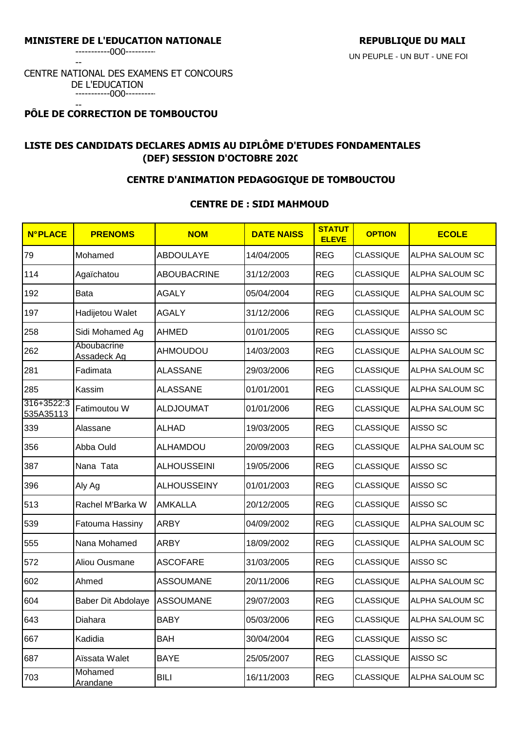**MINISTERE DE L'EDUCATION NATIONALE**

-----------0O0-----------

CENTRE NATIONAL DES EXAMENS ET CONCOURS DE L'EDUCATION

-----------0O0-----------

**PÔLE DE CORRECTION DE TOMBOUCTOU**

**REPUBLIQUE DU MALI**

UN PEUPLE - UN BUT - UNE FOI

## LISTE DES CANDIDATS DECLARES ADMIS AU DIPLÔME D'ETUDES FONDAMENTALES (DEF) SESSION D'OCTOBRE 2020

### CENTRE D'ANIMATION PEDAGOGIQUE DE TOMBOUCTOU

### CENTRE DE : SIDI MAHMOUD

| N°PLACE | PRENOMS | NOM | DATE NAISS | STATUT ELEVE | OPTION | ECOLE |
|---|---|---|---|---|---|---|
| 79 | Mohamed | ABDOULAYE | 14/04/2005 | REG | CLASSIQUE | ALPHA SALOUM SC |
| 114 | Agaïchatou | ABOUBACRINE | 31/12/2003 | REG | CLASSIQUE | ALPHA SALOUM SC |
| 192 | Bata | AGALY | 05/04/2004 | REG | CLASSIQUE | ALPHA SALOUM SC |
| 197 | Hadijetou Walet | AGALY | 31/12/2006 | REG | CLASSIQUE | ALPHA SALOUM SC |
| 258 | Sidi Mohamed Ag | AHMED | 01/01/2005 | REG | CLASSIQUE | AISSO SC |
| 262 | Aboubacrine Assadeck Ag | AHMOUDOU | 14/03/2003 | REG | CLASSIQUE | ALPHA SALOUM SC |
| 281 | Fadimata | ALASSANE | 29/03/2006 | REG | CLASSIQUE | ALPHA SALOUM SC |
| 285 | Kassim | ALASSANE | 01/01/2001 | REG | CLASSIQUE | ALPHA SALOUM SC |
| 316+3522:3535A35113 | Fatimoutou W | ALDJOUMAT | 01/01/2006 | REG | CLASSIQUE | ALPHA SALOUM SC |
| 339 | Alassane | ALHAD | 19/03/2005 | REG | CLASSIQUE | AISSO SC |
| 356 | Abba Ould | ALHAMDOU | 20/09/2003 | REG | CLASSIQUE | ALPHA SALOUM SC |
| 387 | Nana Tata | ALHOUSSEINI | 19/05/2006 | REG | CLASSIQUE | AISSO SC |
| 396 | Aly Ag | ALHOUSSEINY | 01/01/2003 | REG | CLASSIQUE | AISSO SC |
| 513 | Rachel M'Barka W | AMKALLA | 20/12/2005 | REG | CLASSIQUE | AISSO SC |
| 539 | Fatouma Hassiny | ARBY | 04/09/2002 | REG | CLASSIQUE | ALPHA SALOUM SC |
| 555 | Nana Mohamed | ARBY | 18/09/2002 | REG | CLASSIQUE | ALPHA SALOUM SC |
| 572 | Aliou Ousmane | ASCOFARE | 31/03/2005 | REG | CLASSIQUE | AISSO SC |
| 602 | Ahmed | ASSOUMANE | 20/11/2006 | REG | CLASSIQUE | ALPHA SALOUM SC |
| 604 | Baber Dit Abdolaye | ASSOUMANE | 29/07/2003 | REG | CLASSIQUE | ALPHA SALOUM SC |
| 643 | Diahara | BABY | 05/03/2006 | REG | CLASSIQUE | ALPHA SALOUM SC |
| 667 | Kadidia | BAH | 30/04/2004 | REG | CLASSIQUE | AISSO SC |
| 687 | Aïssata Walet | BAYE | 25/05/2007 | REG | CLASSIQUE | AISSO SC |
| 703 | Mohamed Arandane | BILI | 16/11/2003 | REG | CLASSIQUE | ALPHA SALOUM SC |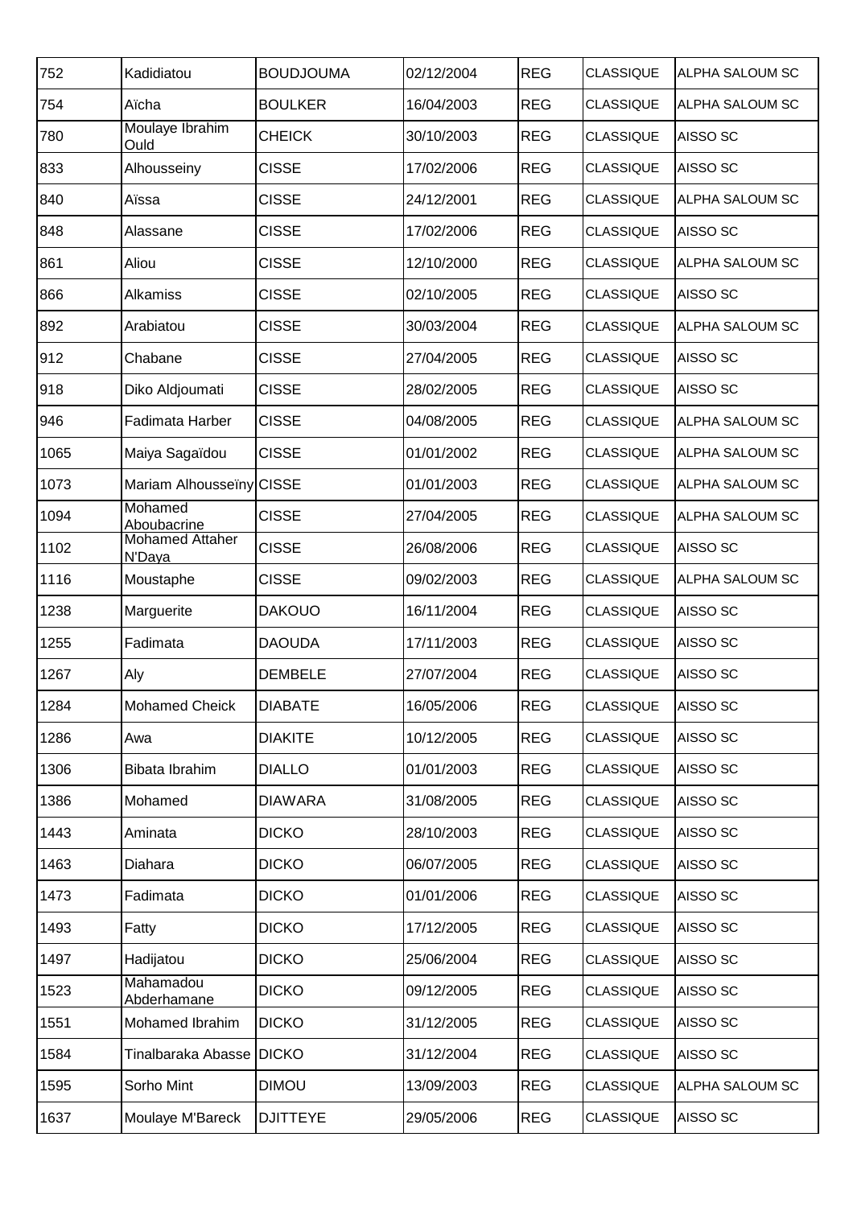| 752 | Kadidiatou | BOUDJOUMA | 02/12/2004 | REG | CLASSIQUE | ALPHA SALOUM SC |
|---|---|---|---|---|---|---|
| 754 | Aïcha | BOULKER | 16/04/2003 | REG | CLASSIQUE | ALPHA SALOUM SC |
| 780 | Moulaye Ibrahim Ould | CHEICK | 30/10/2003 | REG | CLASSIQUE | AISSO SC |
| 833 | Alhousseiny | CISSE | 17/02/2006 | REG | CLASSIQUE | AISSO SC |
| 840 | Aïssa | CISSE | 24/12/2001 | REG | CLASSIQUE | ALPHA SALOUM SC |
| 848 | Alassane | CISSE | 17/02/2006 | REG | CLASSIQUE | AISSO SC |
| 861 | Aliou | CISSE | 12/10/2000 | REG | CLASSIQUE | ALPHA SALOUM SC |
| 866 | Alkamiss | CISSE | 02/10/2005 | REG | CLASSIQUE | AISSO SC |
| 892 | Arabiatou | CISSE | 30/03/2004 | REG | CLASSIQUE | ALPHA SALOUM SC |
| 912 | Chabane | CISSE | 27/04/2005 | REG | CLASSIQUE | AISSO SC |
| 918 | Diko Aldjoumati | CISSE | 28/02/2005 | REG | CLASSIQUE | AISSO SC |
| 946 | Fadimata Harber | CISSE | 04/08/2005 | REG | CLASSIQUE | ALPHA SALOUM SC |
| 1065 | Maiya Sagaïdou | CISSE | 01/01/2002 | REG | CLASSIQUE | ALPHA SALOUM SC |
| 1073 | Mariam Alhousseïny | CISSE | 01/01/2003 | REG | CLASSIQUE | ALPHA SALOUM SC |
| 1094 | Mohamed Aboubacrine | CISSE | 27/04/2005 | REG | CLASSIQUE | ALPHA SALOUM SC |
| 1102 | Mohamed Attaher N'Daya | CISSE | 26/08/2006 | REG | CLASSIQUE | AISSO SC |
| 1116 | Moustaphe | CISSE | 09/02/2003 | REG | CLASSIQUE | ALPHA SALOUM SC |
| 1238 | Marguerite | DAKOUO | 16/11/2004 | REG | CLASSIQUE | AISSO SC |
| 1255 | Fadimata | DAOUDA | 17/11/2003 | REG | CLASSIQUE | AISSO SC |
| 1267 | Aly | DEMBELE | 27/07/2004 | REG | CLASSIQUE | AISSO SC |
| 1284 | Mohamed Cheick | DIABATE | 16/05/2006 | REG | CLASSIQUE | AISSO SC |
| 1286 | Awa | DIAKITE | 10/12/2005 | REG | CLASSIQUE | AISSO SC |
| 1306 | Bibata Ibrahim | DIALLO | 01/01/2003 | REG | CLASSIQUE | AISSO SC |
| 1386 | Mohamed | DIAWARA | 31/08/2005 | REG | CLASSIQUE | AISSO SC |
| 1443 | Aminata | DICKO | 28/10/2003 | REG | CLASSIQUE | AISSO SC |
| 1463 | Diahara | DICKO | 06/07/2005 | REG | CLASSIQUE | AISSO SC |
| 1473 | Fadimata | DICKO | 01/01/2006 | REG | CLASSIQUE | AISSO SC |
| 1493 | Fatty | DICKO | 17/12/2005 | REG | CLASSIQUE | AISSO SC |
| 1497 | Hadijatou | DICKO | 25/06/2004 | REG | CLASSIQUE | AISSO SC |
| 1523 | Mahamadou Abderhamane | DICKO | 09/12/2005 | REG | CLASSIQUE | AISSO SC |
| 1551 | Mohamed Ibrahim | DICKO | 31/12/2005 | REG | CLASSIQUE | AISSO SC |
| 1584 | Tinalbaraka Abasse | DICKO | 31/12/2004 | REG | CLASSIQUE | AISSO SC |
| 1595 | Sorho Mint | DIMOU | 13/09/2003 | REG | CLASSIQUE | ALPHA SALOUM SC |
| 1637 | Moulaye M'Bareck | DJITTEYE | 29/05/2006 | REG | CLASSIQUE | AISSO SC |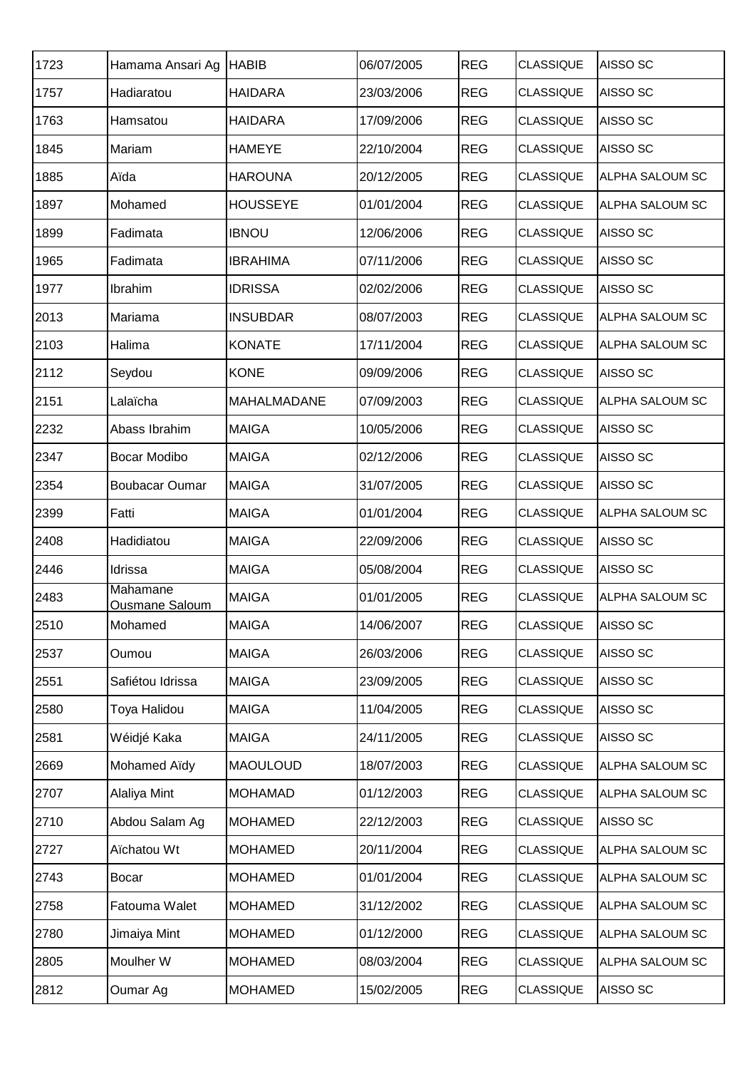| 1723 | Hamama Ansari Ag | HABIB | 06/07/2005 | REG | CLASSIQUE | AISSO SC |
|---|---|---|---|---|---|---|
| 1757 | Hadiaratou | HAIDARA | 23/03/2006 | REG | CLASSIQUE | AISSO SC |
| 1763 | Hamsatou | HAIDARA | 17/09/2006 | REG | CLASSIQUE | AISSO SC |
| 1845 | Mariam | HAMEYE | 22/10/2004 | REG | CLASSIQUE | AISSO SC |
| 1885 | Aïda | HAROUNA | 20/12/2005 | REG | CLASSIQUE | ALPHA SALOUM SC |
| 1897 | Mohamed | HOUSSEYE | 01/01/2004 | REG | CLASSIQUE | ALPHA SALOUM SC |
| 1899 | Fadimata | IBNOU | 12/06/2006 | REG | CLASSIQUE | AISSO SC |
| 1965 | Fadimata | IBRAHIMA | 07/11/2006 | REG | CLASSIQUE | AISSO SC |
| 1977 | Ibrahim | IDRISSA | 02/02/2006 | REG | CLASSIQUE | AISSO SC |
| 2013 | Mariama | INSUBDAR | 08/07/2003 | REG | CLASSIQUE | ALPHA SALOUM SC |
| 2103 | Halima | KONATE | 17/11/2004 | REG | CLASSIQUE | ALPHA SALOUM SC |
| 2112 | Seydou | KONE | 09/09/2006 | REG | CLASSIQUE | AISSO SC |
| 2151 | Lalaïcha | MAHALMADANE | 07/09/2003 | REG | CLASSIQUE | ALPHA SALOUM SC |
| 2232 | Abass Ibrahim | MAIGA | 10/05/2006 | REG | CLASSIQUE | AISSO SC |
| 2347 | Bocar Modibo | MAIGA | 02/12/2006 | REG | CLASSIQUE | AISSO SC |
| 2354 | Boubacar Oumar | MAIGA | 31/07/2005 | REG | CLASSIQUE | AISSO SC |
| 2399 | Fatti | MAIGA | 01/01/2004 | REG | CLASSIQUE | ALPHA SALOUM SC |
| 2408 | Hadidiatou | MAIGA | 22/09/2006 | REG | CLASSIQUE | AISSO SC |
| 2446 | Idrissa | MAIGA | 05/08/2004 | REG | CLASSIQUE | AISSO SC |
| 2483 | Mahamane Ousmane Saloum | MAIGA | 01/01/2005 | REG | CLASSIQUE | ALPHA SALOUM SC |
| 2510 | Mohamed | MAIGA | 14/06/2007 | REG | CLASSIQUE | AISSO SC |
| 2537 | Oumou | MAIGA | 26/03/2006 | REG | CLASSIQUE | AISSO SC |
| 2551 | Safiétou Idrissa | MAIGA | 23/09/2005 | REG | CLASSIQUE | AISSO SC |
| 2580 | Toya Halidou | MAIGA | 11/04/2005 | REG | CLASSIQUE | AISSO SC |
| 2581 | Wéidjé Kaka | MAIGA | 24/11/2005 | REG | CLASSIQUE | AISSO SC |
| 2669 | Mohamed Aïdy | MAOULOUD | 18/07/2003 | REG | CLASSIQUE | ALPHA SALOUM SC |
| 2707 | Alaliya Mint | MOHAMAD | 01/12/2003 | REG | CLASSIQUE | ALPHA SALOUM SC |
| 2710 | Abdou Salam Ag | MOHAMED | 22/12/2003 | REG | CLASSIQUE | AISSO SC |
| 2727 | Aïchatou Wt | MOHAMED | 20/11/2004 | REG | CLASSIQUE | ALPHA SALOUM SC |
| 2743 | Bocar | MOHAMED | 01/01/2004 | REG | CLASSIQUE | ALPHA SALOUM SC |
| 2758 | Fatouma Walet | MOHAMED | 31/12/2002 | REG | CLASSIQUE | ALPHA SALOUM SC |
| 2780 | Jimaiya Mint | MOHAMED | 01/12/2000 | REG | CLASSIQUE | ALPHA SALOUM SC |
| 2805 | Moulher W | MOHAMED | 08/03/2004 | REG | CLASSIQUE | ALPHA SALOUM SC |
| 2812 | Oumar Ag | MOHAMED | 15/02/2005 | REG | CLASSIQUE | AISSO SC |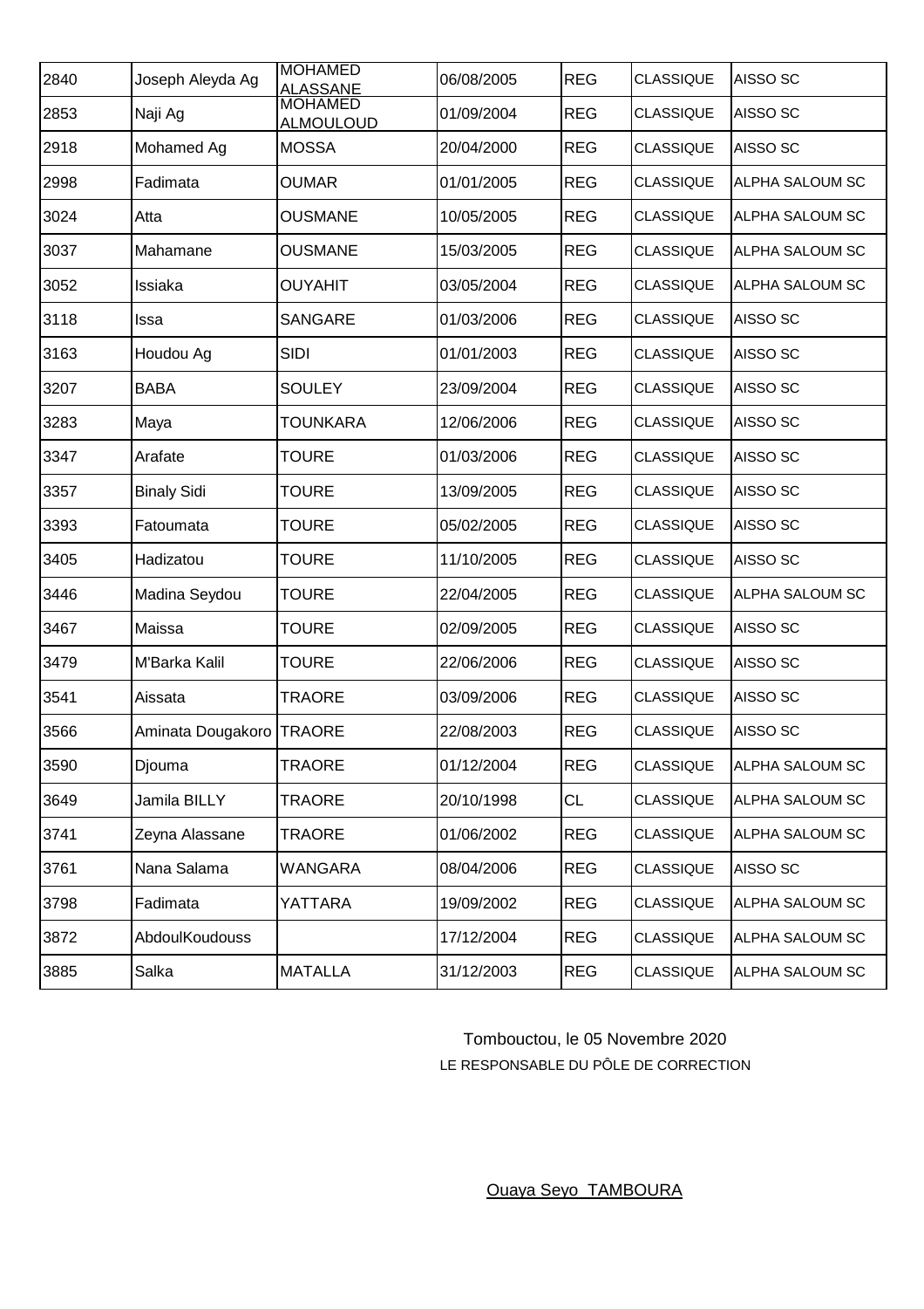| | | | | | | |
|---|---|---|---|---|---|---|
| 2840 | Joseph Aleyda Ag | MOHAMED ALASSANE | 06/08/2005 | REG | CLASSIQUE | AISSO SC |
| 2853 | Naji Ag | MOHAMED ALMOULOUD | 01/09/2004 | REG | CLASSIQUE | AISSO SC |
| 2918 | Mohamed Ag | MOSSA | 20/04/2000 | REG | CLASSIQUE | AISSO SC |
| 2998 | Fadimata | OUMAR | 01/01/2005 | REG | CLASSIQUE | ALPHA SALOUM SC |
| 3024 | Atta | OUSMANE | 10/05/2005 | REG | CLASSIQUE | ALPHA SALOUM SC |
| 3037 | Mahamane | OUSMANE | 15/03/2005 | REG | CLASSIQUE | ALPHA SALOUM SC |
| 3052 | Issiaka | OUYAHIT | 03/05/2004 | REG | CLASSIQUE | ALPHA SALOUM SC |
| 3118 | Issa | SANGARE | 01/03/2006 | REG | CLASSIQUE | AISSO SC |
| 3163 | Houdou Ag | SIDI | 01/01/2003 | REG | CLASSIQUE | AISSO SC |
| 3207 | BABA | SOULEY | 23/09/2004 | REG | CLASSIQUE | AISSO SC |
| 3283 | Maya | TOUNKARA | 12/06/2006 | REG | CLASSIQUE | AISSO SC |
| 3347 | Arafate | TOURE | 01/03/2006 | REG | CLASSIQUE | AISSO SC |
| 3357 | Binaly Sidi | TOURE | 13/09/2005 | REG | CLASSIQUE | AISSO SC |
| 3393 | Fatoumata | TOURE | 05/02/2005 | REG | CLASSIQUE | AISSO SC |
| 3405 | Hadizatou | TOURE | 11/10/2005 | REG | CLASSIQUE | AISSO SC |
| 3446 | Madina Seydou | TOURE | 22/04/2005 | REG | CLASSIQUE | ALPHA SALOUM SC |
| 3467 | Maissa | TOURE | 02/09/2005 | REG | CLASSIQUE | AISSO SC |
| 3479 | M'Barka Kalil | TOURE | 22/06/2006 | REG | CLASSIQUE | AISSO SC |
| 3541 | Aissata | TRAORE | 03/09/2006 | REG | CLASSIQUE | AISSO SC |
| 3566 | Aminata Dougakoro | TRAORE | 22/08/2003 | REG | CLASSIQUE | AISSO SC |
| 3590 | Djouma | TRAORE | 01/12/2004 | REG | CLASSIQUE | ALPHA SALOUM SC |
| 3649 | Jamila BILLY | TRAORE | 20/10/1998 | CL | CLASSIQUE | ALPHA SALOUM SC |
| 3741 | Zeyna Alassane | TRAORE | 01/06/2002 | REG | CLASSIQUE | ALPHA SALOUM SC |
| 3761 | Nana Salama | WANGARA | 08/04/2006 | REG | CLASSIQUE | AISSO SC |
| 3798 | Fadimata | YATTARA | 19/09/2002 | REG | CLASSIQUE | ALPHA SALOUM SC |
| 3872 | AbdoulKoudouss | | 17/12/2004 | REG | CLASSIQUE | ALPHA SALOUM SC |
| 3885 | Salka | MATALLA | 31/12/2003 | REG | CLASSIQUE | ALPHA SALOUM SC |

Tombouctou, le 05 Novembre 2020

LE RESPONSABLE DU PÔLE DE CORRECTION

Ouaya Seyo TAMBOURA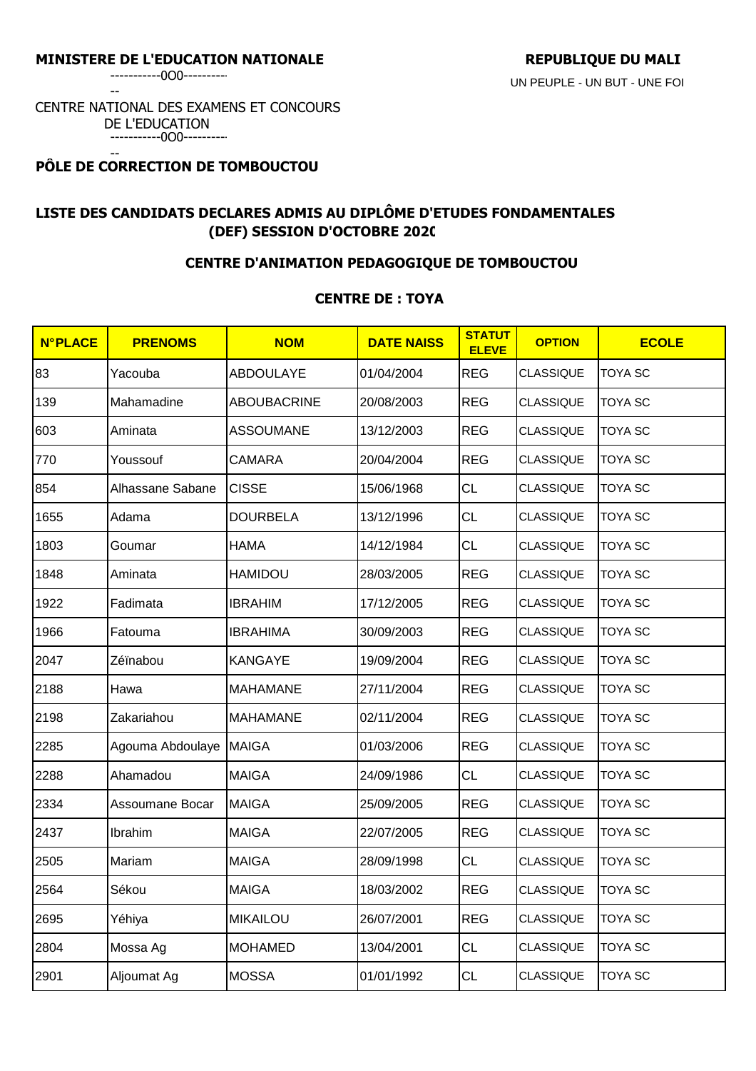**MINISTERE DE L'EDUCATION NATIONALE**

-----------0O0-----------

CENTRE NATIONAL DES EXAMENS ET CONCOURS DE L'EDUCATION

-----------0O0-----------

**PÔLE DE CORRECTION DE TOMBOUCTOU**

**REPUBLIQUE DU MALI**

UN PEUPLE - UN BUT - UNE FOI

## LISTE DES CANDIDATS DECLARES ADMIS AU DIPLÔME D'ETUDES FONDAMENTALES (DEF) SESSION D'OCTOBRE 2020

### CENTRE D'ANIMATION PEDAGOGIQUE DE TOMBOUCTOU

### CENTRE DE : TOYA

| N°PLACE | PRENOMS | NOM | DATE NAISS | STATUT ELEVE | OPTION | ECOLE |
|---|---|---|---|---|---|---|
| 83 | Yacouba | ABDOULAYE | 01/04/2004 | REG | CLASSIQUE | TOYA SC |
| 139 | Mahamadine | ABOUBACRINE | 20/08/2003 | REG | CLASSIQUE | TOYA SC |
| 603 | Aminata | ASSOUMANE | 13/12/2003 | REG | CLASSIQUE | TOYA SC |
| 770 | Youssouf | CAMARA | 20/04/2004 | REG | CLASSIQUE | TOYA SC |
| 854 | Alhassane Sabane | CISSE | 15/06/1968 | CL | CLASSIQUE | TOYA SC |
| 1655 | Adama | DOURBELA | 13/12/1996 | CL | CLASSIQUE | TOYA SC |
| 1803 | Goumar | HAMA | 14/12/1984 | CL | CLASSIQUE | TOYA SC |
| 1848 | Aminata | HAMIDOU | 28/03/2005 | REG | CLASSIQUE | TOYA SC |
| 1922 | Fadimata | IBRAHIM | 17/12/2005 | REG | CLASSIQUE | TOYA SC |
| 1966 | Fatouma | IBRAHIMA | 30/09/2003 | REG | CLASSIQUE | TOYA SC |
| 2047 | Zéïnabou | KANGAYE | 19/09/2004 | REG | CLASSIQUE | TOYA SC |
| 2188 | Hawa | MAHAMANE | 27/11/2004 | REG | CLASSIQUE | TOYA SC |
| 2198 | Zakariahou | MAHAMANE | 02/11/2004 | REG | CLASSIQUE | TOYA SC |
| 2285 | Agouma Abdoulaye | MAIGA | 01/03/2006 | REG | CLASSIQUE | TOYA SC |
| 2288 | Ahamadou | MAIGA | 24/09/1986 | CL | CLASSIQUE | TOYA SC |
| 2334 | Assoumane Bocar | MAIGA | 25/09/2005 | REG | CLASSIQUE | TOYA SC |
| 2437 | Ibrahim | MAIGA | 22/07/2005 | REG | CLASSIQUE | TOYA SC |
| 2505 | Mariam | MAIGA | 28/09/1998 | CL | CLASSIQUE | TOYA SC |
| 2564 | Sékou | MAIGA | 18/03/2002 | REG | CLASSIQUE | TOYA SC |
| 2695 | Yéhiya | MIKAILOU | 26/07/2001 | REG | CLASSIQUE | TOYA SC |
| 2804 | Mossa Ag | MOHAMED | 13/04/2001 | CL | CLASSIQUE | TOYA SC |
| 2901 | Aljoumat Ag | MOSSA | 01/01/1992 | CL | CLASSIQUE | TOYA SC |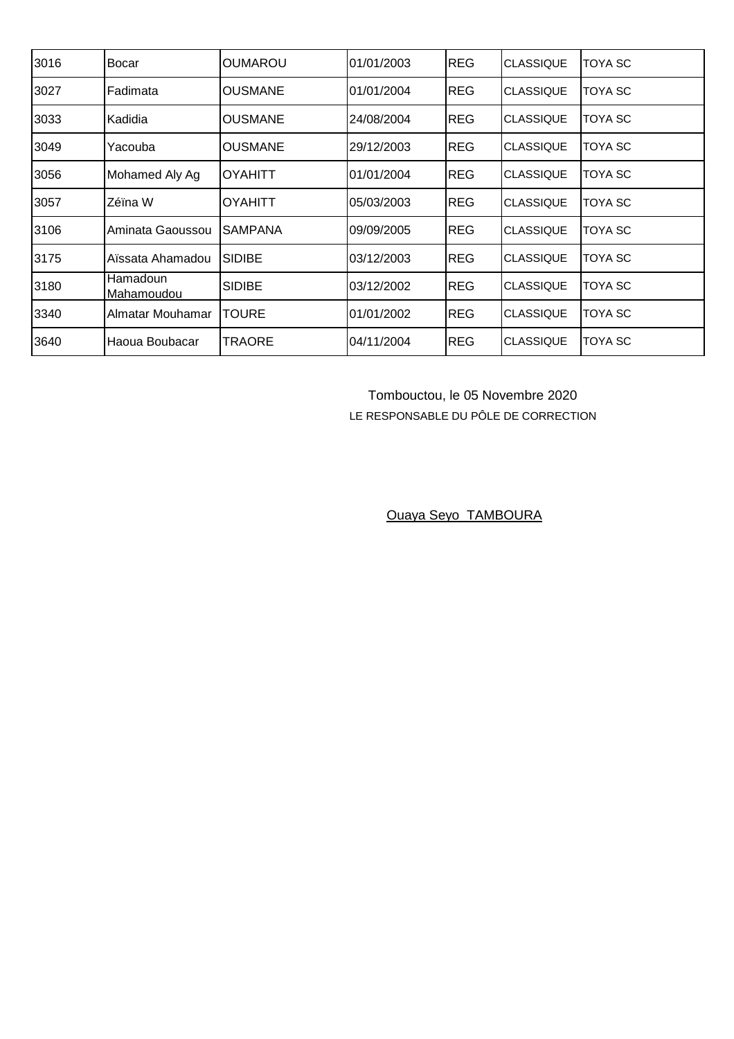| | | | | | | |
|---|---|---|---|---|---|---|
| 3016 | Bocar | OUMAROU | 01/01/2003 | REG | CLASSIQUE | TOYA SC |
| 3027 | Fadimata | OUSMANE | 01/01/2004 | REG | CLASSIQUE | TOYA SC |
| 3033 | Kadidia | OUSMANE | 24/08/2004 | REG | CLASSIQUE | TOYA SC |
| 3049 | Yacouba | OUSMANE | 29/12/2003 | REG | CLASSIQUE | TOYA SC |
| 3056 | Mohamed Aly Ag | OYAHITT | 01/01/2004 | REG | CLASSIQUE | TOYA SC |
| 3057 | Zéïna W | OYAHITT | 05/03/2003 | REG | CLASSIQUE | TOYA SC |
| 3106 | Aminata Gaoussou | SAMPANA | 09/09/2005 | REG | CLASSIQUE | TOYA SC |
| 3175 | Aïssata Ahamadou | SIDIBE | 03/12/2003 | REG | CLASSIQUE | TOYA SC |
| 3180 | Hamadoun Mahamoudou | SIDIBE | 03/12/2002 | REG | CLASSIQUE | TOYA SC |
| 3340 | Almatar Mouhamar | TOURE | 01/01/2002 | REG | CLASSIQUE | TOYA SC |
| 3640 | Haoua Boubacar | TRAORE | 04/11/2004 | REG | CLASSIQUE | TOYA SC |

Tombouctou, le 05 Novembre 2020

LE RESPONSABLE DU PÔLE DE CORRECTION

Ouaya Seyo TAMBOURA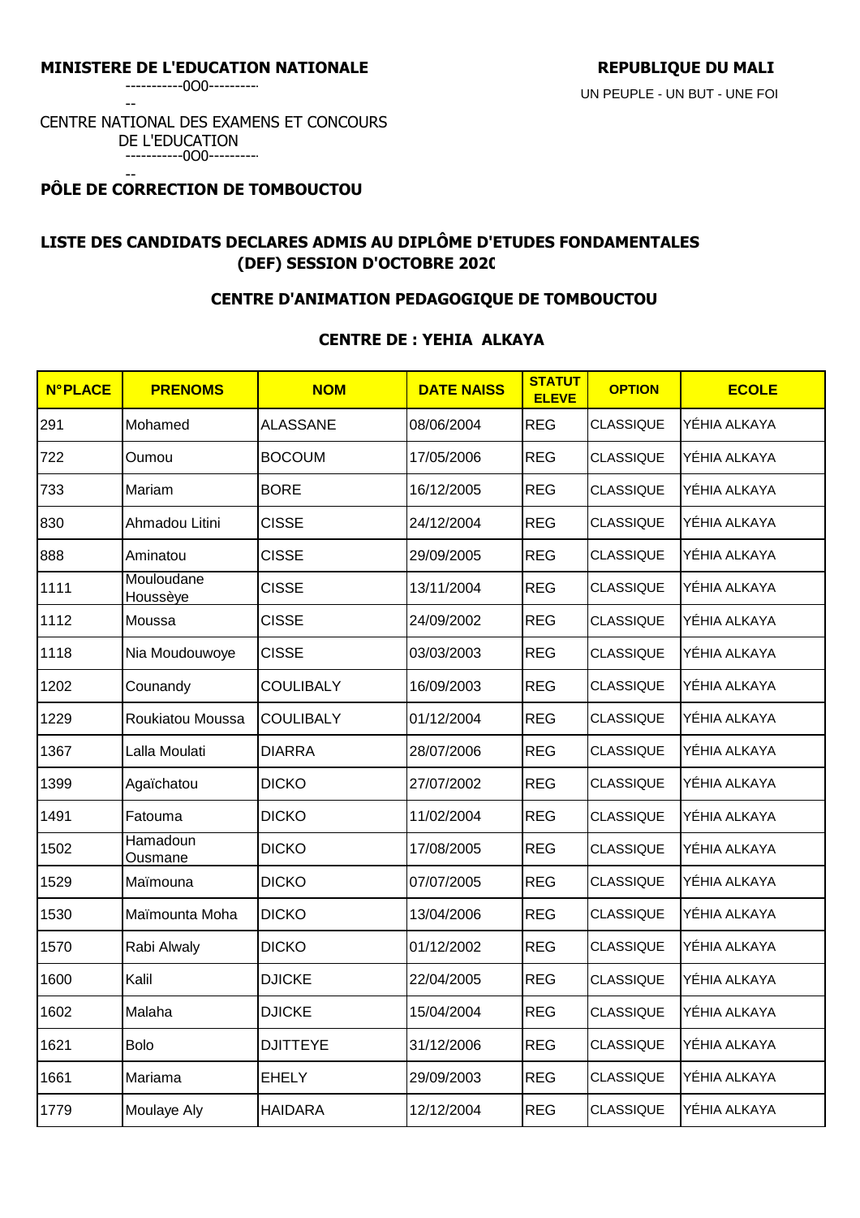**MINISTERE DE L'EDUCATION NATIONALE**

-----------0O0-----------

CENTRE NATIONAL DES EXAMENS ET CONCOURS DE L'EDUCATION

-----------0O0-----------

**PÔLE DE CORRECTION DE TOMBOUCTOU**

**REPUBLIQUE DU MALI**

UN PEUPLE - UN BUT - UNE FOI

## LISTE DES CANDIDATS DECLARES ADMIS AU DIPLÔME D'ETUDES FONDAMENTALES (DEF) SESSION D'OCTOBRE 2020

### CENTRE D'ANIMATION PEDAGOGIQUE DE TOMBOUCTOU

### CENTRE DE : YEHIA ALKAYA

| N°PLACE | PRENOMS | NOM | DATE NAISS | STATUT ELEVE | OPTION | ECOLE |
|---|---|---|---|---|---|---|
| 291 | Mohamed | ALASSANE | 08/06/2004 | REG | CLASSIQUE | YÉHIA ALKAYA |
| 722 | Oumou | BOCOUM | 17/05/2006 | REG | CLASSIQUE | YÉHIA ALKAYA |
| 733 | Mariam | BORE | 16/12/2005 | REG | CLASSIQUE | YÉHIA ALKAYA |
| 830 | Ahmadou Litini | CISSE | 24/12/2004 | REG | CLASSIQUE | YÉHIA ALKAYA |
| 888 | Aminatou | CISSE | 29/09/2005 | REG | CLASSIQUE | YÉHIA ALKAYA |
| 1111 | Mouloudane Houssèye | CISSE | 13/11/2004 | REG | CLASSIQUE | YÉHIA ALKAYA |
| 1112 | Moussa | CISSE | 24/09/2002 | REG | CLASSIQUE | YÉHIA ALKAYA |
| 1118 | Nia Moudouwoye | CISSE | 03/03/2003 | REG | CLASSIQUE | YÉHIA ALKAYA |
| 1202 | Counandy | COULIBALY | 16/09/2003 | REG | CLASSIQUE | YÉHIA ALKAYA |
| 1229 | Roukiatou Moussa | COULIBALY | 01/12/2004 | REG | CLASSIQUE | YÉHIA ALKAYA |
| 1367 | Lalla Moulati | DIARRA | 28/07/2006 | REG | CLASSIQUE | YÉHIA ALKAYA |
| 1399 | Agaïchatou | DICKO | 27/07/2002 | REG | CLASSIQUE | YÉHIA ALKAYA |
| 1491 | Fatouma | DICKO | 11/02/2004 | REG | CLASSIQUE | YÉHIA ALKAYA |
| 1502 | Hamadoun Ousmane | DICKO | 17/08/2005 | REG | CLASSIQUE | YÉHIA ALKAYA |
| 1529 | Maïmouna | DICKO | 07/07/2005 | REG | CLASSIQUE | YÉHIA ALKAYA |
| 1530 | Maïmounta Moha | DICKO | 13/04/2006 | REG | CLASSIQUE | YÉHIA ALKAYA |
| 1570 | Rabi Alwaly | DICKO | 01/12/2002 | REG | CLASSIQUE | YÉHIA ALKAYA |
| 1600 | Kalil | DJICKE | 22/04/2005 | REG | CLASSIQUE | YÉHIA ALKAYA |
| 1602 | Malaha | DJICKE | 15/04/2004 | REG | CLASSIQUE | YÉHIA ALKAYA |
| 1621 | Bolo | DJITTEYE | 31/12/2006 | REG | CLASSIQUE | YÉHIA ALKAYA |
| 1661 | Mariama | EHELY | 29/09/2003 | REG | CLASSIQUE | YÉHIA ALKAYA |
| 1779 | Moulaye Aly | HAIDARA | 12/12/2004 | REG | CLASSIQUE | YÉHIA ALKAYA |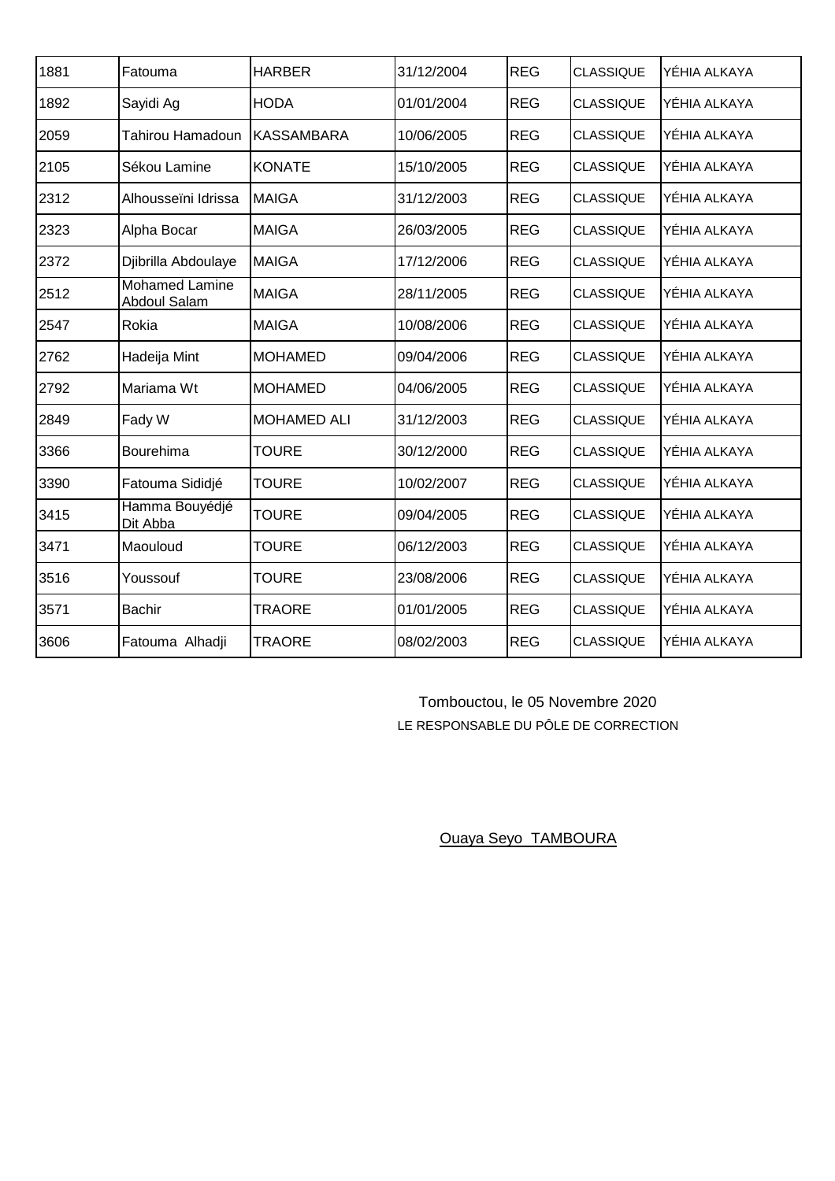| | | | | | | |
|---|---|---|---|---|---|---|
| 1881 | Fatouma | HARBER | 31/12/2004 | REG | CLASSIQUE | YÉHIA ALKAYA |
| 1892 | Sayidi Ag | HODA | 01/01/2004 | REG | CLASSIQUE | YÉHIA ALKAYA |
| 2059 | Tahirou Hamadoun | KASSAMBARA | 10/06/2005 | REG | CLASSIQUE | YÉHIA ALKAYA |
| 2105 | Sékou Lamine | KONATE | 15/10/2005 | REG | CLASSIQUE | YÉHIA ALKAYA |
| 2312 | Alhousseïni Idrissa | MAIGA | 31/12/2003 | REG | CLASSIQUE | YÉHIA ALKAYA |
| 2323 | Alpha Bocar | MAIGA | 26/03/2005 | REG | CLASSIQUE | YÉHIA ALKAYA |
| 2372 | Djibrilla Abdoulaye | MAIGA | 17/12/2006 | REG | CLASSIQUE | YÉHIA ALKAYA |
| 2512 | Mohamed Lamine Abdoul Salam | MAIGA | 28/11/2005 | REG | CLASSIQUE | YÉHIA ALKAYA |
| 2547 | Rokia | MAIGA | 10/08/2006 | REG | CLASSIQUE | YÉHIA ALKAYA |
| 2762 | Hadeija Mint | MOHAMED | 09/04/2006 | REG | CLASSIQUE | YÉHIA ALKAYA |
| 2792 | Mariama Wt | MOHAMED | 04/06/2005 | REG | CLASSIQUE | YÉHIA ALKAYA |
| 2849 | Fady W | MOHAMED ALI | 31/12/2003 | REG | CLASSIQUE | YÉHIA ALKAYA |
| 3366 | Bourehima | TOURE | 30/12/2000 | REG | CLASSIQUE | YÉHIA ALKAYA |
| 3390 | Fatouma Sididjé | TOURE | 10/02/2007 | REG | CLASSIQUE | YÉHIA ALKAYA |
| 3415 | Hamma Bouyédjé Dit Abba | TOURE | 09/04/2005 | REG | CLASSIQUE | YÉHIA ALKAYA |
| 3471 | Maouloud | TOURE | 06/12/2003 | REG | CLASSIQUE | YÉHIA ALKAYA |
| 3516 | Youssouf | TOURE | 23/08/2006 | REG | CLASSIQUE | YÉHIA ALKAYA |
| 3571 | Bachir | TRAORE | 01/01/2005 | REG | CLASSIQUE | YÉHIA ALKAYA |
| 3606 | Fatouma Alhadji | TRAORE | 08/02/2003 | REG | CLASSIQUE | YÉHIA ALKAYA |

Tombouctou, le 05 Novembre 2020

LE RESPONSABLE DU PÔLE DE CORRECTION

Ouaya Seyo TAMBOURA